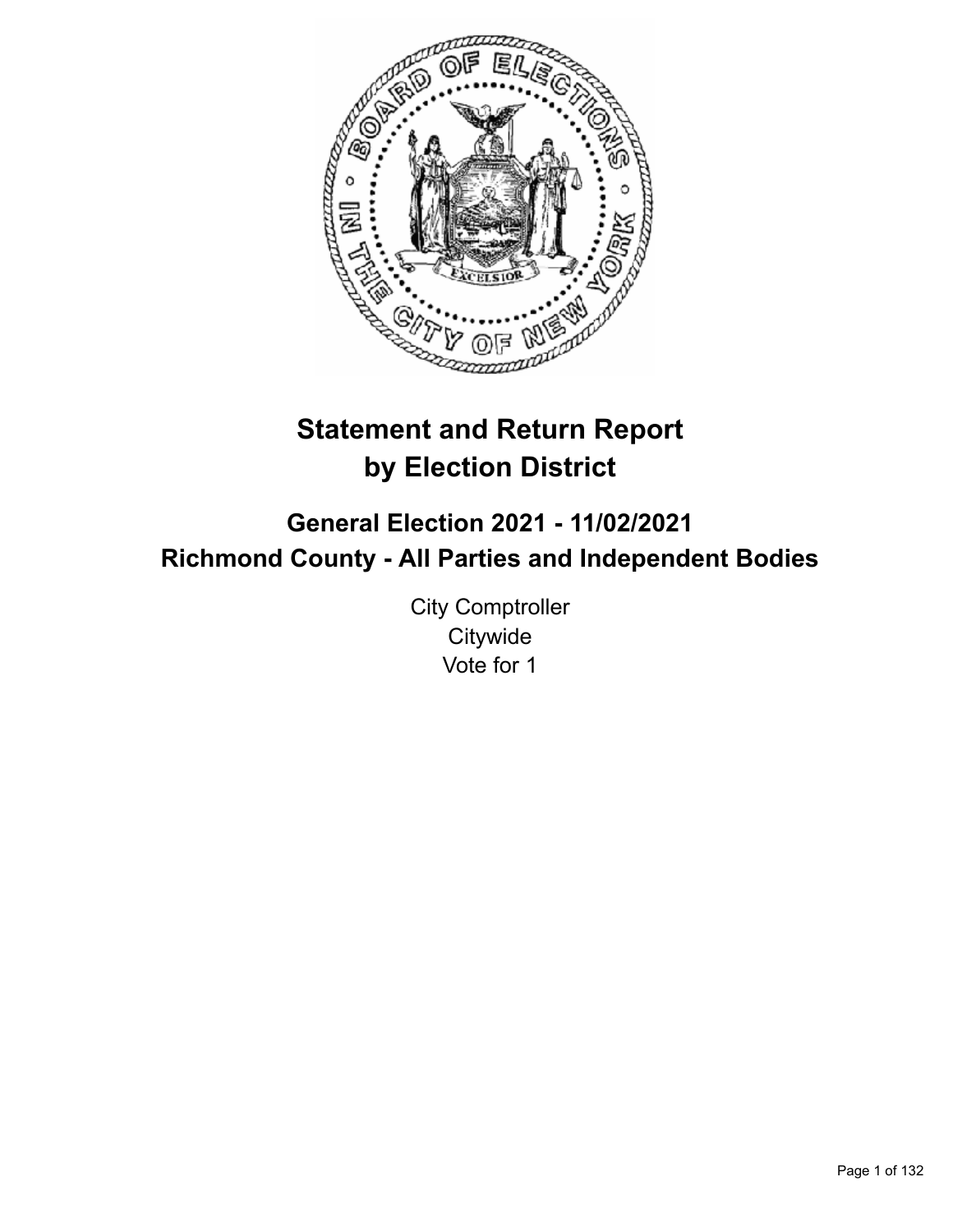# Statement and Return Report by Election District

## General Election 2021 - 11/02/2021
## Richmond County - All Parties and Independent Bodies

City Comptroller
Citywide
Vote for 1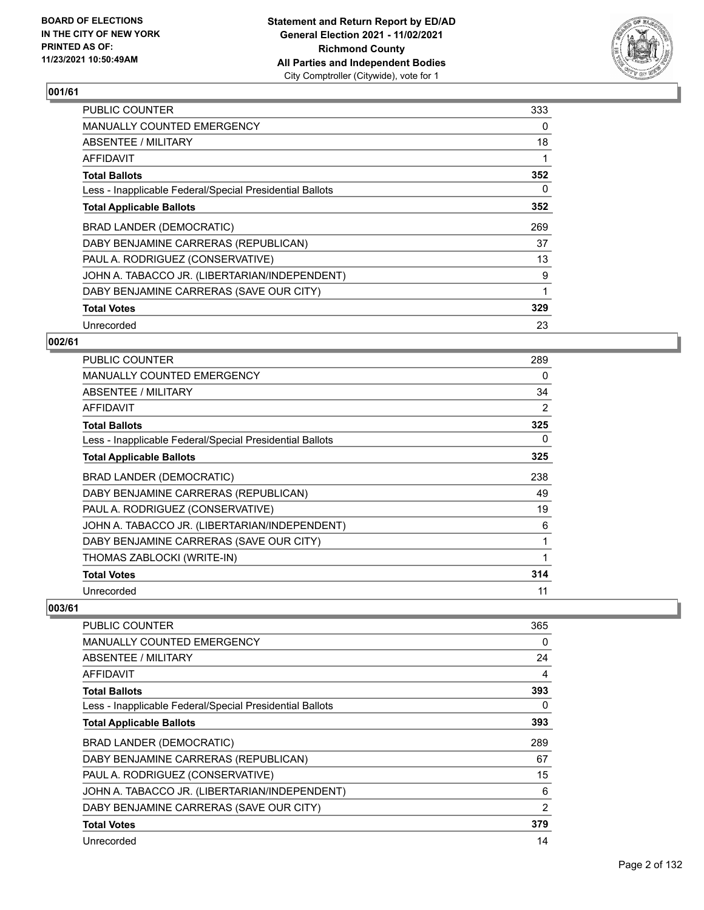BOARD OF ELECTIONS
IN THE CITY OF NEW YORK
PRINTED AS OF:
11/23/2021 10:50:49AM

**Statement and Return Report by ED/AD**
**General Election 2021 - 11/02/2021**
**Richmond County**
**All Parties and Independent Bodies**
City Comptroller (Citywide), vote for 1

## 001/61

| | |
|---|---|
| PUBLIC COUNTER | 333 |
| MANUALLY COUNTED EMERGENCY | 0 |
| ABSENTEE / MILITARY | 18 |
| AFFIDAVIT | 1 |
| **Total Ballots** | **352** |
| Less - Inapplicable Federal/Special Presidential Ballots | 0 |
| **Total Applicable Ballots** | **352** |
| BRAD LANDER (DEMOCRATIC) | 269 |
| DABY BENJAMINE CARRERAS (REPUBLICAN) | 37 |
| PAUL A. RODRIGUEZ (CONSERVATIVE) | 13 |
| JOHN A. TABACCO JR. (LIBERTARIAN/INDEPENDENT) | 9 |
| DABY BENJAMINE CARRERAS (SAVE OUR CITY) | 1 |
| **Total Votes** | **329** |
| Unrecorded | 23 |

## 002/61

| | |
|---|---|
| PUBLIC COUNTER | 289 |
| MANUALLY COUNTED EMERGENCY | 0 |
| ABSENTEE / MILITARY | 34 |
| AFFIDAVIT | 2 |
| **Total Ballots** | **325** |
| Less - Inapplicable Federal/Special Presidential Ballots | 0 |
| **Total Applicable Ballots** | **325** |
| BRAD LANDER (DEMOCRATIC) | 238 |
| DABY BENJAMINE CARRERAS (REPUBLICAN) | 49 |
| PAUL A. RODRIGUEZ (CONSERVATIVE) | 19 |
| JOHN A. TABACCO JR. (LIBERTARIAN/INDEPENDENT) | 6 |
| DABY BENJAMINE CARRERAS (SAVE OUR CITY) | 1 |
| THOMAS ZABLOCKI (WRITE-IN) | 1 |
| **Total Votes** | **314** |
| Unrecorded | 11 |

## 003/61

| | |
|---|---|
| PUBLIC COUNTER | 365 |
| MANUALLY COUNTED EMERGENCY | 0 |
| ABSENTEE / MILITARY | 24 |
| AFFIDAVIT | 4 |
| **Total Ballots** | **393** |
| Less - Inapplicable Federal/Special Presidential Ballots | 0 |
| **Total Applicable Ballots** | **393** |
| BRAD LANDER (DEMOCRATIC) | 289 |
| DABY BENJAMINE CARRERAS (REPUBLICAN) | 67 |
| PAUL A. RODRIGUEZ (CONSERVATIVE) | 15 |
| JOHN A. TABACCO JR. (LIBERTARIAN/INDEPENDENT) | 6 |
| DABY BENJAMINE CARRERAS (SAVE OUR CITY) | 2 |
| **Total Votes** | **379** |
| Unrecorded | 14 |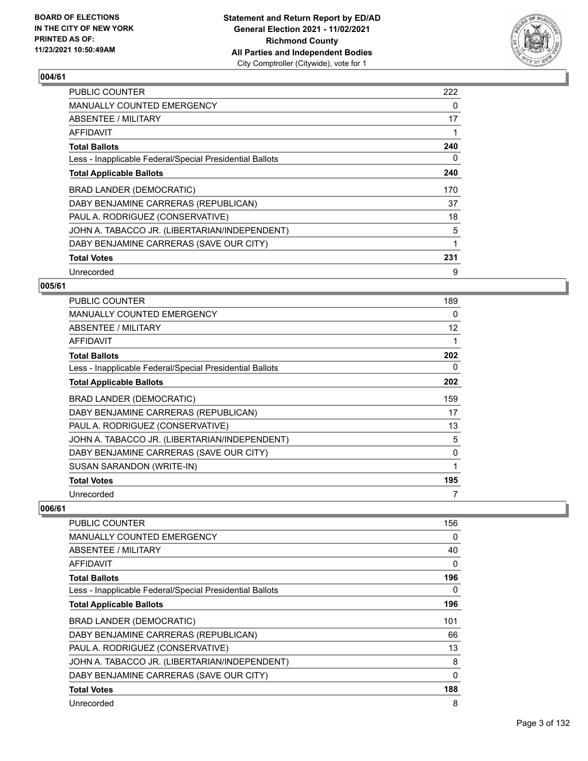## 004/61

| | |
|---|---|
| PUBLIC COUNTER | 222 |
| MANUALLY COUNTED EMERGENCY | 0 |
| ABSENTEE / MILITARY | 17 |
| AFFIDAVIT | 1 |
| **Total Ballots** | **240** |
| Less - Inapplicable Federal/Special Presidential Ballots | 0 |
| **Total Applicable Ballots** | **240** |
| BRAD LANDER (DEMOCRATIC) | 170 |
| DABY BENJAMINE CARRERAS (REPUBLICAN) | 37 |
| PAUL A. RODRIGUEZ (CONSERVATIVE) | 18 |
| JOHN A. TABACCO JR. (LIBERTARIAN/INDEPENDENT) | 5 |
| DABY BENJAMINE CARRERAS (SAVE OUR CITY) | 1 |
| **Total Votes** | **231** |
| Unrecorded | 9 |

## 005/61

| | |
|---|---|
| PUBLIC COUNTER | 189 |
| MANUALLY COUNTED EMERGENCY | 0 |
| ABSENTEE / MILITARY | 12 |
| AFFIDAVIT | 1 |
| **Total Ballots** | **202** |
| Less - Inapplicable Federal/Special Presidential Ballots | 0 |
| **Total Applicable Ballots** | **202** |
| BRAD LANDER (DEMOCRATIC) | 159 |
| DABY BENJAMINE CARRERAS (REPUBLICAN) | 17 |
| PAUL A. RODRIGUEZ (CONSERVATIVE) | 13 |
| JOHN A. TABACCO JR. (LIBERTARIAN/INDEPENDENT) | 5 |
| DABY BENJAMINE CARRERAS (SAVE OUR CITY) | 0 |
| SUSAN SARANDON (WRITE-IN) | 1 |
| **Total Votes** | **195** |
| Unrecorded | 7 |

## 006/61

| | |
|---|---|
| PUBLIC COUNTER | 156 |
| MANUALLY COUNTED EMERGENCY | 0 |
| ABSENTEE / MILITARY | 40 |
| AFFIDAVIT | 0 |
| **Total Ballots** | **196** |
| Less - Inapplicable Federal/Special Presidential Ballots | 0 |
| **Total Applicable Ballots** | **196** |
| BRAD LANDER (DEMOCRATIC) | 101 |
| DABY BENJAMINE CARRERAS (REPUBLICAN) | 66 |
| PAUL A. RODRIGUEZ (CONSERVATIVE) | 13 |
| JOHN A. TABACCO JR. (LIBERTARIAN/INDEPENDENT) | 8 |
| DABY BENJAMINE CARRERAS (SAVE OUR CITY) | 0 |
| **Total Votes** | **188** |
| Unrecorded | 8 |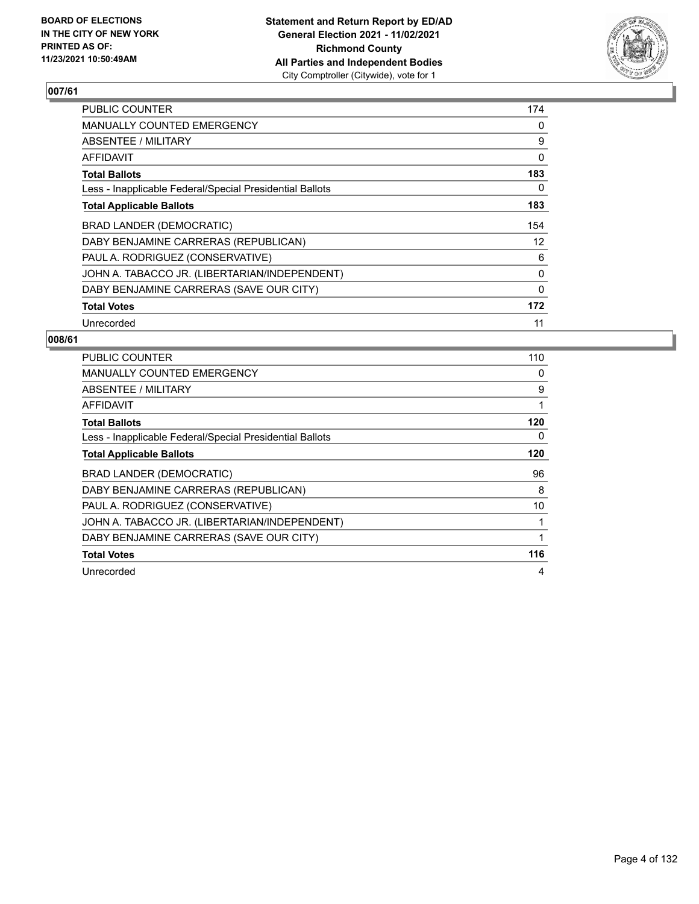**BOARD OF ELECTIONS IN THE CITY OF NEW YORK PRINTED AS OF: 11/23/2021 10:50:49AM**

**Statement and Return Report by ED/AD General Election 2021 - 11/02/2021 Richmond County All Parties and Independent Bodies**
City Comptroller (Citywide), vote for 1

## 007/61

| | |
|---|---|
| PUBLIC COUNTER | 174 |
| MANUALLY COUNTED EMERGENCY | 0 |
| ABSENTEE / MILITARY | 9 |
| AFFIDAVIT | 0 |
| **Total Ballots** | **183** |
| Less - Inapplicable Federal/Special Presidential Ballots | 0 |
| **Total Applicable Ballots** | **183** |
| BRAD LANDER (DEMOCRATIC) | 154 |
| DABY BENJAMINE CARRERAS (REPUBLICAN) | 12 |
| PAUL A. RODRIGUEZ (CONSERVATIVE) | 6 |
| JOHN A. TABACCO JR. (LIBERTARIAN/INDEPENDENT) | 0 |
| DABY BENJAMINE CARRERAS (SAVE OUR CITY) | 0 |
| **Total Votes** | **172** |
| Unrecorded | 11 |

## 008/61

| | |
|---|---|
| PUBLIC COUNTER | 110 |
| MANUALLY COUNTED EMERGENCY | 0 |
| ABSENTEE / MILITARY | 9 |
| AFFIDAVIT | 1 |
| **Total Ballots** | **120** |
| Less - Inapplicable Federal/Special Presidential Ballots | 0 |
| **Total Applicable Ballots** | **120** |
| BRAD LANDER (DEMOCRATIC) | 96 |
| DABY BENJAMINE CARRERAS (REPUBLICAN) | 8 |
| PAUL A. RODRIGUEZ (CONSERVATIVE) | 10 |
| JOHN A. TABACCO JR. (LIBERTARIAN/INDEPENDENT) | 1 |
| DABY BENJAMINE CARRERAS (SAVE OUR CITY) | 1 |
| **Total Votes** | **116** |
| Unrecorded | 4 |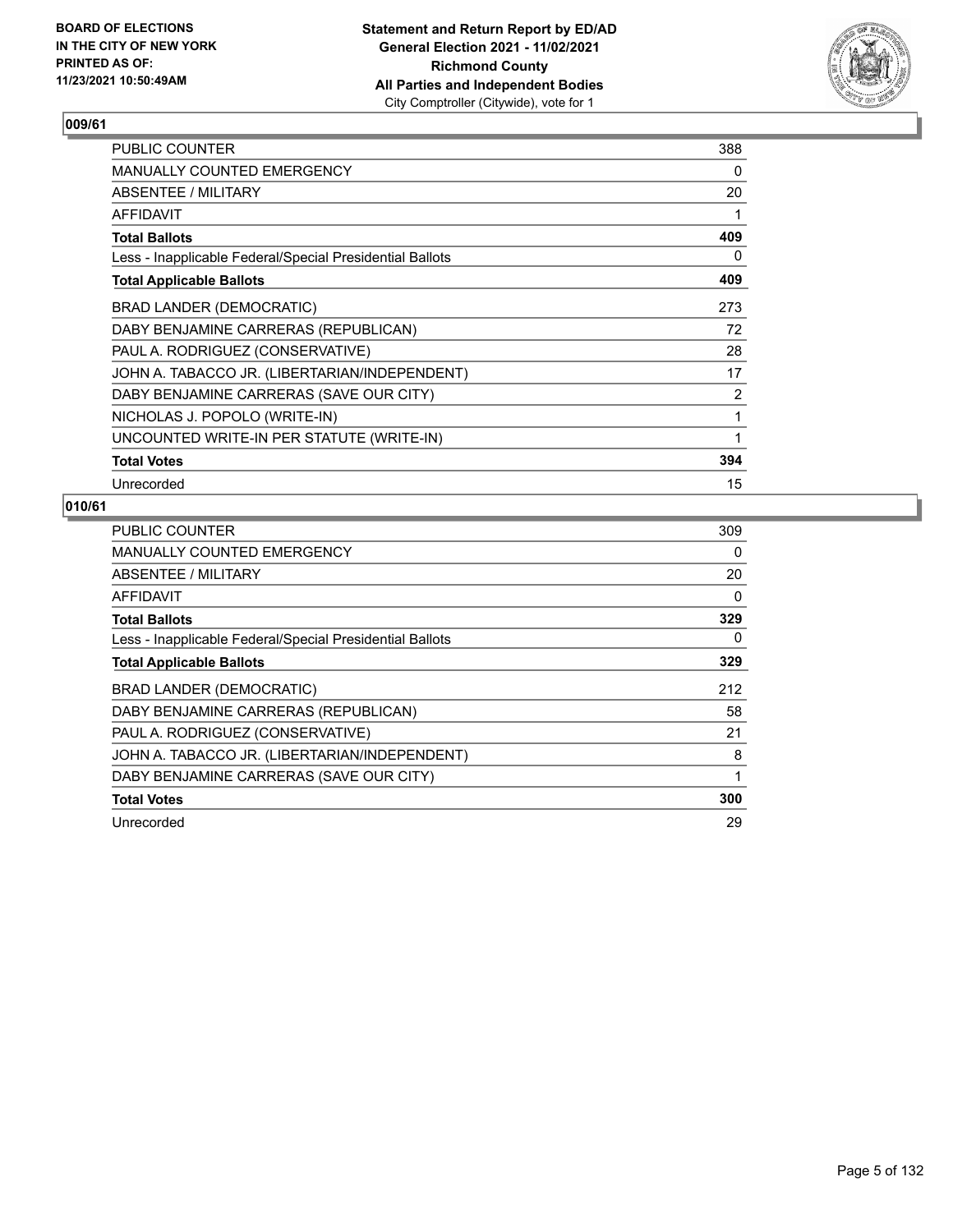## 009/61

| | |
|---|---|
| PUBLIC COUNTER | 388 |
| MANUALLY COUNTED EMERGENCY | 0 |
| ABSENTEE / MILITARY | 20 |
| AFFIDAVIT | 1 |
| **Total Ballots** | **409** |
| Less - Inapplicable Federal/Special Presidential Ballots | 0 |
| **Total Applicable Ballots** | **409** |
| BRAD LANDER (DEMOCRATIC) | 273 |
| DABY BENJAMINE CARRERAS (REPUBLICAN) | 72 |
| PAUL A. RODRIGUEZ (CONSERVATIVE) | 28 |
| JOHN A. TABACCO JR. (LIBERTARIAN/INDEPENDENT) | 17 |
| DABY BENJAMINE CARRERAS (SAVE OUR CITY) | 2 |
| NICHOLAS J. POPOLO (WRITE-IN) | 1 |
| UNCOUNTED WRITE-IN PER STATUTE (WRITE-IN) | 1 |
| **Total Votes** | **394** |
| Unrecorded | 15 |

## 010/61

| | |
|---|---|
| PUBLIC COUNTER | 309 |
| MANUALLY COUNTED EMERGENCY | 0 |
| ABSENTEE / MILITARY | 20 |
| AFFIDAVIT | 0 |
| **Total Ballots** | **329** |
| Less - Inapplicable Federal/Special Presidential Ballots | 0 |
| **Total Applicable Ballots** | **329** |
| BRAD LANDER (DEMOCRATIC) | 212 |
| DABY BENJAMINE CARRERAS (REPUBLICAN) | 58 |
| PAUL A. RODRIGUEZ (CONSERVATIVE) | 21 |
| JOHN A. TABACCO JR. (LIBERTARIAN/INDEPENDENT) | 8 |
| DABY BENJAMINE CARRERAS (SAVE OUR CITY) | 1 |
| **Total Votes** | **300** |
| Unrecorded | 29 |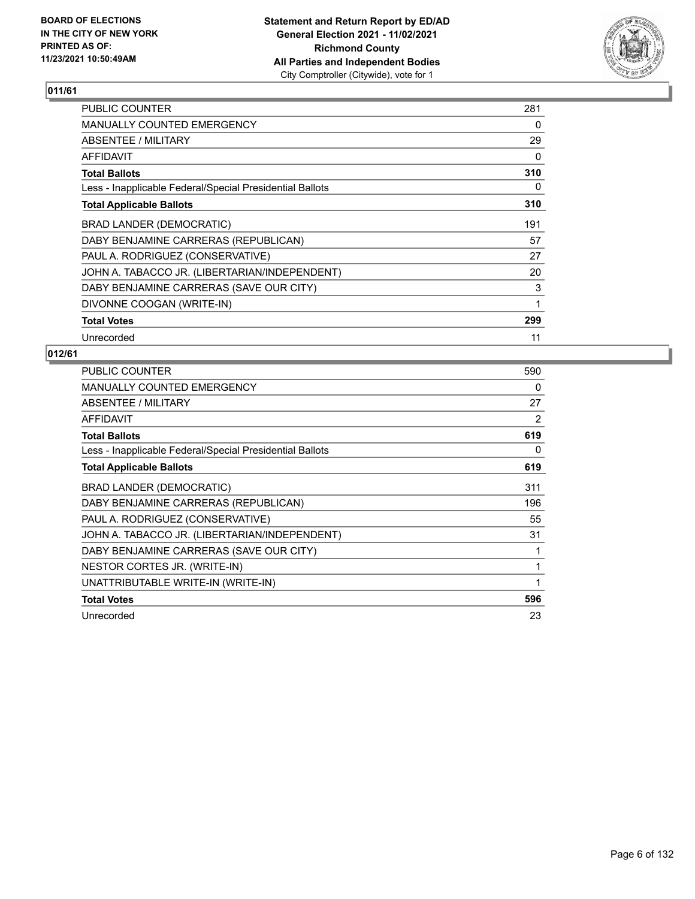**BOARD OF ELECTIONS IN THE CITY OF NEW YORK PRINTED AS OF: 11/23/2021 10:50:49AM**

**Statement and Return Report by ED/AD General Election 2021 - 11/02/2021 Richmond County All Parties and Independent Bodies** City Comptroller (Citywide), vote for 1

## 011/61

| | |
|---|---|
| PUBLIC COUNTER | 281 |
| MANUALLY COUNTED EMERGENCY | 0 |
| ABSENTEE / MILITARY | 29 |
| AFFIDAVIT | 0 |
| **Total Ballots** | **310** |
| Less - Inapplicable Federal/Special Presidential Ballots | 0 |
| **Total Applicable Ballots** | **310** |
| BRAD LANDER (DEMOCRATIC) | 191 |
| DABY BENJAMINE CARRERAS (REPUBLICAN) | 57 |
| PAUL A. RODRIGUEZ (CONSERVATIVE) | 27 |
| JOHN A. TABACCO JR. (LIBERTARIAN/INDEPENDENT) | 20 |
| DABY BENJAMINE CARRERAS (SAVE OUR CITY) | 3 |
| DIVONNE COOGAN (WRITE-IN) | 1 |
| **Total Votes** | **299** |
| Unrecorded | 11 |

## 012/61

| | |
|---|---|
| PUBLIC COUNTER | 590 |
| MANUALLY COUNTED EMERGENCY | 0 |
| ABSENTEE / MILITARY | 27 |
| AFFIDAVIT | 2 |
| **Total Ballots** | **619** |
| Less - Inapplicable Federal/Special Presidential Ballots | 0 |
| **Total Applicable Ballots** | **619** |
| BRAD LANDER (DEMOCRATIC) | 311 |
| DABY BENJAMINE CARRERAS (REPUBLICAN) | 196 |
| PAUL A. RODRIGUEZ (CONSERVATIVE) | 55 |
| JOHN A. TABACCO JR. (LIBERTARIAN/INDEPENDENT) | 31 |
| DABY BENJAMINE CARRERAS (SAVE OUR CITY) | 1 |
| NESTOR CORTES JR. (WRITE-IN) | 1 |
| UNATTRIBUTABLE WRITE-IN (WRITE-IN) | 1 |
| **Total Votes** | **596** |
| Unrecorded | 23 |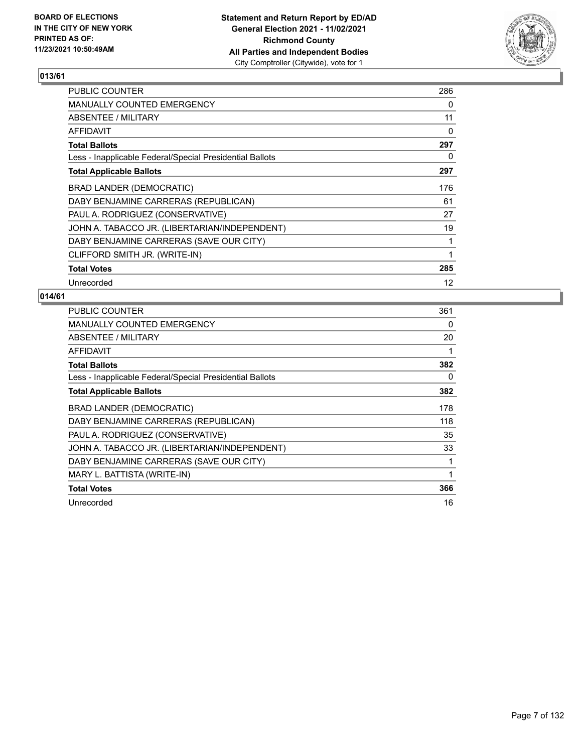**BOARD OF ELECTIONS IN THE CITY OF NEW YORK PRINTED AS OF: 11/23/2021 10:50:49AM**

**Statement and Return Report by ED/AD General Election 2021 - 11/02/2021 Richmond County All Parties and Independent Bodies**
City Comptroller (Citywide), vote for 1

## 013/61

| | |
|---|---|
| PUBLIC COUNTER | 286 |
| MANUALLY COUNTED EMERGENCY | 0 |
| ABSENTEE / MILITARY | 11 |
| AFFIDAVIT | 0 |
| **Total Ballots** | **297** |
| Less - Inapplicable Federal/Special Presidential Ballots | 0 |
| **Total Applicable Ballots** | **297** |
| BRAD LANDER (DEMOCRATIC) | 176 |
| DABY BENJAMINE CARRERAS (REPUBLICAN) | 61 |
| PAUL A. RODRIGUEZ (CONSERVATIVE) | 27 |
| JOHN A. TABACCO JR. (LIBERTARIAN/INDEPENDENT) | 19 |
| DABY BENJAMINE CARRERAS (SAVE OUR CITY) | 1 |
| CLIFFORD SMITH JR. (WRITE-IN) | 1 |
| **Total Votes** | **285** |
| Unrecorded | 12 |

## 014/61

| | |
|---|---|
| PUBLIC COUNTER | 361 |
| MANUALLY COUNTED EMERGENCY | 0 |
| ABSENTEE / MILITARY | 20 |
| AFFIDAVIT | 1 |
| **Total Ballots** | **382** |
| Less - Inapplicable Federal/Special Presidential Ballots | 0 |
| **Total Applicable Ballots** | **382** |
| BRAD LANDER (DEMOCRATIC) | 178 |
| DABY BENJAMINE CARRERAS (REPUBLICAN) | 118 |
| PAUL A. RODRIGUEZ (CONSERVATIVE) | 35 |
| JOHN A. TABACCO JR. (LIBERTARIAN/INDEPENDENT) | 33 |
| DABY BENJAMINE CARRERAS (SAVE OUR CITY) | 1 |
| MARY L. BATTISTA (WRITE-IN) | 1 |
| **Total Votes** | **366** |
| Unrecorded | 16 |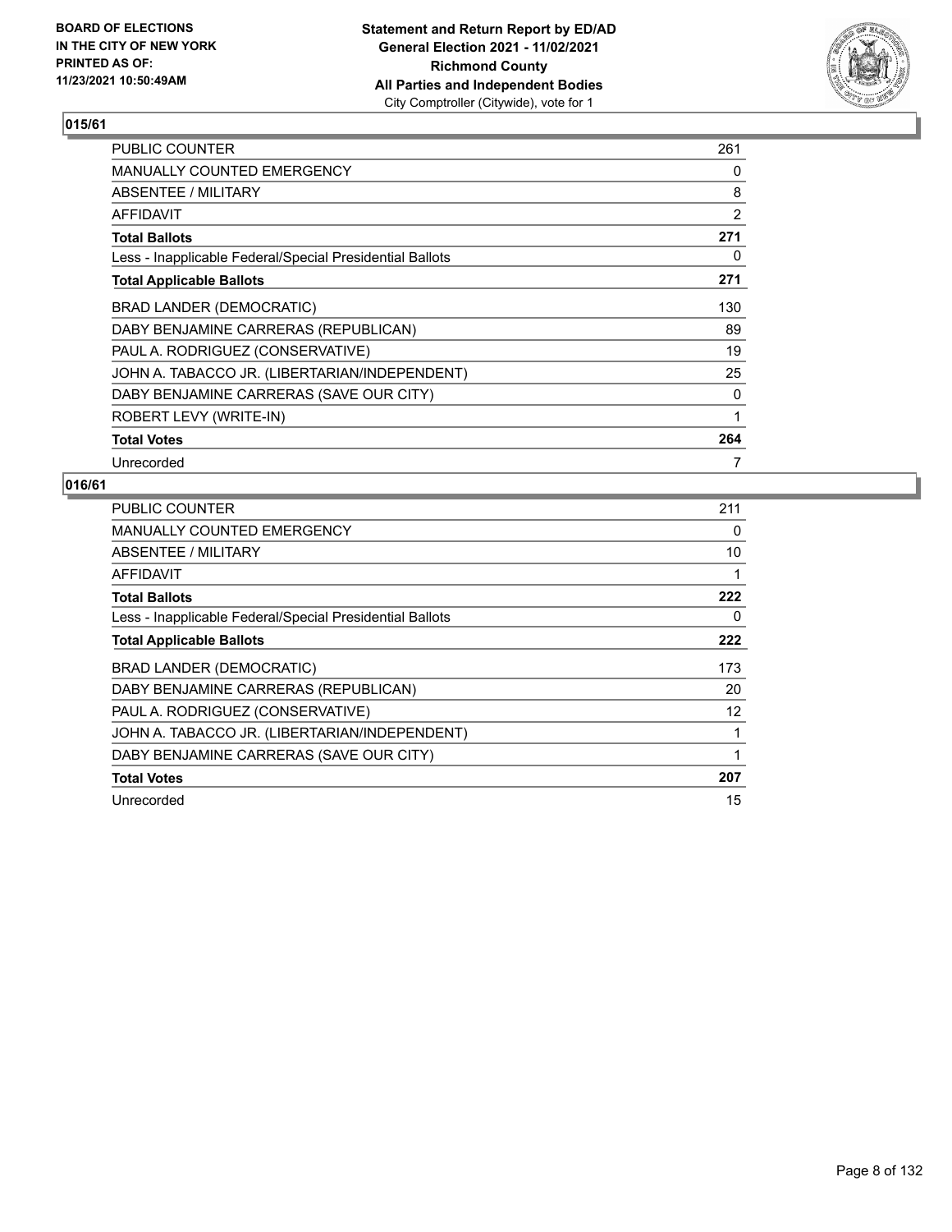**Statement and Return Report by ED/AD**
**General Election 2021 - 11/02/2021**
**Richmond County**
**All Parties and Independent Bodies**
City Comptroller (Citywide), vote for 1

BOARD OF ELECTIONS
IN THE CITY OF NEW YORK
PRINTED AS OF:
11/23/2021 10:50:49AM

## 015/61

| | |
|---|---|
| PUBLIC COUNTER | 261 |
| MANUALLY COUNTED EMERGENCY | 0 |
| ABSENTEE / MILITARY | 8 |
| AFFIDAVIT | 2 |
| **Total Ballots** | **271** |
| Less - Inapplicable Federal/Special Presidential Ballots | 0 |
| **Total Applicable Ballots** | **271** |
| BRAD LANDER (DEMOCRATIC) | 130 |
| DABY BENJAMINE CARRERAS (REPUBLICAN) | 89 |
| PAUL A. RODRIGUEZ (CONSERVATIVE) | 19 |
| JOHN A. TABACCO JR. (LIBERTARIAN/INDEPENDENT) | 25 |
| DABY BENJAMINE CARRERAS (SAVE OUR CITY) | 0 |
| ROBERT LEVY (WRITE-IN) | 1 |
| **Total Votes** | **264** |
| Unrecorded | 7 |

## 016/61

| | |
|---|---|
| PUBLIC COUNTER | 211 |
| MANUALLY COUNTED EMERGENCY | 0 |
| ABSENTEE / MILITARY | 10 |
| AFFIDAVIT | 1 |
| **Total Ballots** | **222** |
| Less - Inapplicable Federal/Special Presidential Ballots | 0 |
| **Total Applicable Ballots** | **222** |
| BRAD LANDER (DEMOCRATIC) | 173 |
| DABY BENJAMINE CARRERAS (REPUBLICAN) | 20 |
| PAUL A. RODRIGUEZ (CONSERVATIVE) | 12 |
| JOHN A. TABACCO JR. (LIBERTARIAN/INDEPENDENT) | 1 |
| DABY BENJAMINE CARRERAS (SAVE OUR CITY) | 1 |
| **Total Votes** | **207** |
| Unrecorded | 15 |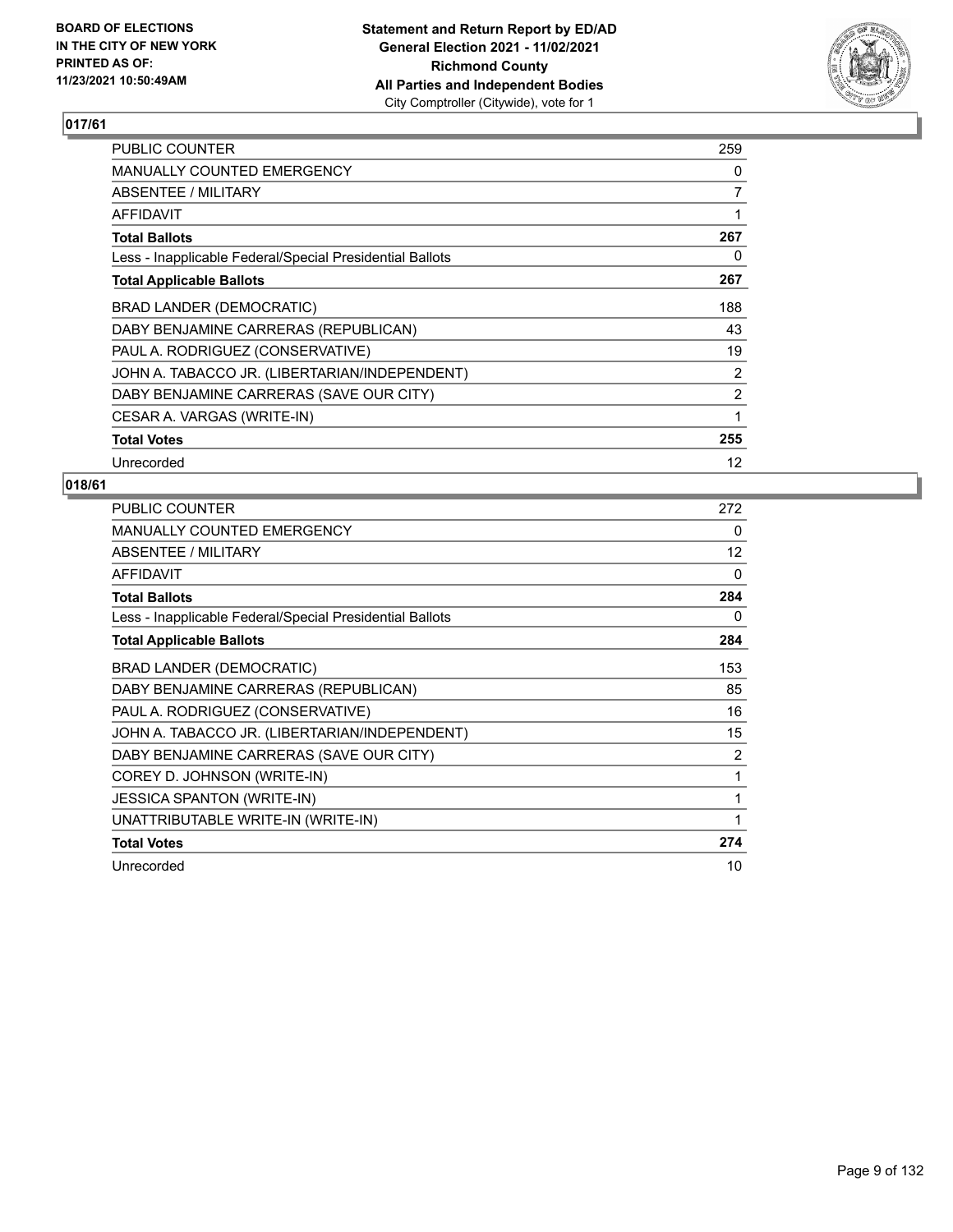BOARD OF ELECTIONS
IN THE CITY OF NEW YORK
PRINTED AS OF:
11/23/2021 10:50:49AM

**Statement and Return Report by ED/AD**
**General Election 2021 - 11/02/2021**
**Richmond County**
**All Parties and Independent Bodies**
City Comptroller (Citywide), vote for 1

## 017/61

| | |
|---|---|
| PUBLIC COUNTER | 259 |
| MANUALLY COUNTED EMERGENCY | 0 |
| ABSENTEE / MILITARY | 7 |
| AFFIDAVIT | 1 |
| **Total Ballots** | **267** |
| Less - Inapplicable Federal/Special Presidential Ballots | 0 |
| **Total Applicable Ballots** | **267** |
| BRAD LANDER (DEMOCRATIC) | 188 |
| DABY BENJAMINE CARRERAS (REPUBLICAN) | 43 |
| PAUL A. RODRIGUEZ (CONSERVATIVE) | 19 |
| JOHN A. TABACCO JR. (LIBERTARIAN/INDEPENDENT) | 2 |
| DABY BENJAMINE CARRERAS (SAVE OUR CITY) | 2 |
| CESAR A. VARGAS (WRITE-IN) | 1 |
| **Total Votes** | **255** |
| Unrecorded | 12 |

## 018/61

| | |
|---|---|
| PUBLIC COUNTER | 272 |
| MANUALLY COUNTED EMERGENCY | 0 |
| ABSENTEE / MILITARY | 12 |
| AFFIDAVIT | 0 |
| **Total Ballots** | **284** |
| Less - Inapplicable Federal/Special Presidential Ballots | 0 |
| **Total Applicable Ballots** | **284** |
| BRAD LANDER (DEMOCRATIC) | 153 |
| DABY BENJAMINE CARRERAS (REPUBLICAN) | 85 |
| PAUL A. RODRIGUEZ (CONSERVATIVE) | 16 |
| JOHN A. TABACCO JR. (LIBERTARIAN/INDEPENDENT) | 15 |
| DABY BENJAMINE CARRERAS (SAVE OUR CITY) | 2 |
| COREY D. JOHNSON (WRITE-IN) | 1 |
| JESSICA SPANTON (WRITE-IN) | 1 |
| UNATTRIBUTABLE WRITE-IN (WRITE-IN) | 1 |
| **Total Votes** | **274** |
| Unrecorded | 10 |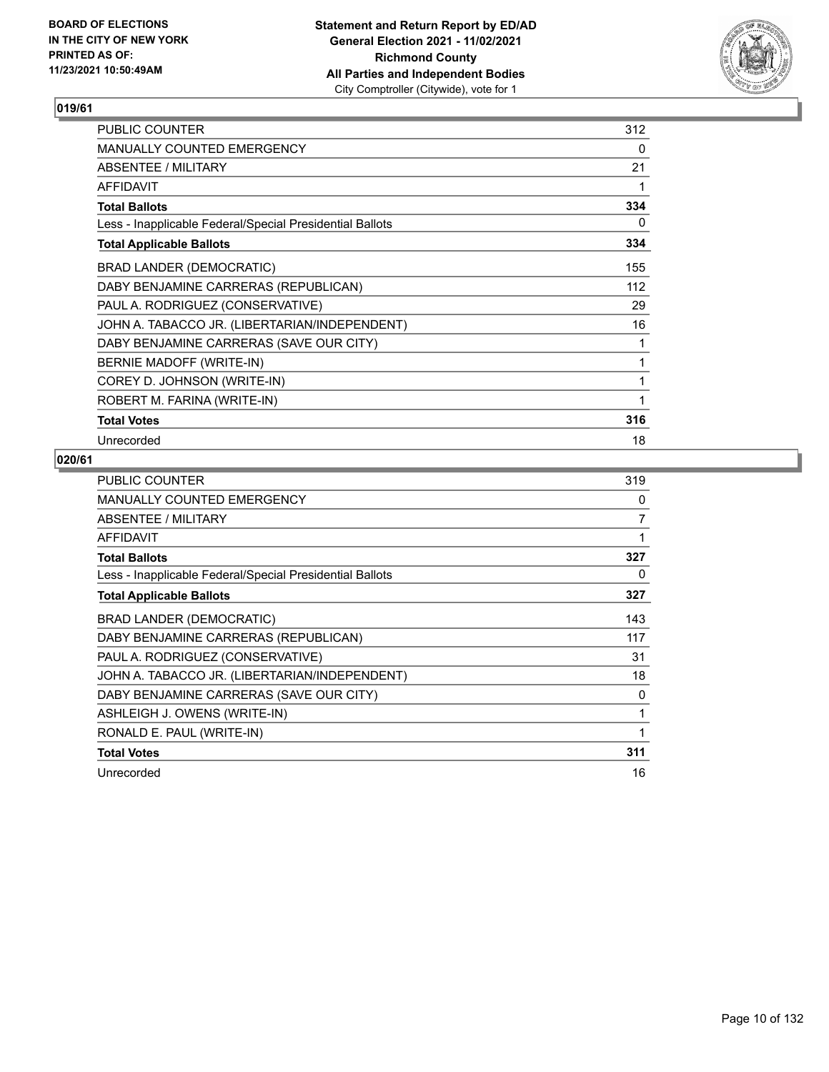## 019/61

| | |
|---|---|
| PUBLIC COUNTER | 312 |
| MANUALLY COUNTED EMERGENCY | 0 |
| ABSENTEE / MILITARY | 21 |
| AFFIDAVIT | 1 |
| **Total Ballots** | **334** |
| Less - Inapplicable Federal/Special Presidential Ballots | 0 |
| **Total Applicable Ballots** | **334** |
| BRAD LANDER (DEMOCRATIC) | 155 |
| DABY BENJAMINE CARRERAS (REPUBLICAN) | 112 |
| PAUL A. RODRIGUEZ (CONSERVATIVE) | 29 |
| JOHN A. TABACCO JR. (LIBERTARIAN/INDEPENDENT) | 16 |
| DABY BENJAMINE CARRERAS (SAVE OUR CITY) | 1 |
| BERNIE MADOFF (WRITE-IN) | 1 |
| COREY D. JOHNSON (WRITE-IN) | 1 |
| ROBERT M. FARINA (WRITE-IN) | 1 |
| **Total Votes** | **316** |
| Unrecorded | 18 |

## 020/61

| | |
|---|---|
| PUBLIC COUNTER | 319 |
| MANUALLY COUNTED EMERGENCY | 0 |
| ABSENTEE / MILITARY | 7 |
| AFFIDAVIT | 1 |
| **Total Ballots** | **327** |
| Less - Inapplicable Federal/Special Presidential Ballots | 0 |
| **Total Applicable Ballots** | **327** |
| BRAD LANDER (DEMOCRATIC) | 143 |
| DABY BENJAMINE CARRERAS (REPUBLICAN) | 117 |
| PAUL A. RODRIGUEZ (CONSERVATIVE) | 31 |
| JOHN A. TABACCO JR. (LIBERTARIAN/INDEPENDENT) | 18 |
| DABY BENJAMINE CARRERAS (SAVE OUR CITY) | 0 |
| ASHLEIGH J. OWENS (WRITE-IN) | 1 |
| RONALD E. PAUL (WRITE-IN) | 1 |
| **Total Votes** | **311** |
| Unrecorded | 16 |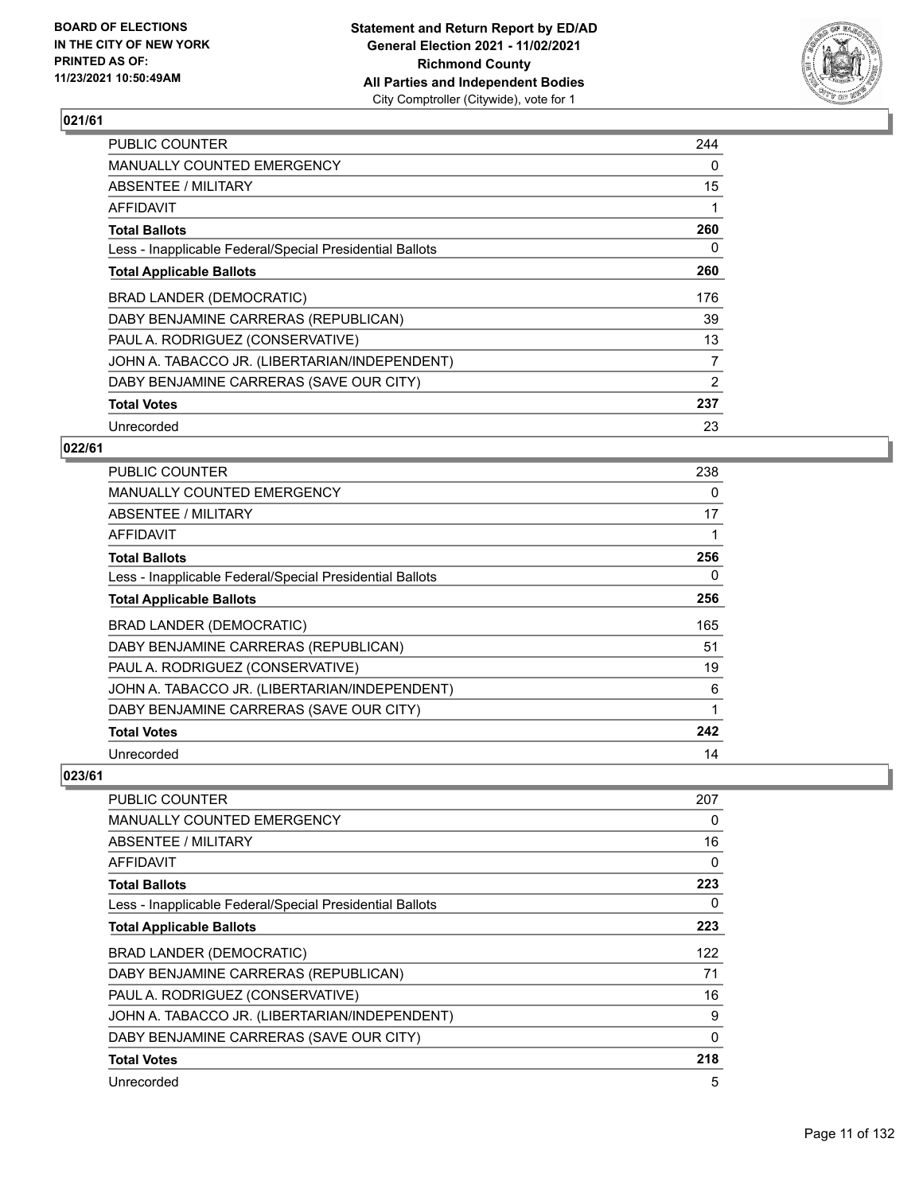## 021/61

| | |
|---|---|
| PUBLIC COUNTER | 244 |
| MANUALLY COUNTED EMERGENCY | 0 |
| ABSENTEE / MILITARY | 15 |
| AFFIDAVIT | 1 |
| **Total Ballots** | **260** |
| Less - Inapplicable Federal/Special Presidential Ballots | 0 |
| **Total Applicable Ballots** | **260** |
| BRAD LANDER (DEMOCRATIC) | 176 |
| DABY BENJAMINE CARRERAS (REPUBLICAN) | 39 |
| PAUL A. RODRIGUEZ (CONSERVATIVE) | 13 |
| JOHN A. TABACCO JR. (LIBERTARIAN/INDEPENDENT) | 7 |
| DABY BENJAMINE CARRERAS (SAVE OUR CITY) | 2 |
| **Total Votes** | **237** |
| Unrecorded | 23 |

## 022/61

| | |
|---|---|
| PUBLIC COUNTER | 238 |
| MANUALLY COUNTED EMERGENCY | 0 |
| ABSENTEE / MILITARY | 17 |
| AFFIDAVIT | 1 |
| **Total Ballots** | **256** |
| Less - Inapplicable Federal/Special Presidential Ballots | 0 |
| **Total Applicable Ballots** | **256** |
| BRAD LANDER (DEMOCRATIC) | 165 |
| DABY BENJAMINE CARRERAS (REPUBLICAN) | 51 |
| PAUL A. RODRIGUEZ (CONSERVATIVE) | 19 |
| JOHN A. TABACCO JR. (LIBERTARIAN/INDEPENDENT) | 6 |
| DABY BENJAMINE CARRERAS (SAVE OUR CITY) | 1 |
| **Total Votes** | **242** |
| Unrecorded | 14 |

## 023/61

| | |
|---|---|
| PUBLIC COUNTER | 207 |
| MANUALLY COUNTED EMERGENCY | 0 |
| ABSENTEE / MILITARY | 16 |
| AFFIDAVIT | 0 |
| **Total Ballots** | **223** |
| Less - Inapplicable Federal/Special Presidential Ballots | 0 |
| **Total Applicable Ballots** | **223** |
| BRAD LANDER (DEMOCRATIC) | 122 |
| DABY BENJAMINE CARRERAS (REPUBLICAN) | 71 |
| PAUL A. RODRIGUEZ (CONSERVATIVE) | 16 |
| JOHN A. TABACCO JR. (LIBERTARIAN/INDEPENDENT) | 9 |
| DABY BENJAMINE CARRERAS (SAVE OUR CITY) | 0 |
| **Total Votes** | **218** |
| Unrecorded | 5 |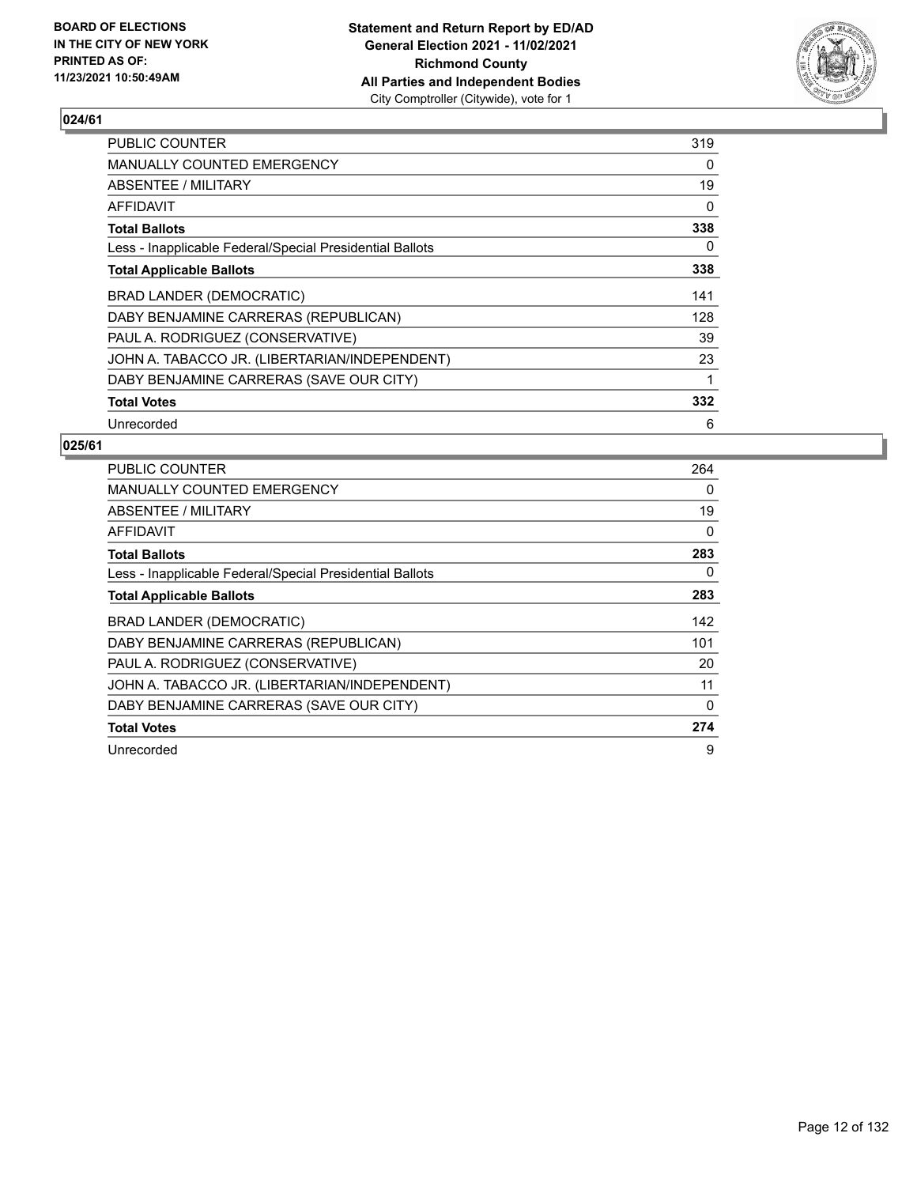**BOARD OF ELECTIONS IN THE CITY OF NEW YORK PRINTED AS OF: 11/23/2021 10:50:49AM**

**Statement and Return Report by ED/AD General Election 2021 - 11/02/2021 Richmond County All Parties and Independent Bodies**
City Comptroller (Citywide), vote for 1

## 024/61

| | |
|---|---|
| PUBLIC COUNTER | 319 |
| MANUALLY COUNTED EMERGENCY | 0 |
| ABSENTEE / MILITARY | 19 |
| AFFIDAVIT | 0 |
| **Total Ballots** | **338** |
| Less - Inapplicable Federal/Special Presidential Ballots | 0 |
| **Total Applicable Ballots** | **338** |
| BRAD LANDER (DEMOCRATIC) | 141 |
| DABY BENJAMINE CARRERAS (REPUBLICAN) | 128 |
| PAUL A. RODRIGUEZ (CONSERVATIVE) | 39 |
| JOHN A. TABACCO JR. (LIBERTARIAN/INDEPENDENT) | 23 |
| DABY BENJAMINE CARRERAS (SAVE OUR CITY) | 1 |
| **Total Votes** | **332** |
| Unrecorded | 6 |

## 025/61

| | |
|---|---|
| PUBLIC COUNTER | 264 |
| MANUALLY COUNTED EMERGENCY | 0 |
| ABSENTEE / MILITARY | 19 |
| AFFIDAVIT | 0 |
| **Total Ballots** | **283** |
| Less - Inapplicable Federal/Special Presidential Ballots | 0 |
| **Total Applicable Ballots** | **283** |
| BRAD LANDER (DEMOCRATIC) | 142 |
| DABY BENJAMINE CARRERAS (REPUBLICAN) | 101 |
| PAUL A. RODRIGUEZ (CONSERVATIVE) | 20 |
| JOHN A. TABACCO JR. (LIBERTARIAN/INDEPENDENT) | 11 |
| DABY BENJAMINE CARRERAS (SAVE OUR CITY) | 0 |
| **Total Votes** | **274** |
| Unrecorded | 9 |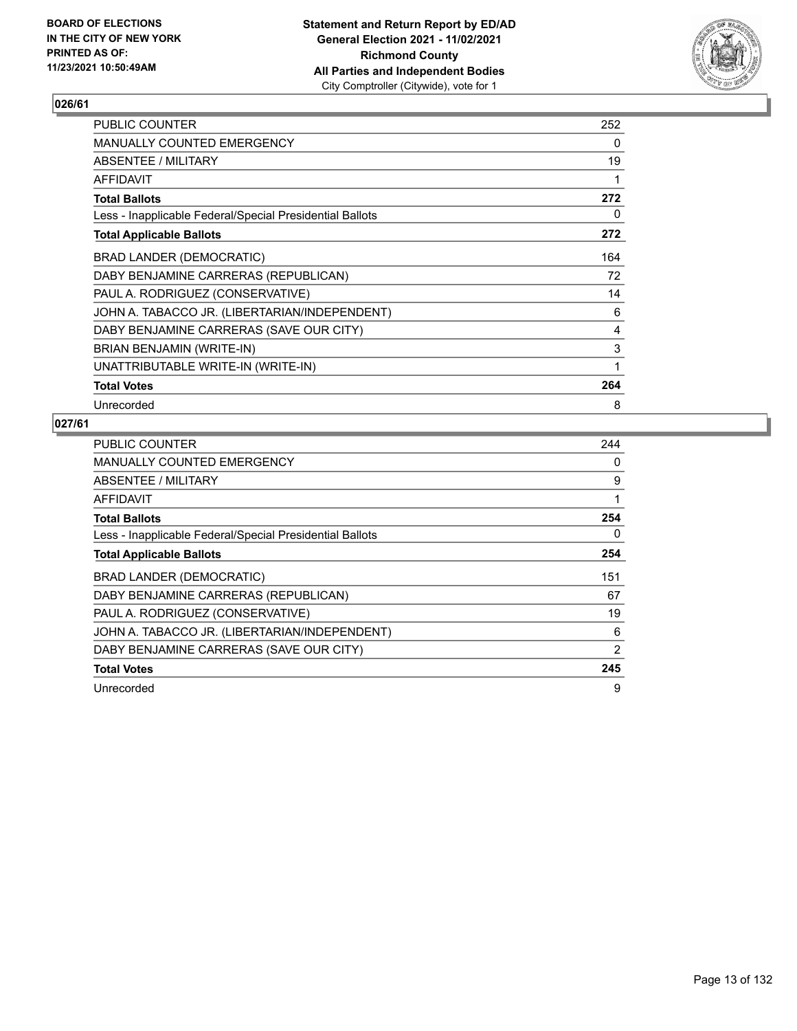BOARD OF ELECTIONS
IN THE CITY OF NEW YORK
PRINTED AS OF:
11/23/2021 10:50:49AM

**Statement and Return Report by ED/AD**
**General Election 2021 - 11/02/2021**
**Richmond County**
**All Parties and Independent Bodies**
City Comptroller (Citywide), vote for 1

## 026/61

| | |
|---|---|
| PUBLIC COUNTER | 252 |
| MANUALLY COUNTED EMERGENCY | 0 |
| ABSENTEE / MILITARY | 19 |
| AFFIDAVIT | 1 |
| **Total Ballots** | **272** |
| Less - Inapplicable Federal/Special Presidential Ballots | 0 |
| **Total Applicable Ballots** | **272** |
| BRAD LANDER (DEMOCRATIC) | 164 |
| DABY BENJAMINE CARRERAS (REPUBLICAN) | 72 |
| PAUL A. RODRIGUEZ (CONSERVATIVE) | 14 |
| JOHN A. TABACCO JR. (LIBERTARIAN/INDEPENDENT) | 6 |
| DABY BENJAMINE CARRERAS (SAVE OUR CITY) | 4 |
| BRIAN BENJAMIN (WRITE-IN) | 3 |
| UNATTRIBUTABLE WRITE-IN (WRITE-IN) | 1 |
| **Total Votes** | **264** |
| Unrecorded | 8 |

## 027/61

| | |
|---|---|
| PUBLIC COUNTER | 244 |
| MANUALLY COUNTED EMERGENCY | 0 |
| ABSENTEE / MILITARY | 9 |
| AFFIDAVIT | 1 |
| **Total Ballots** | **254** |
| Less - Inapplicable Federal/Special Presidential Ballots | 0 |
| **Total Applicable Ballots** | **254** |
| BRAD LANDER (DEMOCRATIC) | 151 |
| DABY BENJAMINE CARRERAS (REPUBLICAN) | 67 |
| PAUL A. RODRIGUEZ (CONSERVATIVE) | 19 |
| JOHN A. TABACCO JR. (LIBERTARIAN/INDEPENDENT) | 6 |
| DABY BENJAMINE CARRERAS (SAVE OUR CITY) | 2 |
| **Total Votes** | **245** |
| Unrecorded | 9 |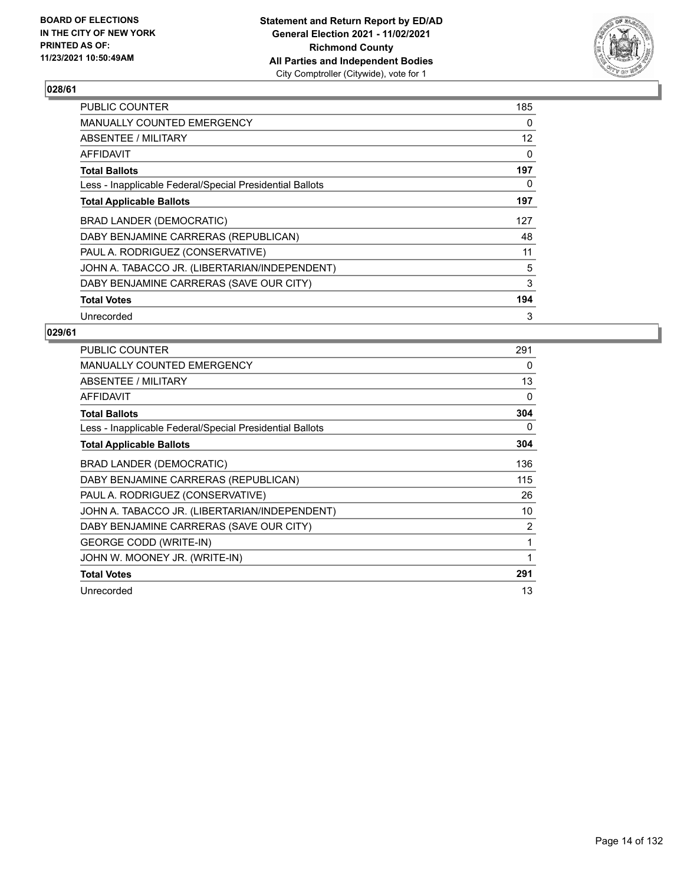## 028/61

| | |
|---|---|
| PUBLIC COUNTER | 185 |
| MANUALLY COUNTED EMERGENCY | 0 |
| ABSENTEE / MILITARY | 12 |
| AFFIDAVIT | 0 |
| **Total Ballots** | **197** |
| Less - Inapplicable Federal/Special Presidential Ballots | 0 |
| **Total Applicable Ballots** | **197** |
| BRAD LANDER (DEMOCRATIC) | 127 |
| DABY BENJAMINE CARRERAS (REPUBLICAN) | 48 |
| PAUL A. RODRIGUEZ (CONSERVATIVE) | 11 |
| JOHN A. TABACCO JR. (LIBERTARIAN/INDEPENDENT) | 5 |
| DABY BENJAMINE CARRERAS (SAVE OUR CITY) | 3 |
| **Total Votes** | **194** |
| Unrecorded | 3 |

## 029/61

| | |
|---|---|
| PUBLIC COUNTER | 291 |
| MANUALLY COUNTED EMERGENCY | 0 |
| ABSENTEE / MILITARY | 13 |
| AFFIDAVIT | 0 |
| **Total Ballots** | **304** |
| Less - Inapplicable Federal/Special Presidential Ballots | 0 |
| **Total Applicable Ballots** | **304** |
| BRAD LANDER (DEMOCRATIC) | 136 |
| DABY BENJAMINE CARRERAS (REPUBLICAN) | 115 |
| PAUL A. RODRIGUEZ (CONSERVATIVE) | 26 |
| JOHN A. TABACCO JR. (LIBERTARIAN/INDEPENDENT) | 10 |
| DABY BENJAMINE CARRERAS (SAVE OUR CITY) | 2 |
| GEORGE CODD (WRITE-IN) | 1 |
| JOHN W. MOONEY JR. (WRITE-IN) | 1 |
| **Total Votes** | **291** |
| Unrecorded | 13 |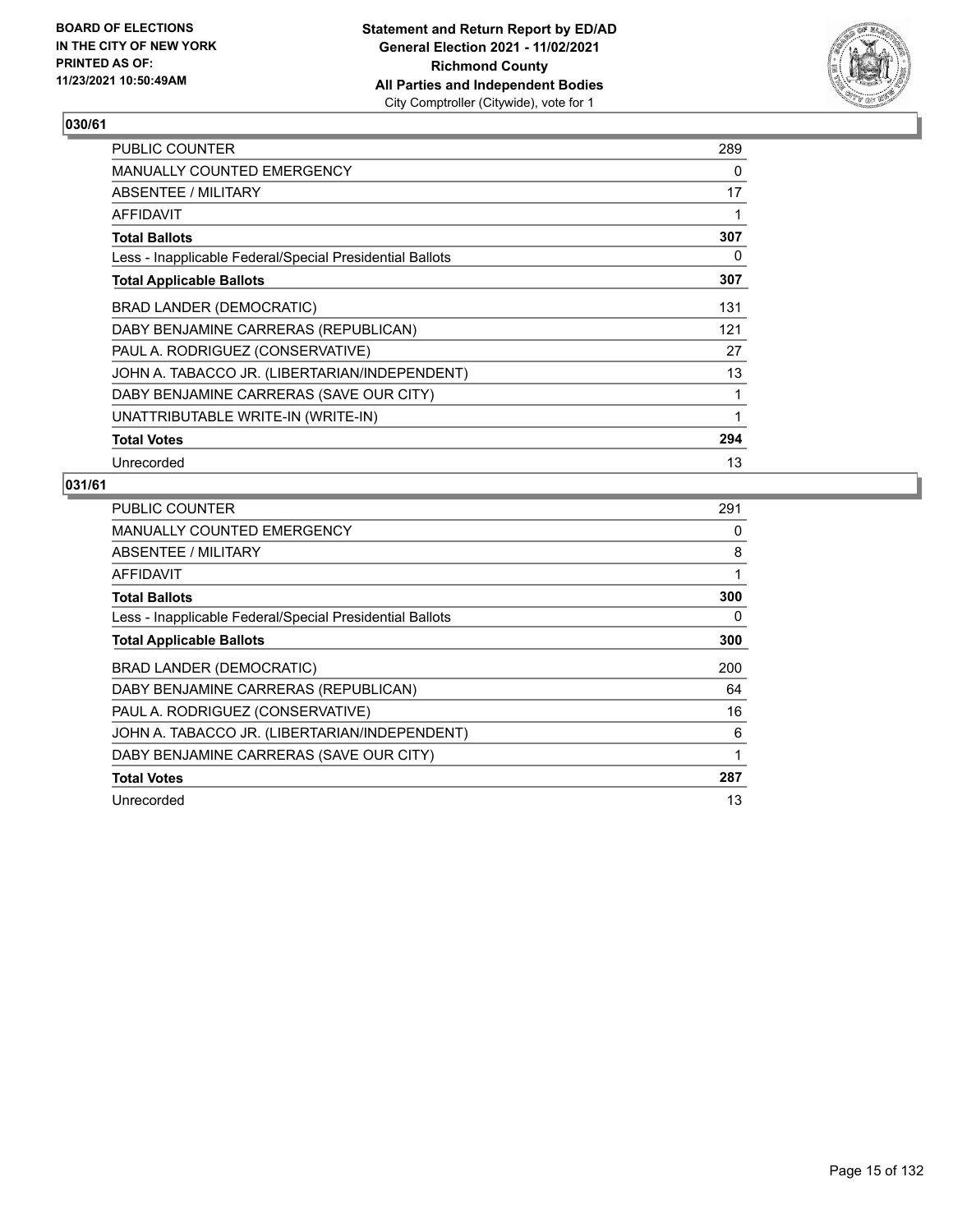**BOARD OF ELECTIONS IN THE CITY OF NEW YORK PRINTED AS OF: 11/23/2021 10:50:49AM**

**Statement and Return Report by ED/AD General Election 2021 - 11/02/2021 Richmond County All Parties and Independent Bodies**
City Comptroller (Citywide), vote for 1

## 030/61

| | |
|---|---|
| PUBLIC COUNTER | 289 |
| MANUALLY COUNTED EMERGENCY | 0 |
| ABSENTEE / MILITARY | 17 |
| AFFIDAVIT | 1 |
| **Total Ballots** | **307** |
| Less - Inapplicable Federal/Special Presidential Ballots | 0 |
| **Total Applicable Ballots** | **307** |
| BRAD LANDER (DEMOCRATIC) | 131 |
| DABY BENJAMINE CARRERAS (REPUBLICAN) | 121 |
| PAUL A. RODRIGUEZ (CONSERVATIVE) | 27 |
| JOHN A. TABACCO JR. (LIBERTARIAN/INDEPENDENT) | 13 |
| DABY BENJAMINE CARRERAS (SAVE OUR CITY) | 1 |
| UNATTRIBUTABLE WRITE-IN (WRITE-IN) | 1 |
| **Total Votes** | **294** |
| Unrecorded | 13 |

## 031/61

| | |
|---|---|
| PUBLIC COUNTER | 291 |
| MANUALLY COUNTED EMERGENCY | 0 |
| ABSENTEE / MILITARY | 8 |
| AFFIDAVIT | 1 |
| **Total Ballots** | **300** |
| Less - Inapplicable Federal/Special Presidential Ballots | 0 |
| **Total Applicable Ballots** | **300** |
| BRAD LANDER (DEMOCRATIC) | 200 |
| DABY BENJAMINE CARRERAS (REPUBLICAN) | 64 |
| PAUL A. RODRIGUEZ (CONSERVATIVE) | 16 |
| JOHN A. TABACCO JR. (LIBERTARIAN/INDEPENDENT) | 6 |
| DABY BENJAMINE CARRERAS (SAVE OUR CITY) | 1 |
| **Total Votes** | **287** |
| Unrecorded | 13 |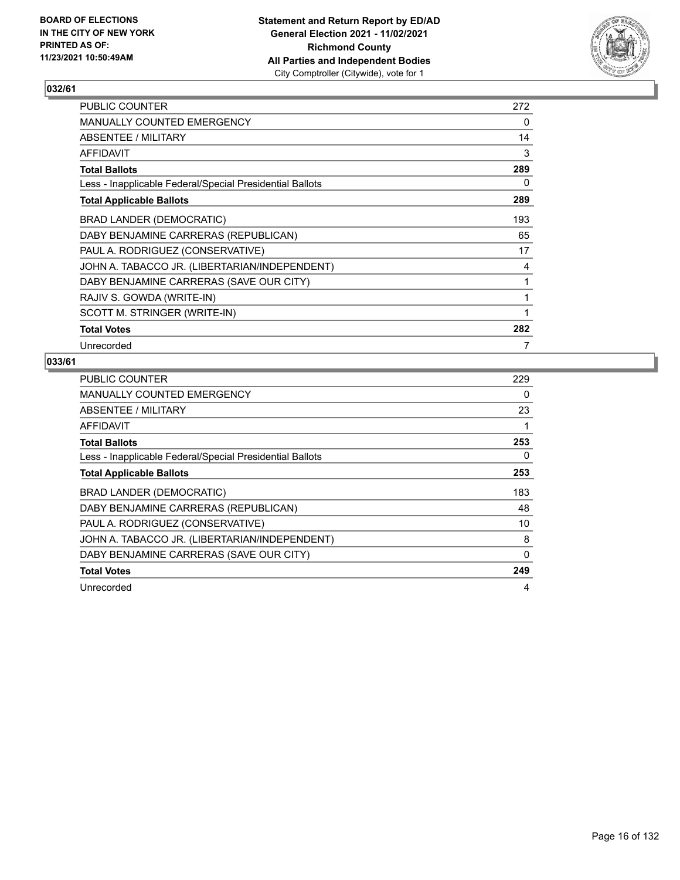BOARD OF ELECTIONS
IN THE CITY OF NEW YORK
PRINTED AS OF:
11/23/2021 10:50:49AM

**Statement and Return Report by ED/AD**
**General Election 2021 - 11/02/2021**
**Richmond County**
**All Parties and Independent Bodies**
City Comptroller (Citywide), vote for 1

## 032/61

| | |
|---|---|
| PUBLIC COUNTER | 272 |
| MANUALLY COUNTED EMERGENCY | 0 |
| ABSENTEE / MILITARY | 14 |
| AFFIDAVIT | 3 |
| **Total Ballots** | **289** |
| Less - Inapplicable Federal/Special Presidential Ballots | 0 |
| **Total Applicable Ballots** | **289** |
| BRAD LANDER (DEMOCRATIC) | 193 |
| DABY BENJAMINE CARRERAS (REPUBLICAN) | 65 |
| PAUL A. RODRIGUEZ (CONSERVATIVE) | 17 |
| JOHN A. TABACCO JR. (LIBERTARIAN/INDEPENDENT) | 4 |
| DABY BENJAMINE CARRERAS (SAVE OUR CITY) | 1 |
| RAJIV S. GOWDA (WRITE-IN) | 1 |
| SCOTT M. STRINGER (WRITE-IN) | 1 |
| **Total Votes** | **282** |
| Unrecorded | 7 |

## 033/61

| | |
|---|---|
| PUBLIC COUNTER | 229 |
| MANUALLY COUNTED EMERGENCY | 0 |
| ABSENTEE / MILITARY | 23 |
| AFFIDAVIT | 1 |
| **Total Ballots** | **253** |
| Less - Inapplicable Federal/Special Presidential Ballots | 0 |
| **Total Applicable Ballots** | **253** |
| BRAD LANDER (DEMOCRATIC) | 183 |
| DABY BENJAMINE CARRERAS (REPUBLICAN) | 48 |
| PAUL A. RODRIGUEZ (CONSERVATIVE) | 10 |
| JOHN A. TABACCO JR. (LIBERTARIAN/INDEPENDENT) | 8 |
| DABY BENJAMINE CARRERAS (SAVE OUR CITY) | 0 |
| **Total Votes** | **249** |
| Unrecorded | 4 |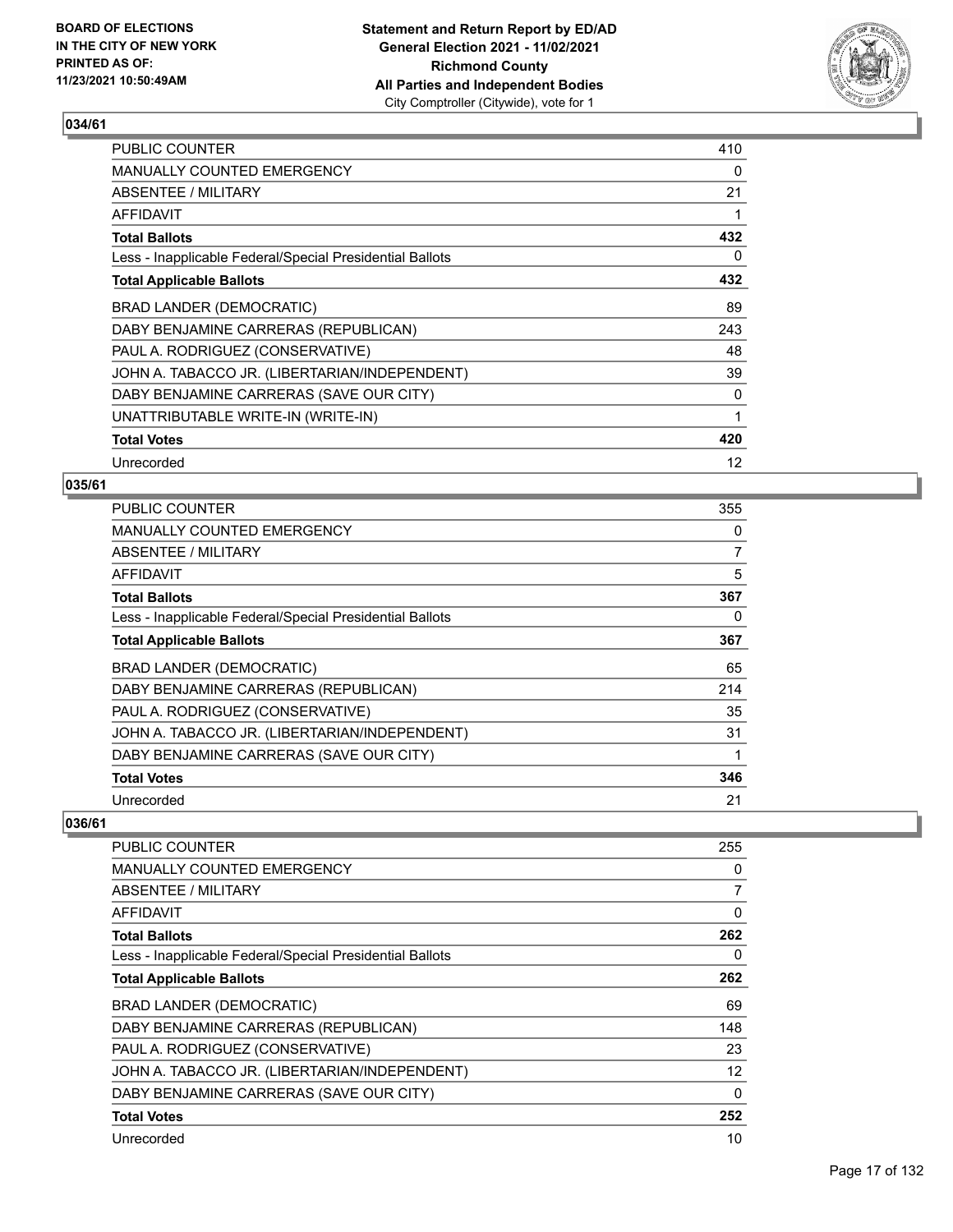## 034/61

| | |
|---|---|
| PUBLIC COUNTER | 410 |
| MANUALLY COUNTED EMERGENCY | 0 |
| ABSENTEE / MILITARY | 21 |
| AFFIDAVIT | 1 |
| **Total Ballots** | **432** |
| Less - Inapplicable Federal/Special Presidential Ballots | 0 |
| **Total Applicable Ballots** | **432** |
| BRAD LANDER (DEMOCRATIC) | 89 |
| DABY BENJAMINE CARRERAS (REPUBLICAN) | 243 |
| PAUL A. RODRIGUEZ (CONSERVATIVE) | 48 |
| JOHN A. TABACCO JR. (LIBERTARIAN/INDEPENDENT) | 39 |
| DABY BENJAMINE CARRERAS (SAVE OUR CITY) | 0 |
| UNATTRIBUTABLE WRITE-IN (WRITE-IN) | 1 |
| **Total Votes** | **420** |
| Unrecorded | 12 |

## 035/61

| | |
|---|---|
| PUBLIC COUNTER | 355 |
| MANUALLY COUNTED EMERGENCY | 0 |
| ABSENTEE / MILITARY | 7 |
| AFFIDAVIT | 5 |
| **Total Ballots** | **367** |
| Less - Inapplicable Federal/Special Presidential Ballots | 0 |
| **Total Applicable Ballots** | **367** |
| BRAD LANDER (DEMOCRATIC) | 65 |
| DABY BENJAMINE CARRERAS (REPUBLICAN) | 214 |
| PAUL A. RODRIGUEZ (CONSERVATIVE) | 35 |
| JOHN A. TABACCO JR. (LIBERTARIAN/INDEPENDENT) | 31 |
| DABY BENJAMINE CARRERAS (SAVE OUR CITY) | 1 |
| **Total Votes** | **346** |
| Unrecorded | 21 |

## 036/61

| | |
|---|---|
| PUBLIC COUNTER | 255 |
| MANUALLY COUNTED EMERGENCY | 0 |
| ABSENTEE / MILITARY | 7 |
| AFFIDAVIT | 0 |
| **Total Ballots** | **262** |
| Less - Inapplicable Federal/Special Presidential Ballots | 0 |
| **Total Applicable Ballots** | **262** |
| BRAD LANDER (DEMOCRATIC) | 69 |
| DABY BENJAMINE CARRERAS (REPUBLICAN) | 148 |
| PAUL A. RODRIGUEZ (CONSERVATIVE) | 23 |
| JOHN A. TABACCO JR. (LIBERTARIAN/INDEPENDENT) | 12 |
| DABY BENJAMINE CARRERAS (SAVE OUR CITY) | 0 |
| **Total Votes** | **252** |
| Unrecorded | 10 |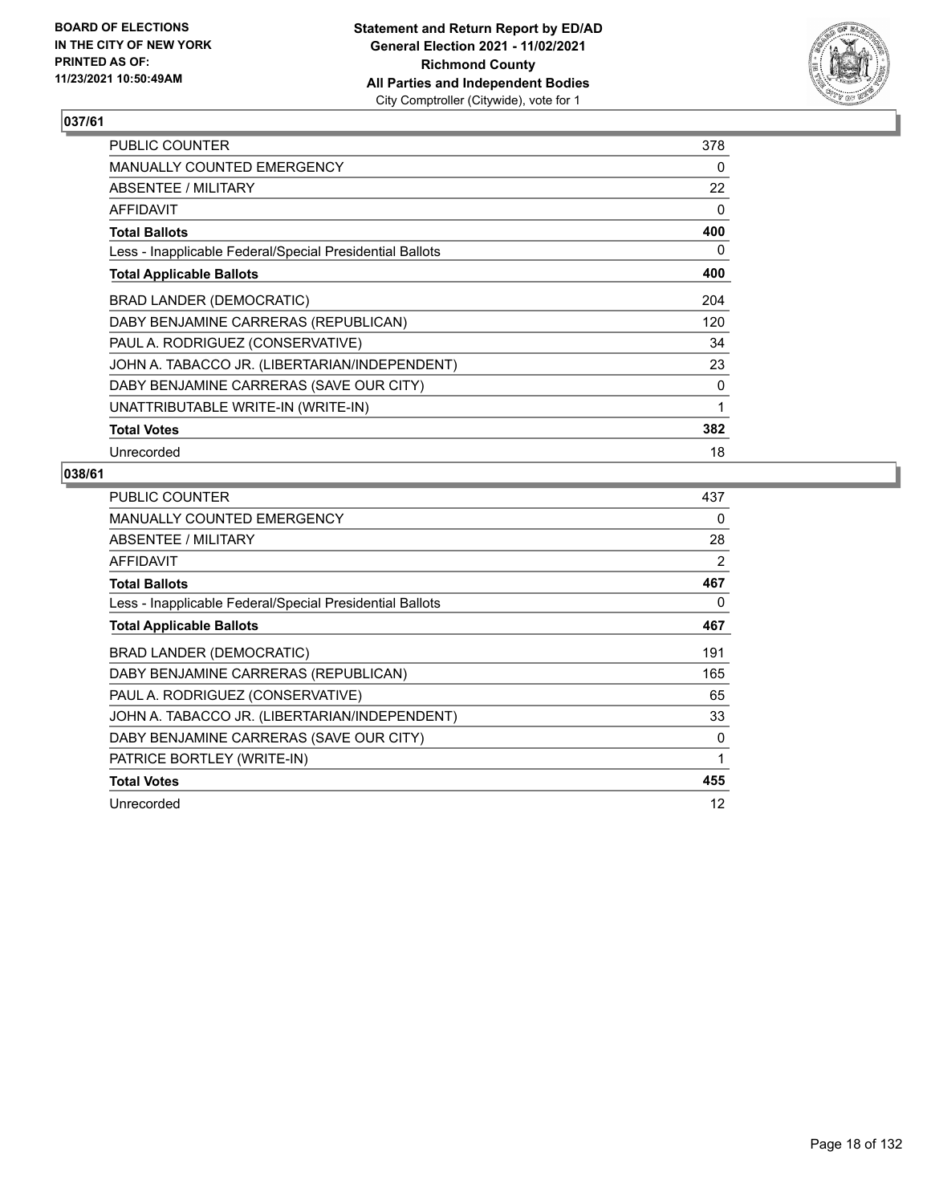BOARD OF ELECTIONS
IN THE CITY OF NEW YORK
PRINTED AS OF:
11/23/2021 10:50:49AM

**Statement and Return Report by ED/AD**
**General Election 2021 - 11/02/2021**
**Richmond County**
**All Parties and Independent Bodies**
City Comptroller (Citywide), vote for 1

## 037/61

| | |
|---|---|
| PUBLIC COUNTER | 378 |
| MANUALLY COUNTED EMERGENCY | 0 |
| ABSENTEE / MILITARY | 22 |
| AFFIDAVIT | 0 |
| **Total Ballots** | **400** |
| Less - Inapplicable Federal/Special Presidential Ballots | 0 |
| **Total Applicable Ballots** | **400** |
| BRAD LANDER (DEMOCRATIC) | 204 |
| DABY BENJAMINE CARRERAS (REPUBLICAN) | 120 |
| PAUL A. RODRIGUEZ (CONSERVATIVE) | 34 |
| JOHN A. TABACCO JR. (LIBERTARIAN/INDEPENDENT) | 23 |
| DABY BENJAMINE CARRERAS (SAVE OUR CITY) | 0 |
| UNATTRIBUTABLE WRITE-IN (WRITE-IN) | 1 |
| **Total Votes** | **382** |
| Unrecorded | 18 |

## 038/61

| | |
|---|---|
| PUBLIC COUNTER | 437 |
| MANUALLY COUNTED EMERGENCY | 0 |
| ABSENTEE / MILITARY | 28 |
| AFFIDAVIT | 2 |
| **Total Ballots** | **467** |
| Less - Inapplicable Federal/Special Presidential Ballots | 0 |
| **Total Applicable Ballots** | **467** |
| BRAD LANDER (DEMOCRATIC) | 191 |
| DABY BENJAMINE CARRERAS (REPUBLICAN) | 165 |
| PAUL A. RODRIGUEZ (CONSERVATIVE) | 65 |
| JOHN A. TABACCO JR. (LIBERTARIAN/INDEPENDENT) | 33 |
| DABY BENJAMINE CARRERAS (SAVE OUR CITY) | 0 |
| PATRICE BORTLEY (WRITE-IN) | 1 |
| **Total Votes** | **455** |
| Unrecorded | 12 |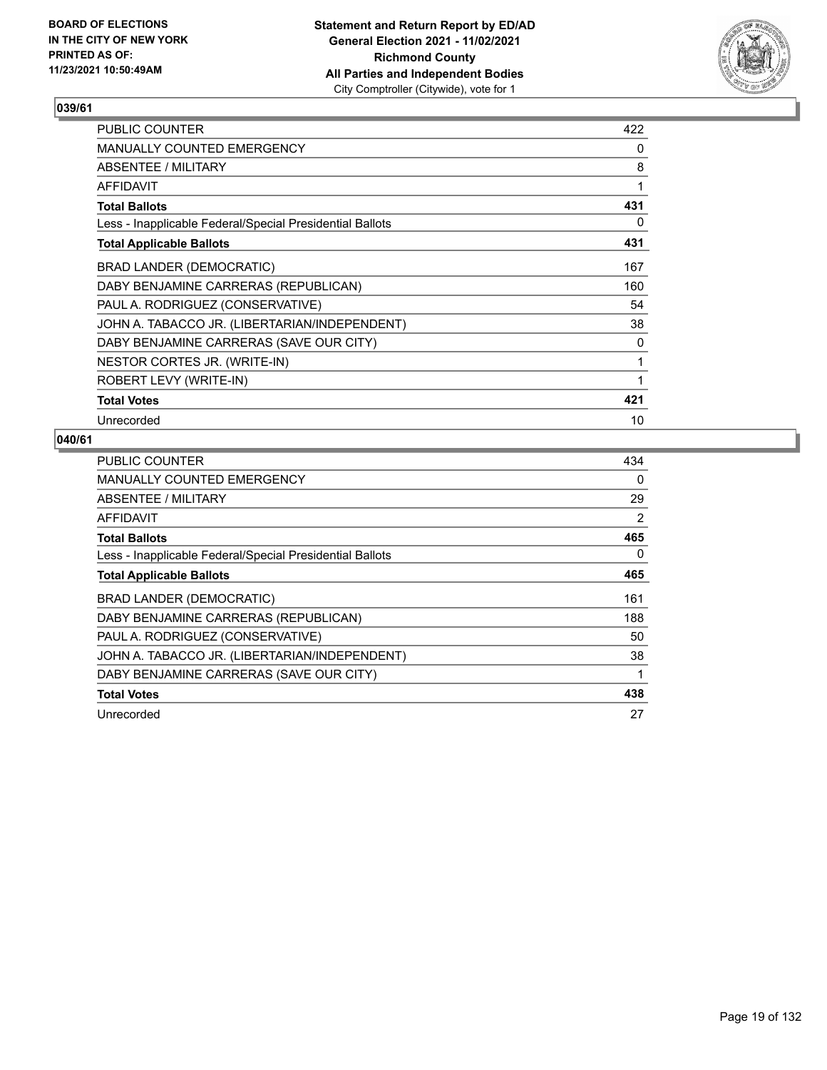BOARD OF ELECTIONS
IN THE CITY OF NEW YORK
PRINTED AS OF:
11/23/2021 10:50:49AM

**Statement and Return Report by ED/AD**
**General Election 2021 - 11/02/2021**
**Richmond County**
**All Parties and Independent Bodies**
City Comptroller (Citywide), vote for 1

## 039/61

| | |
|---|---|
| PUBLIC COUNTER | 422 |
| MANUALLY COUNTED EMERGENCY | 0 |
| ABSENTEE / MILITARY | 8 |
| AFFIDAVIT | 1 |
| **Total Ballots** | **431** |
| Less - Inapplicable Federal/Special Presidential Ballots | 0 |
| **Total Applicable Ballots** | **431** |
| BRAD LANDER (DEMOCRATIC) | 167 |
| DABY BENJAMINE CARRERAS (REPUBLICAN) | 160 |
| PAUL A. RODRIGUEZ (CONSERVATIVE) | 54 |
| JOHN A. TABACCO JR. (LIBERTARIAN/INDEPENDENT) | 38 |
| DABY BENJAMINE CARRERAS (SAVE OUR CITY) | 0 |
| NESTOR CORTES JR. (WRITE-IN) | 1 |
| ROBERT LEVY (WRITE-IN) | 1 |
| **Total Votes** | **421** |
| Unrecorded | 10 |

## 040/61

| | |
|---|---|
| PUBLIC COUNTER | 434 |
| MANUALLY COUNTED EMERGENCY | 0 |
| ABSENTEE / MILITARY | 29 |
| AFFIDAVIT | 2 |
| **Total Ballots** | **465** |
| Less - Inapplicable Federal/Special Presidential Ballots | 0 |
| **Total Applicable Ballots** | **465** |
| BRAD LANDER (DEMOCRATIC) | 161 |
| DABY BENJAMINE CARRERAS (REPUBLICAN) | 188 |
| PAUL A. RODRIGUEZ (CONSERVATIVE) | 50 |
| JOHN A. TABACCO JR. (LIBERTARIAN/INDEPENDENT) | 38 |
| DABY BENJAMINE CARRERAS (SAVE OUR CITY) | 1 |
| **Total Votes** | **438** |
| Unrecorded | 27 |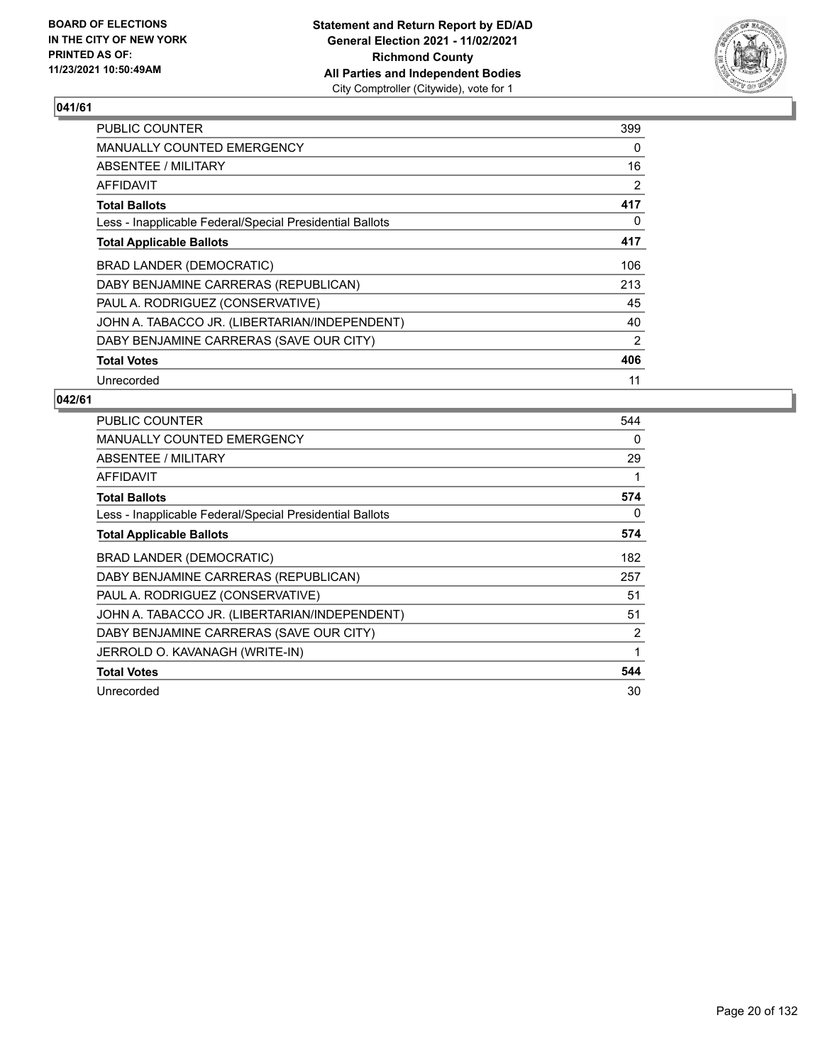**BOARD OF ELECTIONS IN THE CITY OF NEW YORK PRINTED AS OF: 11/23/2021 10:50:49AM**

**Statement and Return Report by ED/AD General Election 2021 - 11/02/2021 Richmond County All Parties and Independent Bodies**
City Comptroller (Citywide), vote for 1

## 041/61

| | |
|---|---|
| PUBLIC COUNTER | 399 |
| MANUALLY COUNTED EMERGENCY | 0 |
| ABSENTEE / MILITARY | 16 |
| AFFIDAVIT | 2 |
| **Total Ballots** | **417** |
| Less - Inapplicable Federal/Special Presidential Ballots | 0 |
| **Total Applicable Ballots** | **417** |
| BRAD LANDER (DEMOCRATIC) | 106 |
| DABY BENJAMINE CARRERAS (REPUBLICAN) | 213 |
| PAUL A. RODRIGUEZ (CONSERVATIVE) | 45 |
| JOHN A. TABACCO JR. (LIBERTARIAN/INDEPENDENT) | 40 |
| DABY BENJAMINE CARRERAS (SAVE OUR CITY) | 2 |
| **Total Votes** | **406** |
| Unrecorded | 11 |

## 042/61

| | |
|---|---|
| PUBLIC COUNTER | 544 |
| MANUALLY COUNTED EMERGENCY | 0 |
| ABSENTEE / MILITARY | 29 |
| AFFIDAVIT | 1 |
| **Total Ballots** | **574** |
| Less - Inapplicable Federal/Special Presidential Ballots | 0 |
| **Total Applicable Ballots** | **574** |
| BRAD LANDER (DEMOCRATIC) | 182 |
| DABY BENJAMINE CARRERAS (REPUBLICAN) | 257 |
| PAUL A. RODRIGUEZ (CONSERVATIVE) | 51 |
| JOHN A. TABACCO JR. (LIBERTARIAN/INDEPENDENT) | 51 |
| DABY BENJAMINE CARRERAS (SAVE OUR CITY) | 2 |
| JERROLD O. KAVANAGH (WRITE-IN) | 1 |
| **Total Votes** | **544** |
| Unrecorded | 30 |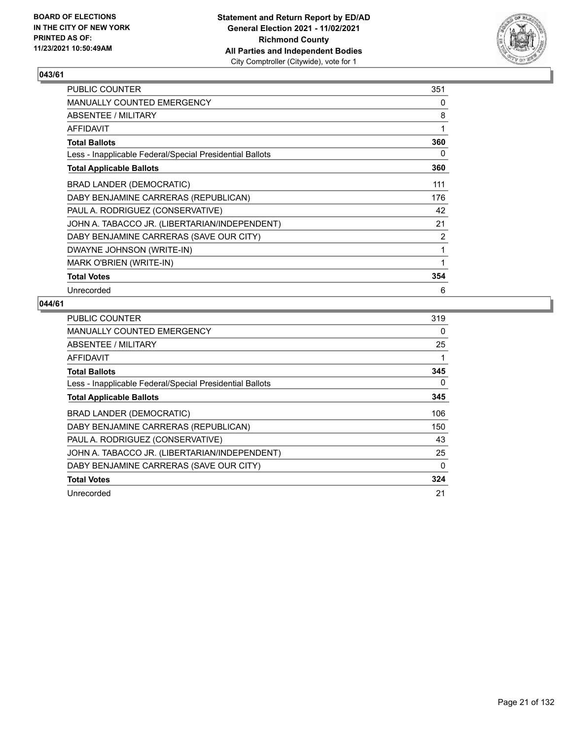BOARD OF ELECTIONS
IN THE CITY OF NEW YORK
PRINTED AS OF:
11/23/2021 10:50:49AM

**Statement and Return Report by ED/AD**
**General Election 2021 - 11/02/2021**
**Richmond County**
**All Parties and Independent Bodies**
City Comptroller (Citywide), vote for 1

## 043/61

| | |
|---|---|
| PUBLIC COUNTER | 351 |
| MANUALLY COUNTED EMERGENCY | 0 |
| ABSENTEE / MILITARY | 8 |
| AFFIDAVIT | 1 |
| **Total Ballots** | **360** |
| Less - Inapplicable Federal/Special Presidential Ballots | 0 |
| **Total Applicable Ballots** | **360** |
| BRAD LANDER (DEMOCRATIC) | 111 |
| DABY BENJAMINE CARRERAS (REPUBLICAN) | 176 |
| PAUL A. RODRIGUEZ (CONSERVATIVE) | 42 |
| JOHN A. TABACCO JR. (LIBERTARIAN/INDEPENDENT) | 21 |
| DABY BENJAMINE CARRERAS (SAVE OUR CITY) | 2 |
| DWAYNE JOHNSON (WRITE-IN) | 1 |
| MARK O'BRIEN (WRITE-IN) | 1 |
| **Total Votes** | **354** |
| Unrecorded | 6 |

## 044/61

| | |
|---|---|
| PUBLIC COUNTER | 319 |
| MANUALLY COUNTED EMERGENCY | 0 |
| ABSENTEE / MILITARY | 25 |
| AFFIDAVIT | 1 |
| **Total Ballots** | **345** |
| Less - Inapplicable Federal/Special Presidential Ballots | 0 |
| **Total Applicable Ballots** | **345** |
| BRAD LANDER (DEMOCRATIC) | 106 |
| DABY BENJAMINE CARRERAS (REPUBLICAN) | 150 |
| PAUL A. RODRIGUEZ (CONSERVATIVE) | 43 |
| JOHN A. TABACCO JR. (LIBERTARIAN/INDEPENDENT) | 25 |
| DABY BENJAMINE CARRERAS (SAVE OUR CITY) | 0 |
| **Total Votes** | **324** |
| Unrecorded | 21 |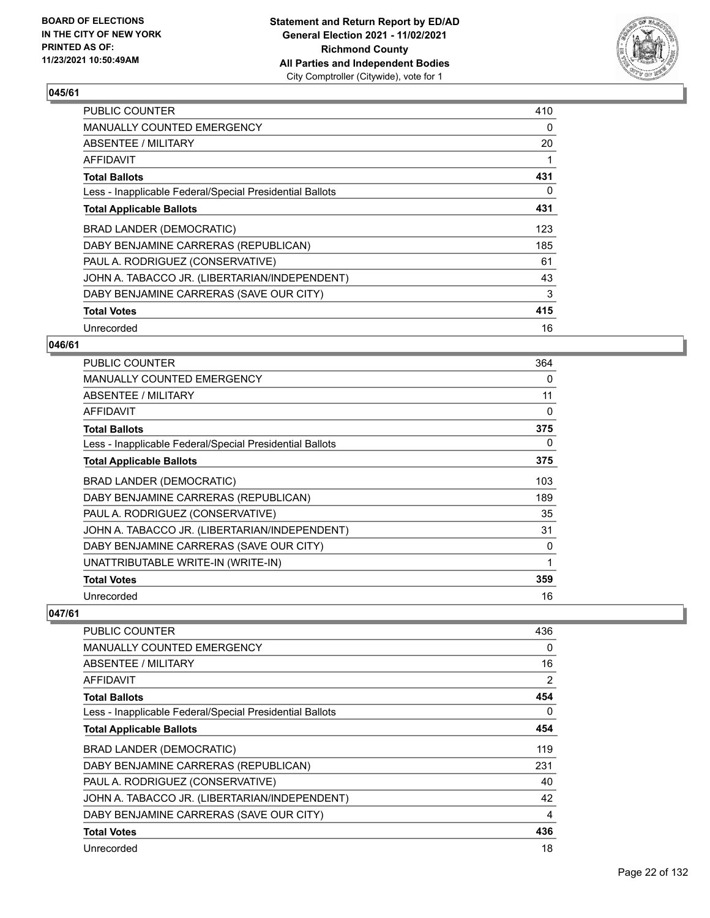## 045/61

| | |
|---|---|
| PUBLIC COUNTER | 410 |
| MANUALLY COUNTED EMERGENCY | 0 |
| ABSENTEE / MILITARY | 20 |
| AFFIDAVIT | 1 |
| **Total Ballots** | **431** |
| Less - Inapplicable Federal/Special Presidential Ballots | 0 |
| **Total Applicable Ballots** | **431** |
| BRAD LANDER (DEMOCRATIC) | 123 |
| DABY BENJAMINE CARRERAS (REPUBLICAN) | 185 |
| PAUL A. RODRIGUEZ (CONSERVATIVE) | 61 |
| JOHN A. TABACCO JR. (LIBERTARIAN/INDEPENDENT) | 43 |
| DABY BENJAMINE CARRERAS (SAVE OUR CITY) | 3 |
| **Total Votes** | **415** |
| Unrecorded | 16 |

## 046/61

| | |
|---|---|
| PUBLIC COUNTER | 364 |
| MANUALLY COUNTED EMERGENCY | 0 |
| ABSENTEE / MILITARY | 11 |
| AFFIDAVIT | 0 |
| **Total Ballots** | **375** |
| Less - Inapplicable Federal/Special Presidential Ballots | 0 |
| **Total Applicable Ballots** | **375** |
| BRAD LANDER (DEMOCRATIC) | 103 |
| DABY BENJAMINE CARRERAS (REPUBLICAN) | 189 |
| PAUL A. RODRIGUEZ (CONSERVATIVE) | 35 |
| JOHN A. TABACCO JR. (LIBERTARIAN/INDEPENDENT) | 31 |
| DABY BENJAMINE CARRERAS (SAVE OUR CITY) | 0 |
| UNATTRIBUTABLE WRITE-IN (WRITE-IN) | 1 |
| **Total Votes** | **359** |
| Unrecorded | 16 |

## 047/61

| | |
|---|---|
| PUBLIC COUNTER | 436 |
| MANUALLY COUNTED EMERGENCY | 0 |
| ABSENTEE / MILITARY | 16 |
| AFFIDAVIT | 2 |
| **Total Ballots** | **454** |
| Less - Inapplicable Federal/Special Presidential Ballots | 0 |
| **Total Applicable Ballots** | **454** |
| BRAD LANDER (DEMOCRATIC) | 119 |
| DABY BENJAMINE CARRERAS (REPUBLICAN) | 231 |
| PAUL A. RODRIGUEZ (CONSERVATIVE) | 40 |
| JOHN A. TABACCO JR. (LIBERTARIAN/INDEPENDENT) | 42 |
| DABY BENJAMINE CARRERAS (SAVE OUR CITY) | 4 |
| **Total Votes** | **436** |
| Unrecorded | 18 |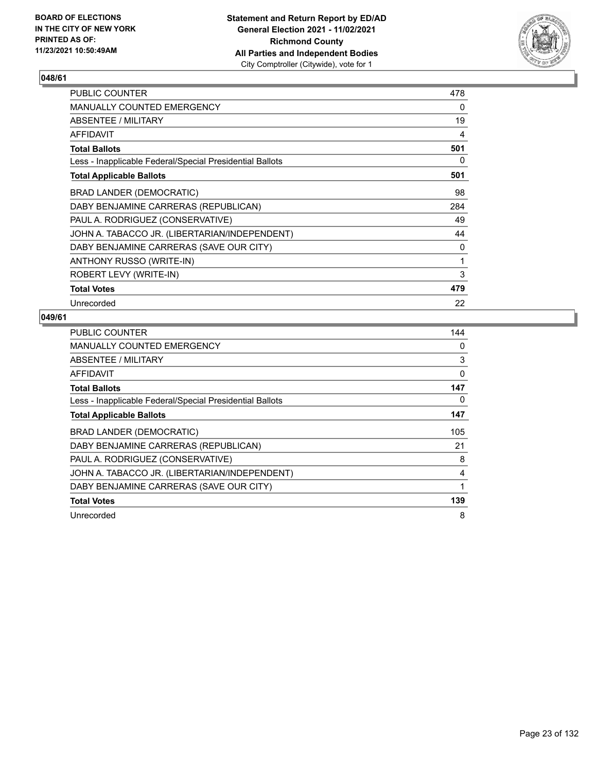## 048/61

| | |
|---|---|
| PUBLIC COUNTER | 478 |
| MANUALLY COUNTED EMERGENCY | 0 |
| ABSENTEE / MILITARY | 19 |
| AFFIDAVIT | 4 |
| **Total Ballots** | **501** |
| Less - Inapplicable Federal/Special Presidential Ballots | 0 |
| **Total Applicable Ballots** | **501** |
| BRAD LANDER (DEMOCRATIC) | 98 |
| DABY BENJAMINE CARRERAS (REPUBLICAN) | 284 |
| PAUL A. RODRIGUEZ (CONSERVATIVE) | 49 |
| JOHN A. TABACCO JR. (LIBERTARIAN/INDEPENDENT) | 44 |
| DABY BENJAMINE CARRERAS (SAVE OUR CITY) | 0 |
| ANTHONY RUSSO (WRITE-IN) | 1 |
| ROBERT LEVY (WRITE-IN) | 3 |
| **Total Votes** | **479** |
| Unrecorded | 22 |

## 049/61

| | |
|---|---|
| PUBLIC COUNTER | 144 |
| MANUALLY COUNTED EMERGENCY | 0 |
| ABSENTEE / MILITARY | 3 |
| AFFIDAVIT | 0 |
| **Total Ballots** | **147** |
| Less - Inapplicable Federal/Special Presidential Ballots | 0 |
| **Total Applicable Ballots** | **147** |
| BRAD LANDER (DEMOCRATIC) | 105 |
| DABY BENJAMINE CARRERAS (REPUBLICAN) | 21 |
| PAUL A. RODRIGUEZ (CONSERVATIVE) | 8 |
| JOHN A. TABACCO JR. (LIBERTARIAN/INDEPENDENT) | 4 |
| DABY BENJAMINE CARRERAS (SAVE OUR CITY) | 1 |
| **Total Votes** | **139** |
| Unrecorded | 8 |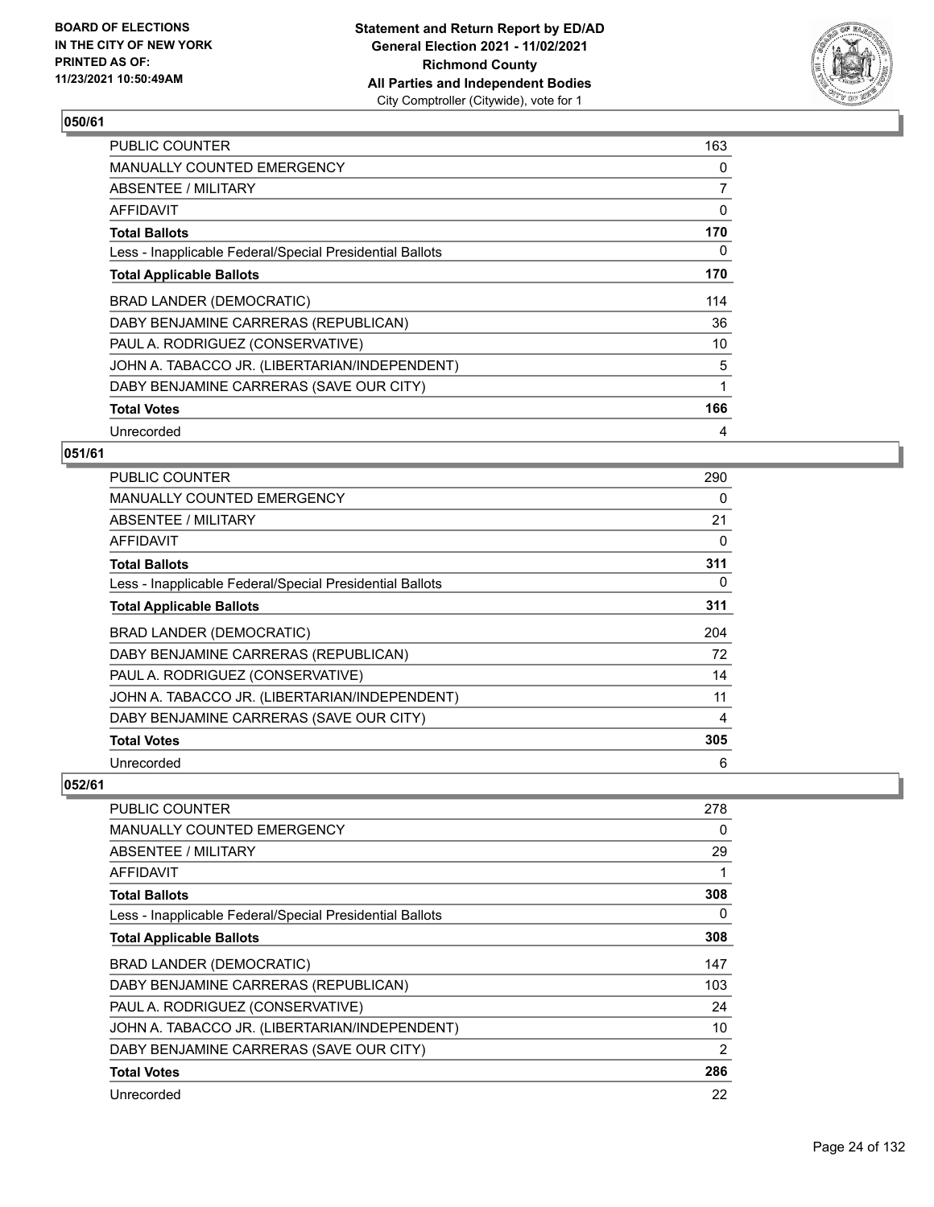## 050/61

| | |
|---|---|
| PUBLIC COUNTER | 163 |
| MANUALLY COUNTED EMERGENCY | 0 |
| ABSENTEE / MILITARY | 7 |
| AFFIDAVIT | 0 |
| **Total Ballots** | **170** |
| Less - Inapplicable Federal/Special Presidential Ballots | 0 |
| **Total Applicable Ballots** | **170** |
| BRAD LANDER (DEMOCRATIC) | 114 |
| DABY BENJAMINE CARRERAS (REPUBLICAN) | 36 |
| PAUL A. RODRIGUEZ (CONSERVATIVE) | 10 |
| JOHN A. TABACCO JR. (LIBERTARIAN/INDEPENDENT) | 5 |
| DABY BENJAMINE CARRERAS (SAVE OUR CITY) | 1 |
| **Total Votes** | **166** |
| Unrecorded | 4 |

## 051/61

| | |
|---|---|
| PUBLIC COUNTER | 290 |
| MANUALLY COUNTED EMERGENCY | 0 |
| ABSENTEE / MILITARY | 21 |
| AFFIDAVIT | 0 |
| **Total Ballots** | **311** |
| Less - Inapplicable Federal/Special Presidential Ballots | 0 |
| **Total Applicable Ballots** | **311** |
| BRAD LANDER (DEMOCRATIC) | 204 |
| DABY BENJAMINE CARRERAS (REPUBLICAN) | 72 |
| PAUL A. RODRIGUEZ (CONSERVATIVE) | 14 |
| JOHN A. TABACCO JR. (LIBERTARIAN/INDEPENDENT) | 11 |
| DABY BENJAMINE CARRERAS (SAVE OUR CITY) | 4 |
| **Total Votes** | **305** |
| Unrecorded | 6 |

## 052/61

| | |
|---|---|
| PUBLIC COUNTER | 278 |
| MANUALLY COUNTED EMERGENCY | 0 |
| ABSENTEE / MILITARY | 29 |
| AFFIDAVIT | 1 |
| **Total Ballots** | **308** |
| Less - Inapplicable Federal/Special Presidential Ballots | 0 |
| **Total Applicable Ballots** | **308** |
| BRAD LANDER (DEMOCRATIC) | 147 |
| DABY BENJAMINE CARRERAS (REPUBLICAN) | 103 |
| PAUL A. RODRIGUEZ (CONSERVATIVE) | 24 |
| JOHN A. TABACCO JR. (LIBERTARIAN/INDEPENDENT) | 10 |
| DABY BENJAMINE CARRERAS (SAVE OUR CITY) | 2 |
| **Total Votes** | **286** |
| Unrecorded | 22 |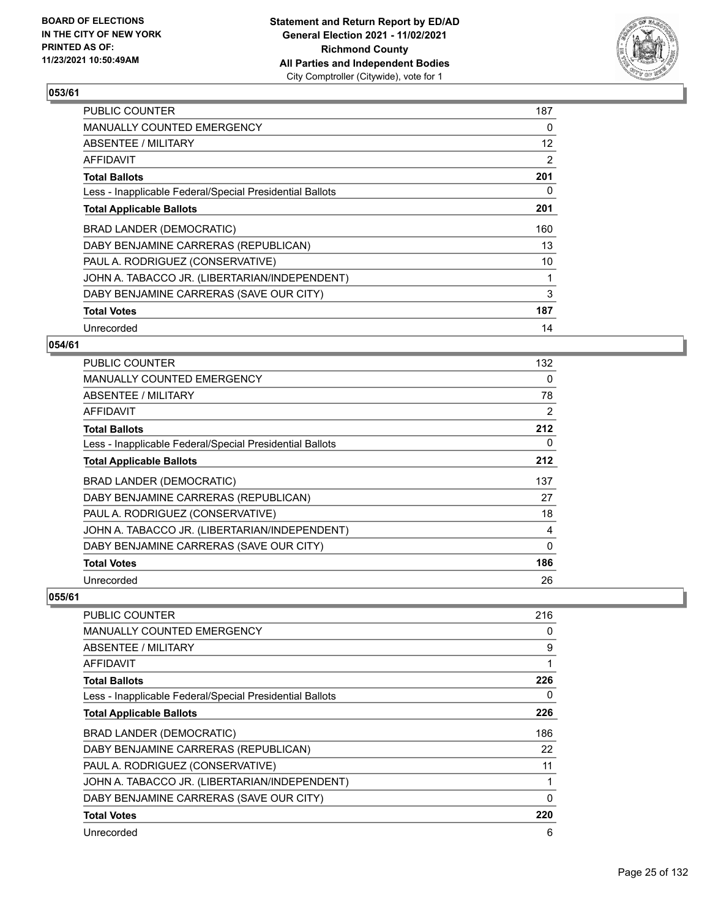**BOARD OF ELECTIONS IN THE CITY OF NEW YORK PRINTED AS OF: 11/23/2021 10:50:49AM**

**Statement and Return Report by ED/AD General Election 2021 - 11/02/2021 Richmond County All Parties and Independent Bodies**
City Comptroller (Citywide), vote for 1

## 053/61

| | |
|---|---|
| PUBLIC COUNTER | 187 |
| MANUALLY COUNTED EMERGENCY | 0 |
| ABSENTEE / MILITARY | 12 |
| AFFIDAVIT | 2 |
| **Total Ballots** | **201** |
| Less - Inapplicable Federal/Special Presidential Ballots | 0 |
| **Total Applicable Ballots** | **201** |
| BRAD LANDER (DEMOCRATIC) | 160 |
| DABY BENJAMINE CARRERAS (REPUBLICAN) | 13 |
| PAUL A. RODRIGUEZ (CONSERVATIVE) | 10 |
| JOHN A. TABACCO JR. (LIBERTARIAN/INDEPENDENT) | 1 |
| DABY BENJAMINE CARRERAS (SAVE OUR CITY) | 3 |
| **Total Votes** | **187** |
| Unrecorded | 14 |

## 054/61

| | |
|---|---|
| PUBLIC COUNTER | 132 |
| MANUALLY COUNTED EMERGENCY | 0 |
| ABSENTEE / MILITARY | 78 |
| AFFIDAVIT | 2 |
| **Total Ballots** | **212** |
| Less - Inapplicable Federal/Special Presidential Ballots | 0 |
| **Total Applicable Ballots** | **212** |
| BRAD LANDER (DEMOCRATIC) | 137 |
| DABY BENJAMINE CARRERAS (REPUBLICAN) | 27 |
| PAUL A. RODRIGUEZ (CONSERVATIVE) | 18 |
| JOHN A. TABACCO JR. (LIBERTARIAN/INDEPENDENT) | 4 |
| DABY BENJAMINE CARRERAS (SAVE OUR CITY) | 0 |
| **Total Votes** | **186** |
| Unrecorded | 26 |

## 055/61

| | |
|---|---|
| PUBLIC COUNTER | 216 |
| MANUALLY COUNTED EMERGENCY | 0 |
| ABSENTEE / MILITARY | 9 |
| AFFIDAVIT | 1 |
| **Total Ballots** | **226** |
| Less - Inapplicable Federal/Special Presidential Ballots | 0 |
| **Total Applicable Ballots** | **226** |
| BRAD LANDER (DEMOCRATIC) | 186 |
| DABY BENJAMINE CARRERAS (REPUBLICAN) | 22 |
| PAUL A. RODRIGUEZ (CONSERVATIVE) | 11 |
| JOHN A. TABACCO JR. (LIBERTARIAN/INDEPENDENT) | 1 |
| DABY BENJAMINE CARRERAS (SAVE OUR CITY) | 0 |
| **Total Votes** | **220** |
| Unrecorded | 6 |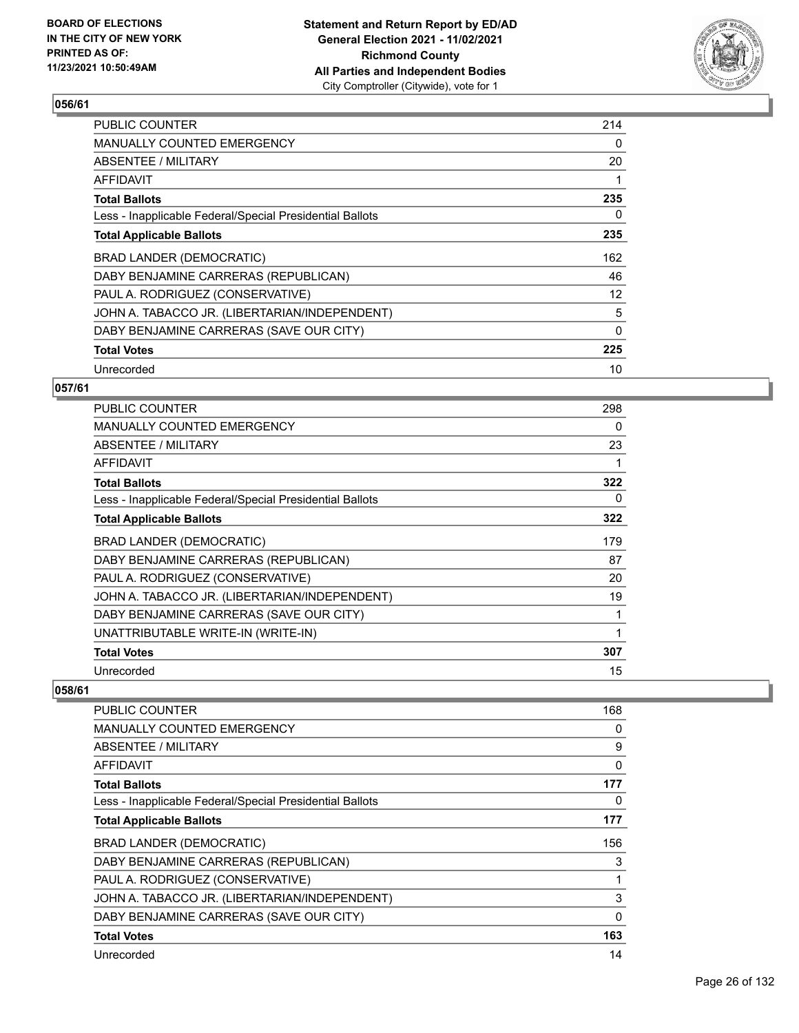## 056/61

| | |
|---|---|
| PUBLIC COUNTER | 214 |
| MANUALLY COUNTED EMERGENCY | 0 |
| ABSENTEE / MILITARY | 20 |
| AFFIDAVIT | 1 |
| **Total Ballots** | **235** |
| Less - Inapplicable Federal/Special Presidential Ballots | 0 |
| **Total Applicable Ballots** | **235** |
| BRAD LANDER (DEMOCRATIC) | 162 |
| DABY BENJAMINE CARRERAS (REPUBLICAN) | 46 |
| PAUL A. RODRIGUEZ (CONSERVATIVE) | 12 |
| JOHN A. TABACCO JR. (LIBERTARIAN/INDEPENDENT) | 5 |
| DABY BENJAMINE CARRERAS (SAVE OUR CITY) | 0 |
| **Total Votes** | **225** |
| Unrecorded | 10 |

## 057/61

| | |
|---|---|
| PUBLIC COUNTER | 298 |
| MANUALLY COUNTED EMERGENCY | 0 |
| ABSENTEE / MILITARY | 23 |
| AFFIDAVIT | 1 |
| **Total Ballots** | **322** |
| Less - Inapplicable Federal/Special Presidential Ballots | 0 |
| **Total Applicable Ballots** | **322** |
| BRAD LANDER (DEMOCRATIC) | 179 |
| DABY BENJAMINE CARRERAS (REPUBLICAN) | 87 |
| PAUL A. RODRIGUEZ (CONSERVATIVE) | 20 |
| JOHN A. TABACCO JR. (LIBERTARIAN/INDEPENDENT) | 19 |
| DABY BENJAMINE CARRERAS (SAVE OUR CITY) | 1 |
| UNATTRIBUTABLE WRITE-IN (WRITE-IN) | 1 |
| **Total Votes** | **307** |
| Unrecorded | 15 |

## 058/61

| | |
|---|---|
| PUBLIC COUNTER | 168 |
| MANUALLY COUNTED EMERGENCY | 0 |
| ABSENTEE / MILITARY | 9 |
| AFFIDAVIT | 0 |
| **Total Ballots** | **177** |
| Less - Inapplicable Federal/Special Presidential Ballots | 0 |
| **Total Applicable Ballots** | **177** |
| BRAD LANDER (DEMOCRATIC) | 156 |
| DABY BENJAMINE CARRERAS (REPUBLICAN) | 3 |
| PAUL A. RODRIGUEZ (CONSERVATIVE) | 1 |
| JOHN A. TABACCO JR. (LIBERTARIAN/INDEPENDENT) | 3 |
| DABY BENJAMINE CARRERAS (SAVE OUR CITY) | 0 |
| **Total Votes** | **163** |
| Unrecorded | 14 |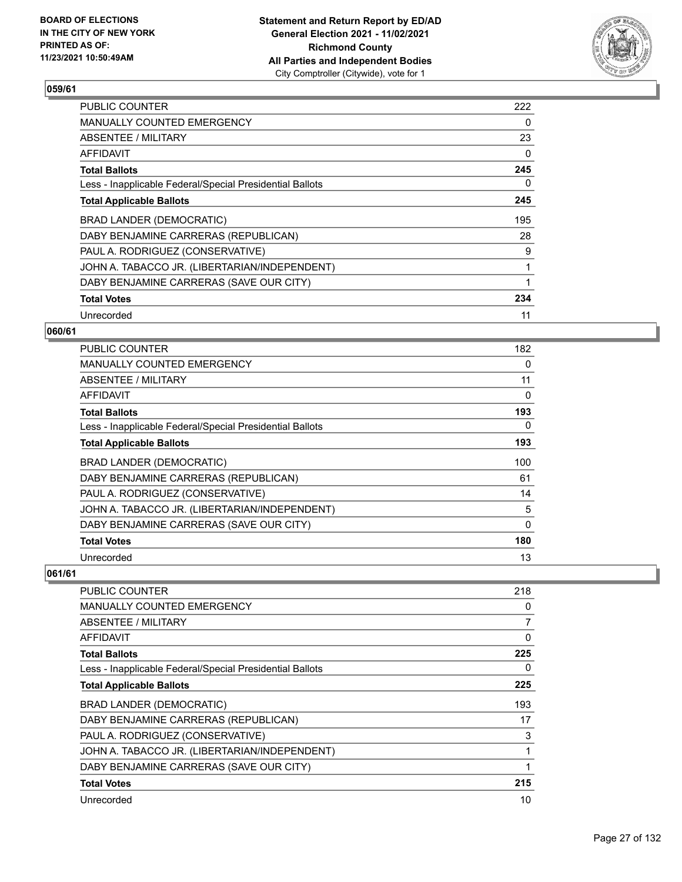## 059/61

| | |
|---|---|
| PUBLIC COUNTER | 222 |
| MANUALLY COUNTED EMERGENCY | 0 |
| ABSENTEE / MILITARY | 23 |
| AFFIDAVIT | 0 |
| **Total Ballots** | **245** |
| Less - Inapplicable Federal/Special Presidential Ballots | 0 |
| **Total Applicable Ballots** | **245** |
| BRAD LANDER (DEMOCRATIC) | 195 |
| DABY BENJAMINE CARRERAS (REPUBLICAN) | 28 |
| PAUL A. RODRIGUEZ (CONSERVATIVE) | 9 |
| JOHN A. TABACCO JR. (LIBERTARIAN/INDEPENDENT) | 1 |
| DABY BENJAMINE CARRERAS (SAVE OUR CITY) | 1 |
| **Total Votes** | **234** |
| Unrecorded | 11 |

## 060/61

| | |
|---|---|
| PUBLIC COUNTER | 182 |
| MANUALLY COUNTED EMERGENCY | 0 |
| ABSENTEE / MILITARY | 11 |
| AFFIDAVIT | 0 |
| **Total Ballots** | **193** |
| Less - Inapplicable Federal/Special Presidential Ballots | 0 |
| **Total Applicable Ballots** | **193** |
| BRAD LANDER (DEMOCRATIC) | 100 |
| DABY BENJAMINE CARRERAS (REPUBLICAN) | 61 |
| PAUL A. RODRIGUEZ (CONSERVATIVE) | 14 |
| JOHN A. TABACCO JR. (LIBERTARIAN/INDEPENDENT) | 5 |
| DABY BENJAMINE CARRERAS (SAVE OUR CITY) | 0 |
| **Total Votes** | **180** |
| Unrecorded | 13 |

## 061/61

| | |
|---|---|
| PUBLIC COUNTER | 218 |
| MANUALLY COUNTED EMERGENCY | 0 |
| ABSENTEE / MILITARY | 7 |
| AFFIDAVIT | 0 |
| **Total Ballots** | **225** |
| Less - Inapplicable Federal/Special Presidential Ballots | 0 |
| **Total Applicable Ballots** | **225** |
| BRAD LANDER (DEMOCRATIC) | 193 |
| DABY BENJAMINE CARRERAS (REPUBLICAN) | 17 |
| PAUL A. RODRIGUEZ (CONSERVATIVE) | 3 |
| JOHN A. TABACCO JR. (LIBERTARIAN/INDEPENDENT) | 1 |
| DABY BENJAMINE CARRERAS (SAVE OUR CITY) | 1 |
| **Total Votes** | **215** |
| Unrecorded | 10 |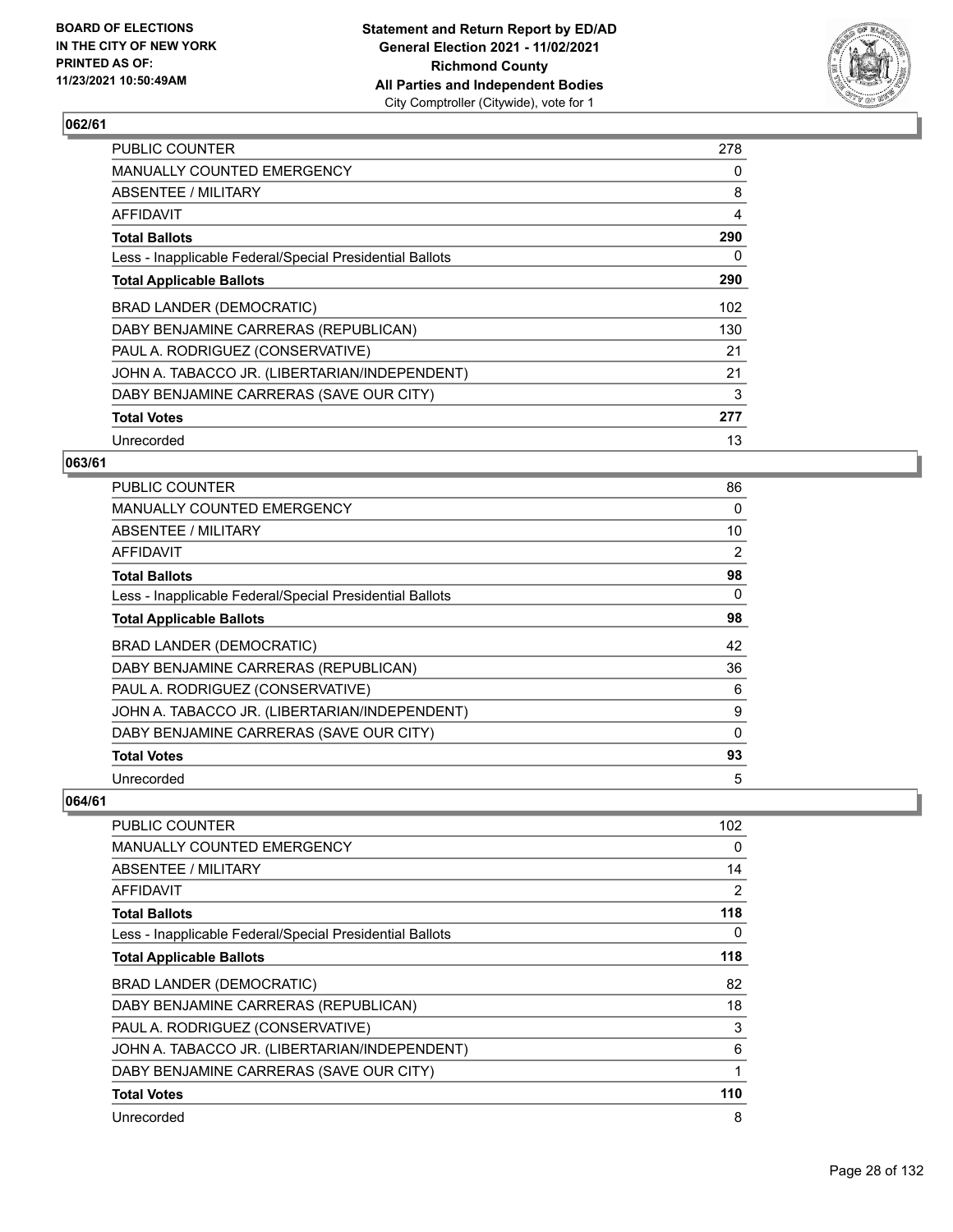### 062/61

| | |
|---|---|
| PUBLIC COUNTER | 278 |
| MANUALLY COUNTED EMERGENCY | 0 |
| ABSENTEE / MILITARY | 8 |
| AFFIDAVIT | 4 |
| **Total Ballots** | **290** |
| Less - Inapplicable Federal/Special Presidential Ballots | 0 |
| **Total Applicable Ballots** | **290** |
| BRAD LANDER (DEMOCRATIC) | 102 |
| DABY BENJAMINE CARRERAS (REPUBLICAN) | 130 |
| PAUL A. RODRIGUEZ (CONSERVATIVE) | 21 |
| JOHN A. TABACCO JR. (LIBERTARIAN/INDEPENDENT) | 21 |
| DABY BENJAMINE CARRERAS (SAVE OUR CITY) | 3 |
| **Total Votes** | **277** |
| Unrecorded | 13 |

### 063/61

| | |
|---|---|
| PUBLIC COUNTER | 86 |
| MANUALLY COUNTED EMERGENCY | 0 |
| ABSENTEE / MILITARY | 10 |
| AFFIDAVIT | 2 |
| **Total Ballots** | **98** |
| Less - Inapplicable Federal/Special Presidential Ballots | 0 |
| **Total Applicable Ballots** | **98** |
| BRAD LANDER (DEMOCRATIC) | 42 |
| DABY BENJAMINE CARRERAS (REPUBLICAN) | 36 |
| PAUL A. RODRIGUEZ (CONSERVATIVE) | 6 |
| JOHN A. TABACCO JR. (LIBERTARIAN/INDEPENDENT) | 9 |
| DABY BENJAMINE CARRERAS (SAVE OUR CITY) | 0 |
| **Total Votes** | **93** |
| Unrecorded | 5 |

### 064/61

| | |
|---|---|
| PUBLIC COUNTER | 102 |
| MANUALLY COUNTED EMERGENCY | 0 |
| ABSENTEE / MILITARY | 14 |
| AFFIDAVIT | 2 |
| **Total Ballots** | **118** |
| Less - Inapplicable Federal/Special Presidential Ballots | 0 |
| **Total Applicable Ballots** | **118** |
| BRAD LANDER (DEMOCRATIC) | 82 |
| DABY BENJAMINE CARRERAS (REPUBLICAN) | 18 |
| PAUL A. RODRIGUEZ (CONSERVATIVE) | 3 |
| JOHN A. TABACCO JR. (LIBERTARIAN/INDEPENDENT) | 6 |
| DABY BENJAMINE CARRERAS (SAVE OUR CITY) | 1 |
| **Total Votes** | **110** |
| Unrecorded | 8 |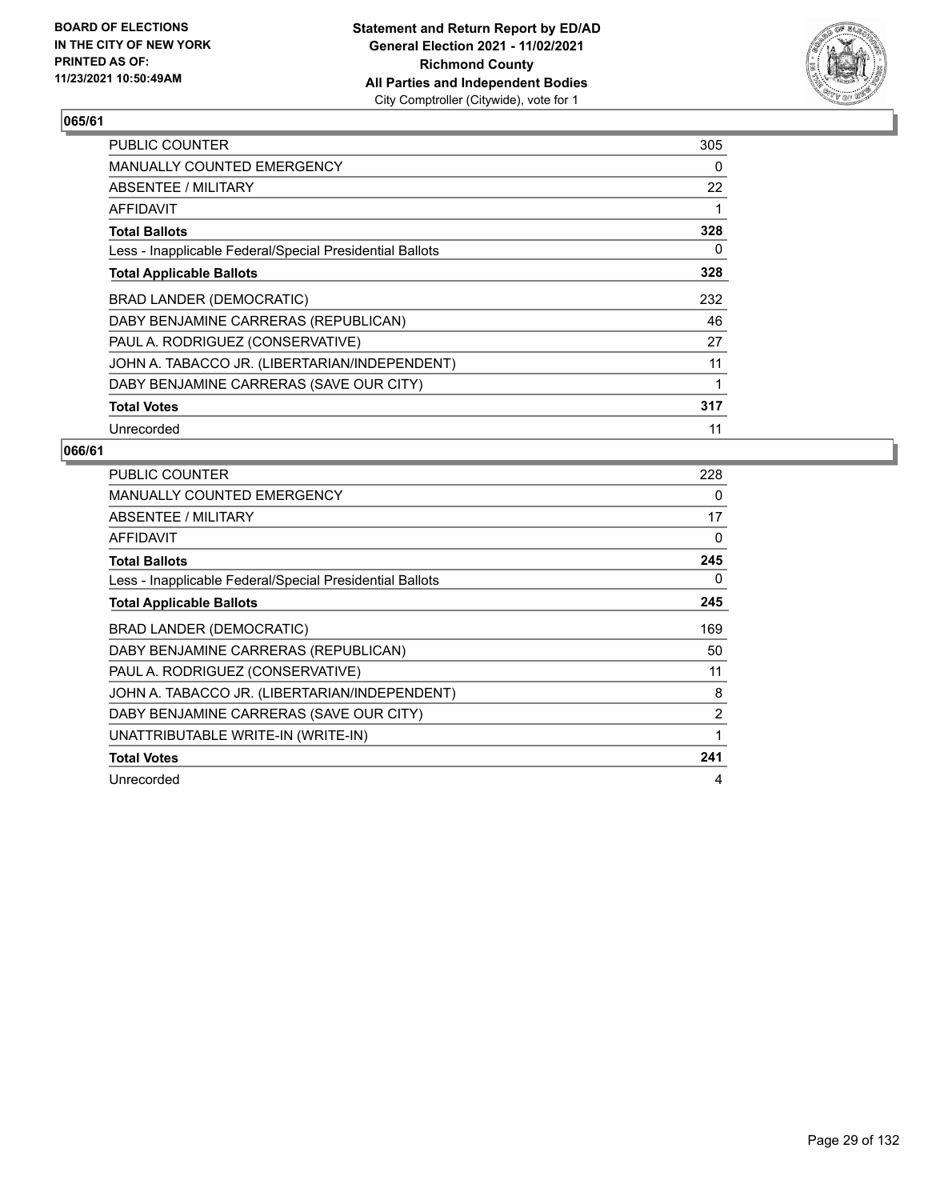**BOARD OF ELECTIONS IN THE CITY OF NEW YORK PRINTED AS OF: 11/23/2021 10:50:49AM**

**Statement and Return Report by ED/AD General Election 2021 - 11/02/2021 Richmond County All Parties and Independent Bodies**
City Comptroller (Citywide), vote for 1

## 065/61

| | |
|---|---|
| PUBLIC COUNTER | 305 |
| MANUALLY COUNTED EMERGENCY | 0 |
| ABSENTEE / MILITARY | 22 |
| AFFIDAVIT | 1 |
| **Total Ballots** | **328** |
| Less - Inapplicable Federal/Special Presidential Ballots | 0 |
| **Total Applicable Ballots** | **328** |
| BRAD LANDER (DEMOCRATIC) | 232 |
| DABY BENJAMINE CARRERAS (REPUBLICAN) | 46 |
| PAUL A. RODRIGUEZ (CONSERVATIVE) | 27 |
| JOHN A. TABACCO JR. (LIBERTARIAN/INDEPENDENT) | 11 |
| DABY BENJAMINE CARRERAS (SAVE OUR CITY) | 1 |
| **Total Votes** | **317** |
| Unrecorded | 11 |

## 066/61

| | |
|---|---|
| PUBLIC COUNTER | 228 |
| MANUALLY COUNTED EMERGENCY | 0 |
| ABSENTEE / MILITARY | 17 |
| AFFIDAVIT | 0 |
| **Total Ballots** | **245** |
| Less - Inapplicable Federal/Special Presidential Ballots | 0 |
| **Total Applicable Ballots** | **245** |
| BRAD LANDER (DEMOCRATIC) | 169 |
| DABY BENJAMINE CARRERAS (REPUBLICAN) | 50 |
| PAUL A. RODRIGUEZ (CONSERVATIVE) | 11 |
| JOHN A. TABACCO JR. (LIBERTARIAN/INDEPENDENT) | 8 |
| DABY BENJAMINE CARRERAS (SAVE OUR CITY) | 2 |
| UNATTRIBUTABLE WRITE-IN (WRITE-IN) | 1 |
| **Total Votes** | **241** |
| Unrecorded | 4 |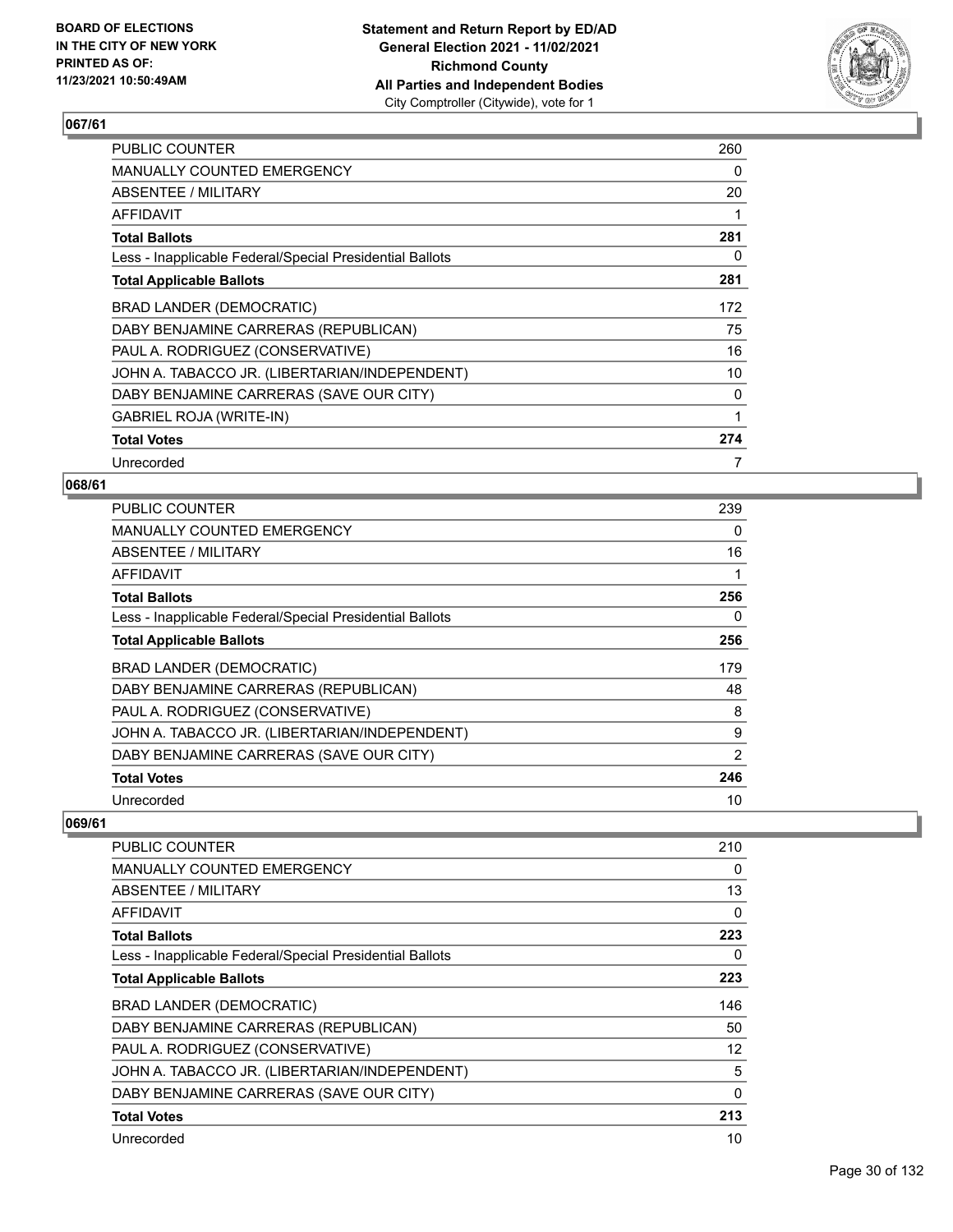## 067/61

| | |
|---|---|
| PUBLIC COUNTER | 260 |
| MANUALLY COUNTED EMERGENCY | 0 |
| ABSENTEE / MILITARY | 20 |
| AFFIDAVIT | 1 |
| **Total Ballots** | **281** |
| Less - Inapplicable Federal/Special Presidential Ballots | 0 |
| **Total Applicable Ballots** | **281** |
| BRAD LANDER (DEMOCRATIC) | 172 |
| DABY BENJAMINE CARRERAS (REPUBLICAN) | 75 |
| PAUL A. RODRIGUEZ (CONSERVATIVE) | 16 |
| JOHN A. TABACCO JR. (LIBERTARIAN/INDEPENDENT) | 10 |
| DABY BENJAMINE CARRERAS (SAVE OUR CITY) | 0 |
| GABRIEL ROJA (WRITE-IN) | 1 |
| **Total Votes** | **274** |
| Unrecorded | 7 |

## 068/61

| | |
|---|---|
| PUBLIC COUNTER | 239 |
| MANUALLY COUNTED EMERGENCY | 0 |
| ABSENTEE / MILITARY | 16 |
| AFFIDAVIT | 1 |
| **Total Ballots** | **256** |
| Less - Inapplicable Federal/Special Presidential Ballots | 0 |
| **Total Applicable Ballots** | **256** |
| BRAD LANDER (DEMOCRATIC) | 179 |
| DABY BENJAMINE CARRERAS (REPUBLICAN) | 48 |
| PAUL A. RODRIGUEZ (CONSERVATIVE) | 8 |
| JOHN A. TABACCO JR. (LIBERTARIAN/INDEPENDENT) | 9 |
| DABY BENJAMINE CARRERAS (SAVE OUR CITY) | 2 |
| **Total Votes** | **246** |
| Unrecorded | 10 |

## 069/61

| | |
|---|---|
| PUBLIC COUNTER | 210 |
| MANUALLY COUNTED EMERGENCY | 0 |
| ABSENTEE / MILITARY | 13 |
| AFFIDAVIT | 0 |
| **Total Ballots** | **223** |
| Less - Inapplicable Federal/Special Presidential Ballots | 0 |
| **Total Applicable Ballots** | **223** |
| BRAD LANDER (DEMOCRATIC) | 146 |
| DABY BENJAMINE CARRERAS (REPUBLICAN) | 50 |
| PAUL A. RODRIGUEZ (CONSERVATIVE) | 12 |
| JOHN A. TABACCO JR. (LIBERTARIAN/INDEPENDENT) | 5 |
| DABY BENJAMINE CARRERAS (SAVE OUR CITY) | 0 |
| **Total Votes** | **213** |
| Unrecorded | 10 |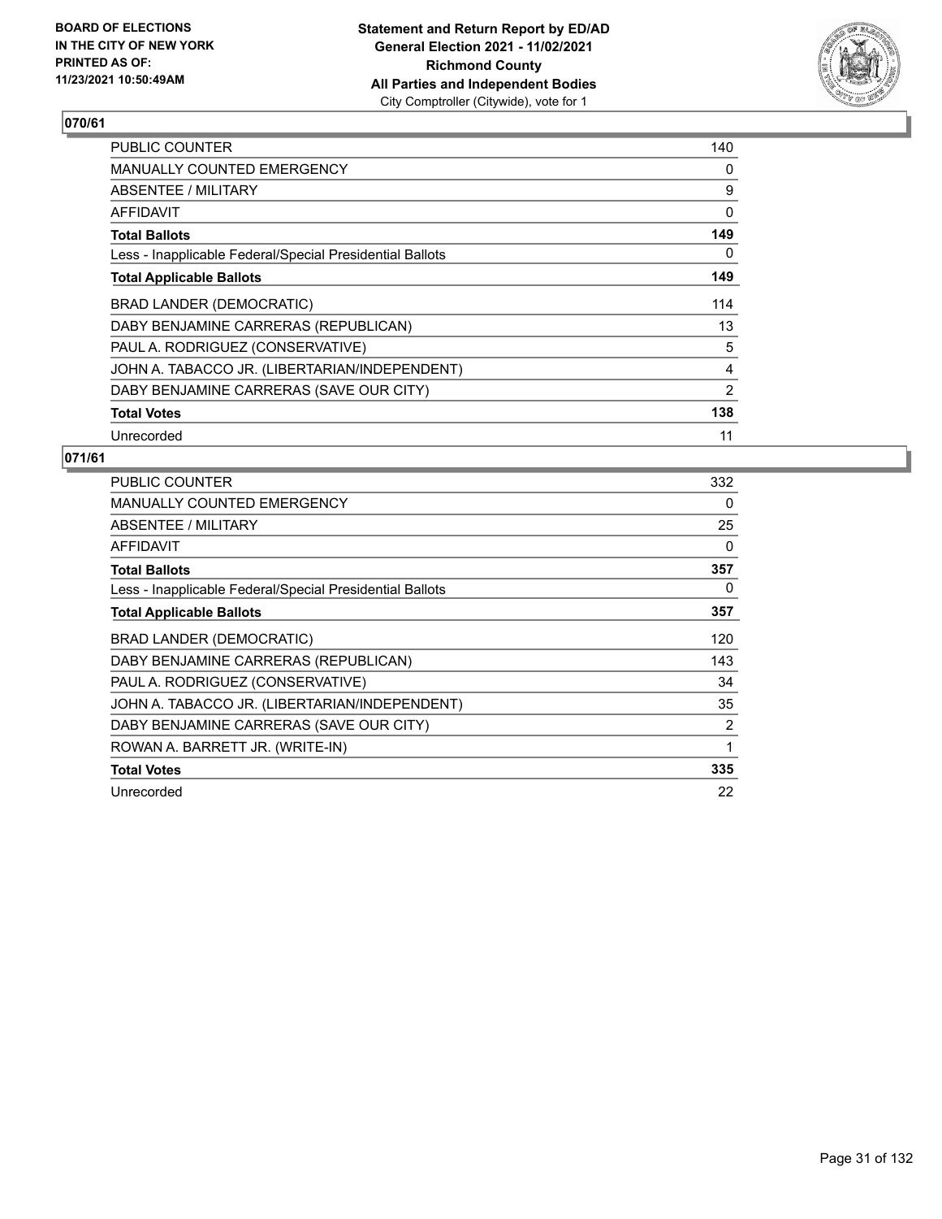BOARD OF ELECTIONS
IN THE CITY OF NEW YORK
PRINTED AS OF:
11/23/2021 10:50:49AM

**Statement and Return Report by ED/AD**
**General Election 2021 - 11/02/2021**
**Richmond County**
**All Parties and Independent Bodies**
City Comptroller (Citywide), vote for 1

## 070/61

| | |
|---|---|
| PUBLIC COUNTER | 140 |
| MANUALLY COUNTED EMERGENCY | 0 |
| ABSENTEE / MILITARY | 9 |
| AFFIDAVIT | 0 |
| **Total Ballots** | **149** |
| Less - Inapplicable Federal/Special Presidential Ballots | 0 |
| **Total Applicable Ballots** | **149** |
| BRAD LANDER (DEMOCRATIC) | 114 |
| DABY BENJAMINE CARRERAS (REPUBLICAN) | 13 |
| PAUL A. RODRIGUEZ (CONSERVATIVE) | 5 |
| JOHN A. TABACCO JR. (LIBERTARIAN/INDEPENDENT) | 4 |
| DABY BENJAMINE CARRERAS (SAVE OUR CITY) | 2 |
| **Total Votes** | **138** |
| Unrecorded | 11 |

## 071/61

| | |
|---|---|
| PUBLIC COUNTER | 332 |
| MANUALLY COUNTED EMERGENCY | 0 |
| ABSENTEE / MILITARY | 25 |
| AFFIDAVIT | 0 |
| **Total Ballots** | **357** |
| Less - Inapplicable Federal/Special Presidential Ballots | 0 |
| **Total Applicable Ballots** | **357** |
| BRAD LANDER (DEMOCRATIC) | 120 |
| DABY BENJAMINE CARRERAS (REPUBLICAN) | 143 |
| PAUL A. RODRIGUEZ (CONSERVATIVE) | 34 |
| JOHN A. TABACCO JR. (LIBERTARIAN/INDEPENDENT) | 35 |
| DABY BENJAMINE CARRERAS (SAVE OUR CITY) | 2 |
| ROWAN A. BARRETT JR. (WRITE-IN) | 1 |
| **Total Votes** | **335** |
| Unrecorded | 22 |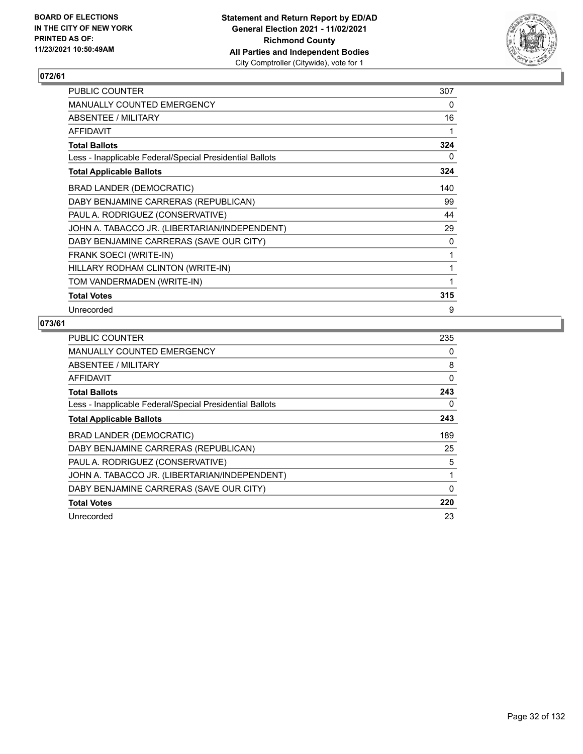BOARD OF ELECTIONS
IN THE CITY OF NEW YORK
PRINTED AS OF:
11/23/2021 10:50:49AM

**Statement and Return Report by ED/AD**
**General Election 2021 - 11/02/2021**
**Richmond County**
**All Parties and Independent Bodies**
City Comptroller (Citywide), vote for 1

## 072/61

| | |
|---|---|
| PUBLIC COUNTER | 307 |
| MANUALLY COUNTED EMERGENCY | 0 |
| ABSENTEE / MILITARY | 16 |
| AFFIDAVIT | 1 |
| **Total Ballots** | **324** |
| Less - Inapplicable Federal/Special Presidential Ballots | 0 |
| **Total Applicable Ballots** | **324** |
| BRAD LANDER (DEMOCRATIC) | 140 |
| DABY BENJAMINE CARRERAS (REPUBLICAN) | 99 |
| PAUL A. RODRIGUEZ (CONSERVATIVE) | 44 |
| JOHN A. TABACCO JR. (LIBERTARIAN/INDEPENDENT) | 29 |
| DABY BENJAMINE CARRERAS (SAVE OUR CITY) | 0 |
| FRANK SOECI (WRITE-IN) | 1 |
| HILLARY RODHAM CLINTON (WRITE-IN) | 1 |
| TOM VANDERMADEN (WRITE-IN) | 1 |
| **Total Votes** | **315** |
| Unrecorded | 9 |

## 073/61

| | |
|---|---|
| PUBLIC COUNTER | 235 |
| MANUALLY COUNTED EMERGENCY | 0 |
| ABSENTEE / MILITARY | 8 |
| AFFIDAVIT | 0 |
| **Total Ballots** | **243** |
| Less - Inapplicable Federal/Special Presidential Ballots | 0 |
| **Total Applicable Ballots** | **243** |
| BRAD LANDER (DEMOCRATIC) | 189 |
| DABY BENJAMINE CARRERAS (REPUBLICAN) | 25 |
| PAUL A. RODRIGUEZ (CONSERVATIVE) | 5 |
| JOHN A. TABACCO JR. (LIBERTARIAN/INDEPENDENT) | 1 |
| DABY BENJAMINE CARRERAS (SAVE OUR CITY) | 0 |
| **Total Votes** | **220** |
| Unrecorded | 23 |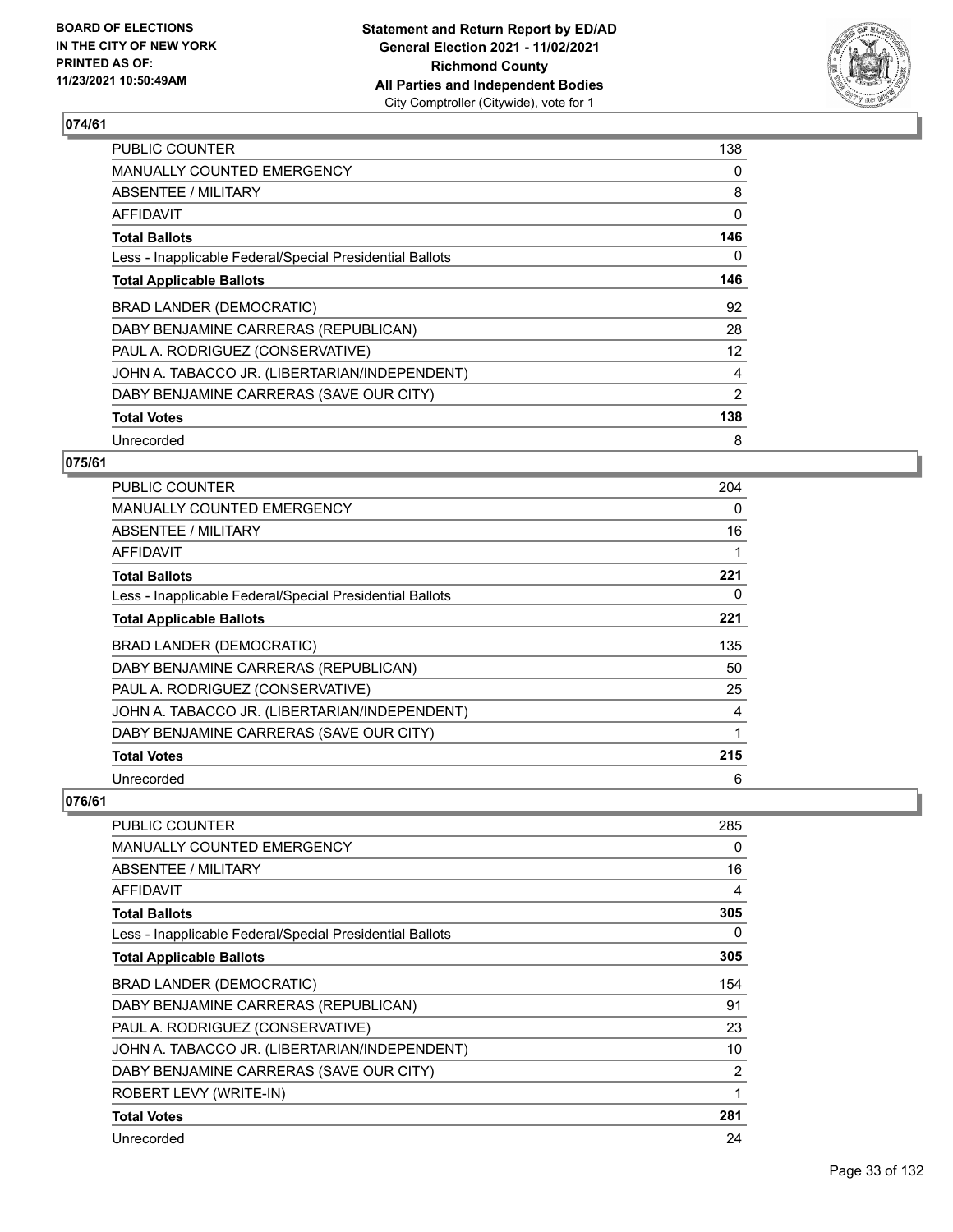## 074/61

| | |
|---|---|
| PUBLIC COUNTER | 138 |
| MANUALLY COUNTED EMERGENCY | 0 |
| ABSENTEE / MILITARY | 8 |
| AFFIDAVIT | 0 |
| **Total Ballots** | **146** |
| Less - Inapplicable Federal/Special Presidential Ballots | 0 |
| **Total Applicable Ballots** | **146** |
| BRAD LANDER (DEMOCRATIC) | 92 |
| DABY BENJAMINE CARRERAS (REPUBLICAN) | 28 |
| PAUL A. RODRIGUEZ (CONSERVATIVE) | 12 |
| JOHN A. TABACCO JR. (LIBERTARIAN/INDEPENDENT) | 4 |
| DABY BENJAMINE CARRERAS (SAVE OUR CITY) | 2 |
| **Total Votes** | **138** |
| Unrecorded | 8 |

## 075/61

| | |
|---|---|
| PUBLIC COUNTER | 204 |
| MANUALLY COUNTED EMERGENCY | 0 |
| ABSENTEE / MILITARY | 16 |
| AFFIDAVIT | 1 |
| **Total Ballots** | **221** |
| Less - Inapplicable Federal/Special Presidential Ballots | 0 |
| **Total Applicable Ballots** | **221** |
| BRAD LANDER (DEMOCRATIC) | 135 |
| DABY BENJAMINE CARRERAS (REPUBLICAN) | 50 |
| PAUL A. RODRIGUEZ (CONSERVATIVE) | 25 |
| JOHN A. TABACCO JR. (LIBERTARIAN/INDEPENDENT) | 4 |
| DABY BENJAMINE CARRERAS (SAVE OUR CITY) | 1 |
| **Total Votes** | **215** |
| Unrecorded | 6 |

## 076/61

| | |
|---|---|
| PUBLIC COUNTER | 285 |
| MANUALLY COUNTED EMERGENCY | 0 |
| ABSENTEE / MILITARY | 16 |
| AFFIDAVIT | 4 |
| **Total Ballots** | **305** |
| Less - Inapplicable Federal/Special Presidential Ballots | 0 |
| **Total Applicable Ballots** | **305** |
| BRAD LANDER (DEMOCRATIC) | 154 |
| DABY BENJAMINE CARRERAS (REPUBLICAN) | 91 |
| PAUL A. RODRIGUEZ (CONSERVATIVE) | 23 |
| JOHN A. TABACCO JR. (LIBERTARIAN/INDEPENDENT) | 10 |
| DABY BENJAMINE CARRERAS (SAVE OUR CITY) | 2 |
| ROBERT LEVY (WRITE-IN) | 1 |
| **Total Votes** | **281** |
| Unrecorded | 24 |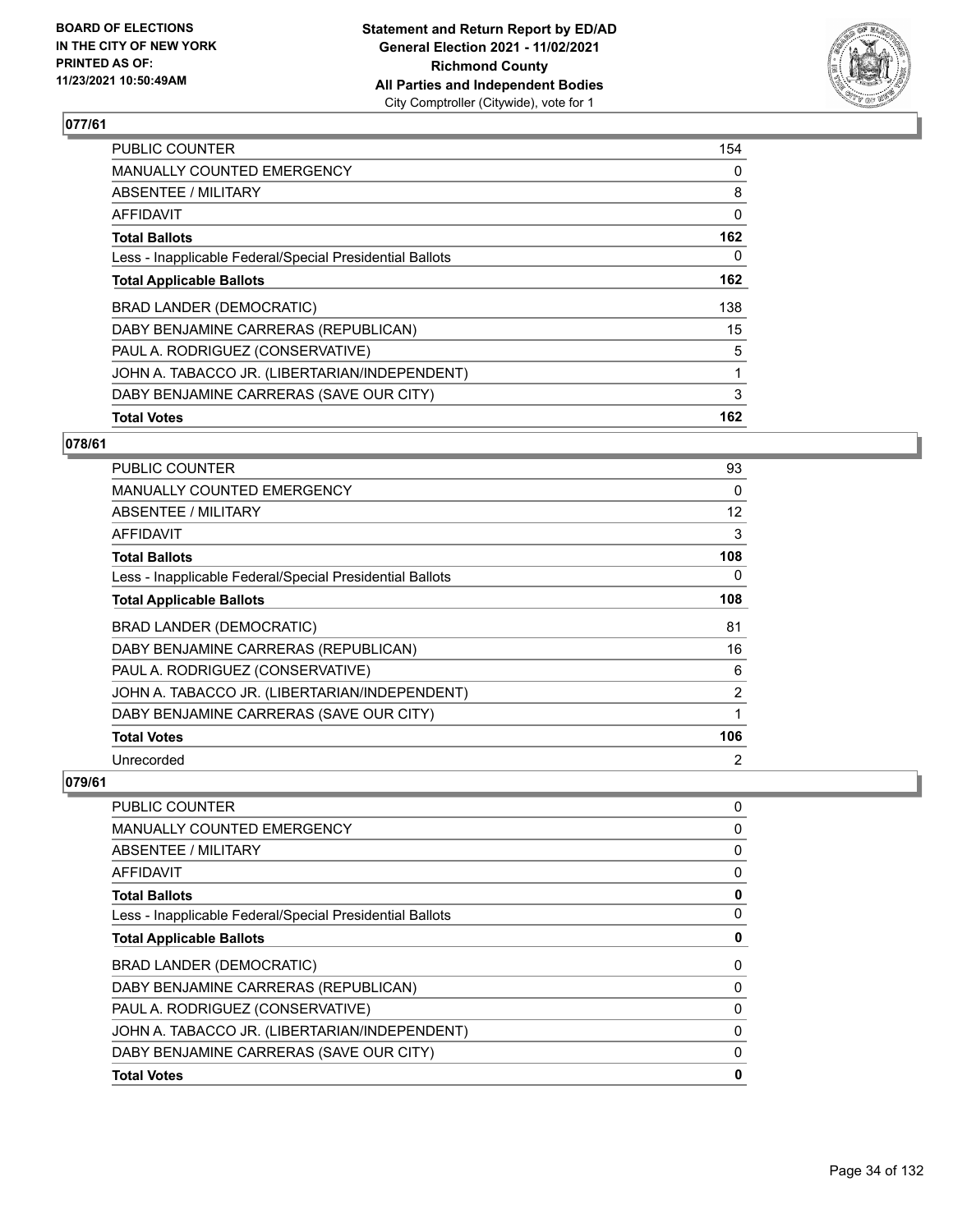## 077/61

| | |
|---|---|
| PUBLIC COUNTER | 154 |
| MANUALLY COUNTED EMERGENCY | 0 |
| ABSENTEE / MILITARY | 8 |
| AFFIDAVIT | 0 |
| **Total Ballots** | **162** |
| Less - Inapplicable Federal/Special Presidential Ballots | 0 |
| **Total Applicable Ballots** | **162** |
| BRAD LANDER (DEMOCRATIC) | 138 |
| DABY BENJAMINE CARRERAS (REPUBLICAN) | 15 |
| PAUL A. RODRIGUEZ (CONSERVATIVE) | 5 |
| JOHN A. TABACCO JR. (LIBERTARIAN/INDEPENDENT) | 1 |
| DABY BENJAMINE CARRERAS (SAVE OUR CITY) | 3 |
| **Total Votes** | **162** |

## 078/61

| | |
|---|---|
| PUBLIC COUNTER | 93 |
| MANUALLY COUNTED EMERGENCY | 0 |
| ABSENTEE / MILITARY | 12 |
| AFFIDAVIT | 3 |
| **Total Ballots** | **108** |
| Less - Inapplicable Federal/Special Presidential Ballots | 0 |
| **Total Applicable Ballots** | **108** |
| BRAD LANDER (DEMOCRATIC) | 81 |
| DABY BENJAMINE CARRERAS (REPUBLICAN) | 16 |
| PAUL A. RODRIGUEZ (CONSERVATIVE) | 6 |
| JOHN A. TABACCO JR. (LIBERTARIAN/INDEPENDENT) | 2 |
| DABY BENJAMINE CARRERAS (SAVE OUR CITY) | 1 |
| **Total Votes** | **106** |
| Unrecorded | 2 |

## 079/61

| | |
|---|---|
| PUBLIC COUNTER | 0 |
| MANUALLY COUNTED EMERGENCY | 0 |
| ABSENTEE / MILITARY | 0 |
| AFFIDAVIT | 0 |
| **Total Ballots** | **0** |
| Less - Inapplicable Federal/Special Presidential Ballots | 0 |
| **Total Applicable Ballots** | **0** |
| BRAD LANDER (DEMOCRATIC) | 0 |
| DABY BENJAMINE CARRERAS (REPUBLICAN) | 0 |
| PAUL A. RODRIGUEZ (CONSERVATIVE) | 0 |
| JOHN A. TABACCO JR. (LIBERTARIAN/INDEPENDENT) | 0 |
| DABY BENJAMINE CARRERAS (SAVE OUR CITY) | 0 |
| **Total Votes** | **0** |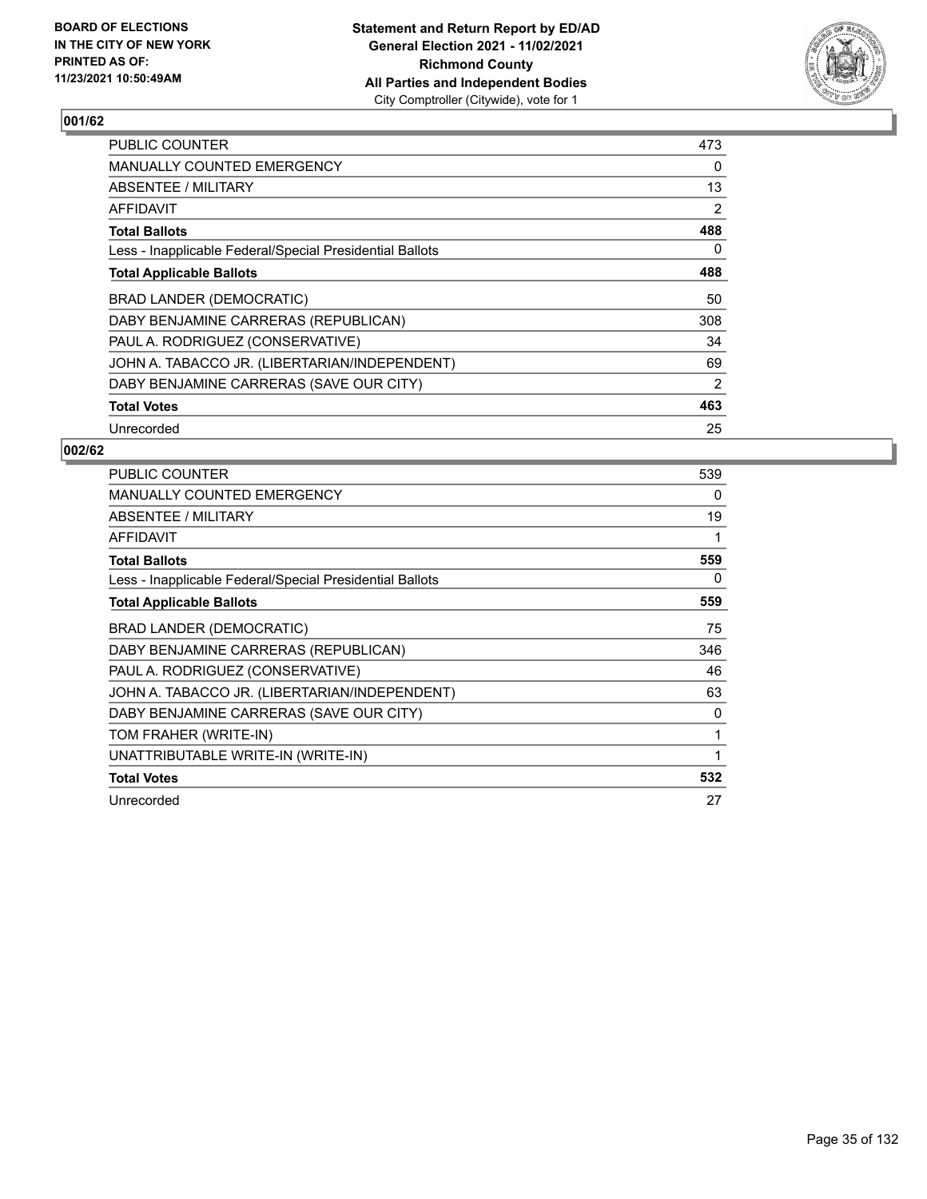**BOARD OF ELECTIONS IN THE CITY OF NEW YORK PRINTED AS OF: 11/23/2021 10:50:49AM**

**Statement and Return Report by ED/AD General Election 2021 - 11/02/2021 Richmond County All Parties and Independent Bodies**
City Comptroller (Citywide), vote for 1

## 001/62

| | |
|---|---|
| PUBLIC COUNTER | 473 |
| MANUALLY COUNTED EMERGENCY | 0 |
| ABSENTEE / MILITARY | 13 |
| AFFIDAVIT | 2 |
| **Total Ballots** | **488** |
| Less - Inapplicable Federal/Special Presidential Ballots | 0 |
| **Total Applicable Ballots** | **488** |
| BRAD LANDER (DEMOCRATIC) | 50 |
| DABY BENJAMINE CARRERAS (REPUBLICAN) | 308 |
| PAUL A. RODRIGUEZ (CONSERVATIVE) | 34 |
| JOHN A. TABACCO JR. (LIBERTARIAN/INDEPENDENT) | 69 |
| DABY BENJAMINE CARRERAS (SAVE OUR CITY) | 2 |
| **Total Votes** | **463** |
| Unrecorded | 25 |

## 002/62

| | |
|---|---|
| PUBLIC COUNTER | 539 |
| MANUALLY COUNTED EMERGENCY | 0 |
| ABSENTEE / MILITARY | 19 |
| AFFIDAVIT | 1 |
| **Total Ballots** | **559** |
| Less - Inapplicable Federal/Special Presidential Ballots | 0 |
| **Total Applicable Ballots** | **559** |
| BRAD LANDER (DEMOCRATIC) | 75 |
| DABY BENJAMINE CARRERAS (REPUBLICAN) | 346 |
| PAUL A. RODRIGUEZ (CONSERVATIVE) | 46 |
| JOHN A. TABACCO JR. (LIBERTARIAN/INDEPENDENT) | 63 |
| DABY BENJAMINE CARRERAS (SAVE OUR CITY) | 0 |
| TOM FRAHER (WRITE-IN) | 1 |
| UNATTRIBUTABLE WRITE-IN (WRITE-IN) | 1 |
| **Total Votes** | **532** |
| Unrecorded | 27 |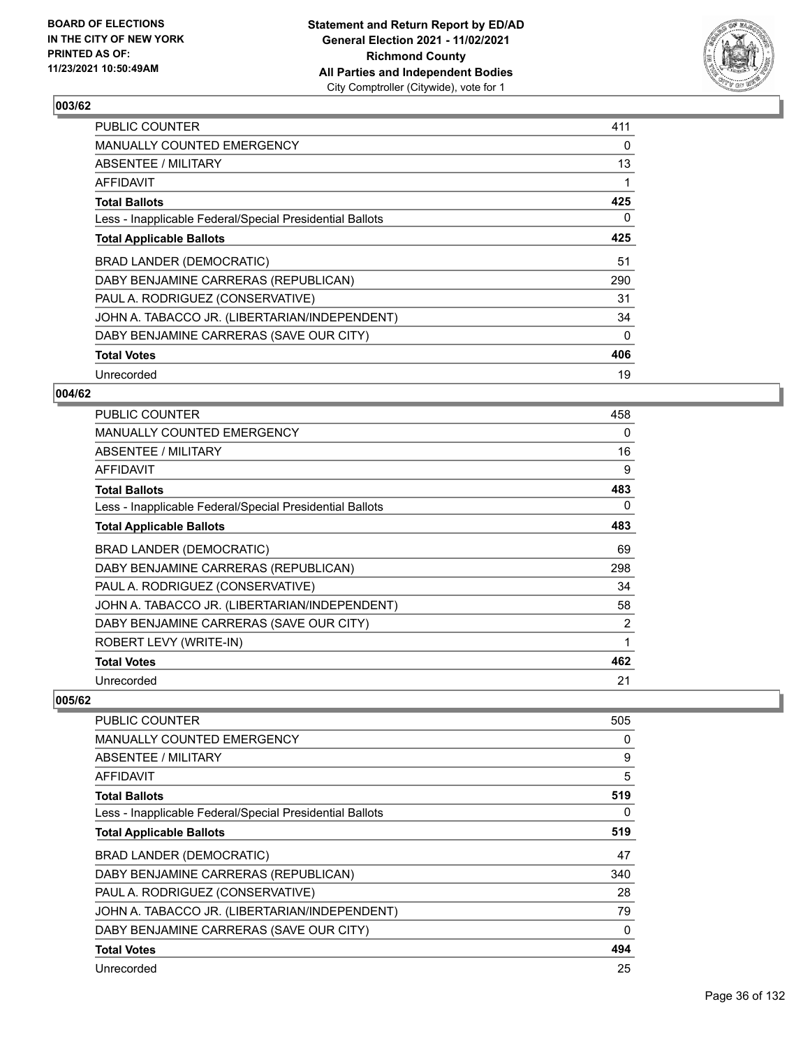## 003/62

| | |
|---|---|
| PUBLIC COUNTER | 411 |
| MANUALLY COUNTED EMERGENCY | 0 |
| ABSENTEE / MILITARY | 13 |
| AFFIDAVIT | 1 |
| **Total Ballots** | **425** |
| Less - Inapplicable Federal/Special Presidential Ballots | 0 |
| **Total Applicable Ballots** | **425** |
| BRAD LANDER (DEMOCRATIC) | 51 |
| DABY BENJAMINE CARRERAS (REPUBLICAN) | 290 |
| PAUL A. RODRIGUEZ (CONSERVATIVE) | 31 |
| JOHN A. TABACCO JR. (LIBERTARIAN/INDEPENDENT) | 34 |
| DABY BENJAMINE CARRERAS (SAVE OUR CITY) | 0 |
| **Total Votes** | **406** |
| Unrecorded | 19 |

## 004/62

| | |
|---|---|
| PUBLIC COUNTER | 458 |
| MANUALLY COUNTED EMERGENCY | 0 |
| ABSENTEE / MILITARY | 16 |
| AFFIDAVIT | 9 |
| **Total Ballots** | **483** |
| Less - Inapplicable Federal/Special Presidential Ballots | 0 |
| **Total Applicable Ballots** | **483** |
| BRAD LANDER (DEMOCRATIC) | 69 |
| DABY BENJAMINE CARRERAS (REPUBLICAN) | 298 |
| PAUL A. RODRIGUEZ (CONSERVATIVE) | 34 |
| JOHN A. TABACCO JR. (LIBERTARIAN/INDEPENDENT) | 58 |
| DABY BENJAMINE CARRERAS (SAVE OUR CITY) | 2 |
| ROBERT LEVY (WRITE-IN) | 1 |
| **Total Votes** | **462** |
| Unrecorded | 21 |

## 005/62

| | |
|---|---|
| PUBLIC COUNTER | 505 |
| MANUALLY COUNTED EMERGENCY | 0 |
| ABSENTEE / MILITARY | 9 |
| AFFIDAVIT | 5 |
| **Total Ballots** | **519** |
| Less - Inapplicable Federal/Special Presidential Ballots | 0 |
| **Total Applicable Ballots** | **519** |
| BRAD LANDER (DEMOCRATIC) | 47 |
| DABY BENJAMINE CARRERAS (REPUBLICAN) | 340 |
| PAUL A. RODRIGUEZ (CONSERVATIVE) | 28 |
| JOHN A. TABACCO JR. (LIBERTARIAN/INDEPENDENT) | 79 |
| DABY BENJAMINE CARRERAS (SAVE OUR CITY) | 0 |
| **Total Votes** | **494** |
| Unrecorded | 25 |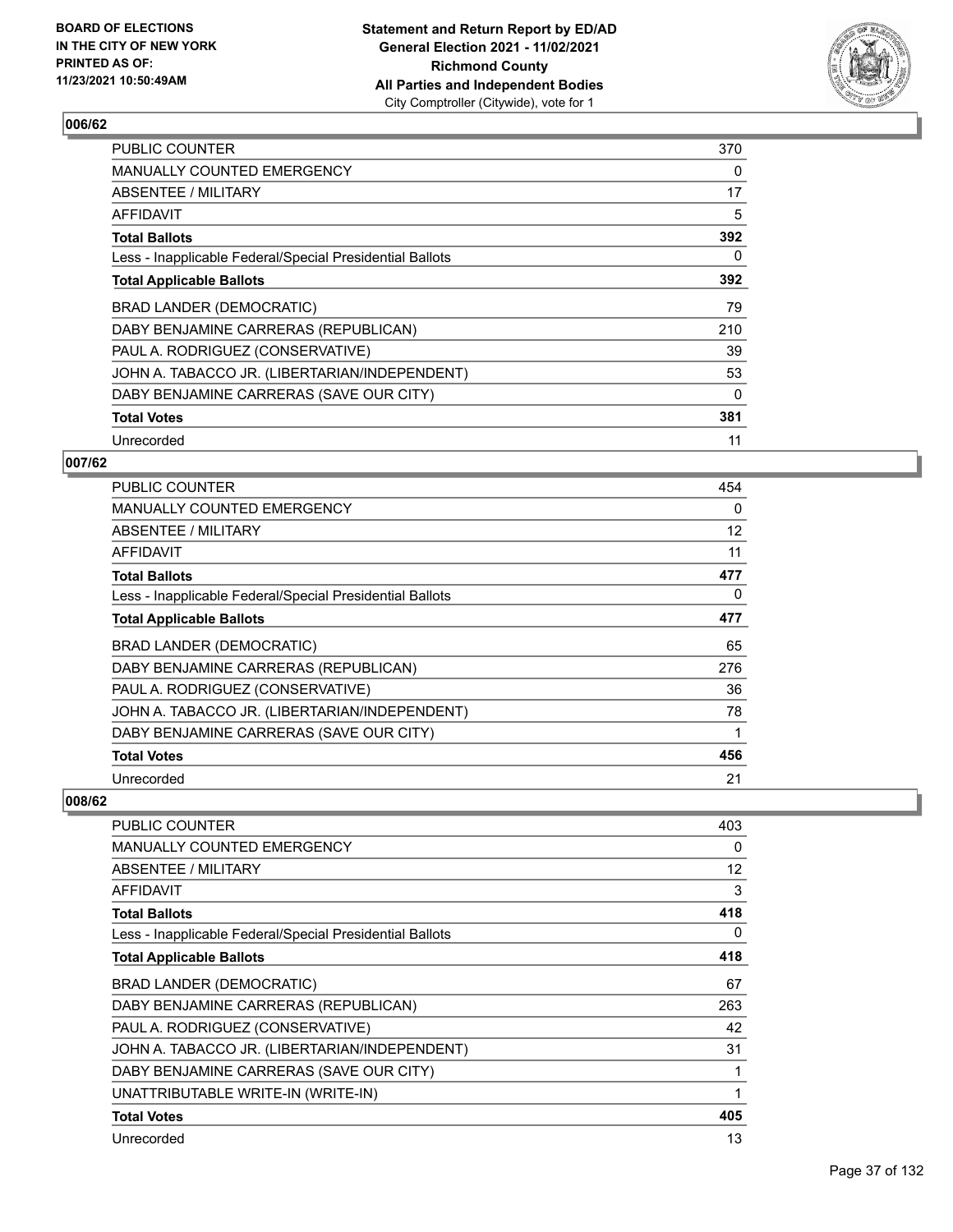### 006/62

| | |
|---|---|
| PUBLIC COUNTER | 370 |
| MANUALLY COUNTED EMERGENCY | 0 |
| ABSENTEE / MILITARY | 17 |
| AFFIDAVIT | 5 |
| **Total Ballots** | **392** |
| Less - Inapplicable Federal/Special Presidential Ballots | 0 |
| **Total Applicable Ballots** | **392** |
| BRAD LANDER (DEMOCRATIC) | 79 |
| DABY BENJAMINE CARRERAS (REPUBLICAN) | 210 |
| PAUL A. RODRIGUEZ (CONSERVATIVE) | 39 |
| JOHN A. TABACCO JR. (LIBERTARIAN/INDEPENDENT) | 53 |
| DABY BENJAMINE CARRERAS (SAVE OUR CITY) | 0 |
| **Total Votes** | **381** |
| Unrecorded | 11 |

### 007/62

| | |
|---|---|
| PUBLIC COUNTER | 454 |
| MANUALLY COUNTED EMERGENCY | 0 |
| ABSENTEE / MILITARY | 12 |
| AFFIDAVIT | 11 |
| **Total Ballots** | **477** |
| Less - Inapplicable Federal/Special Presidential Ballots | 0 |
| **Total Applicable Ballots** | **477** |
| BRAD LANDER (DEMOCRATIC) | 65 |
| DABY BENJAMINE CARRERAS (REPUBLICAN) | 276 |
| PAUL A. RODRIGUEZ (CONSERVATIVE) | 36 |
| JOHN A. TABACCO JR. (LIBERTARIAN/INDEPENDENT) | 78 |
| DABY BENJAMINE CARRERAS (SAVE OUR CITY) | 1 |
| **Total Votes** | **456** |
| Unrecorded | 21 |

### 008/62

| | |
|---|---|
| PUBLIC COUNTER | 403 |
| MANUALLY COUNTED EMERGENCY | 0 |
| ABSENTEE / MILITARY | 12 |
| AFFIDAVIT | 3 |
| **Total Ballots** | **418** |
| Less - Inapplicable Federal/Special Presidential Ballots | 0 |
| **Total Applicable Ballots** | **418** |
| BRAD LANDER (DEMOCRATIC) | 67 |
| DABY BENJAMINE CARRERAS (REPUBLICAN) | 263 |
| PAUL A. RODRIGUEZ (CONSERVATIVE) | 42 |
| JOHN A. TABACCO JR. (LIBERTARIAN/INDEPENDENT) | 31 |
| DABY BENJAMINE CARRERAS (SAVE OUR CITY) | 1 |
| UNATTRIBUTABLE WRITE-IN (WRITE-IN) | 1 |
| **Total Votes** | **405** |
| Unrecorded | 13 |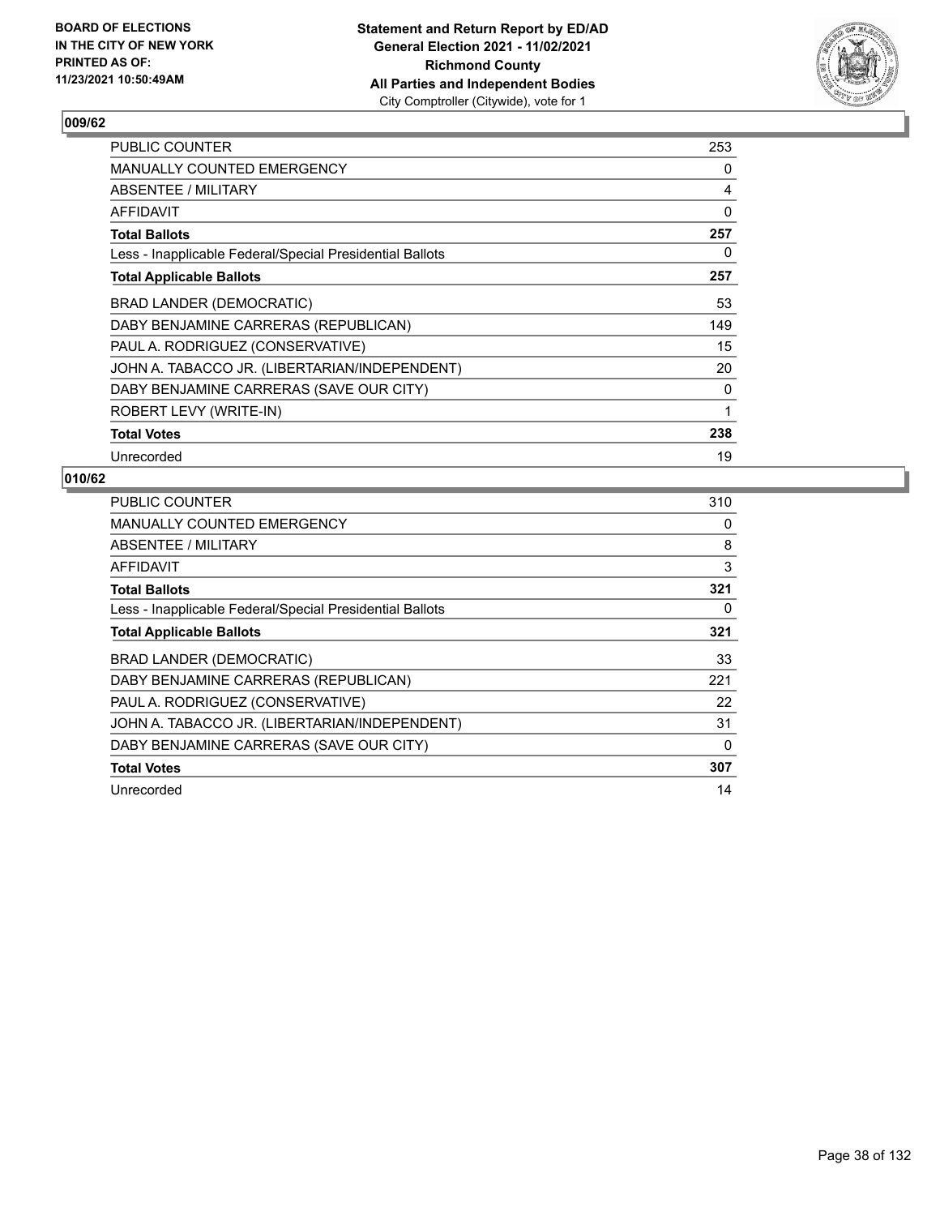**BOARD OF ELECTIONS IN THE CITY OF NEW YORK PRINTED AS OF: 11/23/2021 10:50:49AM**

**Statement and Return Report by ED/AD General Election 2021 - 11/02/2021 Richmond County All Parties and Independent Bodies**
City Comptroller (Citywide), vote for 1

## 009/62

| | |
|---|---|
| PUBLIC COUNTER | 253 |
| MANUALLY COUNTED EMERGENCY | 0 |
| ABSENTEE / MILITARY | 4 |
| AFFIDAVIT | 0 |
| **Total Ballots** | **257** |
| Less - Inapplicable Federal/Special Presidential Ballots | 0 |
| **Total Applicable Ballots** | **257** |
| BRAD LANDER (DEMOCRATIC) | 53 |
| DABY BENJAMINE CARRERAS (REPUBLICAN) | 149 |
| PAUL A. RODRIGUEZ (CONSERVATIVE) | 15 |
| JOHN A. TABACCO JR. (LIBERTARIAN/INDEPENDENT) | 20 |
| DABY BENJAMINE CARRERAS (SAVE OUR CITY) | 0 |
| ROBERT LEVY (WRITE-IN) | 1 |
| **Total Votes** | **238** |
| Unrecorded | 19 |

## 010/62

| | |
|---|---|
| PUBLIC COUNTER | 310 |
| MANUALLY COUNTED EMERGENCY | 0 |
| ABSENTEE / MILITARY | 8 |
| AFFIDAVIT | 3 |
| **Total Ballots** | **321** |
| Less - Inapplicable Federal/Special Presidential Ballots | 0 |
| **Total Applicable Ballots** | **321** |
| BRAD LANDER (DEMOCRATIC) | 33 |
| DABY BENJAMINE CARRERAS (REPUBLICAN) | 221 |
| PAUL A. RODRIGUEZ (CONSERVATIVE) | 22 |
| JOHN A. TABACCO JR. (LIBERTARIAN/INDEPENDENT) | 31 |
| DABY BENJAMINE CARRERAS (SAVE OUR CITY) | 0 |
| **Total Votes** | **307** |
| Unrecorded | 14 |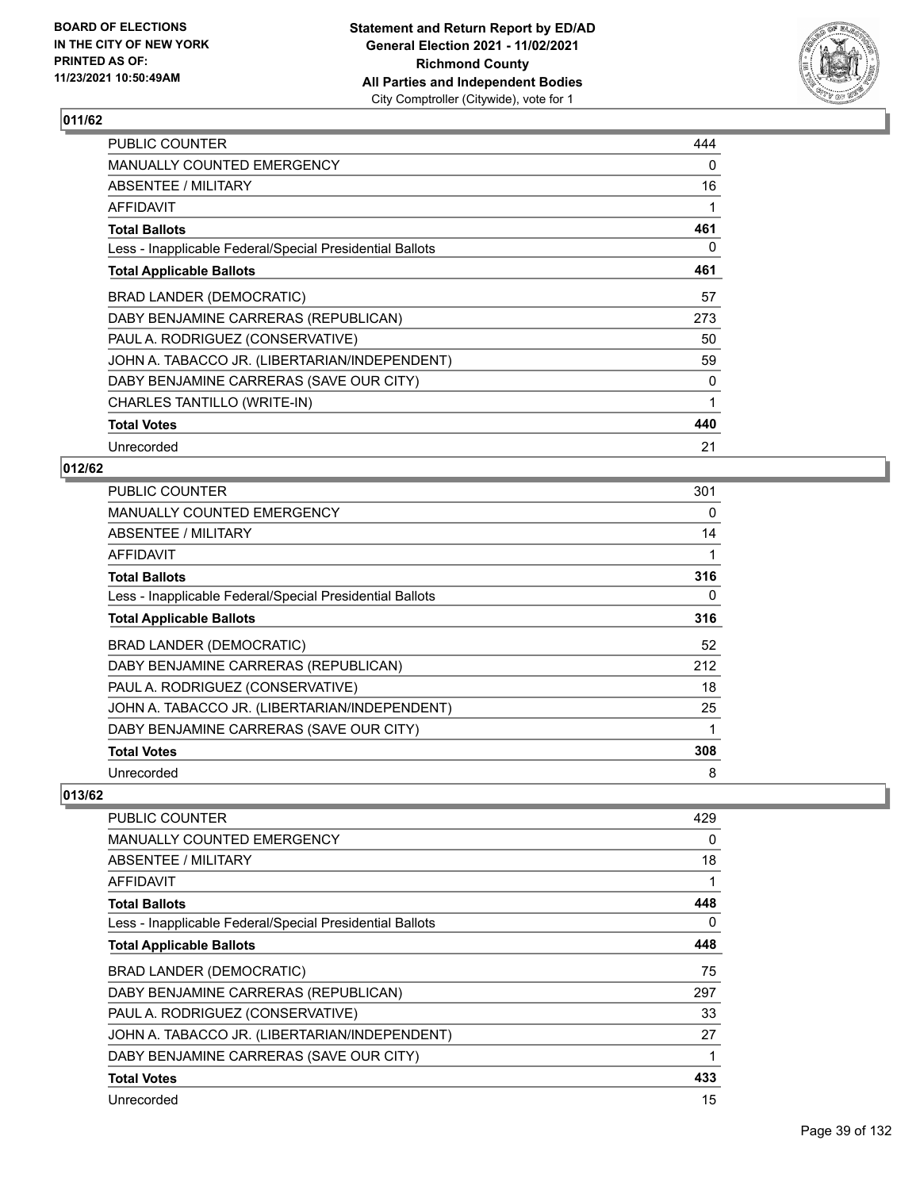### 011/62

| | |
|---|---|
| PUBLIC COUNTER | 444 |
| MANUALLY COUNTED EMERGENCY | 0 |
| ABSENTEE / MILITARY | 16 |
| AFFIDAVIT | 1 |
| **Total Ballots** | **461** |
| Less - Inapplicable Federal/Special Presidential Ballots | 0 |
| **Total Applicable Ballots** | **461** |
| BRAD LANDER (DEMOCRATIC) | 57 |
| DABY BENJAMINE CARRERAS (REPUBLICAN) | 273 |
| PAUL A. RODRIGUEZ (CONSERVATIVE) | 50 |
| JOHN A. TABACCO JR. (LIBERTARIAN/INDEPENDENT) | 59 |
| DABY BENJAMINE CARRERAS (SAVE OUR CITY) | 0 |
| CHARLES TANTILLO (WRITE-IN) | 1 |
| **Total Votes** | **440** |
| Unrecorded | 21 |

### 012/62

| | |
|---|---|
| PUBLIC COUNTER | 301 |
| MANUALLY COUNTED EMERGENCY | 0 |
| ABSENTEE / MILITARY | 14 |
| AFFIDAVIT | 1 |
| **Total Ballots** | **316** |
| Less - Inapplicable Federal/Special Presidential Ballots | 0 |
| **Total Applicable Ballots** | **316** |
| BRAD LANDER (DEMOCRATIC) | 52 |
| DABY BENJAMINE CARRERAS (REPUBLICAN) | 212 |
| PAUL A. RODRIGUEZ (CONSERVATIVE) | 18 |
| JOHN A. TABACCO JR. (LIBERTARIAN/INDEPENDENT) | 25 |
| DABY BENJAMINE CARRERAS (SAVE OUR CITY) | 1 |
| **Total Votes** | **308** |
| Unrecorded | 8 |

### 013/62

| | |
|---|---|
| PUBLIC COUNTER | 429 |
| MANUALLY COUNTED EMERGENCY | 0 |
| ABSENTEE / MILITARY | 18 |
| AFFIDAVIT | 1 |
| **Total Ballots** | **448** |
| Less - Inapplicable Federal/Special Presidential Ballots | 0 |
| **Total Applicable Ballots** | **448** |
| BRAD LANDER (DEMOCRATIC) | 75 |
| DABY BENJAMINE CARRERAS (REPUBLICAN) | 297 |
| PAUL A. RODRIGUEZ (CONSERVATIVE) | 33 |
| JOHN A. TABACCO JR. (LIBERTARIAN/INDEPENDENT) | 27 |
| DABY BENJAMINE CARRERAS (SAVE OUR CITY) | 1 |
| **Total Votes** | **433** |
| Unrecorded | 15 |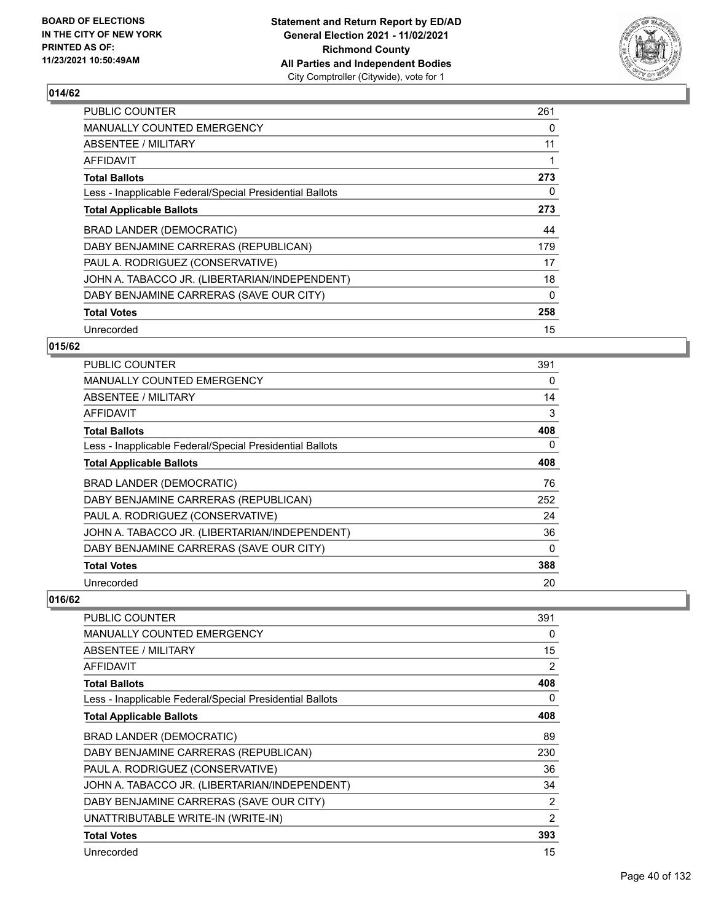## 014/62

| | |
|---|---|
| PUBLIC COUNTER | 261 |
| MANUALLY COUNTED EMERGENCY | 0 |
| ABSENTEE / MILITARY | 11 |
| AFFIDAVIT | 1 |
| **Total Ballots** | **273** |
| Less - Inapplicable Federal/Special Presidential Ballots | 0 |
| **Total Applicable Ballots** | **273** |
| BRAD LANDER (DEMOCRATIC) | 44 |
| DABY BENJAMINE CARRERAS (REPUBLICAN) | 179 |
| PAUL A. RODRIGUEZ (CONSERVATIVE) | 17 |
| JOHN A. TABACCO JR. (LIBERTARIAN/INDEPENDENT) | 18 |
| DABY BENJAMINE CARRERAS (SAVE OUR CITY) | 0 |
| **Total Votes** | **258** |
| Unrecorded | 15 |

## 015/62

| | |
|---|---|
| PUBLIC COUNTER | 391 |
| MANUALLY COUNTED EMERGENCY | 0 |
| ABSENTEE / MILITARY | 14 |
| AFFIDAVIT | 3 |
| **Total Ballots** | **408** |
| Less - Inapplicable Federal/Special Presidential Ballots | 0 |
| **Total Applicable Ballots** | **408** |
| BRAD LANDER (DEMOCRATIC) | 76 |
| DABY BENJAMINE CARRERAS (REPUBLICAN) | 252 |
| PAUL A. RODRIGUEZ (CONSERVATIVE) | 24 |
| JOHN A. TABACCO JR. (LIBERTARIAN/INDEPENDENT) | 36 |
| DABY BENJAMINE CARRERAS (SAVE OUR CITY) | 0 |
| **Total Votes** | **388** |
| Unrecorded | 20 |

## 016/62

| | |
|---|---|
| PUBLIC COUNTER | 391 |
| MANUALLY COUNTED EMERGENCY | 0 |
| ABSENTEE / MILITARY | 15 |
| AFFIDAVIT | 2 |
| **Total Ballots** | **408** |
| Less - Inapplicable Federal/Special Presidential Ballots | 0 |
| **Total Applicable Ballots** | **408** |
| BRAD LANDER (DEMOCRATIC) | 89 |
| DABY BENJAMINE CARRERAS (REPUBLICAN) | 230 |
| PAUL A. RODRIGUEZ (CONSERVATIVE) | 36 |
| JOHN A. TABACCO JR. (LIBERTARIAN/INDEPENDENT) | 34 |
| DABY BENJAMINE CARRERAS (SAVE OUR CITY) | 2 |
| UNATTRIBUTABLE WRITE-IN (WRITE-IN) | 2 |
| **Total Votes** | **393** |
| Unrecorded | 15 |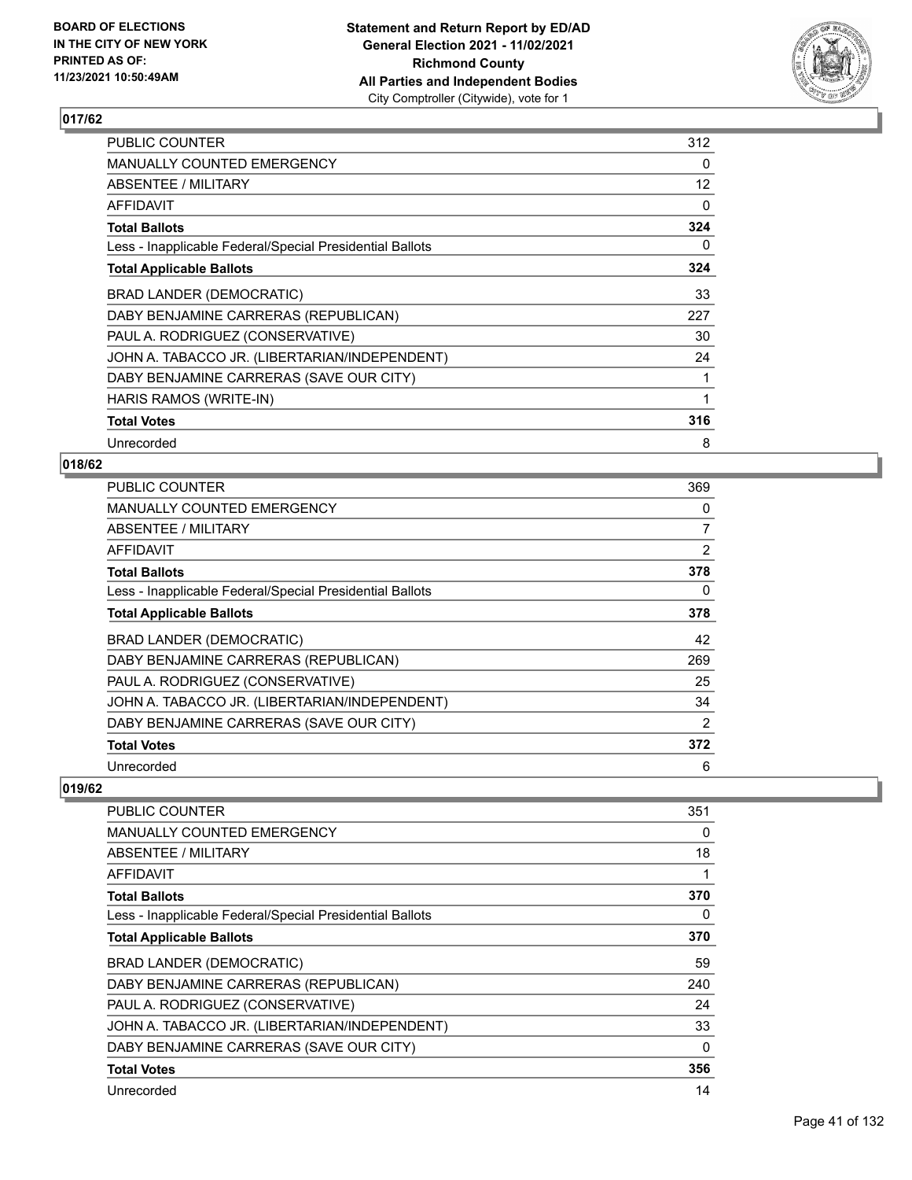**BOARD OF ELECTIONS IN THE CITY OF NEW YORK PRINTED AS OF: 11/23/2021 10:50:49AM**

**Statement and Return Report by ED/AD**
**General Election 2021 - 11/02/2021**
**Richmond County**
**All Parties and Independent Bodies**
City Comptroller (Citywide), vote for 1

## 017/62

| | |
|---|---|
| PUBLIC COUNTER | 312 |
| MANUALLY COUNTED EMERGENCY | 0 |
| ABSENTEE / MILITARY | 12 |
| AFFIDAVIT | 0 |
| **Total Ballots** | **324** |
| Less - Inapplicable Federal/Special Presidential Ballots | 0 |
| **Total Applicable Ballots** | **324** |
| BRAD LANDER (DEMOCRATIC) | 33 |
| DABY BENJAMINE CARRERAS (REPUBLICAN) | 227 |
| PAUL A. RODRIGUEZ (CONSERVATIVE) | 30 |
| JOHN A. TABACCO JR. (LIBERTARIAN/INDEPENDENT) | 24 |
| DABY BENJAMINE CARRERAS (SAVE OUR CITY) | 1 |
| HARIS RAMOS (WRITE-IN) | 1 |
| **Total Votes** | **316** |
| Unrecorded | 8 |

## 018/62

| | |
|---|---|
| PUBLIC COUNTER | 369 |
| MANUALLY COUNTED EMERGENCY | 0 |
| ABSENTEE / MILITARY | 7 |
| AFFIDAVIT | 2 |
| **Total Ballots** | **378** |
| Less - Inapplicable Federal/Special Presidential Ballots | 0 |
| **Total Applicable Ballots** | **378** |
| BRAD LANDER (DEMOCRATIC) | 42 |
| DABY BENJAMINE CARRERAS (REPUBLICAN) | 269 |
| PAUL A. RODRIGUEZ (CONSERVATIVE) | 25 |
| JOHN A. TABACCO JR. (LIBERTARIAN/INDEPENDENT) | 34 |
| DABY BENJAMINE CARRERAS (SAVE OUR CITY) | 2 |
| **Total Votes** | **372** |
| Unrecorded | 6 |

## 019/62

| | |
|---|---|
| PUBLIC COUNTER | 351 |
| MANUALLY COUNTED EMERGENCY | 0 |
| ABSENTEE / MILITARY | 18 |
| AFFIDAVIT | 1 |
| **Total Ballots** | **370** |
| Less - Inapplicable Federal/Special Presidential Ballots | 0 |
| **Total Applicable Ballots** | **370** |
| BRAD LANDER (DEMOCRATIC) | 59 |
| DABY BENJAMINE CARRERAS (REPUBLICAN) | 240 |
| PAUL A. RODRIGUEZ (CONSERVATIVE) | 24 |
| JOHN A. TABACCO JR. (LIBERTARIAN/INDEPENDENT) | 33 |
| DABY BENJAMINE CARRERAS (SAVE OUR CITY) | 0 |
| **Total Votes** | **356** |
| Unrecorded | 14 |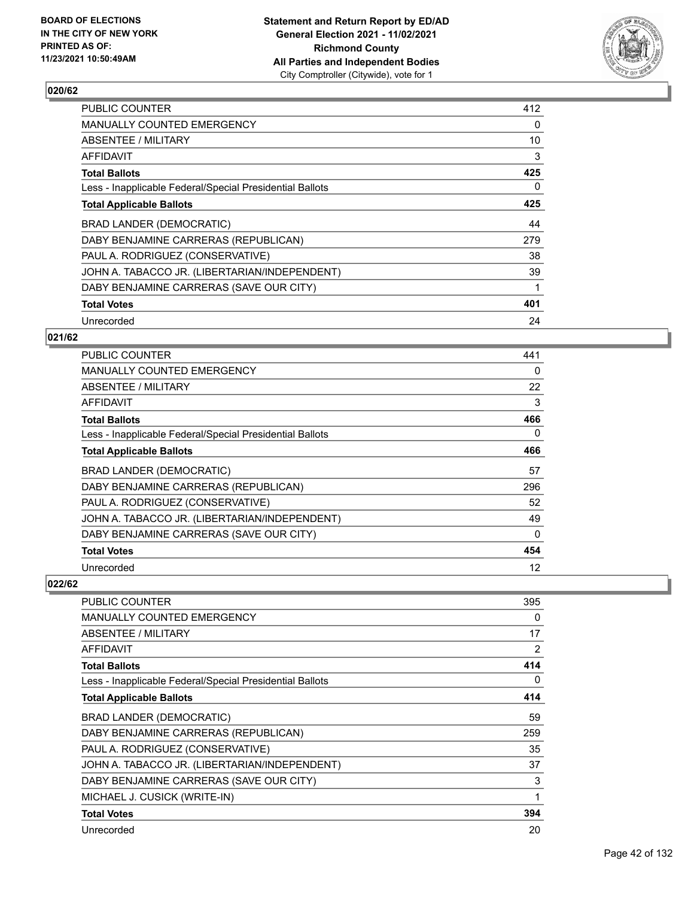## 020/62

| | |
|---|---|
| PUBLIC COUNTER | 412 |
| MANUALLY COUNTED EMERGENCY | 0 |
| ABSENTEE / MILITARY | 10 |
| AFFIDAVIT | 3 |
| **Total Ballots** | **425** |
| Less - Inapplicable Federal/Special Presidential Ballots | 0 |
| **Total Applicable Ballots** | **425** |
| BRAD LANDER (DEMOCRATIC) | 44 |
| DABY BENJAMINE CARRERAS (REPUBLICAN) | 279 |
| PAUL A. RODRIGUEZ (CONSERVATIVE) | 38 |
| JOHN A. TABACCO JR. (LIBERTARIAN/INDEPENDENT) | 39 |
| DABY BENJAMINE CARRERAS (SAVE OUR CITY) | 1 |
| **Total Votes** | **401** |
| Unrecorded | 24 |

## 021/62

| | |
|---|---|
| PUBLIC COUNTER | 441 |
| MANUALLY COUNTED EMERGENCY | 0 |
| ABSENTEE / MILITARY | 22 |
| AFFIDAVIT | 3 |
| **Total Ballots** | **466** |
| Less - Inapplicable Federal/Special Presidential Ballots | 0 |
| **Total Applicable Ballots** | **466** |
| BRAD LANDER (DEMOCRATIC) | 57 |
| DABY BENJAMINE CARRERAS (REPUBLICAN) | 296 |
| PAUL A. RODRIGUEZ (CONSERVATIVE) | 52 |
| JOHN A. TABACCO JR. (LIBERTARIAN/INDEPENDENT) | 49 |
| DABY BENJAMINE CARRERAS (SAVE OUR CITY) | 0 |
| **Total Votes** | **454** |
| Unrecorded | 12 |

## 022/62

| | |
|---|---|
| PUBLIC COUNTER | 395 |
| MANUALLY COUNTED EMERGENCY | 0 |
| ABSENTEE / MILITARY | 17 |
| AFFIDAVIT | 2 |
| **Total Ballots** | **414** |
| Less - Inapplicable Federal/Special Presidential Ballots | 0 |
| **Total Applicable Ballots** | **414** |
| BRAD LANDER (DEMOCRATIC) | 59 |
| DABY BENJAMINE CARRERAS (REPUBLICAN) | 259 |
| PAUL A. RODRIGUEZ (CONSERVATIVE) | 35 |
| JOHN A. TABACCO JR. (LIBERTARIAN/INDEPENDENT) | 37 |
| DABY BENJAMINE CARRERAS (SAVE OUR CITY) | 3 |
| MICHAEL J. CUSICK (WRITE-IN) | 1 |
| **Total Votes** | **394** |
| Unrecorded | 20 |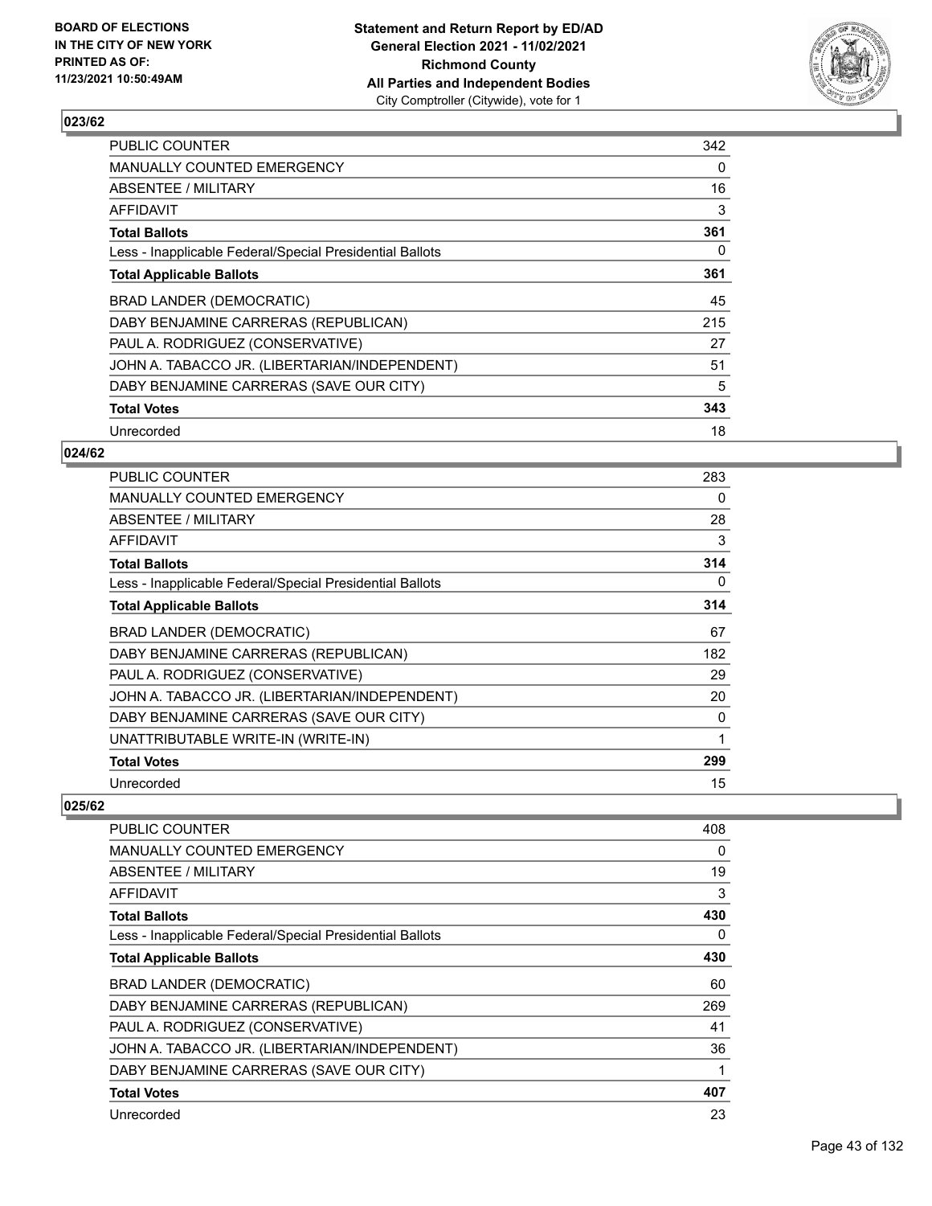## 023/62

| | |
|---|---|
| PUBLIC COUNTER | 342 |
| MANUALLY COUNTED EMERGENCY | 0 |
| ABSENTEE / MILITARY | 16 |
| AFFIDAVIT | 3 |
| **Total Ballots** | **361** |
| Less - Inapplicable Federal/Special Presidential Ballots | 0 |
| **Total Applicable Ballots** | **361** |
| BRAD LANDER (DEMOCRATIC) | 45 |
| DABY BENJAMINE CARRERAS (REPUBLICAN) | 215 |
| PAUL A. RODRIGUEZ (CONSERVATIVE) | 27 |
| JOHN A. TABACCO JR. (LIBERTARIAN/INDEPENDENT) | 51 |
| DABY BENJAMINE CARRERAS (SAVE OUR CITY) | 5 |
| **Total Votes** | **343** |
| Unrecorded | 18 |

## 024/62

| | |
|---|---|
| PUBLIC COUNTER | 283 |
| MANUALLY COUNTED EMERGENCY | 0 |
| ABSENTEE / MILITARY | 28 |
| AFFIDAVIT | 3 |
| **Total Ballots** | **314** |
| Less - Inapplicable Federal/Special Presidential Ballots | 0 |
| **Total Applicable Ballots** | **314** |
| BRAD LANDER (DEMOCRATIC) | 67 |
| DABY BENJAMINE CARRERAS (REPUBLICAN) | 182 |
| PAUL A. RODRIGUEZ (CONSERVATIVE) | 29 |
| JOHN A. TABACCO JR. (LIBERTARIAN/INDEPENDENT) | 20 |
| DABY BENJAMINE CARRERAS (SAVE OUR CITY) | 0 |
| UNATTRIBUTABLE WRITE-IN (WRITE-IN) | 1 |
| **Total Votes** | **299** |
| Unrecorded | 15 |

## 025/62

| | |
|---|---|
| PUBLIC COUNTER | 408 |
| MANUALLY COUNTED EMERGENCY | 0 |
| ABSENTEE / MILITARY | 19 |
| AFFIDAVIT | 3 |
| **Total Ballots** | **430** |
| Less - Inapplicable Federal/Special Presidential Ballots | 0 |
| **Total Applicable Ballots** | **430** |
| BRAD LANDER (DEMOCRATIC) | 60 |
| DABY BENJAMINE CARRERAS (REPUBLICAN) | 269 |
| PAUL A. RODRIGUEZ (CONSERVATIVE) | 41 |
| JOHN A. TABACCO JR. (LIBERTARIAN/INDEPENDENT) | 36 |
| DABY BENJAMINE CARRERAS (SAVE OUR CITY) | 1 |
| **Total Votes** | **407** |
| Unrecorded | 23 |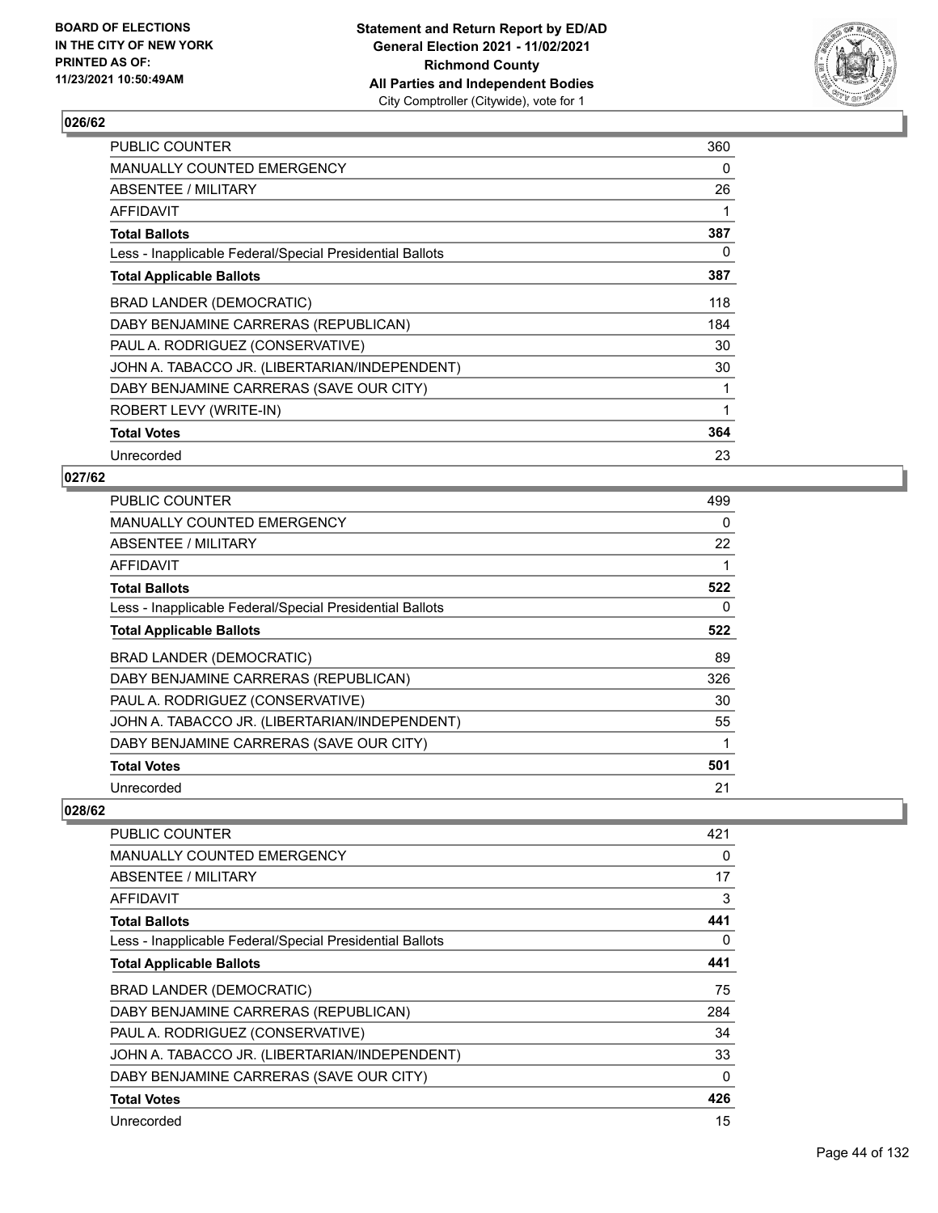## 026/62

| | |
|---|---|
| PUBLIC COUNTER | 360 |
| MANUALLY COUNTED EMERGENCY | 0 |
| ABSENTEE / MILITARY | 26 |
| AFFIDAVIT | 1 |
| **Total Ballots** | **387** |
| Less - Inapplicable Federal/Special Presidential Ballots | 0 |
| **Total Applicable Ballots** | **387** |
| BRAD LANDER (DEMOCRATIC) | 118 |
| DABY BENJAMINE CARRERAS (REPUBLICAN) | 184 |
| PAUL A. RODRIGUEZ (CONSERVATIVE) | 30 |
| JOHN A. TABACCO JR. (LIBERTARIAN/INDEPENDENT) | 30 |
| DABY BENJAMINE CARRERAS (SAVE OUR CITY) | 1 |
| ROBERT LEVY (WRITE-IN) | 1 |
| **Total Votes** | **364** |
| Unrecorded | 23 |

## 027/62

| | |
|---|---|
| PUBLIC COUNTER | 499 |
| MANUALLY COUNTED EMERGENCY | 0 |
| ABSENTEE / MILITARY | 22 |
| AFFIDAVIT | 1 |
| **Total Ballots** | **522** |
| Less - Inapplicable Federal/Special Presidential Ballots | 0 |
| **Total Applicable Ballots** | **522** |
| BRAD LANDER (DEMOCRATIC) | 89 |
| DABY BENJAMINE CARRERAS (REPUBLICAN) | 326 |
| PAUL A. RODRIGUEZ (CONSERVATIVE) | 30 |
| JOHN A. TABACCO JR. (LIBERTARIAN/INDEPENDENT) | 55 |
| DABY BENJAMINE CARRERAS (SAVE OUR CITY) | 1 |
| **Total Votes** | **501** |
| Unrecorded | 21 |

## 028/62

| | |
|---|---|
| PUBLIC COUNTER | 421 |
| MANUALLY COUNTED EMERGENCY | 0 |
| ABSENTEE / MILITARY | 17 |
| AFFIDAVIT | 3 |
| **Total Ballots** | **441** |
| Less - Inapplicable Federal/Special Presidential Ballots | 0 |
| **Total Applicable Ballots** | **441** |
| BRAD LANDER (DEMOCRATIC) | 75 |
| DABY BENJAMINE CARRERAS (REPUBLICAN) | 284 |
| PAUL A. RODRIGUEZ (CONSERVATIVE) | 34 |
| JOHN A. TABACCO JR. (LIBERTARIAN/INDEPENDENT) | 33 |
| DABY BENJAMINE CARRERAS (SAVE OUR CITY) | 0 |
| **Total Votes** | **426** |
| Unrecorded | 15 |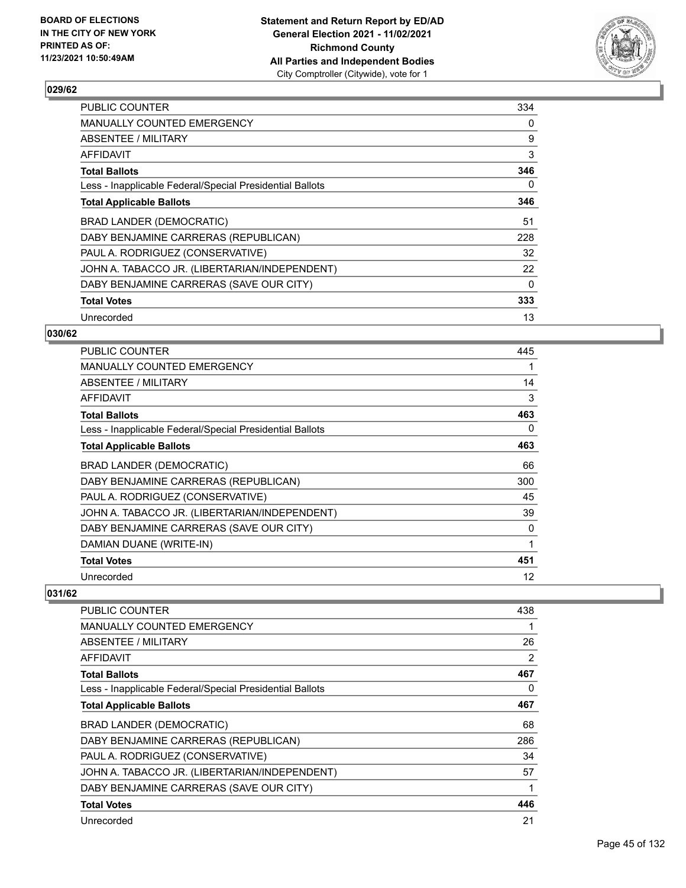**BOARD OF ELECTIONS IN THE CITY OF NEW YORK PRINTED AS OF: 11/23/2021 10:50:49AM**

**Statement and Return Report by ED/AD General Election 2021 - 11/02/2021 Richmond County All Parties and Independent Bodies** City Comptroller (Citywide), vote for 1

## 029/62

| | |
|---|---|
| PUBLIC COUNTER | 334 |
| MANUALLY COUNTED EMERGENCY | 0 |
| ABSENTEE / MILITARY | 9 |
| AFFIDAVIT | 3 |
| **Total Ballots** | **346** |
| Less - Inapplicable Federal/Special Presidential Ballots | 0 |
| **Total Applicable Ballots** | **346** |
| BRAD LANDER (DEMOCRATIC) | 51 |
| DABY BENJAMINE CARRERAS (REPUBLICAN) | 228 |
| PAUL A. RODRIGUEZ (CONSERVATIVE) | 32 |
| JOHN A. TABACCO JR. (LIBERTARIAN/INDEPENDENT) | 22 |
| DABY BENJAMINE CARRERAS (SAVE OUR CITY) | 0 |
| **Total Votes** | **333** |
| Unrecorded | 13 |

## 030/62

| | |
|---|---|
| PUBLIC COUNTER | 445 |
| MANUALLY COUNTED EMERGENCY | 1 |
| ABSENTEE / MILITARY | 14 |
| AFFIDAVIT | 3 |
| **Total Ballots** | **463** |
| Less - Inapplicable Federal/Special Presidential Ballots | 0 |
| **Total Applicable Ballots** | **463** |
| BRAD LANDER (DEMOCRATIC) | 66 |
| DABY BENJAMINE CARRERAS (REPUBLICAN) | 300 |
| PAUL A. RODRIGUEZ (CONSERVATIVE) | 45 |
| JOHN A. TABACCO JR. (LIBERTARIAN/INDEPENDENT) | 39 |
| DABY BENJAMINE CARRERAS (SAVE OUR CITY) | 0 |
| DAMIAN DUANE (WRITE-IN) | 1 |
| **Total Votes** | **451** |
| Unrecorded | 12 |

## 031/62

| | |
|---|---|
| PUBLIC COUNTER | 438 |
| MANUALLY COUNTED EMERGENCY | 1 |
| ABSENTEE / MILITARY | 26 |
| AFFIDAVIT | 2 |
| **Total Ballots** | **467** |
| Less - Inapplicable Federal/Special Presidential Ballots | 0 |
| **Total Applicable Ballots** | **467** |
| BRAD LANDER (DEMOCRATIC) | 68 |
| DABY BENJAMINE CARRERAS (REPUBLICAN) | 286 |
| PAUL A. RODRIGUEZ (CONSERVATIVE) | 34 |
| JOHN A. TABACCO JR. (LIBERTARIAN/INDEPENDENT) | 57 |
| DABY BENJAMINE CARRERAS (SAVE OUR CITY) | 1 |
| **Total Votes** | **446** |
| Unrecorded | 21 |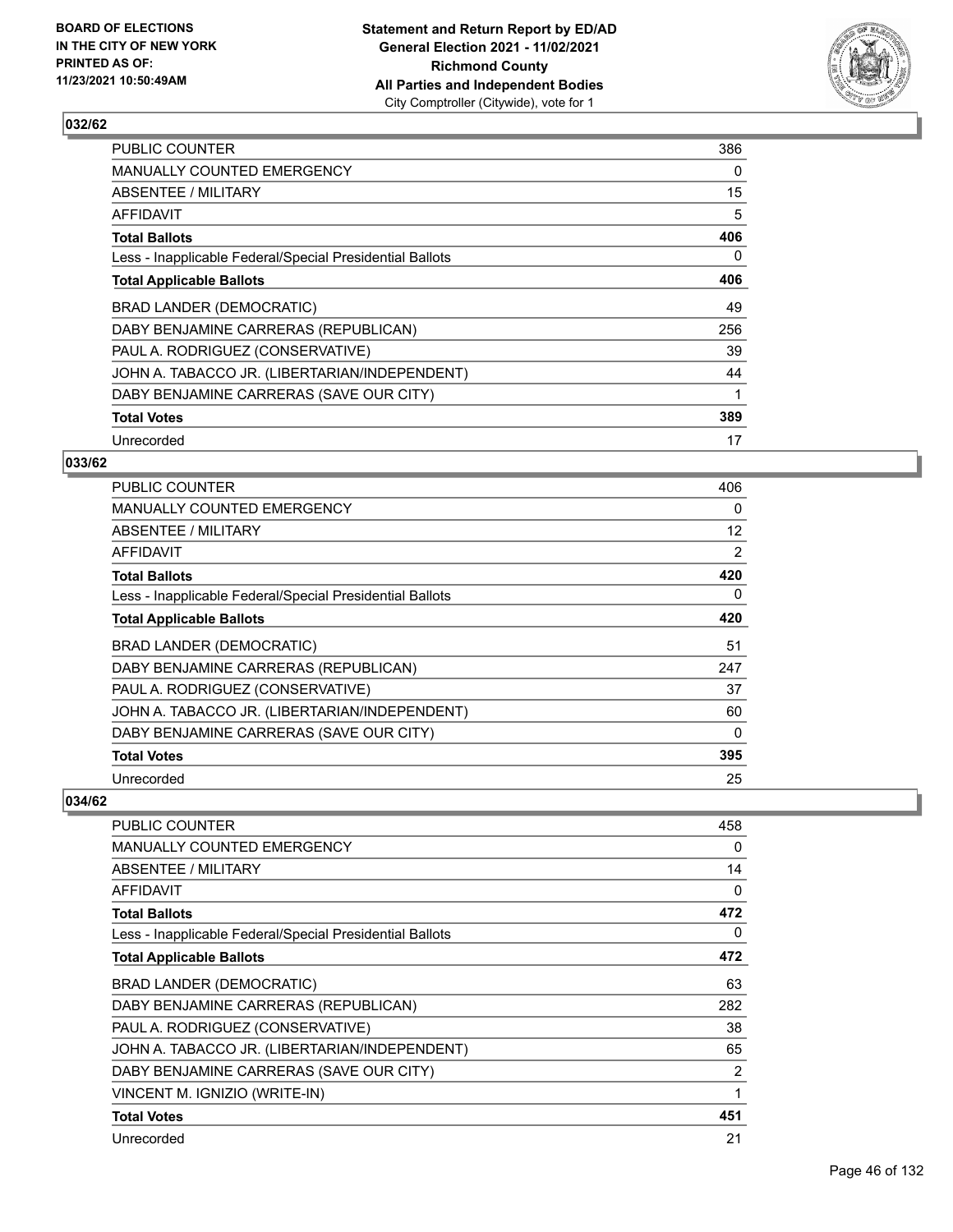## 032/62

| | |
|---|---|
| PUBLIC COUNTER | 386 |
| MANUALLY COUNTED EMERGENCY | 0 |
| ABSENTEE / MILITARY | 15 |
| AFFIDAVIT | 5 |
| **Total Ballots** | **406** |
| Less - Inapplicable Federal/Special Presidential Ballots | 0 |
| **Total Applicable Ballots** | **406** |
| BRAD LANDER (DEMOCRATIC) | 49 |
| DABY BENJAMINE CARRERAS (REPUBLICAN) | 256 |
| PAUL A. RODRIGUEZ (CONSERVATIVE) | 39 |
| JOHN A. TABACCO JR. (LIBERTARIAN/INDEPENDENT) | 44 |
| DABY BENJAMINE CARRERAS (SAVE OUR CITY) | 1 |
| **Total Votes** | **389** |
| Unrecorded | 17 |

## 033/62

| | |
|---|---|
| PUBLIC COUNTER | 406 |
| MANUALLY COUNTED EMERGENCY | 0 |
| ABSENTEE / MILITARY | 12 |
| AFFIDAVIT | 2 |
| **Total Ballots** | **420** |
| Less - Inapplicable Federal/Special Presidential Ballots | 0 |
| **Total Applicable Ballots** | **420** |
| BRAD LANDER (DEMOCRATIC) | 51 |
| DABY BENJAMINE CARRERAS (REPUBLICAN) | 247 |
| PAUL A. RODRIGUEZ (CONSERVATIVE) | 37 |
| JOHN A. TABACCO JR. (LIBERTARIAN/INDEPENDENT) | 60 |
| DABY BENJAMINE CARRERAS (SAVE OUR CITY) | 0 |
| **Total Votes** | **395** |
| Unrecorded | 25 |

## 034/62

| | |
|---|---|
| PUBLIC COUNTER | 458 |
| MANUALLY COUNTED EMERGENCY | 0 |
| ABSENTEE / MILITARY | 14 |
| AFFIDAVIT | 0 |
| **Total Ballots** | **472** |
| Less - Inapplicable Federal/Special Presidential Ballots | 0 |
| **Total Applicable Ballots** | **472** |
| BRAD LANDER (DEMOCRATIC) | 63 |
| DABY BENJAMINE CARRERAS (REPUBLICAN) | 282 |
| PAUL A. RODRIGUEZ (CONSERVATIVE) | 38 |
| JOHN A. TABACCO JR. (LIBERTARIAN/INDEPENDENT) | 65 |
| DABY BENJAMINE CARRERAS (SAVE OUR CITY) | 2 |
| VINCENT M. IGNIZIO (WRITE-IN) | 1 |
| **Total Votes** | **451** |
| Unrecorded | 21 |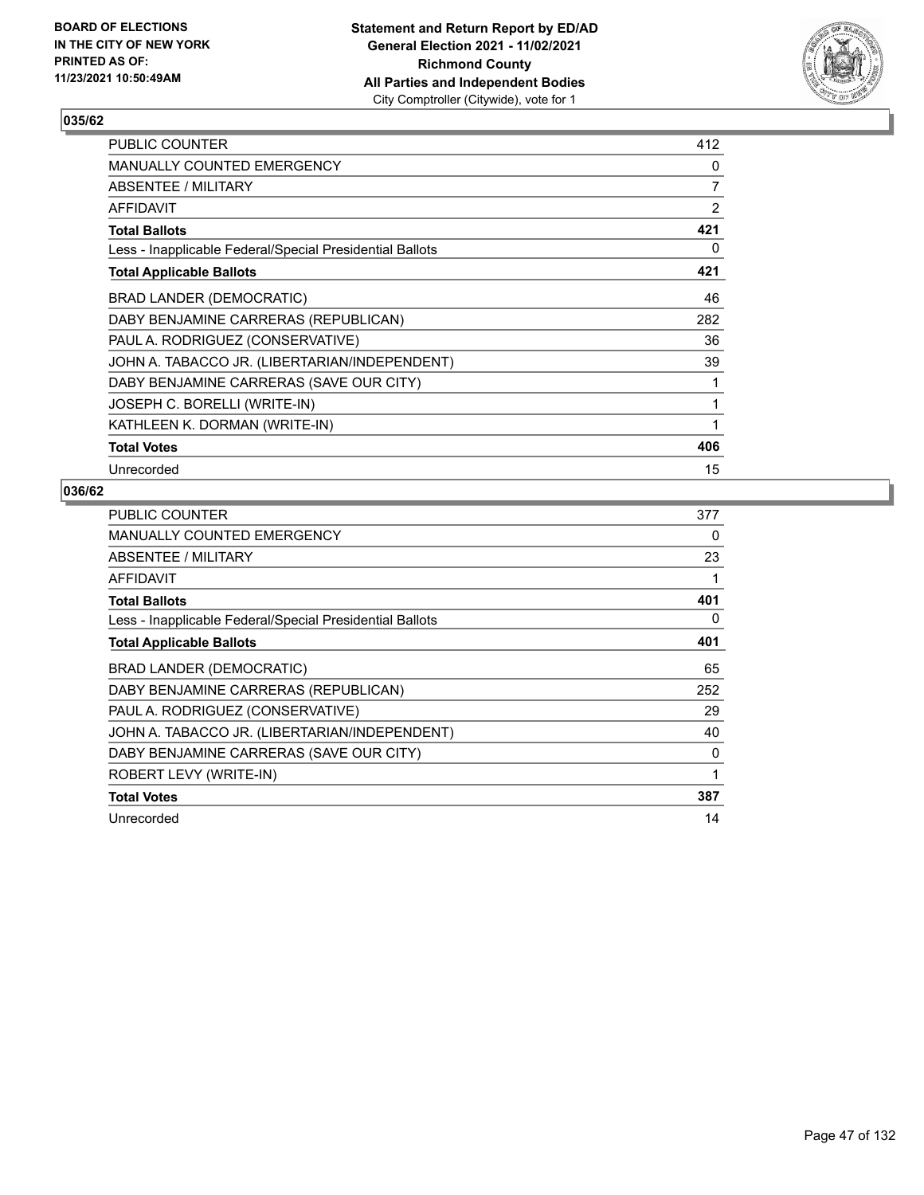BOARD OF ELECTIONS
IN THE CITY OF NEW YORK
PRINTED AS OF:
11/23/2021 10:50:49AM

**Statement and Return Report by ED/AD**
**General Election 2021 - 11/02/2021**
**Richmond County**
**All Parties and Independent Bodies**
City Comptroller (Citywide), vote for 1

### 035/62

| | |
|---|---|
| PUBLIC COUNTER | 412 |
| MANUALLY COUNTED EMERGENCY | 0 |
| ABSENTEE / MILITARY | 7 |
| AFFIDAVIT | 2 |
| **Total Ballots** | **421** |
| Less - Inapplicable Federal/Special Presidential Ballots | 0 |
| **Total Applicable Ballots** | **421** |
| BRAD LANDER (DEMOCRATIC) | 46 |
| DABY BENJAMINE CARRERAS (REPUBLICAN) | 282 |
| PAUL A. RODRIGUEZ (CONSERVATIVE) | 36 |
| JOHN A. TABACCO JR. (LIBERTARIAN/INDEPENDENT) | 39 |
| DABY BENJAMINE CARRERAS (SAVE OUR CITY) | 1 |
| JOSEPH C. BORELLI (WRITE-IN) | 1 |
| KATHLEEN K. DORMAN (WRITE-IN) | 1 |
| **Total Votes** | **406** |
| Unrecorded | 15 |

### 036/62

| | |
|---|---|
| PUBLIC COUNTER | 377 |
| MANUALLY COUNTED EMERGENCY | 0 |
| ABSENTEE / MILITARY | 23 |
| AFFIDAVIT | 1 |
| **Total Ballots** | **401** |
| Less - Inapplicable Federal/Special Presidential Ballots | 0 |
| **Total Applicable Ballots** | **401** |
| BRAD LANDER (DEMOCRATIC) | 65 |
| DABY BENJAMINE CARRERAS (REPUBLICAN) | 252 |
| PAUL A. RODRIGUEZ (CONSERVATIVE) | 29 |
| JOHN A. TABACCO JR. (LIBERTARIAN/INDEPENDENT) | 40 |
| DABY BENJAMINE CARRERAS (SAVE OUR CITY) | 0 |
| ROBERT LEVY (WRITE-IN) | 1 |
| **Total Votes** | **387** |
| Unrecorded | 14 |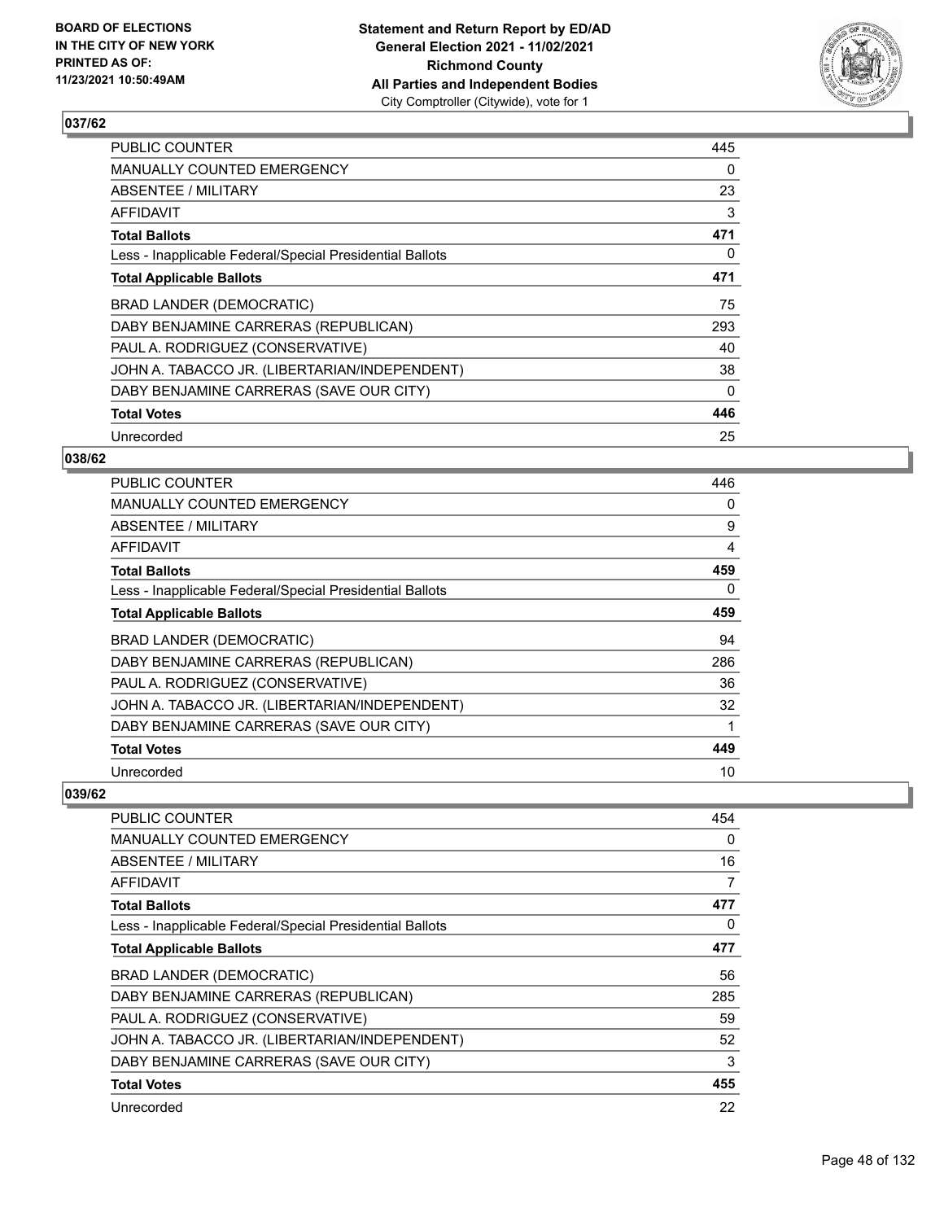## 037/62

| | |
|---|---|
| PUBLIC COUNTER | 445 |
| MANUALLY COUNTED EMERGENCY | 0 |
| ABSENTEE / MILITARY | 23 |
| AFFIDAVIT | 3 |
| **Total Ballots** | **471** |
| Less - Inapplicable Federal/Special Presidential Ballots | 0 |
| **Total Applicable Ballots** | **471** |
| BRAD LANDER (DEMOCRATIC) | 75 |
| DABY BENJAMINE CARRERAS (REPUBLICAN) | 293 |
| PAUL A. RODRIGUEZ (CONSERVATIVE) | 40 |
| JOHN A. TABACCO JR. (LIBERTARIAN/INDEPENDENT) | 38 |
| DABY BENJAMINE CARRERAS (SAVE OUR CITY) | 0 |
| **Total Votes** | **446** |
| Unrecorded | 25 |

## 038/62

| | |
|---|---|
| PUBLIC COUNTER | 446 |
| MANUALLY COUNTED EMERGENCY | 0 |
| ABSENTEE / MILITARY | 9 |
| AFFIDAVIT | 4 |
| **Total Ballots** | **459** |
| Less - Inapplicable Federal/Special Presidential Ballots | 0 |
| **Total Applicable Ballots** | **459** |
| BRAD LANDER (DEMOCRATIC) | 94 |
| DABY BENJAMINE CARRERAS (REPUBLICAN) | 286 |
| PAUL A. RODRIGUEZ (CONSERVATIVE) | 36 |
| JOHN A. TABACCO JR. (LIBERTARIAN/INDEPENDENT) | 32 |
| DABY BENJAMINE CARRERAS (SAVE OUR CITY) | 1 |
| **Total Votes** | **449** |
| Unrecorded | 10 |

## 039/62

| | |
|---|---|
| PUBLIC COUNTER | 454 |
| MANUALLY COUNTED EMERGENCY | 0 |
| ABSENTEE / MILITARY | 16 |
| AFFIDAVIT | 7 |
| **Total Ballots** | **477** |
| Less - Inapplicable Federal/Special Presidential Ballots | 0 |
| **Total Applicable Ballots** | **477** |
| BRAD LANDER (DEMOCRATIC) | 56 |
| DABY BENJAMINE CARRERAS (REPUBLICAN) | 285 |
| PAUL A. RODRIGUEZ (CONSERVATIVE) | 59 |
| JOHN A. TABACCO JR. (LIBERTARIAN/INDEPENDENT) | 52 |
| DABY BENJAMINE CARRERAS (SAVE OUR CITY) | 3 |
| **Total Votes** | **455** |
| Unrecorded | 22 |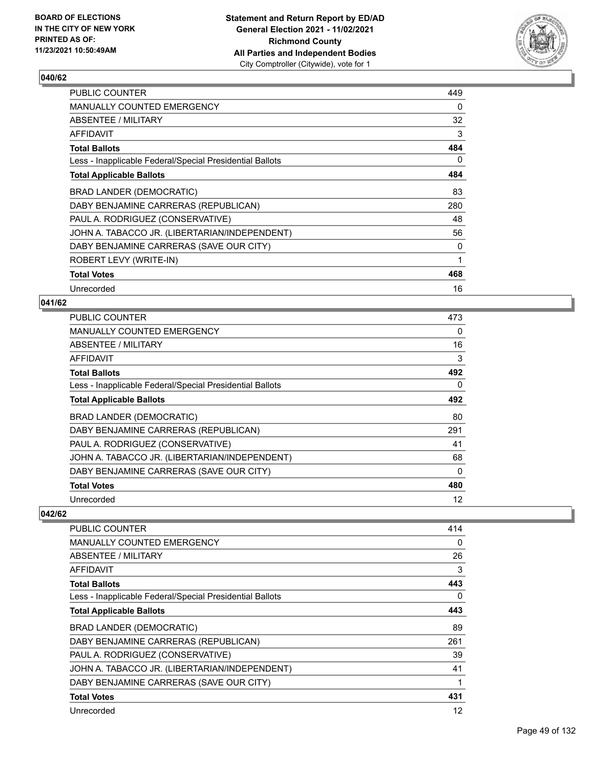## 040/62

| | |
|---|---|
| PUBLIC COUNTER | 449 |
| MANUALLY COUNTED EMERGENCY | 0 |
| ABSENTEE / MILITARY | 32 |
| AFFIDAVIT | 3 |
| **Total Ballots** | **484** |
| Less - Inapplicable Federal/Special Presidential Ballots | 0 |
| **Total Applicable Ballots** | **484** |
| BRAD LANDER (DEMOCRATIC) | 83 |
| DABY BENJAMINE CARRERAS (REPUBLICAN) | 280 |
| PAUL A. RODRIGUEZ (CONSERVATIVE) | 48 |
| JOHN A. TABACCO JR. (LIBERTARIAN/INDEPENDENT) | 56 |
| DABY BENJAMINE CARRERAS (SAVE OUR CITY) | 0 |
| ROBERT LEVY (WRITE-IN) | 1 |
| **Total Votes** | **468** |
| Unrecorded | 16 |

## 041/62

| | |
|---|---|
| PUBLIC COUNTER | 473 |
| MANUALLY COUNTED EMERGENCY | 0 |
| ABSENTEE / MILITARY | 16 |
| AFFIDAVIT | 3 |
| **Total Ballots** | **492** |
| Less - Inapplicable Federal/Special Presidential Ballots | 0 |
| **Total Applicable Ballots** | **492** |
| BRAD LANDER (DEMOCRATIC) | 80 |
| DABY BENJAMINE CARRERAS (REPUBLICAN) | 291 |
| PAUL A. RODRIGUEZ (CONSERVATIVE) | 41 |
| JOHN A. TABACCO JR. (LIBERTARIAN/INDEPENDENT) | 68 |
| DABY BENJAMINE CARRERAS (SAVE OUR CITY) | 0 |
| **Total Votes** | **480** |
| Unrecorded | 12 |

## 042/62

| | |
|---|---|
| PUBLIC COUNTER | 414 |
| MANUALLY COUNTED EMERGENCY | 0 |
| ABSENTEE / MILITARY | 26 |
| AFFIDAVIT | 3 |
| **Total Ballots** | **443** |
| Less - Inapplicable Federal/Special Presidential Ballots | 0 |
| **Total Applicable Ballots** | **443** |
| BRAD LANDER (DEMOCRATIC) | 89 |
| DABY BENJAMINE CARRERAS (REPUBLICAN) | 261 |
| PAUL A. RODRIGUEZ (CONSERVATIVE) | 39 |
| JOHN A. TABACCO JR. (LIBERTARIAN/INDEPENDENT) | 41 |
| DABY BENJAMINE CARRERAS (SAVE OUR CITY) | 1 |
| **Total Votes** | **431** |
| Unrecorded | 12 |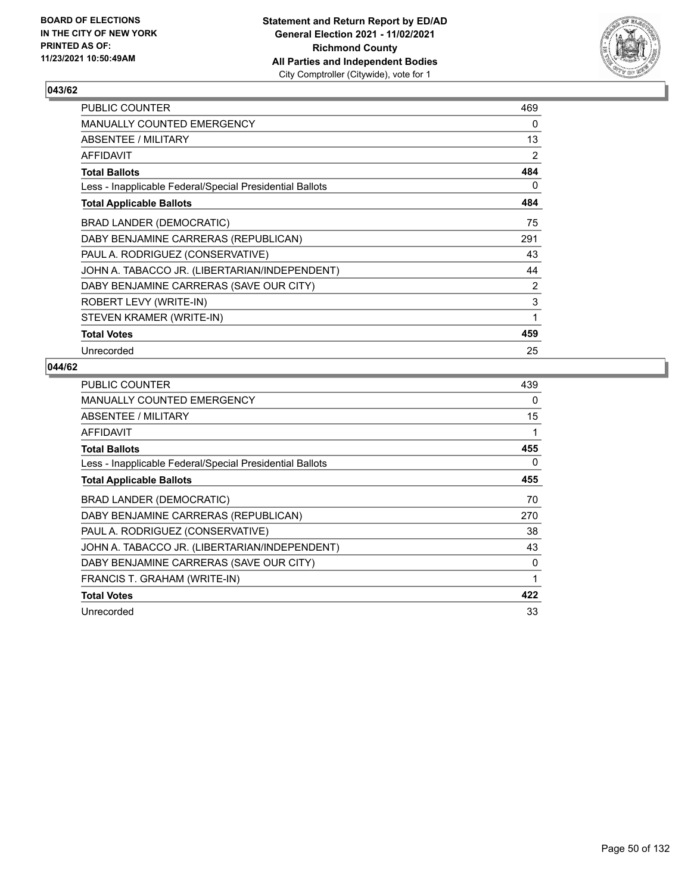BOARD OF ELECTIONS
IN THE CITY OF NEW YORK
PRINTED AS OF:
11/23/2021 10:50:49AM

**Statement and Return Report by ED/AD**
**General Election 2021 - 11/02/2021**
**Richmond County**
**All Parties and Independent Bodies**
City Comptroller (Citywide), vote for 1

## 043/62

| | |
|---|---|
| PUBLIC COUNTER | 469 |
| MANUALLY COUNTED EMERGENCY | 0 |
| ABSENTEE / MILITARY | 13 |
| AFFIDAVIT | 2 |
| **Total Ballots** | **484** |
| Less - Inapplicable Federal/Special Presidential Ballots | 0 |
| **Total Applicable Ballots** | **484** |
| BRAD LANDER (DEMOCRATIC) | 75 |
| DABY BENJAMINE CARRERAS (REPUBLICAN) | 291 |
| PAUL A. RODRIGUEZ (CONSERVATIVE) | 43 |
| JOHN A. TABACCO JR. (LIBERTARIAN/INDEPENDENT) | 44 |
| DABY BENJAMINE CARRERAS (SAVE OUR CITY) | 2 |
| ROBERT LEVY (WRITE-IN) | 3 |
| STEVEN KRAMER (WRITE-IN) | 1 |
| **Total Votes** | **459** |
| Unrecorded | 25 |

## 044/62

| | |
|---|---|
| PUBLIC COUNTER | 439 |
| MANUALLY COUNTED EMERGENCY | 0 |
| ABSENTEE / MILITARY | 15 |
| AFFIDAVIT | 1 |
| **Total Ballots** | **455** |
| Less - Inapplicable Federal/Special Presidential Ballots | 0 |
| **Total Applicable Ballots** | **455** |
| BRAD LANDER (DEMOCRATIC) | 70 |
| DABY BENJAMINE CARRERAS (REPUBLICAN) | 270 |
| PAUL A. RODRIGUEZ (CONSERVATIVE) | 38 |
| JOHN A. TABACCO JR. (LIBERTARIAN/INDEPENDENT) | 43 |
| DABY BENJAMINE CARRERAS (SAVE OUR CITY) | 0 |
| FRANCIS T. GRAHAM (WRITE-IN) | 1 |
| **Total Votes** | **422** |
| Unrecorded | 33 |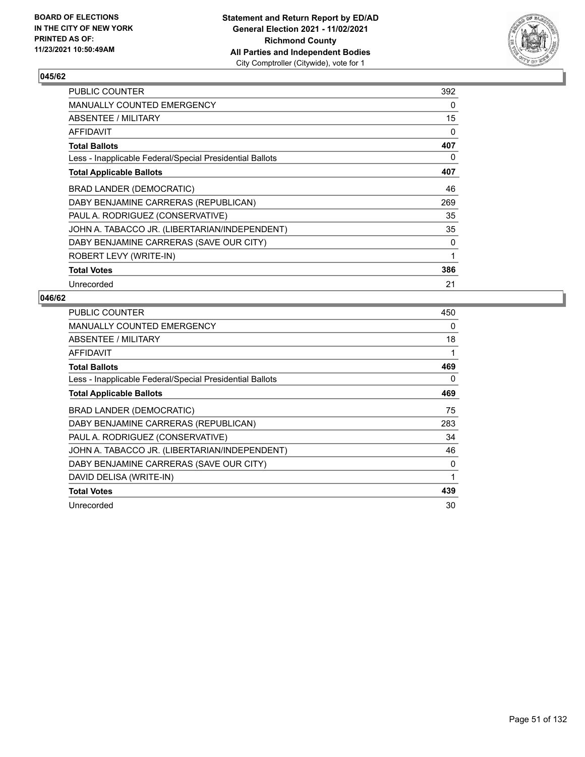**BOARD OF ELECTIONS IN THE CITY OF NEW YORK PRINTED AS OF: 11/23/2021 10:50:49AM**

**Statement and Return Report by ED/AD**
**General Election 2021 - 11/02/2021**
**Richmond County**
**All Parties and Independent Bodies**
City Comptroller (Citywide), vote for 1

## 045/62

| | |
|---|---|
| PUBLIC COUNTER | 392 |
| MANUALLY COUNTED EMERGENCY | 0 |
| ABSENTEE / MILITARY | 15 |
| AFFIDAVIT | 0 |
| **Total Ballots** | **407** |
| Less - Inapplicable Federal/Special Presidential Ballots | 0 |
| **Total Applicable Ballots** | **407** |
| BRAD LANDER (DEMOCRATIC) | 46 |
| DABY BENJAMINE CARRERAS (REPUBLICAN) | 269 |
| PAUL A. RODRIGUEZ (CONSERVATIVE) | 35 |
| JOHN A. TABACCO JR. (LIBERTARIAN/INDEPENDENT) | 35 |
| DABY BENJAMINE CARRERAS (SAVE OUR CITY) | 0 |
| ROBERT LEVY (WRITE-IN) | 1 |
| **Total Votes** | **386** |
| Unrecorded | 21 |

## 046/62

| | |
|---|---|
| PUBLIC COUNTER | 450 |
| MANUALLY COUNTED EMERGENCY | 0 |
| ABSENTEE / MILITARY | 18 |
| AFFIDAVIT | 1 |
| **Total Ballots** | **469** |
| Less - Inapplicable Federal/Special Presidential Ballots | 0 |
| **Total Applicable Ballots** | **469** |
| BRAD LANDER (DEMOCRATIC) | 75 |
| DABY BENJAMINE CARRERAS (REPUBLICAN) | 283 |
| PAUL A. RODRIGUEZ (CONSERVATIVE) | 34 |
| JOHN A. TABACCO JR. (LIBERTARIAN/INDEPENDENT) | 46 |
| DABY BENJAMINE CARRERAS (SAVE OUR CITY) | 0 |
| DAVID DELISA (WRITE-IN) | 1 |
| **Total Votes** | **439** |
| Unrecorded | 30 |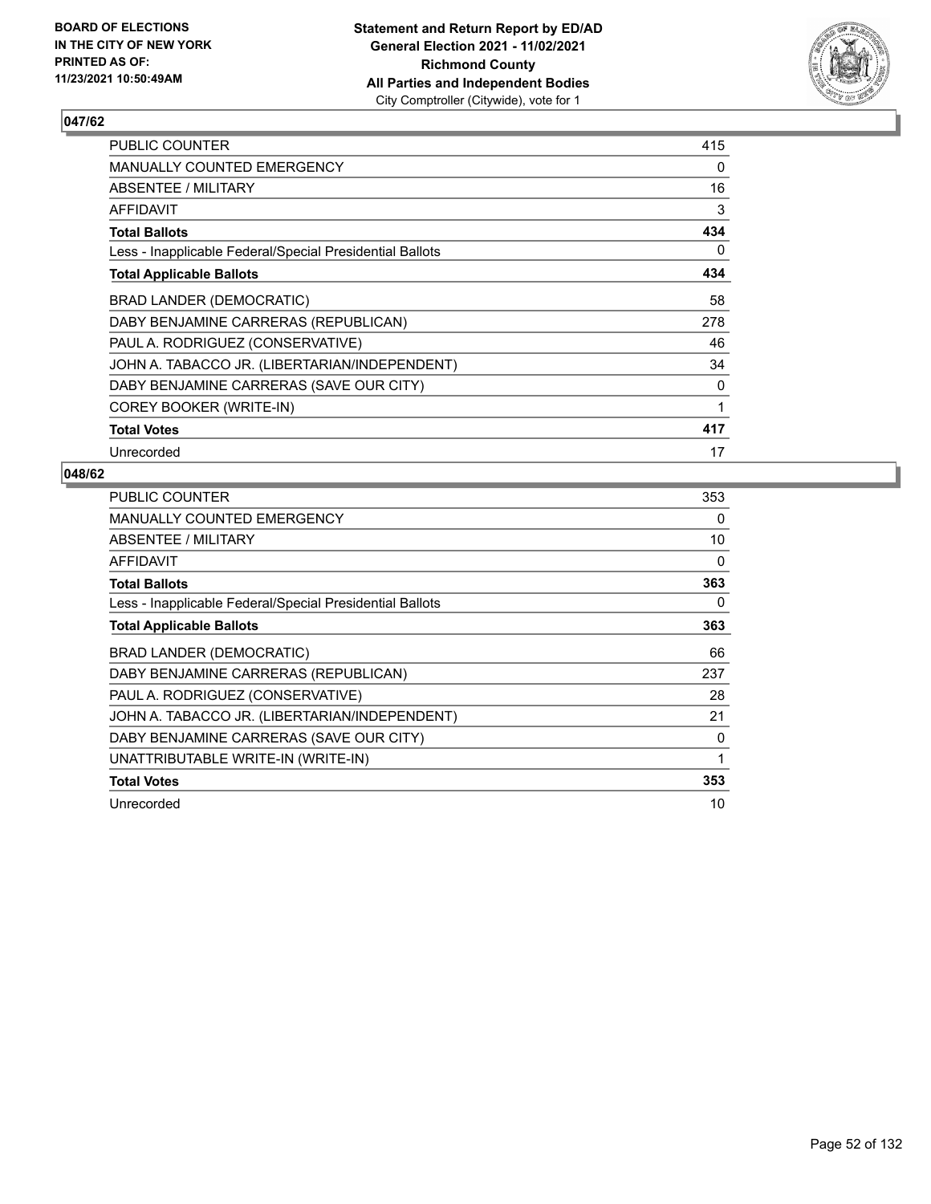**BOARD OF ELECTIONS IN THE CITY OF NEW YORK PRINTED AS OF: 11/23/2021 10:50:49AM**

**Statement and Return Report by ED/AD General Election 2021 - 11/02/2021 Richmond County All Parties and Independent Bodies**
City Comptroller (Citywide), vote for 1

## 047/62

| | |
|---|---|
| PUBLIC COUNTER | 415 |
| MANUALLY COUNTED EMERGENCY | 0 |
| ABSENTEE / MILITARY | 16 |
| AFFIDAVIT | 3 |
| **Total Ballots** | **434** |
| Less - Inapplicable Federal/Special Presidential Ballots | 0 |
| **Total Applicable Ballots** | **434** |
| BRAD LANDER (DEMOCRATIC) | 58 |
| DABY BENJAMINE CARRERAS (REPUBLICAN) | 278 |
| PAUL A. RODRIGUEZ (CONSERVATIVE) | 46 |
| JOHN A. TABACCO JR. (LIBERTARIAN/INDEPENDENT) | 34 |
| DABY BENJAMINE CARRERAS (SAVE OUR CITY) | 0 |
| COREY BOOKER (WRITE-IN) | 1 |
| **Total Votes** | **417** |
| Unrecorded | 17 |

## 048/62

| | |
|---|---|
| PUBLIC COUNTER | 353 |
| MANUALLY COUNTED EMERGENCY | 0 |
| ABSENTEE / MILITARY | 10 |
| AFFIDAVIT | 0 |
| **Total Ballots** | **363** |
| Less - Inapplicable Federal/Special Presidential Ballots | 0 |
| **Total Applicable Ballots** | **363** |
| BRAD LANDER (DEMOCRATIC) | 66 |
| DABY BENJAMINE CARRERAS (REPUBLICAN) | 237 |
| PAUL A. RODRIGUEZ (CONSERVATIVE) | 28 |
| JOHN A. TABACCO JR. (LIBERTARIAN/INDEPENDENT) | 21 |
| DABY BENJAMINE CARRERAS (SAVE OUR CITY) | 0 |
| UNATTRIBUTABLE WRITE-IN (WRITE-IN) | 1 |
| **Total Votes** | **353** |
| Unrecorded | 10 |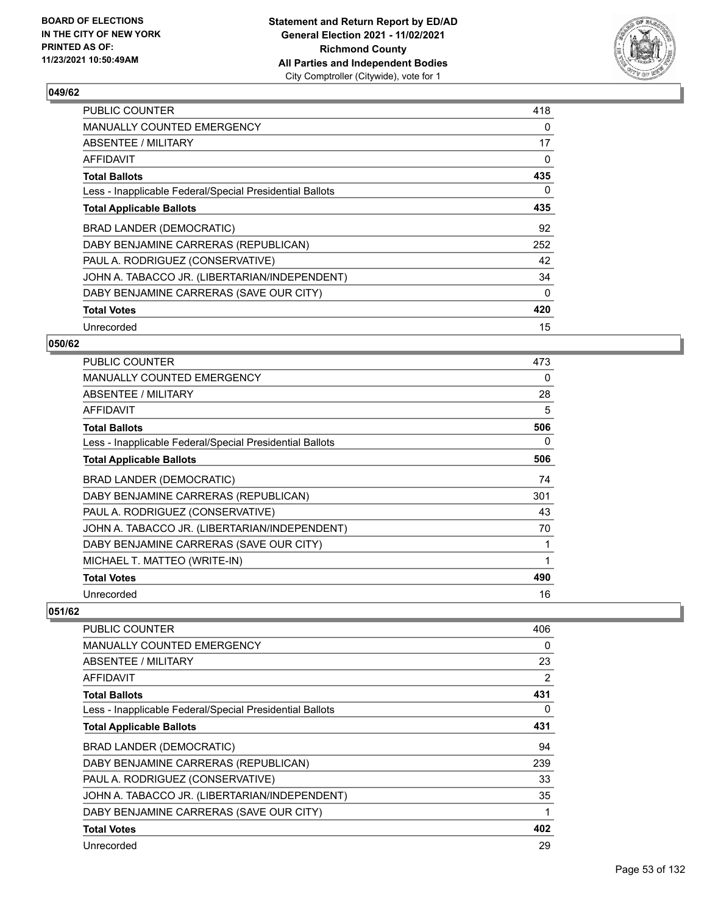## 049/62

| | |
|---|---|
| PUBLIC COUNTER | 418 |
| MANUALLY COUNTED EMERGENCY | 0 |
| ABSENTEE / MILITARY | 17 |
| AFFIDAVIT | 0 |
| **Total Ballots** | **435** |
| Less - Inapplicable Federal/Special Presidential Ballots | 0 |
| **Total Applicable Ballots** | **435** |
| BRAD LANDER (DEMOCRATIC) | 92 |
| DABY BENJAMINE CARRERAS (REPUBLICAN) | 252 |
| PAUL A. RODRIGUEZ (CONSERVATIVE) | 42 |
| JOHN A. TABACCO JR. (LIBERTARIAN/INDEPENDENT) | 34 |
| DABY BENJAMINE CARRERAS (SAVE OUR CITY) | 0 |
| **Total Votes** | **420** |
| Unrecorded | 15 |

## 050/62

| | |
|---|---|
| PUBLIC COUNTER | 473 |
| MANUALLY COUNTED EMERGENCY | 0 |
| ABSENTEE / MILITARY | 28 |
| AFFIDAVIT | 5 |
| **Total Ballots** | **506** |
| Less - Inapplicable Federal/Special Presidential Ballots | 0 |
| **Total Applicable Ballots** | **506** |
| BRAD LANDER (DEMOCRATIC) | 74 |
| DABY BENJAMINE CARRERAS (REPUBLICAN) | 301 |
| PAUL A. RODRIGUEZ (CONSERVATIVE) | 43 |
| JOHN A. TABACCO JR. (LIBERTARIAN/INDEPENDENT) | 70 |
| DABY BENJAMINE CARRERAS (SAVE OUR CITY) | 1 |
| MICHAEL T. MATTEO (WRITE-IN) | 1 |
| **Total Votes** | **490** |
| Unrecorded | 16 |

## 051/62

| | |
|---|---|
| PUBLIC COUNTER | 406 |
| MANUALLY COUNTED EMERGENCY | 0 |
| ABSENTEE / MILITARY | 23 |
| AFFIDAVIT | 2 |
| **Total Ballots** | **431** |
| Less - Inapplicable Federal/Special Presidential Ballots | 0 |
| **Total Applicable Ballots** | **431** |
| BRAD LANDER (DEMOCRATIC) | 94 |
| DABY BENJAMINE CARRERAS (REPUBLICAN) | 239 |
| PAUL A. RODRIGUEZ (CONSERVATIVE) | 33 |
| JOHN A. TABACCO JR. (LIBERTARIAN/INDEPENDENT) | 35 |
| DABY BENJAMINE CARRERAS (SAVE OUR CITY) | 1 |
| **Total Votes** | **402** |
| Unrecorded | 29 |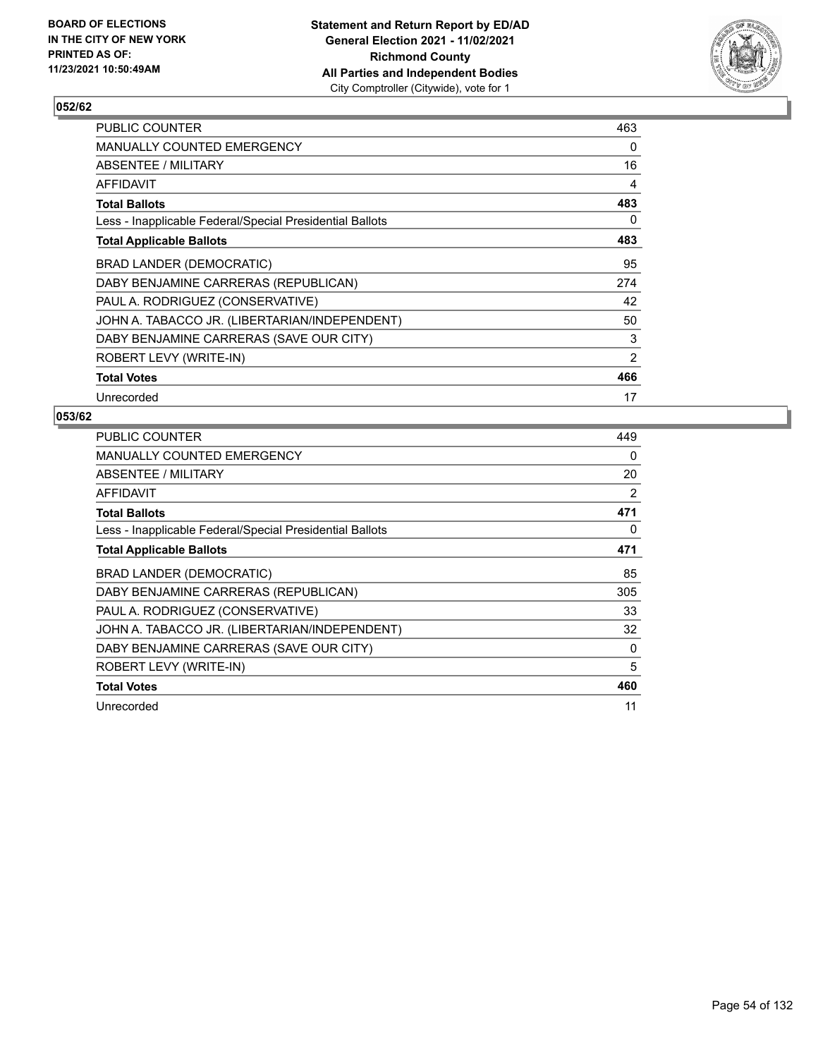## 052/62

| | |
|---|---|
| PUBLIC COUNTER | 463 |
| MANUALLY COUNTED EMERGENCY | 0 |
| ABSENTEE / MILITARY | 16 |
| AFFIDAVIT | 4 |
| **Total Ballots** | **483** |
| Less - Inapplicable Federal/Special Presidential Ballots | 0 |
| **Total Applicable Ballots** | **483** |
| BRAD LANDER (DEMOCRATIC) | 95 |
| DABY BENJAMINE CARRERAS (REPUBLICAN) | 274 |
| PAUL A. RODRIGUEZ (CONSERVATIVE) | 42 |
| JOHN A. TABACCO JR. (LIBERTARIAN/INDEPENDENT) | 50 |
| DABY BENJAMINE CARRERAS (SAVE OUR CITY) | 3 |
| ROBERT LEVY (WRITE-IN) | 2 |
| **Total Votes** | **466** |
| Unrecorded | 17 |

## 053/62

| | |
|---|---|
| PUBLIC COUNTER | 449 |
| MANUALLY COUNTED EMERGENCY | 0 |
| ABSENTEE / MILITARY | 20 |
| AFFIDAVIT | 2 |
| **Total Ballots** | **471** |
| Less - Inapplicable Federal/Special Presidential Ballots | 0 |
| **Total Applicable Ballots** | **471** |
| BRAD LANDER (DEMOCRATIC) | 85 |
| DABY BENJAMINE CARRERAS (REPUBLICAN) | 305 |
| PAUL A. RODRIGUEZ (CONSERVATIVE) | 33 |
| JOHN A. TABACCO JR. (LIBERTARIAN/INDEPENDENT) | 32 |
| DABY BENJAMINE CARRERAS (SAVE OUR CITY) | 0 |
| ROBERT LEVY (WRITE-IN) | 5 |
| **Total Votes** | **460** |
| Unrecorded | 11 |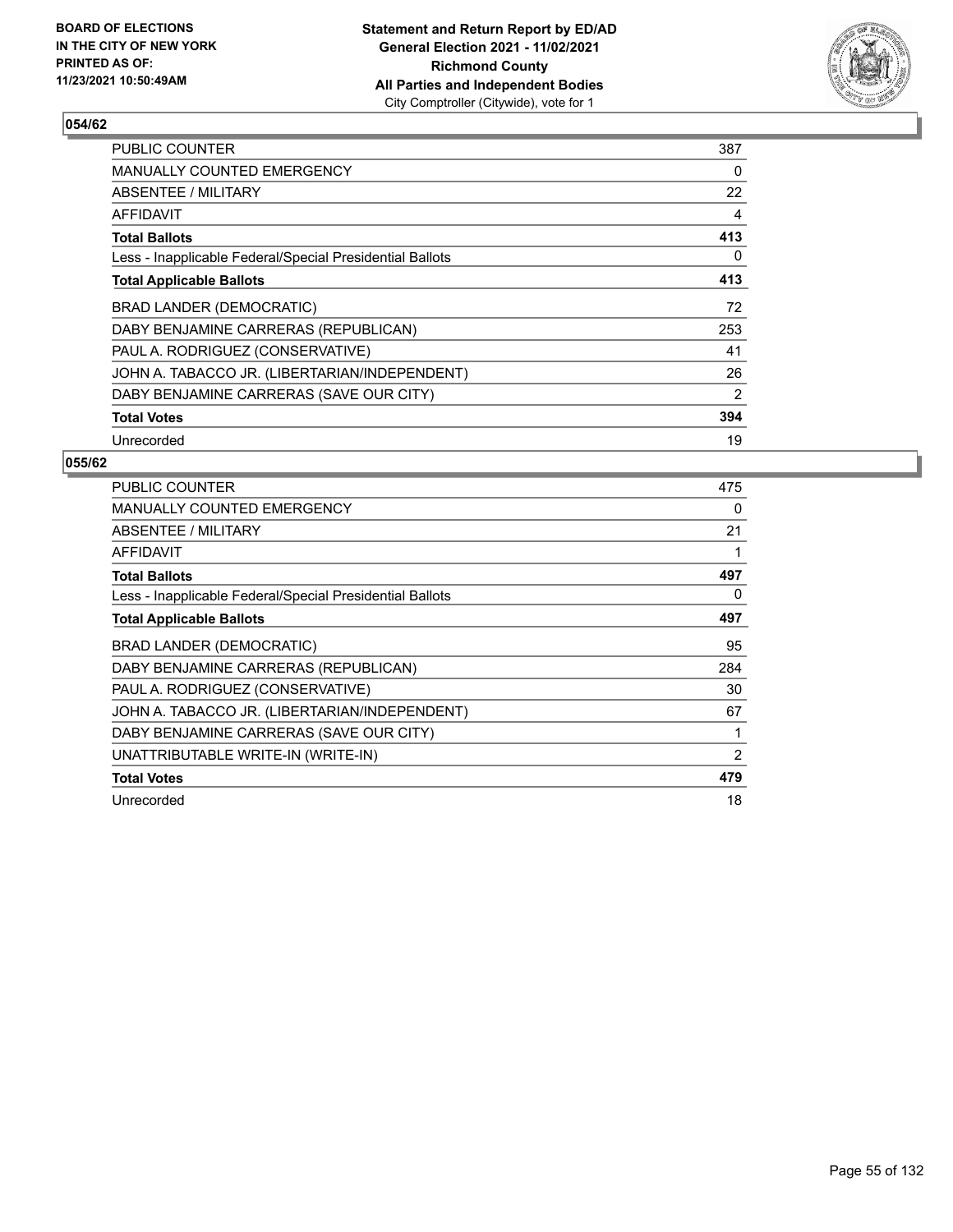BOARD OF ELECTIONS
IN THE CITY OF NEW YORK
PRINTED AS OF:
11/23/2021 10:50:49AM

**Statement and Return Report by ED/AD**
**General Election 2021 - 11/02/2021**
**Richmond County**
**All Parties and Independent Bodies**
City Comptroller (Citywide), vote for 1

## 054/62

| | |
|---|---|
| PUBLIC COUNTER | 387 |
| MANUALLY COUNTED EMERGENCY | 0 |
| ABSENTEE / MILITARY | 22 |
| AFFIDAVIT | 4 |
| **Total Ballots** | **413** |
| Less - Inapplicable Federal/Special Presidential Ballots | 0 |
| **Total Applicable Ballots** | **413** |
| BRAD LANDER (DEMOCRATIC) | 72 |
| DABY BENJAMINE CARRERAS (REPUBLICAN) | 253 |
| PAUL A. RODRIGUEZ (CONSERVATIVE) | 41 |
| JOHN A. TABACCO JR. (LIBERTARIAN/INDEPENDENT) | 26 |
| DABY BENJAMINE CARRERAS (SAVE OUR CITY) | 2 |
| **Total Votes** | **394** |
| Unrecorded | 19 |

## 055/62

| | |
|---|---|
| PUBLIC COUNTER | 475 |
| MANUALLY COUNTED EMERGENCY | 0 |
| ABSENTEE / MILITARY | 21 |
| AFFIDAVIT | 1 |
| **Total Ballots** | **497** |
| Less - Inapplicable Federal/Special Presidential Ballots | 0 |
| **Total Applicable Ballots** | **497** |
| BRAD LANDER (DEMOCRATIC) | 95 |
| DABY BENJAMINE CARRERAS (REPUBLICAN) | 284 |
| PAUL A. RODRIGUEZ (CONSERVATIVE) | 30 |
| JOHN A. TABACCO JR. (LIBERTARIAN/INDEPENDENT) | 67 |
| DABY BENJAMINE CARRERAS (SAVE OUR CITY) | 1 |
| UNATTRIBUTABLE WRITE-IN (WRITE-IN) | 2 |
| **Total Votes** | **479** |
| Unrecorded | 18 |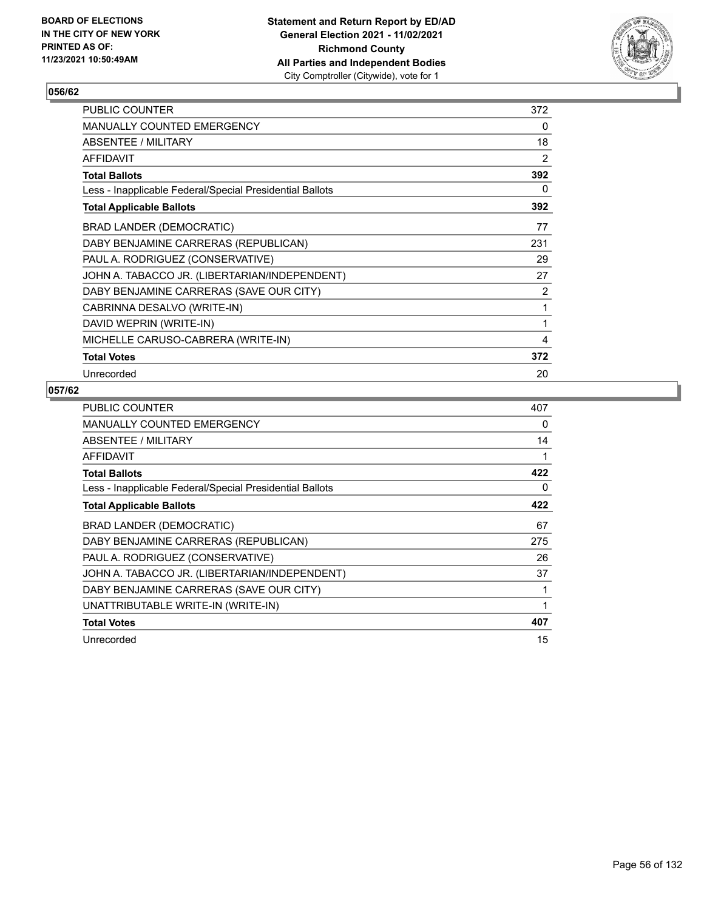**BOARD OF ELECTIONS IN THE CITY OF NEW YORK PRINTED AS OF: 11/23/2021 10:50:49AM**

**Statement and Return Report by ED/AD General Election 2021 - 11/02/2021 Richmond County All Parties and Independent Bodies**
City Comptroller (Citywide), vote for 1

## 056/62

| | |
|---|---|
| PUBLIC COUNTER | 372 |
| MANUALLY COUNTED EMERGENCY | 0 |
| ABSENTEE / MILITARY | 18 |
| AFFIDAVIT | 2 |
| **Total Ballots** | **392** |
| Less - Inapplicable Federal/Special Presidential Ballots | 0 |
| **Total Applicable Ballots** | **392** |
| BRAD LANDER (DEMOCRATIC) | 77 |
| DABY BENJAMINE CARRERAS (REPUBLICAN) | 231 |
| PAUL A. RODRIGUEZ (CONSERVATIVE) | 29 |
| JOHN A. TABACCO JR. (LIBERTARIAN/INDEPENDENT) | 27 |
| DABY BENJAMINE CARRERAS (SAVE OUR CITY) | 2 |
| CABRINNA DESALVO (WRITE-IN) | 1 |
| DAVID WEPRIN (WRITE-IN) | 1 |
| MICHELLE CARUSO-CABRERA (WRITE-IN) | 4 |
| **Total Votes** | **372** |
| Unrecorded | 20 |

## 057/62

| | |
|---|---|
| PUBLIC COUNTER | 407 |
| MANUALLY COUNTED EMERGENCY | 0 |
| ABSENTEE / MILITARY | 14 |
| AFFIDAVIT | 1 |
| **Total Ballots** | **422** |
| Less - Inapplicable Federal/Special Presidential Ballots | 0 |
| **Total Applicable Ballots** | **422** |
| BRAD LANDER (DEMOCRATIC) | 67 |
| DABY BENJAMINE CARRERAS (REPUBLICAN) | 275 |
| PAUL A. RODRIGUEZ (CONSERVATIVE) | 26 |
| JOHN A. TABACCO JR. (LIBERTARIAN/INDEPENDENT) | 37 |
| DABY BENJAMINE CARRERAS (SAVE OUR CITY) | 1 |
| UNATTRIBUTABLE WRITE-IN (WRITE-IN) | 1 |
| **Total Votes** | **407** |
| Unrecorded | 15 |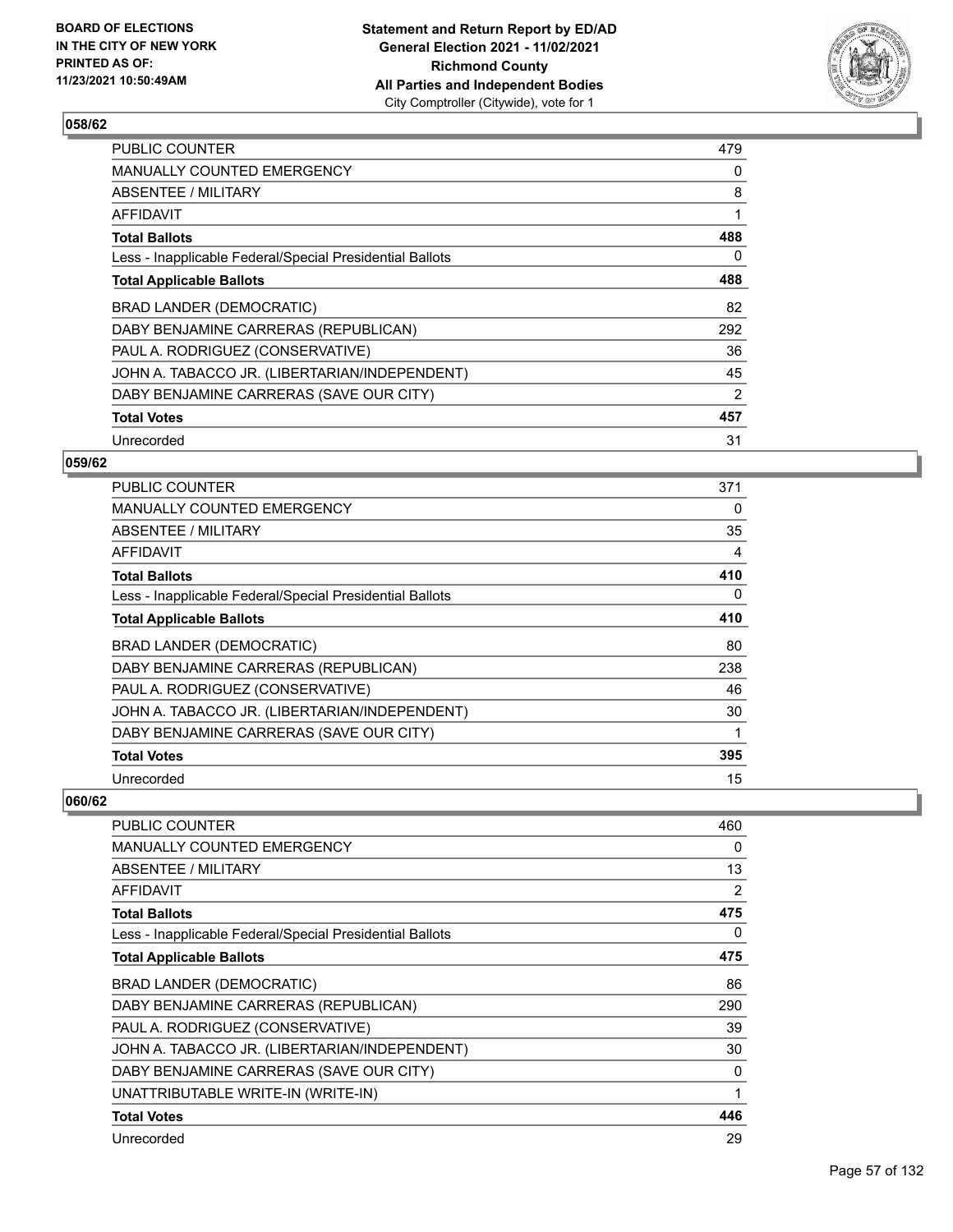## 058/62

| | |
|---|---|
| PUBLIC COUNTER | 479 |
| MANUALLY COUNTED EMERGENCY | 0 |
| ABSENTEE / MILITARY | 8 |
| AFFIDAVIT | 1 |
| **Total Ballots** | **488** |
| Less - Inapplicable Federal/Special Presidential Ballots | 0 |
| **Total Applicable Ballots** | **488** |
| BRAD LANDER (DEMOCRATIC) | 82 |
| DABY BENJAMINE CARRERAS (REPUBLICAN) | 292 |
| PAUL A. RODRIGUEZ (CONSERVATIVE) | 36 |
| JOHN A. TABACCO JR. (LIBERTARIAN/INDEPENDENT) | 45 |
| DABY BENJAMINE CARRERAS (SAVE OUR CITY) | 2 |
| **Total Votes** | **457** |
| Unrecorded | 31 |

## 059/62

| | |
|---|---|
| PUBLIC COUNTER | 371 |
| MANUALLY COUNTED EMERGENCY | 0 |
| ABSENTEE / MILITARY | 35 |
| AFFIDAVIT | 4 |
| **Total Ballots** | **410** |
| Less - Inapplicable Federal/Special Presidential Ballots | 0 |
| **Total Applicable Ballots** | **410** |
| BRAD LANDER (DEMOCRATIC) | 80 |
| DABY BENJAMINE CARRERAS (REPUBLICAN) | 238 |
| PAUL A. RODRIGUEZ (CONSERVATIVE) | 46 |
| JOHN A. TABACCO JR. (LIBERTARIAN/INDEPENDENT) | 30 |
| DABY BENJAMINE CARRERAS (SAVE OUR CITY) | 1 |
| **Total Votes** | **395** |
| Unrecorded | 15 |

## 060/62

| | |
|---|---|
| PUBLIC COUNTER | 460 |
| MANUALLY COUNTED EMERGENCY | 0 |
| ABSENTEE / MILITARY | 13 |
| AFFIDAVIT | 2 |
| **Total Ballots** | **475** |
| Less - Inapplicable Federal/Special Presidential Ballots | 0 |
| **Total Applicable Ballots** | **475** |
| BRAD LANDER (DEMOCRATIC) | 86 |
| DABY BENJAMINE CARRERAS (REPUBLICAN) | 290 |
| PAUL A. RODRIGUEZ (CONSERVATIVE) | 39 |
| JOHN A. TABACCO JR. (LIBERTARIAN/INDEPENDENT) | 30 |
| DABY BENJAMINE CARRERAS (SAVE OUR CITY) | 0 |
| UNATTRIBUTABLE WRITE-IN (WRITE-IN) | 1 |
| **Total Votes** | **446** |
| Unrecorded | 29 |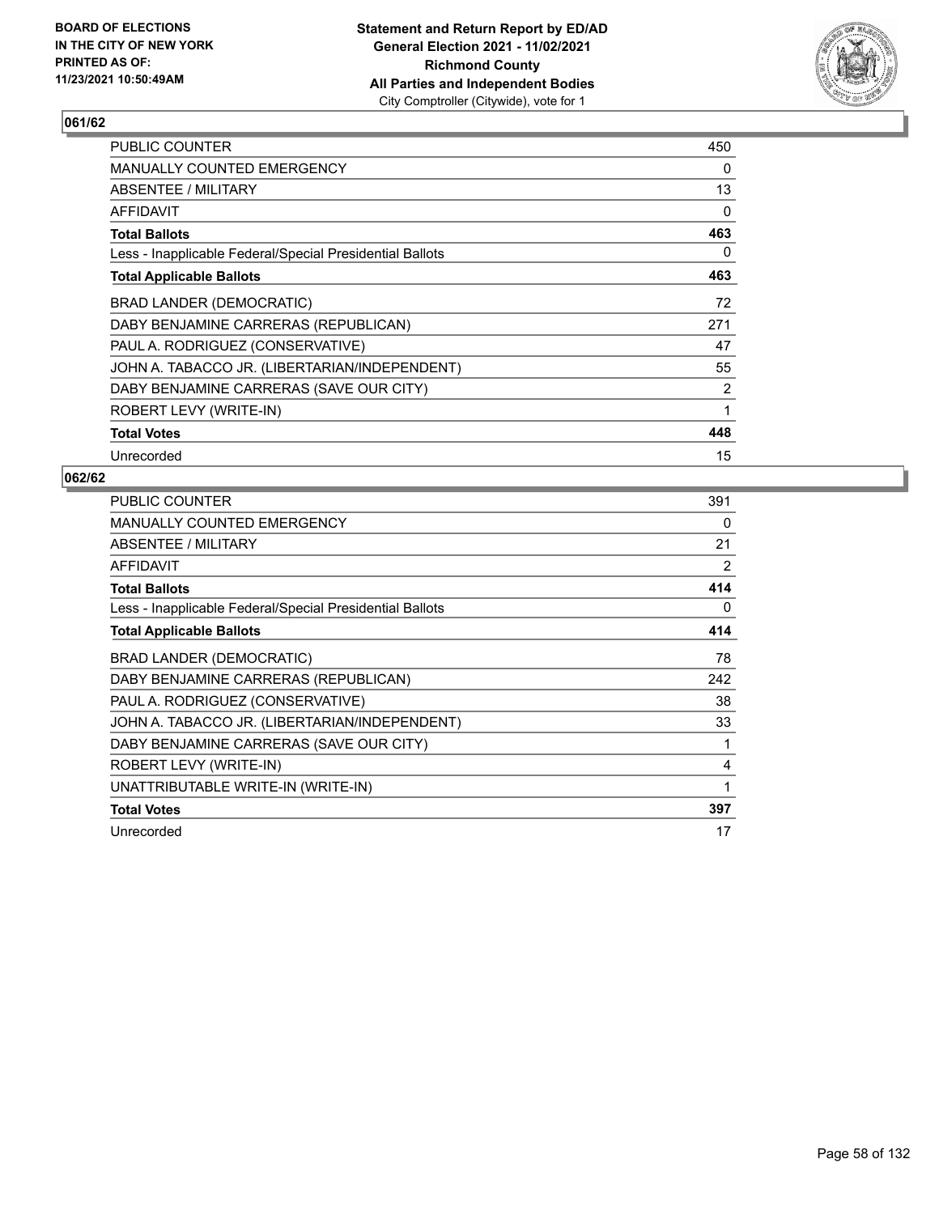**BOARD OF ELECTIONS IN THE CITY OF NEW YORK PRINTED AS OF: 11/23/2021 10:50:49AM**

**Statement and Return Report by ED/AD General Election 2021 - 11/02/2021 Richmond County All Parties and Independent Bodies**
City Comptroller (Citywide), vote for 1

## 061/62

| | |
|---|---|
| PUBLIC COUNTER | 450 |
| MANUALLY COUNTED EMERGENCY | 0 |
| ABSENTEE / MILITARY | 13 |
| AFFIDAVIT | 0 |
| **Total Ballots** | **463** |
| Less - Inapplicable Federal/Special Presidential Ballots | 0 |
| **Total Applicable Ballots** | **463** |
| BRAD LANDER (DEMOCRATIC) | 72 |
| DABY BENJAMINE CARRERAS (REPUBLICAN) | 271 |
| PAUL A. RODRIGUEZ (CONSERVATIVE) | 47 |
| JOHN A. TABACCO JR. (LIBERTARIAN/INDEPENDENT) | 55 |
| DABY BENJAMINE CARRERAS (SAVE OUR CITY) | 2 |
| ROBERT LEVY (WRITE-IN) | 1 |
| **Total Votes** | **448** |
| Unrecorded | 15 |

## 062/62

| | |
|---|---|
| PUBLIC COUNTER | 391 |
| MANUALLY COUNTED EMERGENCY | 0 |
| ABSENTEE / MILITARY | 21 |
| AFFIDAVIT | 2 |
| **Total Ballots** | **414** |
| Less - Inapplicable Federal/Special Presidential Ballots | 0 |
| **Total Applicable Ballots** | **414** |
| BRAD LANDER (DEMOCRATIC) | 78 |
| DABY BENJAMINE CARRERAS (REPUBLICAN) | 242 |
| PAUL A. RODRIGUEZ (CONSERVATIVE) | 38 |
| JOHN A. TABACCO JR. (LIBERTARIAN/INDEPENDENT) | 33 |
| DABY BENJAMINE CARRERAS (SAVE OUR CITY) | 1 |
| ROBERT LEVY (WRITE-IN) | 4 |
| UNATTRIBUTABLE WRITE-IN (WRITE-IN) | 1 |
| **Total Votes** | **397** |
| Unrecorded | 17 |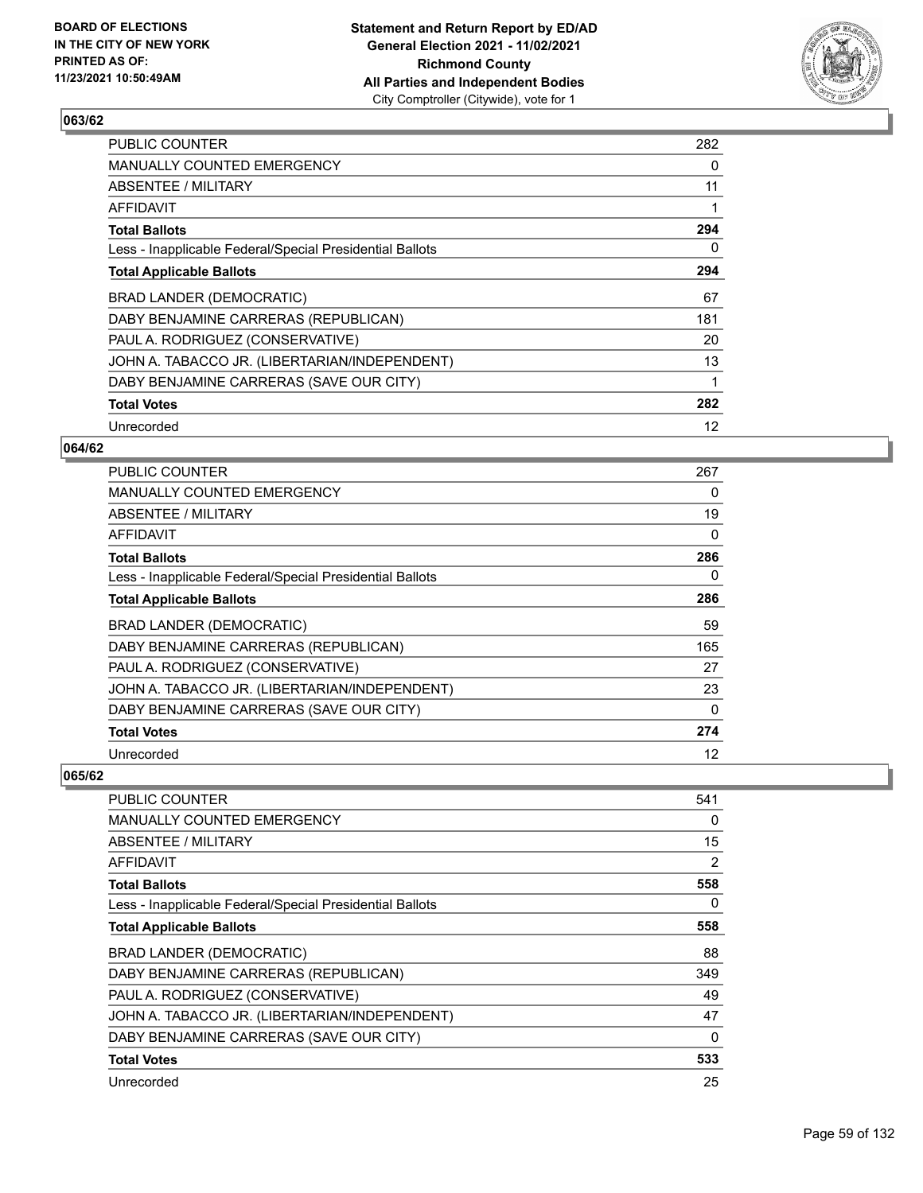## 063/62

| | |
|---|---|
| PUBLIC COUNTER | 282 |
| MANUALLY COUNTED EMERGENCY | 0 |
| ABSENTEE / MILITARY | 11 |
| AFFIDAVIT | 1 |
| **Total Ballots** | **294** |
| Less - Inapplicable Federal/Special Presidential Ballots | 0 |
| **Total Applicable Ballots** | **294** |
| BRAD LANDER (DEMOCRATIC) | 67 |
| DABY BENJAMINE CARRERAS (REPUBLICAN) | 181 |
| PAUL A. RODRIGUEZ (CONSERVATIVE) | 20 |
| JOHN A. TABACCO JR. (LIBERTARIAN/INDEPENDENT) | 13 |
| DABY BENJAMINE CARRERAS (SAVE OUR CITY) | 1 |
| **Total Votes** | **282** |
| Unrecorded | 12 |

## 064/62

| | |
|---|---|
| PUBLIC COUNTER | 267 |
| MANUALLY COUNTED EMERGENCY | 0 |
| ABSENTEE / MILITARY | 19 |
| AFFIDAVIT | 0 |
| **Total Ballots** | **286** |
| Less - Inapplicable Federal/Special Presidential Ballots | 0 |
| **Total Applicable Ballots** | **286** |
| BRAD LANDER (DEMOCRATIC) | 59 |
| DABY BENJAMINE CARRERAS (REPUBLICAN) | 165 |
| PAUL A. RODRIGUEZ (CONSERVATIVE) | 27 |
| JOHN A. TABACCO JR. (LIBERTARIAN/INDEPENDENT) | 23 |
| DABY BENJAMINE CARRERAS (SAVE OUR CITY) | 0 |
| **Total Votes** | **274** |
| Unrecorded | 12 |

## 065/62

| | |
|---|---|
| PUBLIC COUNTER | 541 |
| MANUALLY COUNTED EMERGENCY | 0 |
| ABSENTEE / MILITARY | 15 |
| AFFIDAVIT | 2 |
| **Total Ballots** | **558** |
| Less - Inapplicable Federal/Special Presidential Ballots | 0 |
| **Total Applicable Ballots** | **558** |
| BRAD LANDER (DEMOCRATIC) | 88 |
| DABY BENJAMINE CARRERAS (REPUBLICAN) | 349 |
| PAUL A. RODRIGUEZ (CONSERVATIVE) | 49 |
| JOHN A. TABACCO JR. (LIBERTARIAN/INDEPENDENT) | 47 |
| DABY BENJAMINE CARRERAS (SAVE OUR CITY) | 0 |
| **Total Votes** | **533** |
| Unrecorded | 25 |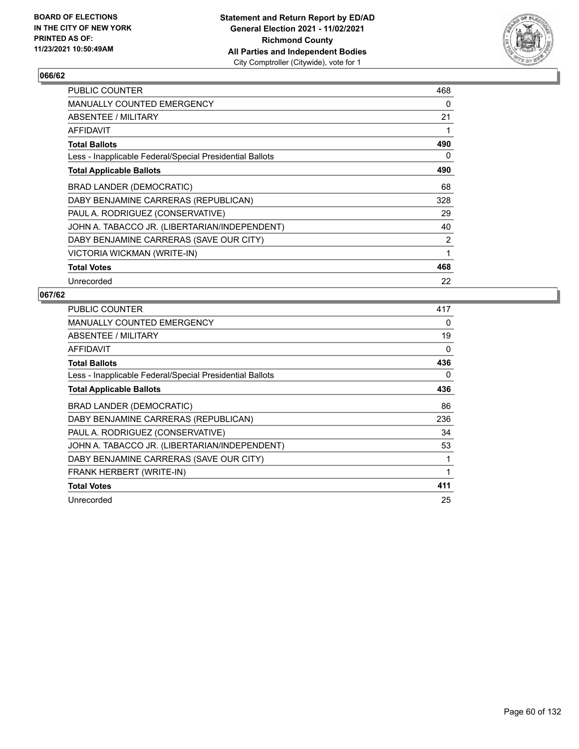## 066/62

| | |
|---|---|
| PUBLIC COUNTER | 468 |
| MANUALLY COUNTED EMERGENCY | 0 |
| ABSENTEE / MILITARY | 21 |
| AFFIDAVIT | 1 |
| **Total Ballots** | **490** |
| Less - Inapplicable Federal/Special Presidential Ballots | 0 |
| **Total Applicable Ballots** | **490** |
| BRAD LANDER (DEMOCRATIC) | 68 |
| DABY BENJAMINE CARRERAS (REPUBLICAN) | 328 |
| PAUL A. RODRIGUEZ (CONSERVATIVE) | 29 |
| JOHN A. TABACCO JR. (LIBERTARIAN/INDEPENDENT) | 40 |
| DABY BENJAMINE CARRERAS (SAVE OUR CITY) | 2 |
| VICTORIA WICKMAN (WRITE-IN) | 1 |
| **Total Votes** | **468** |
| Unrecorded | 22 |

## 067/62

| | |
|---|---|
| PUBLIC COUNTER | 417 |
| MANUALLY COUNTED EMERGENCY | 0 |
| ABSENTEE / MILITARY | 19 |
| AFFIDAVIT | 0 |
| **Total Ballots** | **436** |
| Less - Inapplicable Federal/Special Presidential Ballots | 0 |
| **Total Applicable Ballots** | **436** |
| BRAD LANDER (DEMOCRATIC) | 86 |
| DABY BENJAMINE CARRERAS (REPUBLICAN) | 236 |
| PAUL A. RODRIGUEZ (CONSERVATIVE) | 34 |
| JOHN A. TABACCO JR. (LIBERTARIAN/INDEPENDENT) | 53 |
| DABY BENJAMINE CARRERAS (SAVE OUR CITY) | 1 |
| FRANK HERBERT (WRITE-IN) | 1 |
| **Total Votes** | **411** |
| Unrecorded | 25 |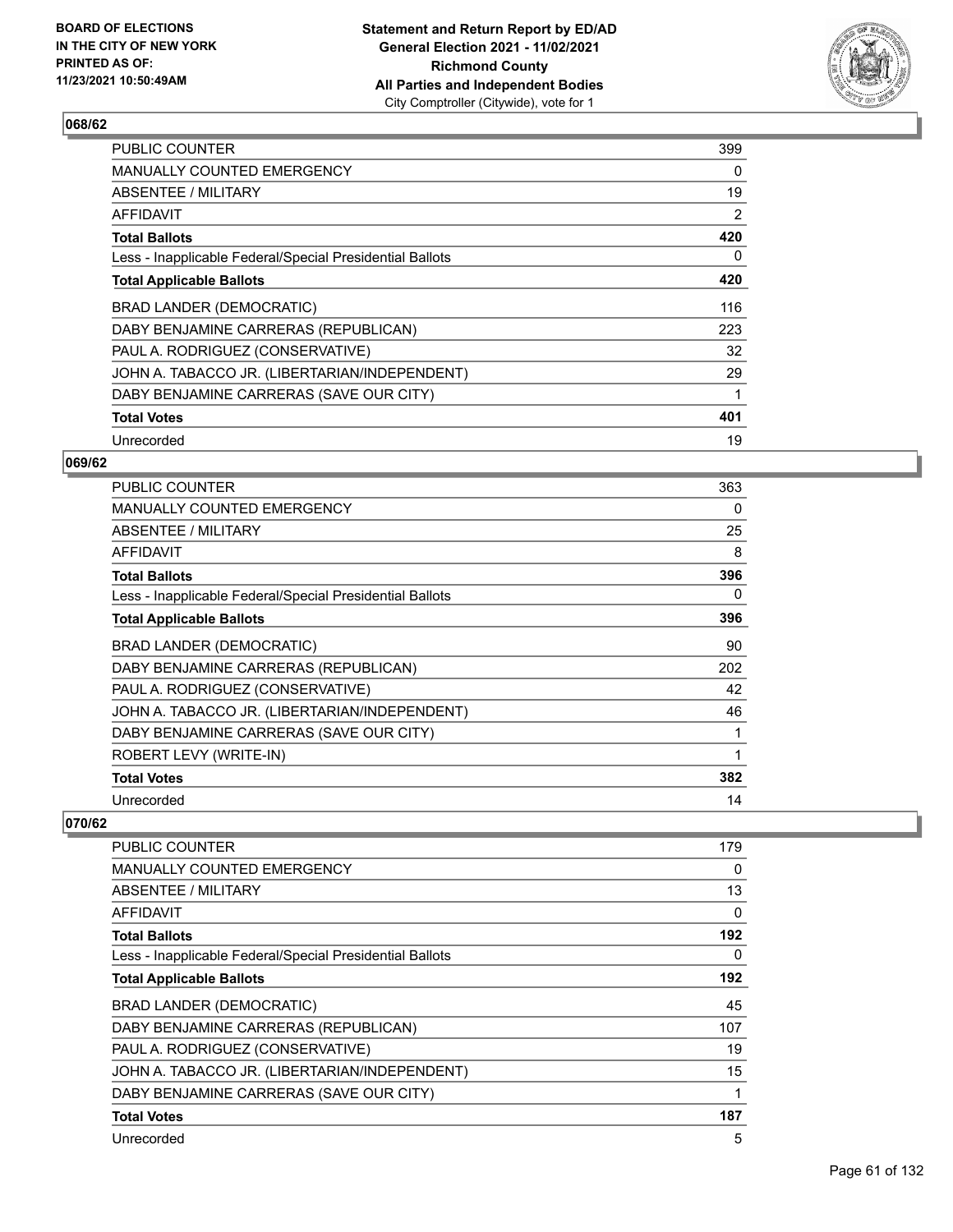**Statement and Return Report by ED/AD**
**General Election 2021 - 11/02/2021**
**Richmond County**
**All Parties and Independent Bodies**
City Comptroller (Citywide), vote for 1

BOARD OF ELECTIONS IN THE CITY OF NEW YORK PRINTED AS OF: 11/23/2021 10:50:49AM

### 068/62

| | |
|---|---|
| PUBLIC COUNTER | 399 |
| MANUALLY COUNTED EMERGENCY | 0 |
| ABSENTEE / MILITARY | 19 |
| AFFIDAVIT | 2 |
| **Total Ballots** | **420** |
| Less - Inapplicable Federal/Special Presidential Ballots | 0 |
| **Total Applicable Ballots** | **420** |
| BRAD LANDER (DEMOCRATIC) | 116 |
| DABY BENJAMINE CARRERAS (REPUBLICAN) | 223 |
| PAUL A. RODRIGUEZ (CONSERVATIVE) | 32 |
| JOHN A. TABACCO JR. (LIBERTARIAN/INDEPENDENT) | 29 |
| DABY BENJAMINE CARRERAS (SAVE OUR CITY) | 1 |
| **Total Votes** | **401** |
| Unrecorded | 19 |

### 069/62

| | |
|---|---|
| PUBLIC COUNTER | 363 |
| MANUALLY COUNTED EMERGENCY | 0 |
| ABSENTEE / MILITARY | 25 |
| AFFIDAVIT | 8 |
| **Total Ballots** | **396** |
| Less - Inapplicable Federal/Special Presidential Ballots | 0 |
| **Total Applicable Ballots** | **396** |
| BRAD LANDER (DEMOCRATIC) | 90 |
| DABY BENJAMINE CARRERAS (REPUBLICAN) | 202 |
| PAUL A. RODRIGUEZ (CONSERVATIVE) | 42 |
| JOHN A. TABACCO JR. (LIBERTARIAN/INDEPENDENT) | 46 |
| DABY BENJAMINE CARRERAS (SAVE OUR CITY) | 1 |
| ROBERT LEVY (WRITE-IN) | 1 |
| **Total Votes** | **382** |
| Unrecorded | 14 |

### 070/62

| | |
|---|---|
| PUBLIC COUNTER | 179 |
| MANUALLY COUNTED EMERGENCY | 0 |
| ABSENTEE / MILITARY | 13 |
| AFFIDAVIT | 0 |
| **Total Ballots** | **192** |
| Less - Inapplicable Federal/Special Presidential Ballots | 0 |
| **Total Applicable Ballots** | **192** |
| BRAD LANDER (DEMOCRATIC) | 45 |
| DABY BENJAMINE CARRERAS (REPUBLICAN) | 107 |
| PAUL A. RODRIGUEZ (CONSERVATIVE) | 19 |
| JOHN A. TABACCO JR. (LIBERTARIAN/INDEPENDENT) | 15 |
| DABY BENJAMINE CARRERAS (SAVE OUR CITY) | 1 |
| **Total Votes** | **187** |
| Unrecorded | 5 |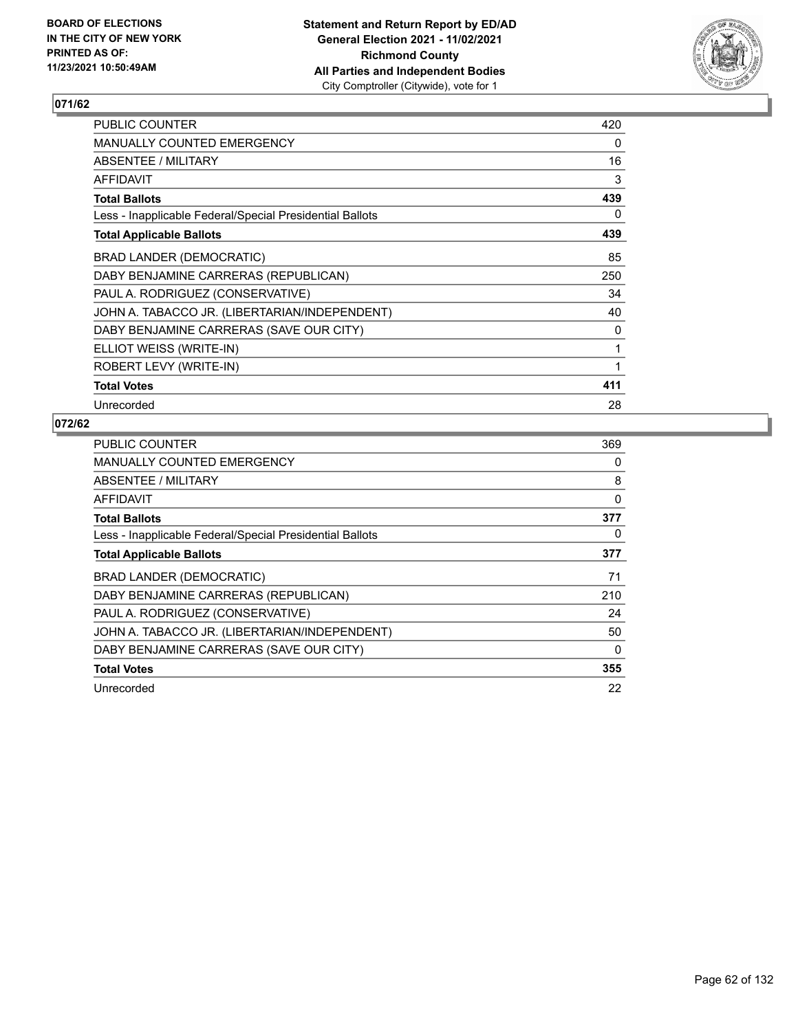BOARD OF ELECTIONS
IN THE CITY OF NEW YORK
PRINTED AS OF:
11/23/2021 10:50:49AM

**Statement and Return Report by ED/AD**
**General Election 2021 - 11/02/2021**
**Richmond County**
**All Parties and Independent Bodies**
City Comptroller (Citywide), vote for 1

## 071/62

| | |
|---|---|
| PUBLIC COUNTER | 420 |
| MANUALLY COUNTED EMERGENCY | 0 |
| ABSENTEE / MILITARY | 16 |
| AFFIDAVIT | 3 |
| **Total Ballots** | **439** |
| Less - Inapplicable Federal/Special Presidential Ballots | 0 |
| **Total Applicable Ballots** | **439** |
| BRAD LANDER (DEMOCRATIC) | 85 |
| DABY BENJAMINE CARRERAS (REPUBLICAN) | 250 |
| PAUL A. RODRIGUEZ (CONSERVATIVE) | 34 |
| JOHN A. TABACCO JR. (LIBERTARIAN/INDEPENDENT) | 40 |
| DABY BENJAMINE CARRERAS (SAVE OUR CITY) | 0 |
| ELLIOT WEISS (WRITE-IN) | 1 |
| ROBERT LEVY (WRITE-IN) | 1 |
| **Total Votes** | **411** |
| Unrecorded | 28 |

## 072/62

| | |
|---|---|
| PUBLIC COUNTER | 369 |
| MANUALLY COUNTED EMERGENCY | 0 |
| ABSENTEE / MILITARY | 8 |
| AFFIDAVIT | 0 |
| **Total Ballots** | **377** |
| Less - Inapplicable Federal/Special Presidential Ballots | 0 |
| **Total Applicable Ballots** | **377** |
| BRAD LANDER (DEMOCRATIC) | 71 |
| DABY BENJAMINE CARRERAS (REPUBLICAN) | 210 |
| PAUL A. RODRIGUEZ (CONSERVATIVE) | 24 |
| JOHN A. TABACCO JR. (LIBERTARIAN/INDEPENDENT) | 50 |
| DABY BENJAMINE CARRERAS (SAVE OUR CITY) | 0 |
| **Total Votes** | **355** |
| Unrecorded | 22 |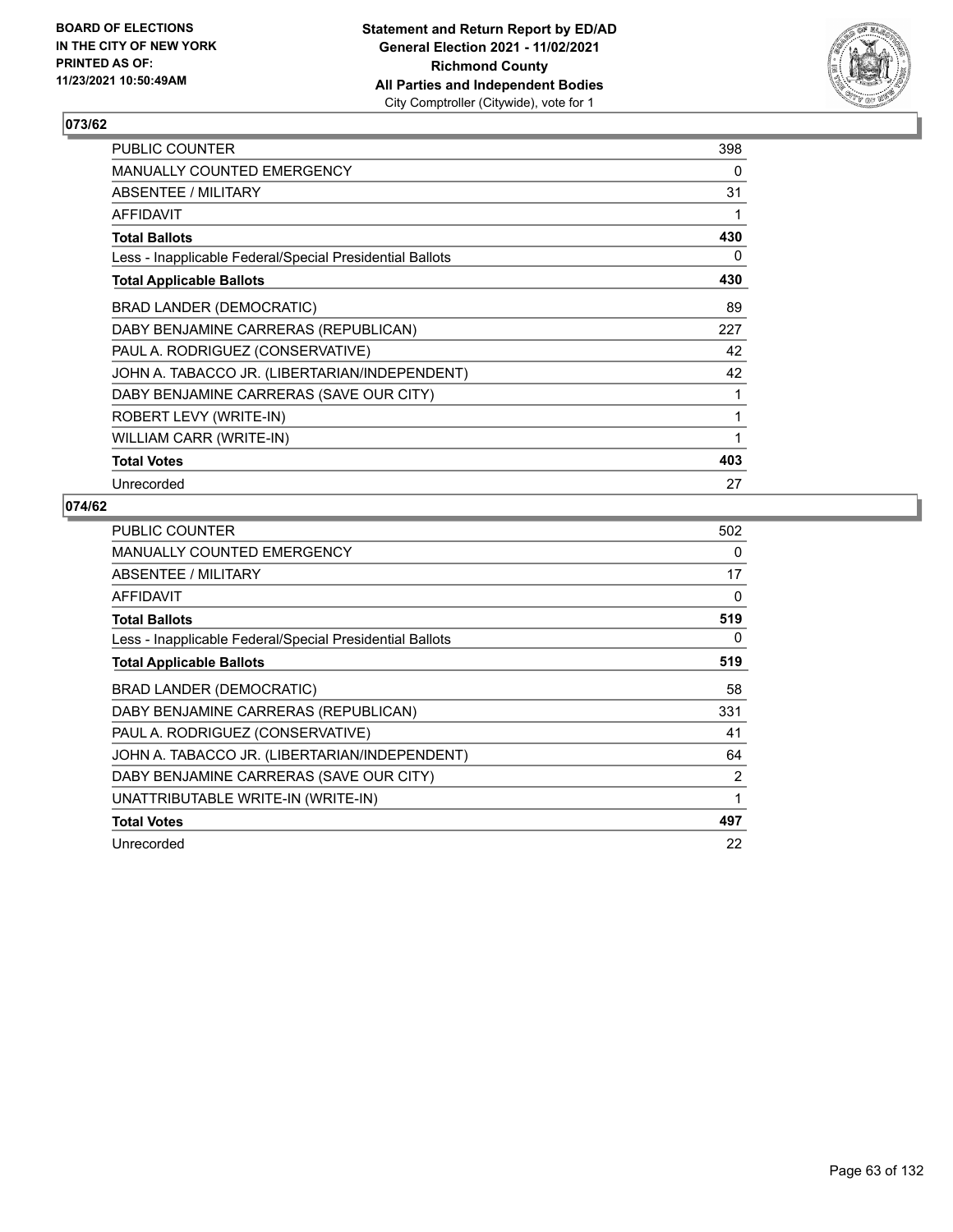**Statement and Return Report by ED/AD**
**General Election 2021 - 11/02/2021**
**Richmond County**
**All Parties and Independent Bodies**
City Comptroller (Citywide), vote for 1

BOARD OF ELECTIONS IN THE CITY OF NEW YORK PRINTED AS OF: 11/23/2021 10:50:49AM

## 073/62

| | |
|---|---|
| PUBLIC COUNTER | 398 |
| MANUALLY COUNTED EMERGENCY | 0 |
| ABSENTEE / MILITARY | 31 |
| AFFIDAVIT | 1 |
| **Total Ballots** | **430** |
| Less - Inapplicable Federal/Special Presidential Ballots | 0 |
| **Total Applicable Ballots** | **430** |
| BRAD LANDER (DEMOCRATIC) | 89 |
| DABY BENJAMINE CARRERAS (REPUBLICAN) | 227 |
| PAUL A. RODRIGUEZ (CONSERVATIVE) | 42 |
| JOHN A. TABACCO JR. (LIBERTARIAN/INDEPENDENT) | 42 |
| DABY BENJAMINE CARRERAS (SAVE OUR CITY) | 1 |
| ROBERT LEVY (WRITE-IN) | 1 |
| WILLIAM CARR (WRITE-IN) | 1 |
| **Total Votes** | **403** |
| Unrecorded | 27 |

## 074/62

| | |
|---|---|
| PUBLIC COUNTER | 502 |
| MANUALLY COUNTED EMERGENCY | 0 |
| ABSENTEE / MILITARY | 17 |
| AFFIDAVIT | 0 |
| **Total Ballots** | **519** |
| Less - Inapplicable Federal/Special Presidential Ballots | 0 |
| **Total Applicable Ballots** | **519** |
| BRAD LANDER (DEMOCRATIC) | 58 |
| DABY BENJAMINE CARRERAS (REPUBLICAN) | 331 |
| PAUL A. RODRIGUEZ (CONSERVATIVE) | 41 |
| JOHN A. TABACCO JR. (LIBERTARIAN/INDEPENDENT) | 64 |
| DABY BENJAMINE CARRERAS (SAVE OUR CITY) | 2 |
| UNATTRIBUTABLE WRITE-IN (WRITE-IN) | 1 |
| **Total Votes** | **497** |
| Unrecorded | 22 |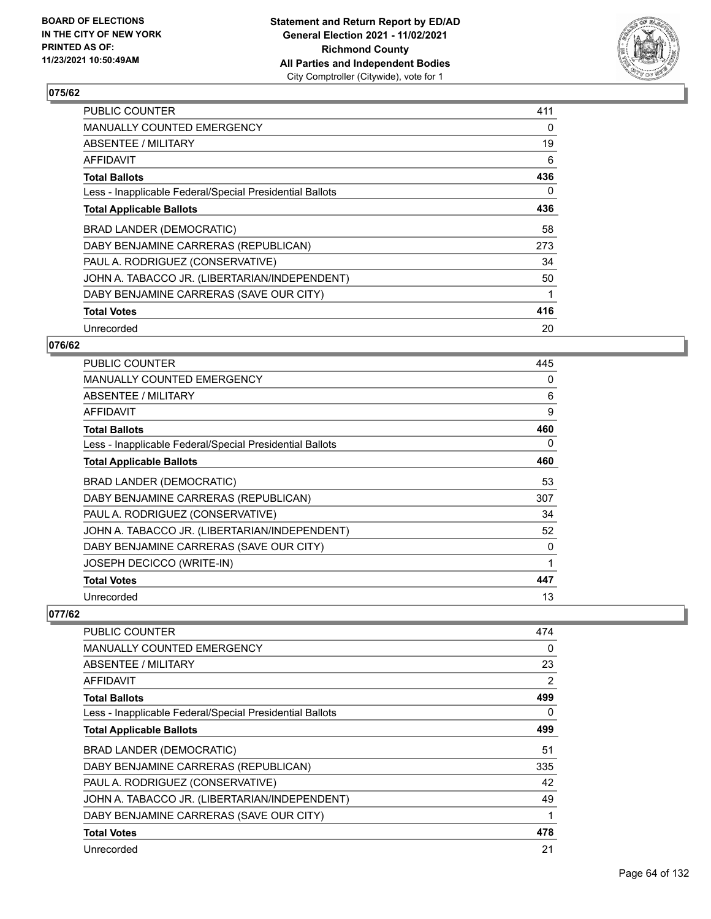## 075/62

| | |
|---|---|
| PUBLIC COUNTER | 411 |
| MANUALLY COUNTED EMERGENCY | 0 |
| ABSENTEE / MILITARY | 19 |
| AFFIDAVIT | 6 |
| **Total Ballots** | **436** |
| Less - Inapplicable Federal/Special Presidential Ballots | 0 |
| **Total Applicable Ballots** | **436** |
| BRAD LANDER (DEMOCRATIC) | 58 |
| DABY BENJAMINE CARRERAS (REPUBLICAN) | 273 |
| PAUL A. RODRIGUEZ (CONSERVATIVE) | 34 |
| JOHN A. TABACCO JR. (LIBERTARIAN/INDEPENDENT) | 50 |
| DABY BENJAMINE CARRERAS (SAVE OUR CITY) | 1 |
| **Total Votes** | **416** |
| Unrecorded | 20 |

## 076/62

| | |
|---|---|
| PUBLIC COUNTER | 445 |
| MANUALLY COUNTED EMERGENCY | 0 |
| ABSENTEE / MILITARY | 6 |
| AFFIDAVIT | 9 |
| **Total Ballots** | **460** |
| Less - Inapplicable Federal/Special Presidential Ballots | 0 |
| **Total Applicable Ballots** | **460** |
| BRAD LANDER (DEMOCRATIC) | 53 |
| DABY BENJAMINE CARRERAS (REPUBLICAN) | 307 |
| PAUL A. RODRIGUEZ (CONSERVATIVE) | 34 |
| JOHN A. TABACCO JR. (LIBERTARIAN/INDEPENDENT) | 52 |
| DABY BENJAMINE CARRERAS (SAVE OUR CITY) | 0 |
| JOSEPH DECICCO (WRITE-IN) | 1 |
| **Total Votes** | **447** |
| Unrecorded | 13 |

## 077/62

| | |
|---|---|
| PUBLIC COUNTER | 474 |
| MANUALLY COUNTED EMERGENCY | 0 |
| ABSENTEE / MILITARY | 23 |
| AFFIDAVIT | 2 |
| **Total Ballots** | **499** |
| Less - Inapplicable Federal/Special Presidential Ballots | 0 |
| **Total Applicable Ballots** | **499** |
| BRAD LANDER (DEMOCRATIC) | 51 |
| DABY BENJAMINE CARRERAS (REPUBLICAN) | 335 |
| PAUL A. RODRIGUEZ (CONSERVATIVE) | 42 |
| JOHN A. TABACCO JR. (LIBERTARIAN/INDEPENDENT) | 49 |
| DABY BENJAMINE CARRERAS (SAVE OUR CITY) | 1 |
| **Total Votes** | **478** |
| Unrecorded | 21 |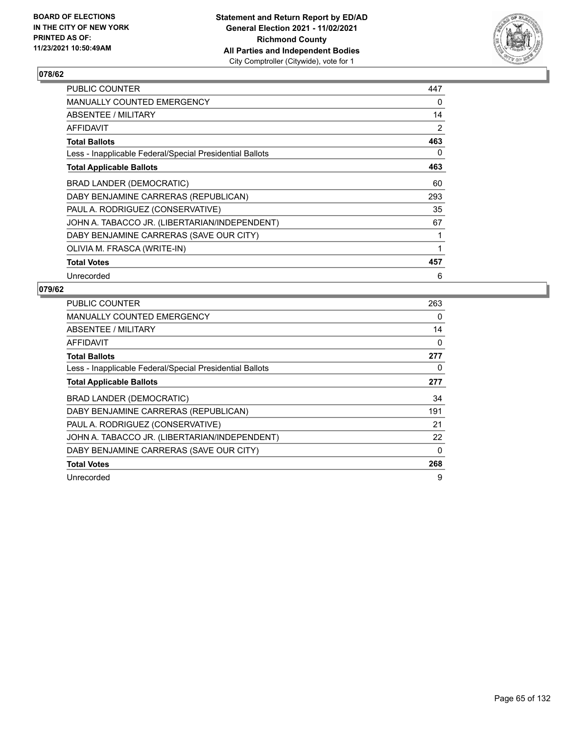BOARD OF ELECTIONS
IN THE CITY OF NEW YORK
PRINTED AS OF:
11/23/2021 10:50:49AM

**Statement and Return Report by ED/AD**
**General Election 2021 - 11/02/2021**
**Richmond County**
**All Parties and Independent Bodies**
City Comptroller (Citywide), vote for 1

## 078/62

| | |
|---|---|
| PUBLIC COUNTER | 447 |
| MANUALLY COUNTED EMERGENCY | 0 |
| ABSENTEE / MILITARY | 14 |
| AFFIDAVIT | 2 |
| **Total Ballots** | **463** |
| Less - Inapplicable Federal/Special Presidential Ballots | 0 |
| **Total Applicable Ballots** | **463** |
| BRAD LANDER (DEMOCRATIC) | 60 |
| DABY BENJAMINE CARRERAS (REPUBLICAN) | 293 |
| PAUL A. RODRIGUEZ (CONSERVATIVE) | 35 |
| JOHN A. TABACCO JR. (LIBERTARIAN/INDEPENDENT) | 67 |
| DABY BENJAMINE CARRERAS (SAVE OUR CITY) | 1 |
| OLIVIA M. FRASCA (WRITE-IN) | 1 |
| **Total Votes** | **457** |
| Unrecorded | 6 |

## 079/62

| | |
|---|---|
| PUBLIC COUNTER | 263 |
| MANUALLY COUNTED EMERGENCY | 0 |
| ABSENTEE / MILITARY | 14 |
| AFFIDAVIT | 0 |
| **Total Ballots** | **277** |
| Less - Inapplicable Federal/Special Presidential Ballots | 0 |
| **Total Applicable Ballots** | **277** |
| BRAD LANDER (DEMOCRATIC) | 34 |
| DABY BENJAMINE CARRERAS (REPUBLICAN) | 191 |
| PAUL A. RODRIGUEZ (CONSERVATIVE) | 21 |
| JOHN A. TABACCO JR. (LIBERTARIAN/INDEPENDENT) | 22 |
| DABY BENJAMINE CARRERAS (SAVE OUR CITY) | 0 |
| **Total Votes** | **268** |
| Unrecorded | 9 |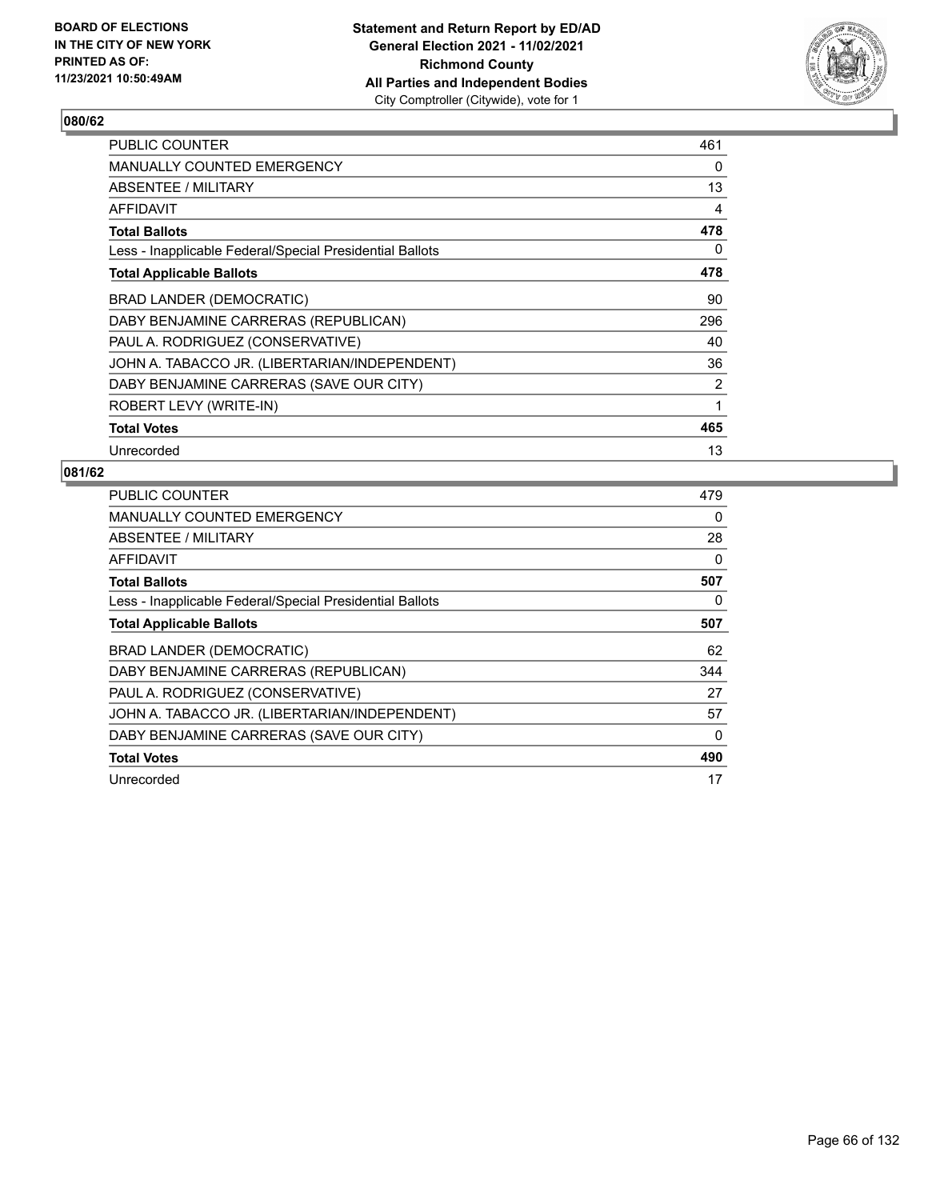**Statement and Return Report by ED/AD**
**General Election 2021 - 11/02/2021**
**Richmond County**
**All Parties and Independent Bodies**
City Comptroller (Citywide), vote for 1

BOARD OF ELECTIONS IN THE CITY OF NEW YORK PRINTED AS OF: 11/23/2021 10:50:49AM

## 080/62

| | |
|---|---|
| PUBLIC COUNTER | 461 |
| MANUALLY COUNTED EMERGENCY | 0 |
| ABSENTEE / MILITARY | 13 |
| AFFIDAVIT | 4 |
| **Total Ballots** | **478** |
| Less - Inapplicable Federal/Special Presidential Ballots | 0 |
| **Total Applicable Ballots** | **478** |
| BRAD LANDER (DEMOCRATIC) | 90 |
| DABY BENJAMINE CARRERAS (REPUBLICAN) | 296 |
| PAUL A. RODRIGUEZ (CONSERVATIVE) | 40 |
| JOHN A. TABACCO JR. (LIBERTARIAN/INDEPENDENT) | 36 |
| DABY BENJAMINE CARRERAS (SAVE OUR CITY) | 2 |
| ROBERT LEVY (WRITE-IN) | 1 |
| **Total Votes** | **465** |
| Unrecorded | 13 |

## 081/62

| | |
|---|---|
| PUBLIC COUNTER | 479 |
| MANUALLY COUNTED EMERGENCY | 0 |
| ABSENTEE / MILITARY | 28 |
| AFFIDAVIT | 0 |
| **Total Ballots** | **507** |
| Less - Inapplicable Federal/Special Presidential Ballots | 0 |
| **Total Applicable Ballots** | **507** |
| BRAD LANDER (DEMOCRATIC) | 62 |
| DABY BENJAMINE CARRERAS (REPUBLICAN) | 344 |
| PAUL A. RODRIGUEZ (CONSERVATIVE) | 27 |
| JOHN A. TABACCO JR. (LIBERTARIAN/INDEPENDENT) | 57 |
| DABY BENJAMINE CARRERAS (SAVE OUR CITY) | 0 |
| **Total Votes** | **490** |
| Unrecorded | 17 |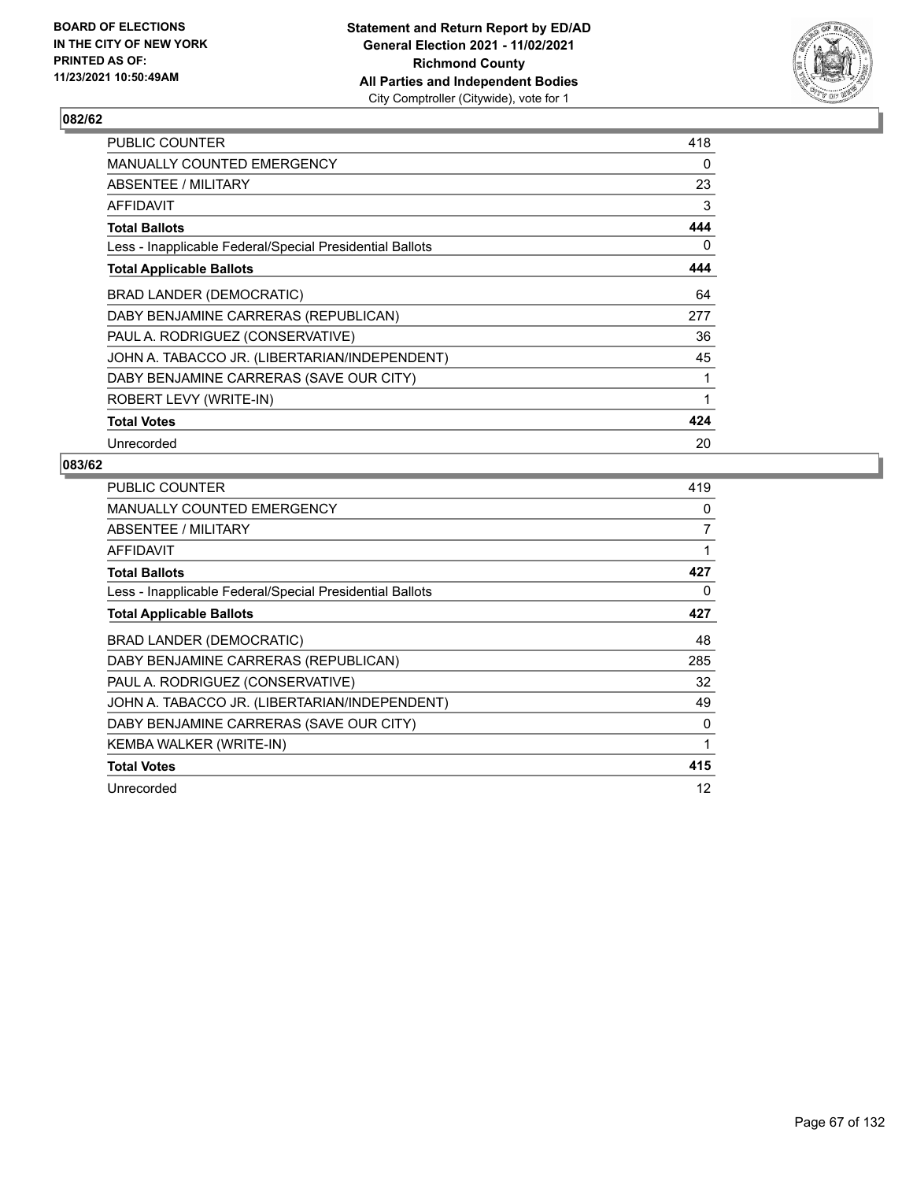**BOARD OF ELECTIONS IN THE CITY OF NEW YORK PRINTED AS OF: 11/23/2021 10:50:49AM**

**Statement and Return Report by ED/AD General Election 2021 - 11/02/2021 Richmond County All Parties and Independent Bodies**
City Comptroller (Citywide), vote for 1

## 082/62

| | |
|---|---|
| PUBLIC COUNTER | 418 |
| MANUALLY COUNTED EMERGENCY | 0 |
| ABSENTEE / MILITARY | 23 |
| AFFIDAVIT | 3 |
| **Total Ballots** | **444** |
| Less - Inapplicable Federal/Special Presidential Ballots | 0 |
| **Total Applicable Ballots** | **444** |
| BRAD LANDER (DEMOCRATIC) | 64 |
| DABY BENJAMINE CARRERAS (REPUBLICAN) | 277 |
| PAUL A. RODRIGUEZ (CONSERVATIVE) | 36 |
| JOHN A. TABACCO JR. (LIBERTARIAN/INDEPENDENT) | 45 |
| DABY BENJAMINE CARRERAS (SAVE OUR CITY) | 1 |
| ROBERT LEVY (WRITE-IN) | 1 |
| **Total Votes** | **424** |
| Unrecorded | 20 |

## 083/62

| | |
|---|---|
| PUBLIC COUNTER | 419 |
| MANUALLY COUNTED EMERGENCY | 0 |
| ABSENTEE / MILITARY | 7 |
| AFFIDAVIT | 1 |
| **Total Ballots** | **427** |
| Less - Inapplicable Federal/Special Presidential Ballots | 0 |
| **Total Applicable Ballots** | **427** |
| BRAD LANDER (DEMOCRATIC) | 48 |
| DABY BENJAMINE CARRERAS (REPUBLICAN) | 285 |
| PAUL A. RODRIGUEZ (CONSERVATIVE) | 32 |
| JOHN A. TABACCO JR. (LIBERTARIAN/INDEPENDENT) | 49 |
| DABY BENJAMINE CARRERAS (SAVE OUR CITY) | 0 |
| KEMBA WALKER (WRITE-IN) | 1 |
| **Total Votes** | **415** |
| Unrecorded | 12 |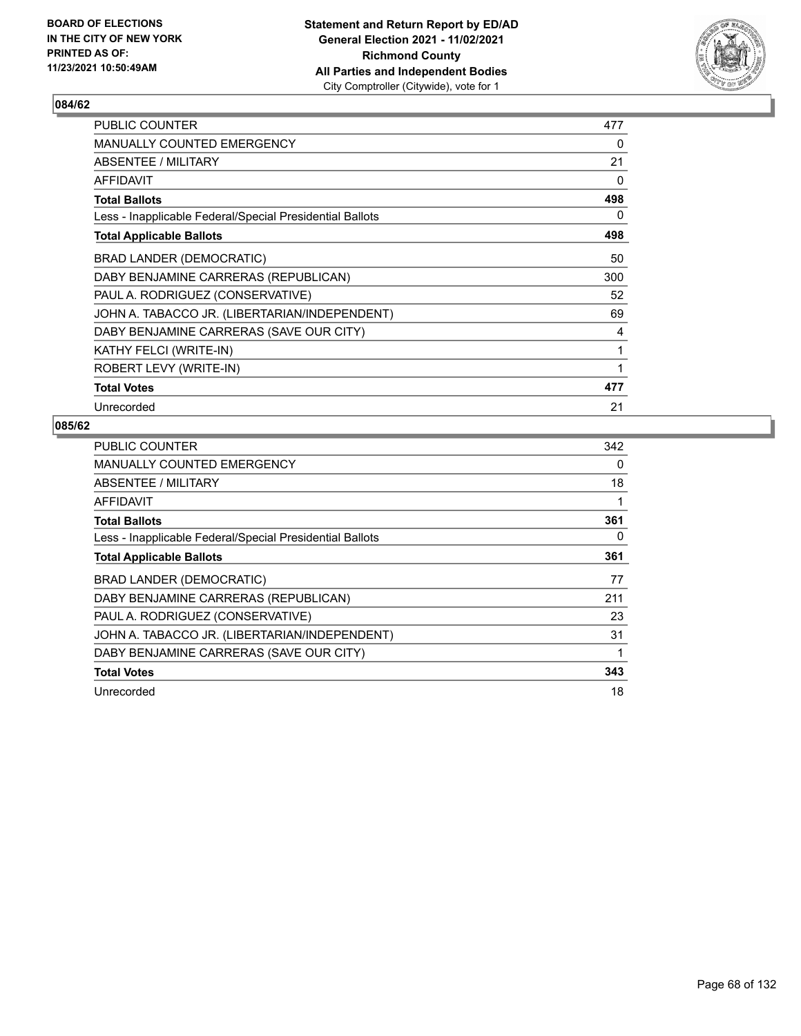BOARD OF ELECTIONS
IN THE CITY OF NEW YORK
PRINTED AS OF:
11/23/2021 10:50:49AM

**Statement and Return Report by ED/AD**
**General Election 2021 - 11/02/2021**
**Richmond County**
**All Parties and Independent Bodies**
City Comptroller (Citywide), vote for 1

## 084/62

| | |
|---|---|
| PUBLIC COUNTER | 477 |
| MANUALLY COUNTED EMERGENCY | 0 |
| ABSENTEE / MILITARY | 21 |
| AFFIDAVIT | 0 |
| **Total Ballots** | **498** |
| Less - Inapplicable Federal/Special Presidential Ballots | 0 |
| **Total Applicable Ballots** | **498** |
| BRAD LANDER (DEMOCRATIC) | 50 |
| DABY BENJAMINE CARRERAS (REPUBLICAN) | 300 |
| PAUL A. RODRIGUEZ (CONSERVATIVE) | 52 |
| JOHN A. TABACCO JR. (LIBERTARIAN/INDEPENDENT) | 69 |
| DABY BENJAMINE CARRERAS (SAVE OUR CITY) | 4 |
| KATHY FELCI (WRITE-IN) | 1 |
| ROBERT LEVY (WRITE-IN) | 1 |
| **Total Votes** | **477** |
| Unrecorded | 21 |

## 085/62

| | |
|---|---|
| PUBLIC COUNTER | 342 |
| MANUALLY COUNTED EMERGENCY | 0 |
| ABSENTEE / MILITARY | 18 |
| AFFIDAVIT | 1 |
| **Total Ballots** | **361** |
| Less - Inapplicable Federal/Special Presidential Ballots | 0 |
| **Total Applicable Ballots** | **361** |
| BRAD LANDER (DEMOCRATIC) | 77 |
| DABY BENJAMINE CARRERAS (REPUBLICAN) | 211 |
| PAUL A. RODRIGUEZ (CONSERVATIVE) | 23 |
| JOHN A. TABACCO JR. (LIBERTARIAN/INDEPENDENT) | 31 |
| DABY BENJAMINE CARRERAS (SAVE OUR CITY) | 1 |
| **Total Votes** | **343** |
| Unrecorded | 18 |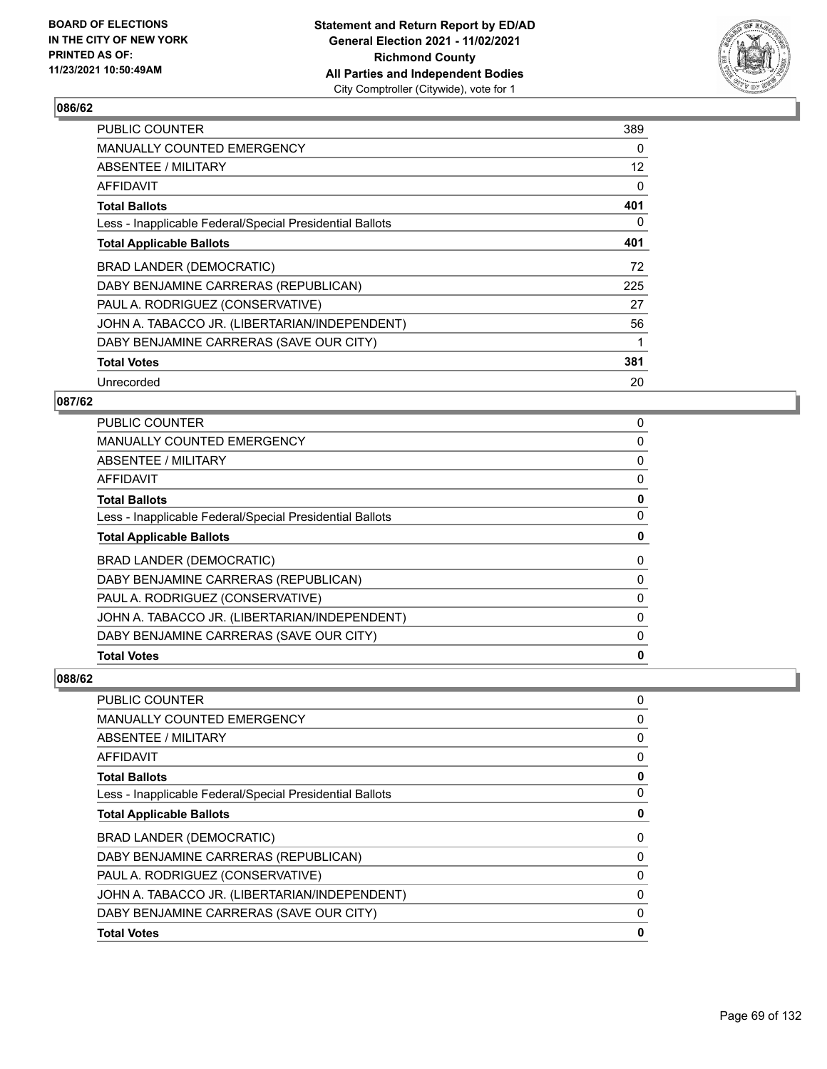### 086/62

| | |
|---|---|
| PUBLIC COUNTER | 389 |
| MANUALLY COUNTED EMERGENCY | 0 |
| ABSENTEE / MILITARY | 12 |
| AFFIDAVIT | 0 |
| **Total Ballots** | **401** |
| Less - Inapplicable Federal/Special Presidential Ballots | 0 |
| **Total Applicable Ballots** | **401** |
| BRAD LANDER (DEMOCRATIC) | 72 |
| DABY BENJAMINE CARRERAS (REPUBLICAN) | 225 |
| PAUL A. RODRIGUEZ (CONSERVATIVE) | 27 |
| JOHN A. TABACCO JR. (LIBERTARIAN/INDEPENDENT) | 56 |
| DABY BENJAMINE CARRERAS (SAVE OUR CITY) | 1 |
| **Total Votes** | **381** |
| Unrecorded | 20 |

### 087/62

| | |
|---|---|
| PUBLIC COUNTER | 0 |
| MANUALLY COUNTED EMERGENCY | 0 |
| ABSENTEE / MILITARY | 0 |
| AFFIDAVIT | 0 |
| **Total Ballots** | **0** |
| Less - Inapplicable Federal/Special Presidential Ballots | 0 |
| **Total Applicable Ballots** | **0** |
| BRAD LANDER (DEMOCRATIC) | 0 |
| DABY BENJAMINE CARRERAS (REPUBLICAN) | 0 |
| PAUL A. RODRIGUEZ (CONSERVATIVE) | 0 |
| JOHN A. TABACCO JR. (LIBERTARIAN/INDEPENDENT) | 0 |
| DABY BENJAMINE CARRERAS (SAVE OUR CITY) | 0 |
| **Total Votes** | **0** |

### 088/62

| | |
|---|---|
| PUBLIC COUNTER | 0 |
| MANUALLY COUNTED EMERGENCY | 0 |
| ABSENTEE / MILITARY | 0 |
| AFFIDAVIT | 0 |
| **Total Ballots** | **0** |
| Less - Inapplicable Federal/Special Presidential Ballots | 0 |
| **Total Applicable Ballots** | **0** |
| BRAD LANDER (DEMOCRATIC) | 0 |
| DABY BENJAMINE CARRERAS (REPUBLICAN) | 0 |
| PAUL A. RODRIGUEZ (CONSERVATIVE) | 0 |
| JOHN A. TABACCO JR. (LIBERTARIAN/INDEPENDENT) | 0 |
| DABY BENJAMINE CARRERAS (SAVE OUR CITY) | 0 |
| **Total Votes** | **0** |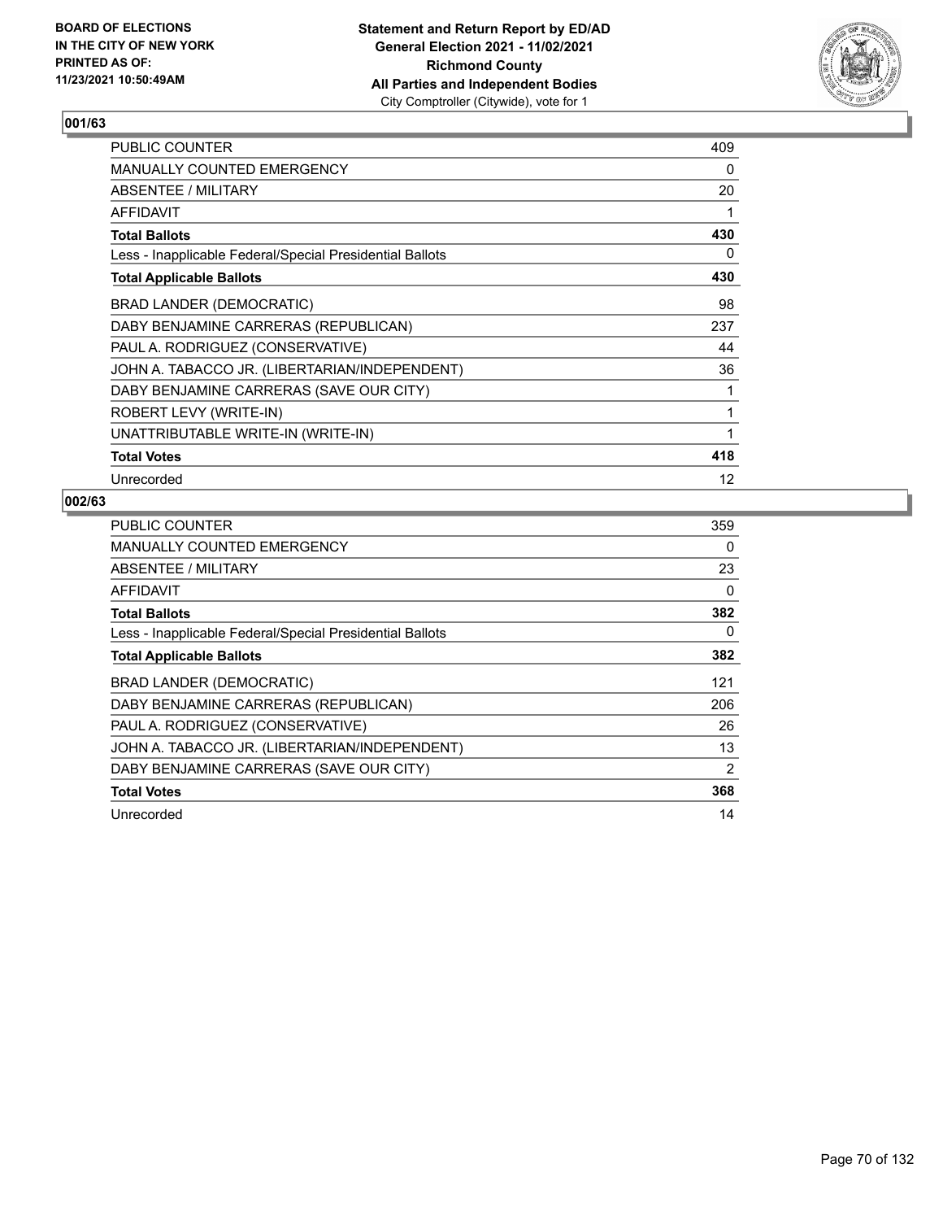BOARD OF ELECTIONS
IN THE CITY OF NEW YORK
PRINTED AS OF:
11/23/2021 10:50:49AM

**Statement and Return Report by ED/AD**
**General Election 2021 - 11/02/2021**
**Richmond County**
**All Parties and Independent Bodies**
City Comptroller (Citywide), vote for 1

### 001/63

| | |
|---|---|
| PUBLIC COUNTER | 409 |
| MANUALLY COUNTED EMERGENCY | 0 |
| ABSENTEE / MILITARY | 20 |
| AFFIDAVIT | 1 |
| **Total Ballots** | **430** |
| Less - Inapplicable Federal/Special Presidential Ballots | 0 |
| **Total Applicable Ballots** | **430** |
| BRAD LANDER (DEMOCRATIC) | 98 |
| DABY BENJAMINE CARRERAS (REPUBLICAN) | 237 |
| PAUL A. RODRIGUEZ (CONSERVATIVE) | 44 |
| JOHN A. TABACCO JR. (LIBERTARIAN/INDEPENDENT) | 36 |
| DABY BENJAMINE CARRERAS (SAVE OUR CITY) | 1 |
| ROBERT LEVY (WRITE-IN) | 1 |
| UNATTRIBUTABLE WRITE-IN (WRITE-IN) | 1 |
| **Total Votes** | **418** |
| Unrecorded | 12 |

### 002/63

| | |
|---|---|
| PUBLIC COUNTER | 359 |
| MANUALLY COUNTED EMERGENCY | 0 |
| ABSENTEE / MILITARY | 23 |
| AFFIDAVIT | 0 |
| **Total Ballots** | **382** |
| Less - Inapplicable Federal/Special Presidential Ballots | 0 |
| **Total Applicable Ballots** | **382** |
| BRAD LANDER (DEMOCRATIC) | 121 |
| DABY BENJAMINE CARRERAS (REPUBLICAN) | 206 |
| PAUL A. RODRIGUEZ (CONSERVATIVE) | 26 |
| JOHN A. TABACCO JR. (LIBERTARIAN/INDEPENDENT) | 13 |
| DABY BENJAMINE CARRERAS (SAVE OUR CITY) | 2 |
| **Total Votes** | **368** |
| Unrecorded | 14 |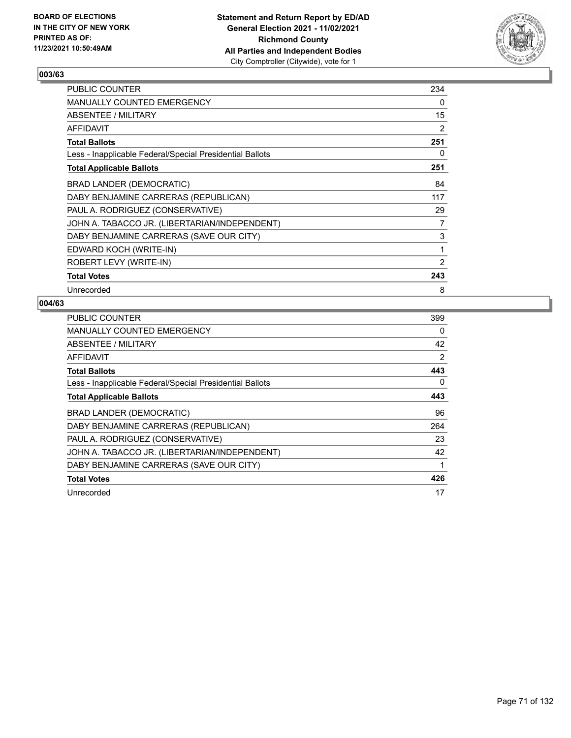BOARD OF ELECTIONS
IN THE CITY OF NEW YORK
PRINTED AS OF:
11/23/2021 10:50:49AM

**Statement and Return Report by ED/AD**
**General Election 2021 - 11/02/2021**
**Richmond County**
**All Parties and Independent Bodies**
City Comptroller (Citywide), vote for 1

## 003/63

| | |
|---|---|
| PUBLIC COUNTER | 234 |
| MANUALLY COUNTED EMERGENCY | 0 |
| ABSENTEE / MILITARY | 15 |
| AFFIDAVIT | 2 |
| **Total Ballots** | **251** |
| Less - Inapplicable Federal/Special Presidential Ballots | 0 |
| **Total Applicable Ballots** | **251** |
| BRAD LANDER (DEMOCRATIC) | 84 |
| DABY BENJAMINE CARRERAS (REPUBLICAN) | 117 |
| PAUL A. RODRIGUEZ (CONSERVATIVE) | 29 |
| JOHN A. TABACCO JR. (LIBERTARIAN/INDEPENDENT) | 7 |
| DABY BENJAMINE CARRERAS (SAVE OUR CITY) | 3 |
| EDWARD KOCH (WRITE-IN) | 1 |
| ROBERT LEVY (WRITE-IN) | 2 |
| **Total Votes** | **243** |
| Unrecorded | 8 |

## 004/63

| | |
|---|---|
| PUBLIC COUNTER | 399 |
| MANUALLY COUNTED EMERGENCY | 0 |
| ABSENTEE / MILITARY | 42 |
| AFFIDAVIT | 2 |
| **Total Ballots** | **443** |
| Less - Inapplicable Federal/Special Presidential Ballots | 0 |
| **Total Applicable Ballots** | **443** |
| BRAD LANDER (DEMOCRATIC) | 96 |
| DABY BENJAMINE CARRERAS (REPUBLICAN) | 264 |
| PAUL A. RODRIGUEZ (CONSERVATIVE) | 23 |
| JOHN A. TABACCO JR. (LIBERTARIAN/INDEPENDENT) | 42 |
| DABY BENJAMINE CARRERAS (SAVE OUR CITY) | 1 |
| **Total Votes** | **426** |
| Unrecorded | 17 |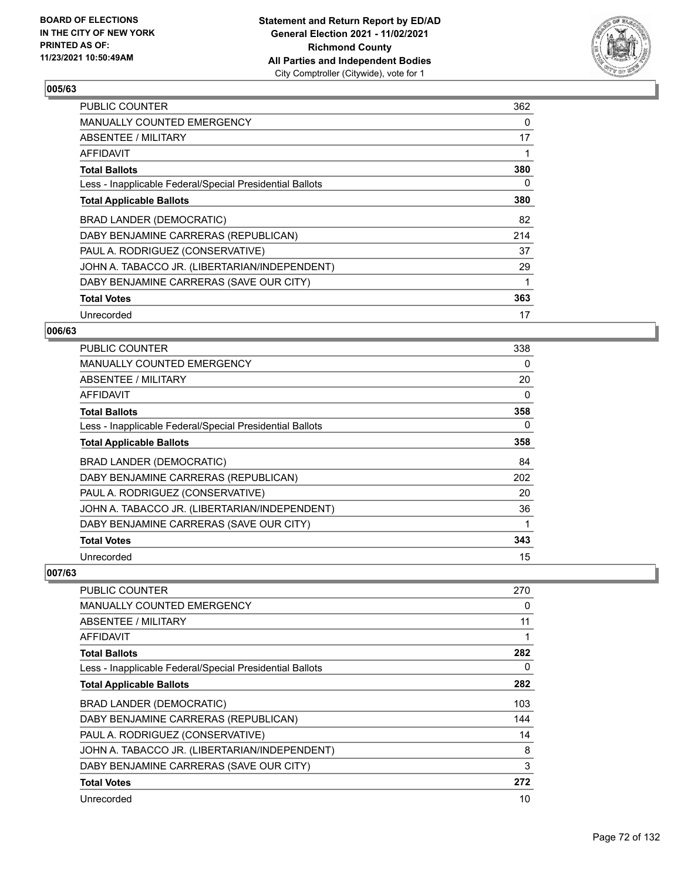**BOARD OF ELECTIONS IN THE CITY OF NEW YORK PRINTED AS OF: 11/23/2021 10:50:49AM**

**Statement and Return Report by ED/AD General Election 2021 - 11/02/2021 Richmond County All Parties and Independent Bodies**
City Comptroller (Citywide), vote for 1

## 005/63

| | |
|---|---|
| PUBLIC COUNTER | 362 |
| MANUALLY COUNTED EMERGENCY | 0 |
| ABSENTEE / MILITARY | 17 |
| AFFIDAVIT | 1 |
| **Total Ballots** | **380** |
| Less - Inapplicable Federal/Special Presidential Ballots | 0 |
| **Total Applicable Ballots** | **380** |
| BRAD LANDER (DEMOCRATIC) | 82 |
| DABY BENJAMINE CARRERAS (REPUBLICAN) | 214 |
| PAUL A. RODRIGUEZ (CONSERVATIVE) | 37 |
| JOHN A. TABACCO JR. (LIBERTARIAN/INDEPENDENT) | 29 |
| DABY BENJAMINE CARRERAS (SAVE OUR CITY) | 1 |
| **Total Votes** | **363** |
| Unrecorded | 17 |

## 006/63

| | |
|---|---|
| PUBLIC COUNTER | 338 |
| MANUALLY COUNTED EMERGENCY | 0 |
| ABSENTEE / MILITARY | 20 |
| AFFIDAVIT | 0 |
| **Total Ballots** | **358** |
| Less - Inapplicable Federal/Special Presidential Ballots | 0 |
| **Total Applicable Ballots** | **358** |
| BRAD LANDER (DEMOCRATIC) | 84 |
| DABY BENJAMINE CARRERAS (REPUBLICAN) | 202 |
| PAUL A. RODRIGUEZ (CONSERVATIVE) | 20 |
| JOHN A. TABACCO JR. (LIBERTARIAN/INDEPENDENT) | 36 |
| DABY BENJAMINE CARRERAS (SAVE OUR CITY) | 1 |
| **Total Votes** | **343** |
| Unrecorded | 15 |

## 007/63

| | |
|---|---|
| PUBLIC COUNTER | 270 |
| MANUALLY COUNTED EMERGENCY | 0 |
| ABSENTEE / MILITARY | 11 |
| AFFIDAVIT | 1 |
| **Total Ballots** | **282** |
| Less - Inapplicable Federal/Special Presidential Ballots | 0 |
| **Total Applicable Ballots** | **282** |
| BRAD LANDER (DEMOCRATIC) | 103 |
| DABY BENJAMINE CARRERAS (REPUBLICAN) | 144 |
| PAUL A. RODRIGUEZ (CONSERVATIVE) | 14 |
| JOHN A. TABACCO JR. (LIBERTARIAN/INDEPENDENT) | 8 |
| DABY BENJAMINE CARRERAS (SAVE OUR CITY) | 3 |
| **Total Votes** | **272** |
| Unrecorded | 10 |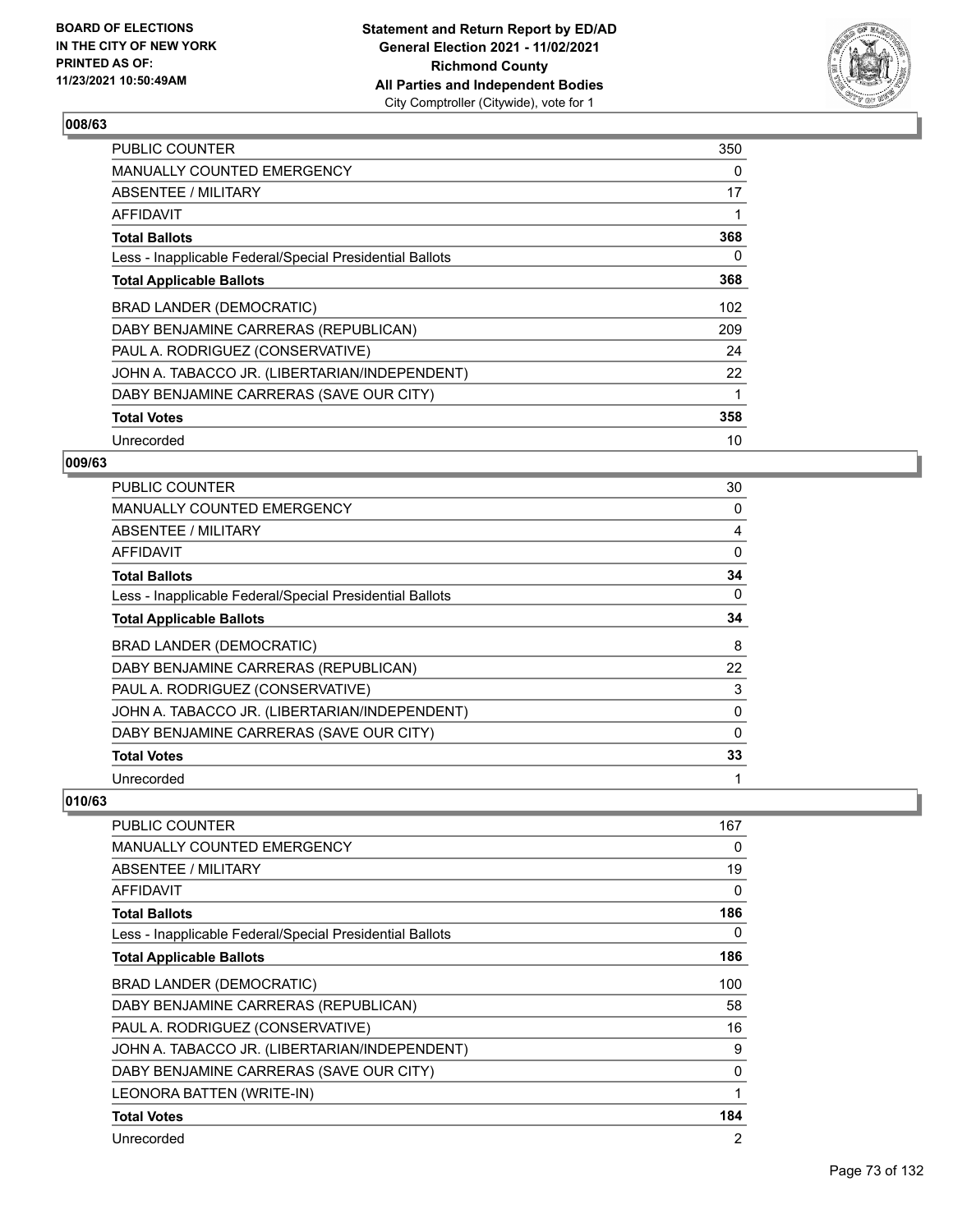BOARD OF ELECTIONS
IN THE CITY OF NEW YORK
PRINTED AS OF:
11/23/2021 10:50:49AM

**Statement and Return Report by ED/AD**
**General Election 2021 - 11/02/2021**
**Richmond County**
**All Parties and Independent Bodies**
City Comptroller (Citywide), vote for 1

## 008/63

| | |
|---|---|
| PUBLIC COUNTER | 350 |
| MANUALLY COUNTED EMERGENCY | 0 |
| ABSENTEE / MILITARY | 17 |
| AFFIDAVIT | 1 |
| **Total Ballots** | **368** |
| Less - Inapplicable Federal/Special Presidential Ballots | 0 |
| **Total Applicable Ballots** | **368** |
| BRAD LANDER (DEMOCRATIC) | 102 |
| DABY BENJAMINE CARRERAS (REPUBLICAN) | 209 |
| PAUL A. RODRIGUEZ (CONSERVATIVE) | 24 |
| JOHN A. TABACCO JR. (LIBERTARIAN/INDEPENDENT) | 22 |
| DABY BENJAMINE CARRERAS (SAVE OUR CITY) | 1 |
| **Total Votes** | **358** |
| Unrecorded | 10 |

## 009/63

| | |
|---|---|
| PUBLIC COUNTER | 30 |
| MANUALLY COUNTED EMERGENCY | 0 |
| ABSENTEE / MILITARY | 4 |
| AFFIDAVIT | 0 |
| **Total Ballots** | **34** |
| Less - Inapplicable Federal/Special Presidential Ballots | 0 |
| **Total Applicable Ballots** | **34** |
| BRAD LANDER (DEMOCRATIC) | 8 |
| DABY BENJAMINE CARRERAS (REPUBLICAN) | 22 |
| PAUL A. RODRIGUEZ (CONSERVATIVE) | 3 |
| JOHN A. TABACCO JR. (LIBERTARIAN/INDEPENDENT) | 0 |
| DABY BENJAMINE CARRERAS (SAVE OUR CITY) | 0 |
| **Total Votes** | **33** |
| Unrecorded | 1 |

## 010/63

| | |
|---|---|
| PUBLIC COUNTER | 167 |
| MANUALLY COUNTED EMERGENCY | 0 |
| ABSENTEE / MILITARY | 19 |
| AFFIDAVIT | 0 |
| **Total Ballots** | **186** |
| Less - Inapplicable Federal/Special Presidential Ballots | 0 |
| **Total Applicable Ballots** | **186** |
| BRAD LANDER (DEMOCRATIC) | 100 |
| DABY BENJAMINE CARRERAS (REPUBLICAN) | 58 |
| PAUL A. RODRIGUEZ (CONSERVATIVE) | 16 |
| JOHN A. TABACCO JR. (LIBERTARIAN/INDEPENDENT) | 9 |
| DABY BENJAMINE CARRERAS (SAVE OUR CITY) | 0 |
| LEONORA BATTEN (WRITE-IN) | 1 |
| **Total Votes** | **184** |
| Unrecorded | 2 |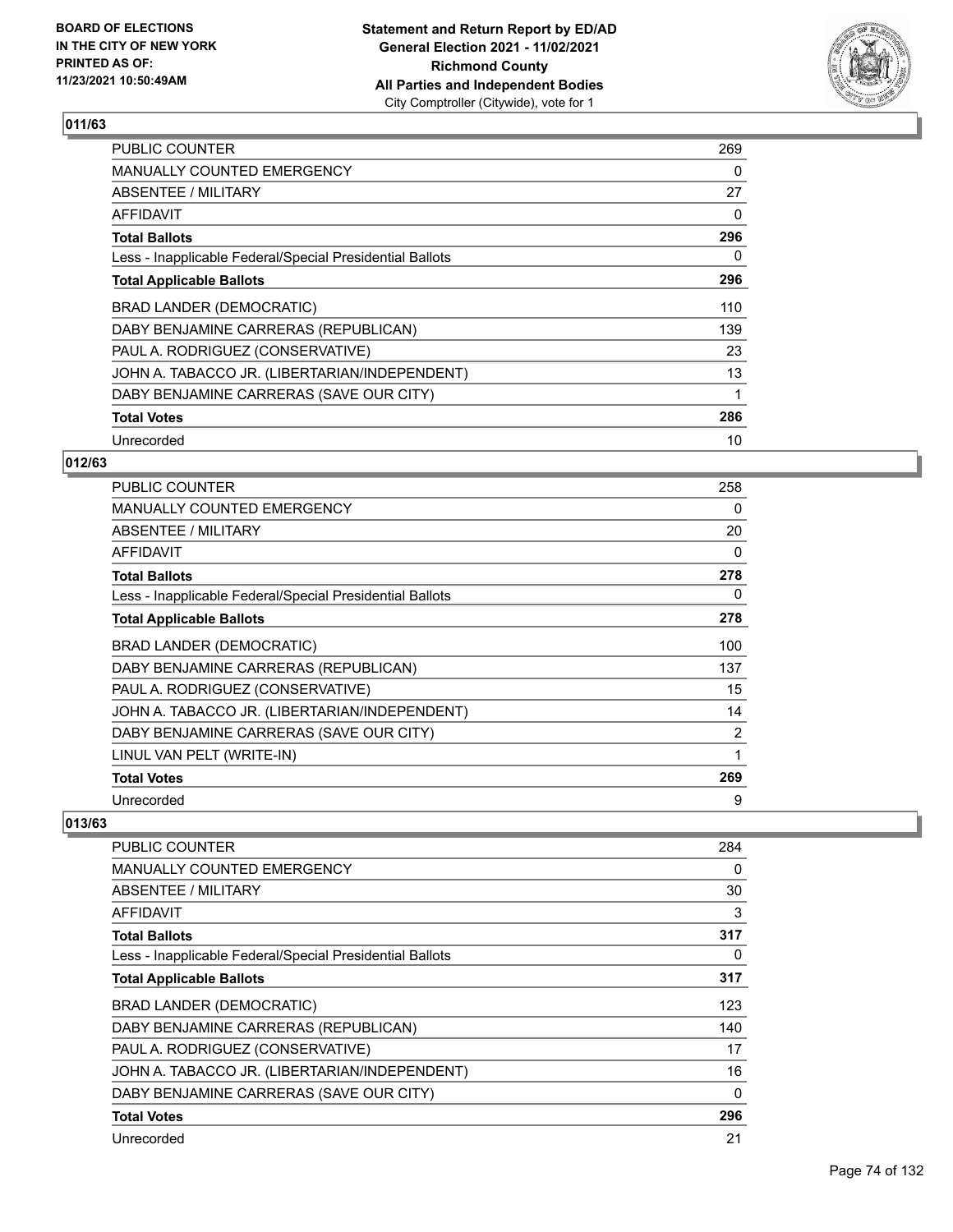## 011/63

| | |
|---|---|
| PUBLIC COUNTER | 269 |
| MANUALLY COUNTED EMERGENCY | 0 |
| ABSENTEE / MILITARY | 27 |
| AFFIDAVIT | 0 |
| **Total Ballots** | **296** |
| Less - Inapplicable Federal/Special Presidential Ballots | 0 |
| **Total Applicable Ballots** | **296** |
| BRAD LANDER (DEMOCRATIC) | 110 |
| DABY BENJAMINE CARRERAS (REPUBLICAN) | 139 |
| PAUL A. RODRIGUEZ (CONSERVATIVE) | 23 |
| JOHN A. TABACCO JR. (LIBERTARIAN/INDEPENDENT) | 13 |
| DABY BENJAMINE CARRERAS (SAVE OUR CITY) | 1 |
| **Total Votes** | **286** |
| Unrecorded | 10 |

## 012/63

| | |
|---|---|
| PUBLIC COUNTER | 258 |
| MANUALLY COUNTED EMERGENCY | 0 |
| ABSENTEE / MILITARY | 20 |
| AFFIDAVIT | 0 |
| **Total Ballots** | **278** |
| Less - Inapplicable Federal/Special Presidential Ballots | 0 |
| **Total Applicable Ballots** | **278** |
| BRAD LANDER (DEMOCRATIC) | 100 |
| DABY BENJAMINE CARRERAS (REPUBLICAN) | 137 |
| PAUL A. RODRIGUEZ (CONSERVATIVE) | 15 |
| JOHN A. TABACCO JR. (LIBERTARIAN/INDEPENDENT) | 14 |
| DABY BENJAMINE CARRERAS (SAVE OUR CITY) | 2 |
| LINUL VAN PELT (WRITE-IN) | 1 |
| **Total Votes** | **269** |
| Unrecorded | 9 |

## 013/63

| | |
|---|---|
| PUBLIC COUNTER | 284 |
| MANUALLY COUNTED EMERGENCY | 0 |
| ABSENTEE / MILITARY | 30 |
| AFFIDAVIT | 3 |
| **Total Ballots** | **317** |
| Less - Inapplicable Federal/Special Presidential Ballots | 0 |
| **Total Applicable Ballots** | **317** |
| BRAD LANDER (DEMOCRATIC) | 123 |
| DABY BENJAMINE CARRERAS (REPUBLICAN) | 140 |
| PAUL A. RODRIGUEZ (CONSERVATIVE) | 17 |
| JOHN A. TABACCO JR. (LIBERTARIAN/INDEPENDENT) | 16 |
| DABY BENJAMINE CARRERAS (SAVE OUR CITY) | 0 |
| **Total Votes** | **296** |
| Unrecorded | 21 |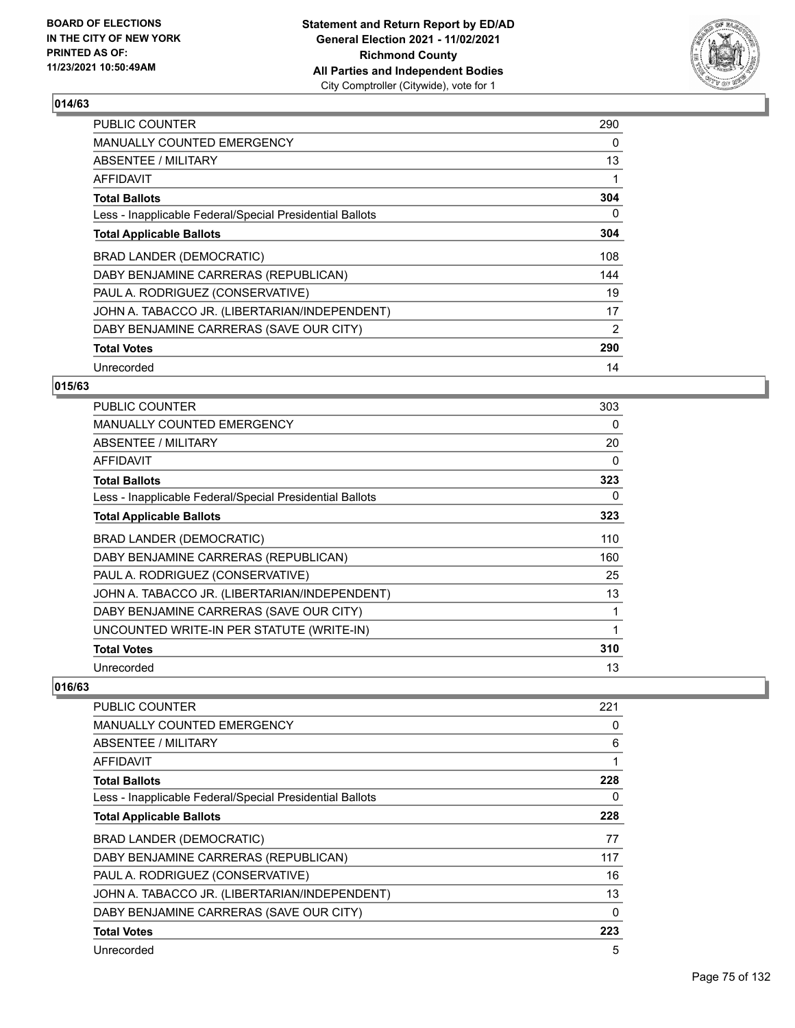**BOARD OF ELECTIONS IN THE CITY OF NEW YORK PRINTED AS OF: 11/23/2021 10:50:49AM**

**Statement and Return Report by ED/AD General Election 2021 - 11/02/2021 Richmond County All Parties and Independent Bodies**
City Comptroller (Citywide), vote for 1

## 014/63

| | |
|---|---|
| PUBLIC COUNTER | 290 |
| MANUALLY COUNTED EMERGENCY | 0 |
| ABSENTEE / MILITARY | 13 |
| AFFIDAVIT | 1 |
| **Total Ballots** | **304** |
| Less - Inapplicable Federal/Special Presidential Ballots | 0 |
| **Total Applicable Ballots** | **304** |
| BRAD LANDER (DEMOCRATIC) | 108 |
| DABY BENJAMINE CARRERAS (REPUBLICAN) | 144 |
| PAUL A. RODRIGUEZ (CONSERVATIVE) | 19 |
| JOHN A. TABACCO JR. (LIBERTARIAN/INDEPENDENT) | 17 |
| DABY BENJAMINE CARRERAS (SAVE OUR CITY) | 2 |
| **Total Votes** | **290** |
| Unrecorded | 14 |

## 015/63

| | |
|---|---|
| PUBLIC COUNTER | 303 |
| MANUALLY COUNTED EMERGENCY | 0 |
| ABSENTEE / MILITARY | 20 |
| AFFIDAVIT | 0 |
| **Total Ballots** | **323** |
| Less - Inapplicable Federal/Special Presidential Ballots | 0 |
| **Total Applicable Ballots** | **323** |
| BRAD LANDER (DEMOCRATIC) | 110 |
| DABY BENJAMINE CARRERAS (REPUBLICAN) | 160 |
| PAUL A. RODRIGUEZ (CONSERVATIVE) | 25 |
| JOHN A. TABACCO JR. (LIBERTARIAN/INDEPENDENT) | 13 |
| DABY BENJAMINE CARRERAS (SAVE OUR CITY) | 1 |
| UNCOUNTED WRITE-IN PER STATUTE (WRITE-IN) | 1 |
| **Total Votes** | **310** |
| Unrecorded | 13 |

## 016/63

| | |
|---|---|
| PUBLIC COUNTER | 221 |
| MANUALLY COUNTED EMERGENCY | 0 |
| ABSENTEE / MILITARY | 6 |
| AFFIDAVIT | 1 |
| **Total Ballots** | **228** |
| Less - Inapplicable Federal/Special Presidential Ballots | 0 |
| **Total Applicable Ballots** | **228** |
| BRAD LANDER (DEMOCRATIC) | 77 |
| DABY BENJAMINE CARRERAS (REPUBLICAN) | 117 |
| PAUL A. RODRIGUEZ (CONSERVATIVE) | 16 |
| JOHN A. TABACCO JR. (LIBERTARIAN/INDEPENDENT) | 13 |
| DABY BENJAMINE CARRERAS (SAVE OUR CITY) | 0 |
| **Total Votes** | **223** |
| Unrecorded | 5 |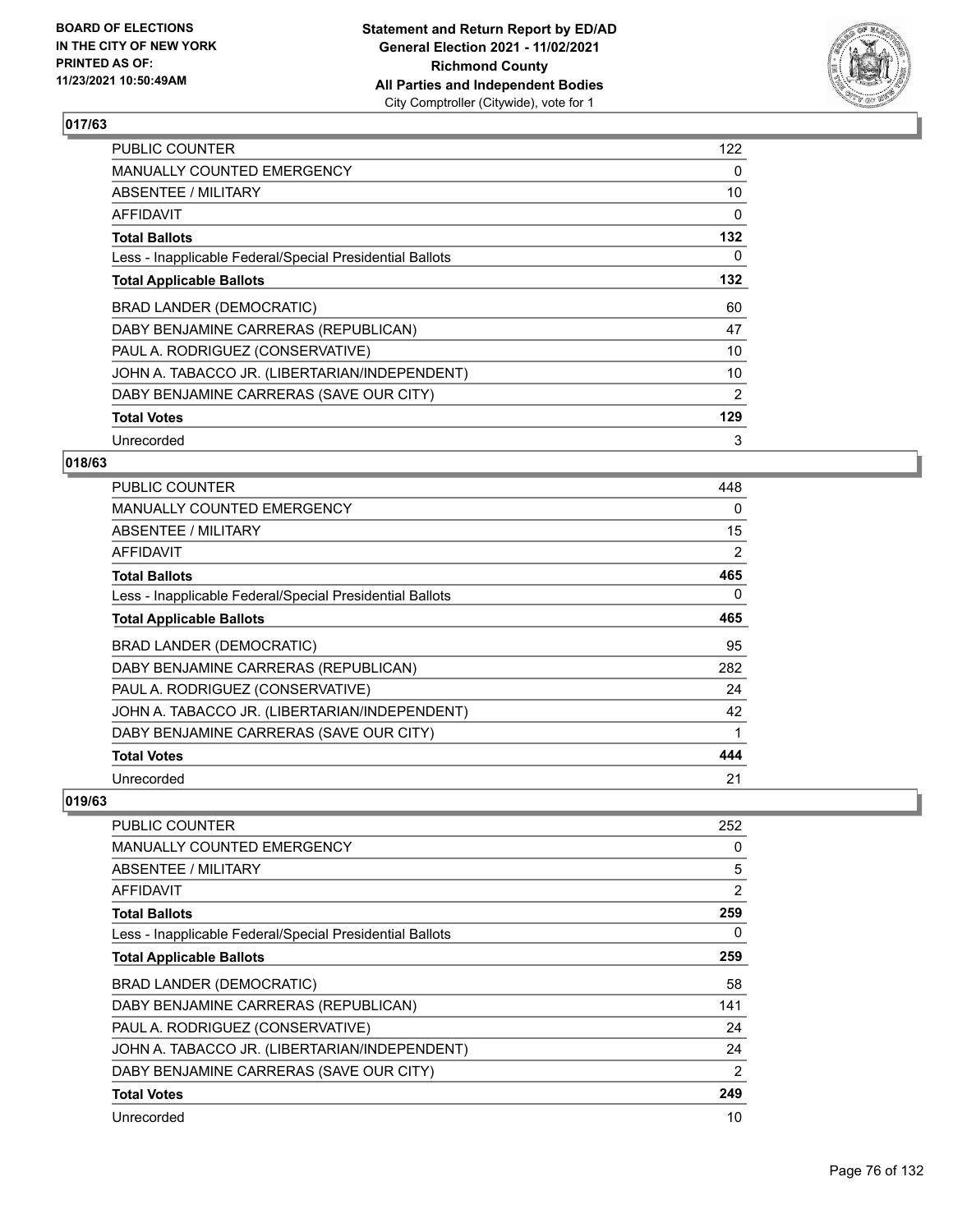## 017/63

| | |
|---|---|
| PUBLIC COUNTER | 122 |
| MANUALLY COUNTED EMERGENCY | 0 |
| ABSENTEE / MILITARY | 10 |
| AFFIDAVIT | 0 |
| **Total Ballots** | **132** |
| Less - Inapplicable Federal/Special Presidential Ballots | 0 |
| **Total Applicable Ballots** | **132** |
| BRAD LANDER (DEMOCRATIC) | 60 |
| DABY BENJAMINE CARRERAS (REPUBLICAN) | 47 |
| PAUL A. RODRIGUEZ (CONSERVATIVE) | 10 |
| JOHN A. TABACCO JR. (LIBERTARIAN/INDEPENDENT) | 10 |
| DABY BENJAMINE CARRERAS (SAVE OUR CITY) | 2 |
| **Total Votes** | **129** |
| Unrecorded | 3 |

## 018/63

| | |
|---|---|
| PUBLIC COUNTER | 448 |
| MANUALLY COUNTED EMERGENCY | 0 |
| ABSENTEE / MILITARY | 15 |
| AFFIDAVIT | 2 |
| **Total Ballots** | **465** |
| Less - Inapplicable Federal/Special Presidential Ballots | 0 |
| **Total Applicable Ballots** | **465** |
| BRAD LANDER (DEMOCRATIC) | 95 |
| DABY BENJAMINE CARRERAS (REPUBLICAN) | 282 |
| PAUL A. RODRIGUEZ (CONSERVATIVE) | 24 |
| JOHN A. TABACCO JR. (LIBERTARIAN/INDEPENDENT) | 42 |
| DABY BENJAMINE CARRERAS (SAVE OUR CITY) | 1 |
| **Total Votes** | **444** |
| Unrecorded | 21 |

## 019/63

| | |
|---|---|
| PUBLIC COUNTER | 252 |
| MANUALLY COUNTED EMERGENCY | 0 |
| ABSENTEE / MILITARY | 5 |
| AFFIDAVIT | 2 |
| **Total Ballots** | **259** |
| Less - Inapplicable Federal/Special Presidential Ballots | 0 |
| **Total Applicable Ballots** | **259** |
| BRAD LANDER (DEMOCRATIC) | 58 |
| DABY BENJAMINE CARRERAS (REPUBLICAN) | 141 |
| PAUL A. RODRIGUEZ (CONSERVATIVE) | 24 |
| JOHN A. TABACCO JR. (LIBERTARIAN/INDEPENDENT) | 24 |
| DABY BENJAMINE CARRERAS (SAVE OUR CITY) | 2 |
| **Total Votes** | **249** |
| Unrecorded | 10 |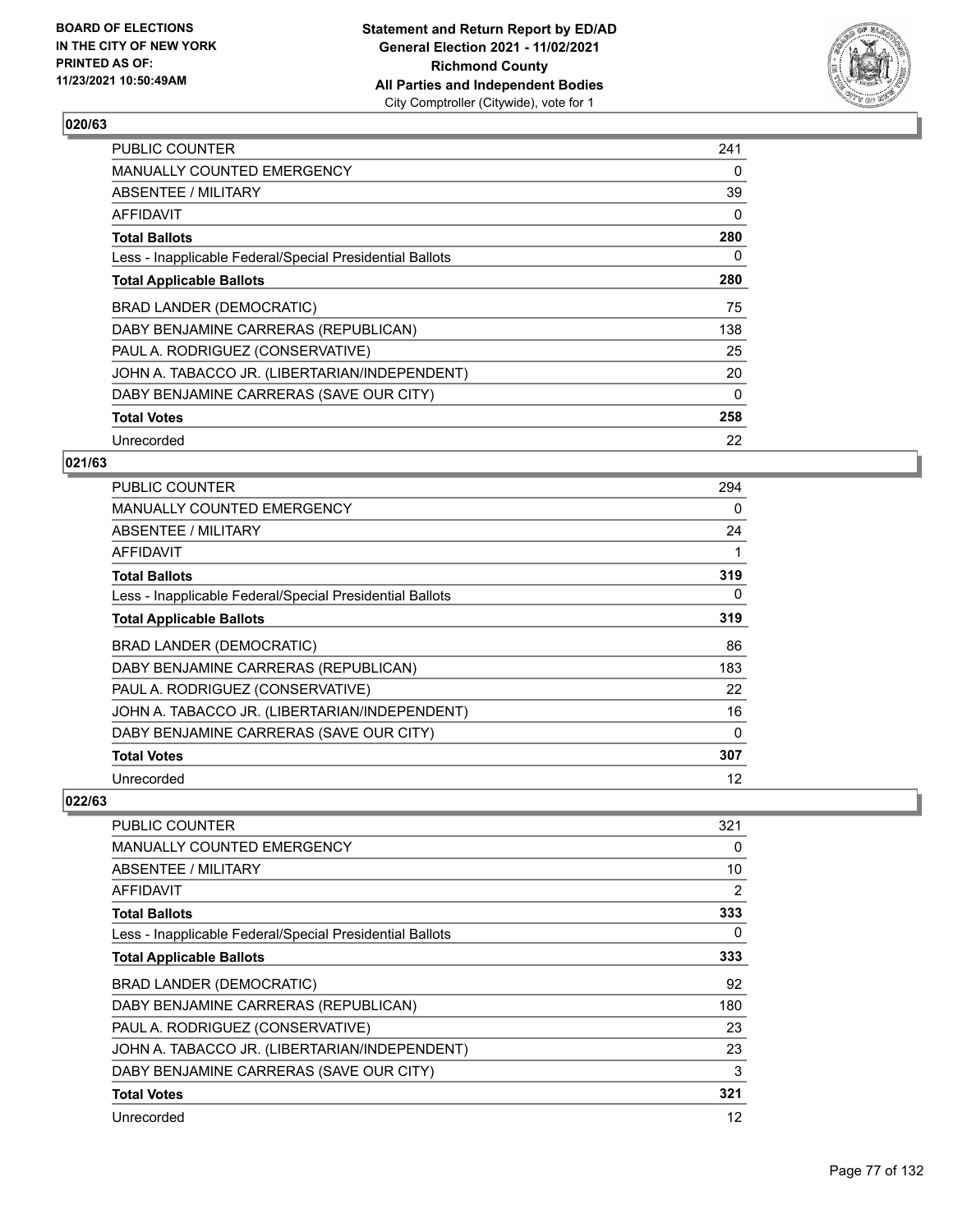### 020/63

| | |
|---|---|
| PUBLIC COUNTER | 241 |
| MANUALLY COUNTED EMERGENCY | 0 |
| ABSENTEE / MILITARY | 39 |
| AFFIDAVIT | 0 |
| **Total Ballots** | **280** |
| Less - Inapplicable Federal/Special Presidential Ballots | 0 |
| **Total Applicable Ballots** | **280** |
| BRAD LANDER (DEMOCRATIC) | 75 |
| DABY BENJAMINE CARRERAS (REPUBLICAN) | 138 |
| PAUL A. RODRIGUEZ (CONSERVATIVE) | 25 |
| JOHN A. TABACCO JR. (LIBERTARIAN/INDEPENDENT) | 20 |
| DABY BENJAMINE CARRERAS (SAVE OUR CITY) | 0 |
| **Total Votes** | **258** |
| Unrecorded | 22 |

### 021/63

| | |
|---|---|
| PUBLIC COUNTER | 294 |
| MANUALLY COUNTED EMERGENCY | 0 |
| ABSENTEE / MILITARY | 24 |
| AFFIDAVIT | 1 |
| **Total Ballots** | **319** |
| Less - Inapplicable Federal/Special Presidential Ballots | 0 |
| **Total Applicable Ballots** | **319** |
| BRAD LANDER (DEMOCRATIC) | 86 |
| DABY BENJAMINE CARRERAS (REPUBLICAN) | 183 |
| PAUL A. RODRIGUEZ (CONSERVATIVE) | 22 |
| JOHN A. TABACCO JR. (LIBERTARIAN/INDEPENDENT) | 16 |
| DABY BENJAMINE CARRERAS (SAVE OUR CITY) | 0 |
| **Total Votes** | **307** |
| Unrecorded | 12 |

### 022/63

| | |
|---|---|
| PUBLIC COUNTER | 321 |
| MANUALLY COUNTED EMERGENCY | 0 |
| ABSENTEE / MILITARY | 10 |
| AFFIDAVIT | 2 |
| **Total Ballots** | **333** |
| Less - Inapplicable Federal/Special Presidential Ballots | 0 |
| **Total Applicable Ballots** | **333** |
| BRAD LANDER (DEMOCRATIC) | 92 |
| DABY BENJAMINE CARRERAS (REPUBLICAN) | 180 |
| PAUL A. RODRIGUEZ (CONSERVATIVE) | 23 |
| JOHN A. TABACCO JR. (LIBERTARIAN/INDEPENDENT) | 23 |
| DABY BENJAMINE CARRERAS (SAVE OUR CITY) | 3 |
| **Total Votes** | **321** |
| Unrecorded | 12 |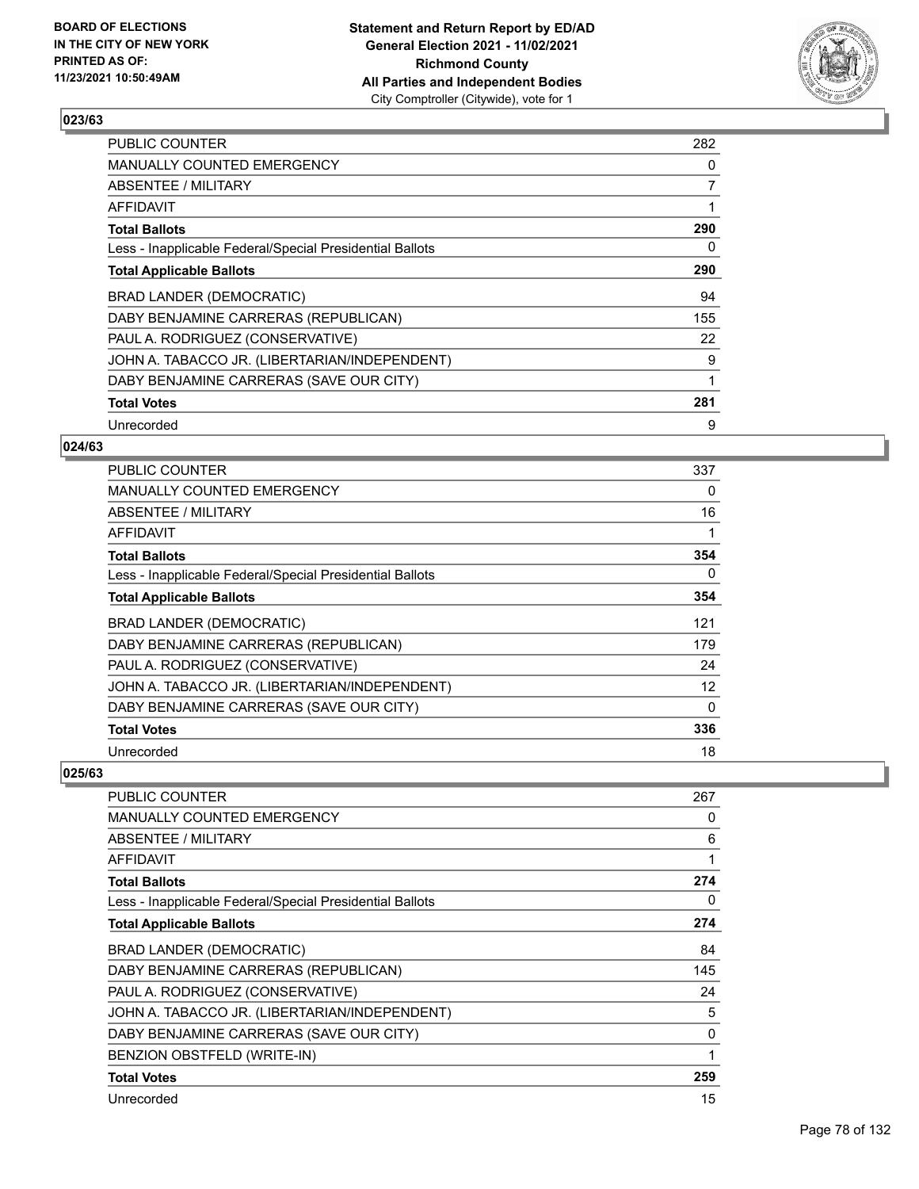## 023/63

| | |
|---|---|
| PUBLIC COUNTER | 282 |
| MANUALLY COUNTED EMERGENCY | 0 |
| ABSENTEE / MILITARY | 7 |
| AFFIDAVIT | 1 |
| **Total Ballots** | **290** |
| Less - Inapplicable Federal/Special Presidential Ballots | 0 |
| **Total Applicable Ballots** | **290** |
| BRAD LANDER (DEMOCRATIC) | 94 |
| DABY BENJAMINE CARRERAS (REPUBLICAN) | 155 |
| PAUL A. RODRIGUEZ (CONSERVATIVE) | 22 |
| JOHN A. TABACCO JR. (LIBERTARIAN/INDEPENDENT) | 9 |
| DABY BENJAMINE CARRERAS (SAVE OUR CITY) | 1 |
| **Total Votes** | **281** |
| Unrecorded | 9 |

## 024/63

| | |
|---|---|
| PUBLIC COUNTER | 337 |
| MANUALLY COUNTED EMERGENCY | 0 |
| ABSENTEE / MILITARY | 16 |
| AFFIDAVIT | 1 |
| **Total Ballots** | **354** |
| Less - Inapplicable Federal/Special Presidential Ballots | 0 |
| **Total Applicable Ballots** | **354** |
| BRAD LANDER (DEMOCRATIC) | 121 |
| DABY BENJAMINE CARRERAS (REPUBLICAN) | 179 |
| PAUL A. RODRIGUEZ (CONSERVATIVE) | 24 |
| JOHN A. TABACCO JR. (LIBERTARIAN/INDEPENDENT) | 12 |
| DABY BENJAMINE CARRERAS (SAVE OUR CITY) | 0 |
| **Total Votes** | **336** |
| Unrecorded | 18 |

## 025/63

| | |
|---|---|
| PUBLIC COUNTER | 267 |
| MANUALLY COUNTED EMERGENCY | 0 |
| ABSENTEE / MILITARY | 6 |
| AFFIDAVIT | 1 |
| **Total Ballots** | **274** |
| Less - Inapplicable Federal/Special Presidential Ballots | 0 |
| **Total Applicable Ballots** | **274** |
| BRAD LANDER (DEMOCRATIC) | 84 |
| DABY BENJAMINE CARRERAS (REPUBLICAN) | 145 |
| PAUL A. RODRIGUEZ (CONSERVATIVE) | 24 |
| JOHN A. TABACCO JR. (LIBERTARIAN/INDEPENDENT) | 5 |
| DABY BENJAMINE CARRERAS (SAVE OUR CITY) | 0 |
| BENZION OBSTFELD (WRITE-IN) | 1 |
| **Total Votes** | **259** |
| Unrecorded | 15 |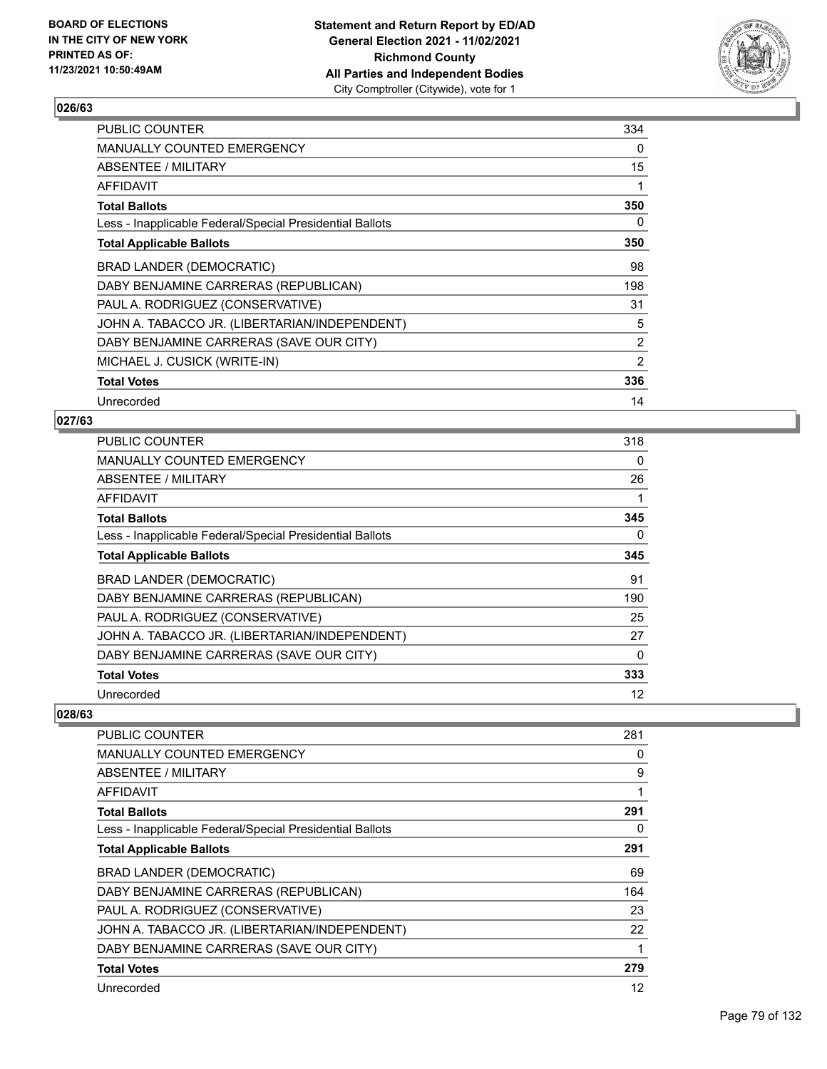**Statement and Return Report by ED/AD**
**General Election 2021 - 11/02/2021**
**Richmond County**
**All Parties and Independent Bodies**
City Comptroller (Citywide), vote for 1

**BOARD OF ELECTIONS IN THE CITY OF NEW YORK PRINTED AS OF: 11/23/2021 10:50:49AM**

### 026/63

| | |
|---|---|
| PUBLIC COUNTER | 334 |
| MANUALLY COUNTED EMERGENCY | 0 |
| ABSENTEE / MILITARY | 15 |
| AFFIDAVIT | 1 |
| **Total Ballots** | **350** |
| Less - Inapplicable Federal/Special Presidential Ballots | 0 |
| **Total Applicable Ballots** | **350** |
| BRAD LANDER (DEMOCRATIC) | 98 |
| DABY BENJAMINE CARRERAS (REPUBLICAN) | 198 |
| PAUL A. RODRIGUEZ (CONSERVATIVE) | 31 |
| JOHN A. TABACCO JR. (LIBERTARIAN/INDEPENDENT) | 5 |
| DABY BENJAMINE CARRERAS (SAVE OUR CITY) | 2 |
| MICHAEL J. CUSICK (WRITE-IN) | 2 |
| **Total Votes** | **336** |
| Unrecorded | 14 |

### 027/63

| | |
|---|---|
| PUBLIC COUNTER | 318 |
| MANUALLY COUNTED EMERGENCY | 0 |
| ABSENTEE / MILITARY | 26 |
| AFFIDAVIT | 1 |
| **Total Ballots** | **345** |
| Less - Inapplicable Federal/Special Presidential Ballots | 0 |
| **Total Applicable Ballots** | **345** |
| BRAD LANDER (DEMOCRATIC) | 91 |
| DABY BENJAMINE CARRERAS (REPUBLICAN) | 190 |
| PAUL A. RODRIGUEZ (CONSERVATIVE) | 25 |
| JOHN A. TABACCO JR. (LIBERTARIAN/INDEPENDENT) | 27 |
| DABY BENJAMINE CARRERAS (SAVE OUR CITY) | 0 |
| **Total Votes** | **333** |
| Unrecorded | 12 |

### 028/63

| | |
|---|---|
| PUBLIC COUNTER | 281 |
| MANUALLY COUNTED EMERGENCY | 0 |
| ABSENTEE / MILITARY | 9 |
| AFFIDAVIT | 1 |
| **Total Ballots** | **291** |
| Less - Inapplicable Federal/Special Presidential Ballots | 0 |
| **Total Applicable Ballots** | **291** |
| BRAD LANDER (DEMOCRATIC) | 69 |
| DABY BENJAMINE CARRERAS (REPUBLICAN) | 164 |
| PAUL A. RODRIGUEZ (CONSERVATIVE) | 23 |
| JOHN A. TABACCO JR. (LIBERTARIAN/INDEPENDENT) | 22 |
| DABY BENJAMINE CARRERAS (SAVE OUR CITY) | 1 |
| **Total Votes** | **279** |
| Unrecorded | 12 |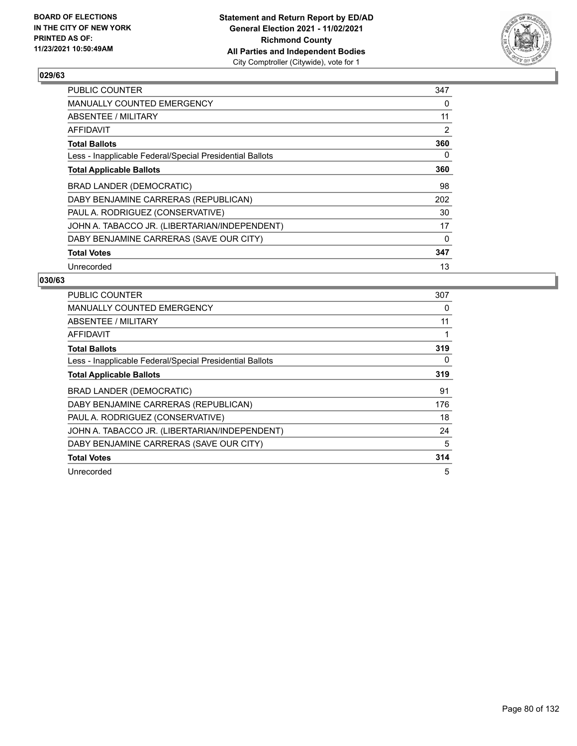**BOARD OF ELECTIONS IN THE CITY OF NEW YORK PRINTED AS OF: 11/23/2021 10:50:49AM**

**Statement and Return Report by ED/AD General Election 2021 - 11/02/2021 Richmond County All Parties and Independent Bodies**
City Comptroller (Citywide), vote for 1

## 029/63

| | |
|---|---|
| PUBLIC COUNTER | 347 |
| MANUALLY COUNTED EMERGENCY | 0 |
| ABSENTEE / MILITARY | 11 |
| AFFIDAVIT | 2 |
| **Total Ballots** | **360** |
| Less - Inapplicable Federal/Special Presidential Ballots | 0 |
| **Total Applicable Ballots** | **360** |
| BRAD LANDER (DEMOCRATIC) | 98 |
| DABY BENJAMINE CARRERAS (REPUBLICAN) | 202 |
| PAUL A. RODRIGUEZ (CONSERVATIVE) | 30 |
| JOHN A. TABACCO JR. (LIBERTARIAN/INDEPENDENT) | 17 |
| DABY BENJAMINE CARRERAS (SAVE OUR CITY) | 0 |
| **Total Votes** | **347** |
| Unrecorded | 13 |

## 030/63

| | |
|---|---|
| PUBLIC COUNTER | 307 |
| MANUALLY COUNTED EMERGENCY | 0 |
| ABSENTEE / MILITARY | 11 |
| AFFIDAVIT | 1 |
| **Total Ballots** | **319** |
| Less - Inapplicable Federal/Special Presidential Ballots | 0 |
| **Total Applicable Ballots** | **319** |
| BRAD LANDER (DEMOCRATIC) | 91 |
| DABY BENJAMINE CARRERAS (REPUBLICAN) | 176 |
| PAUL A. RODRIGUEZ (CONSERVATIVE) | 18 |
| JOHN A. TABACCO JR. (LIBERTARIAN/INDEPENDENT) | 24 |
| DABY BENJAMINE CARRERAS (SAVE OUR CITY) | 5 |
| **Total Votes** | **314** |
| Unrecorded | 5 |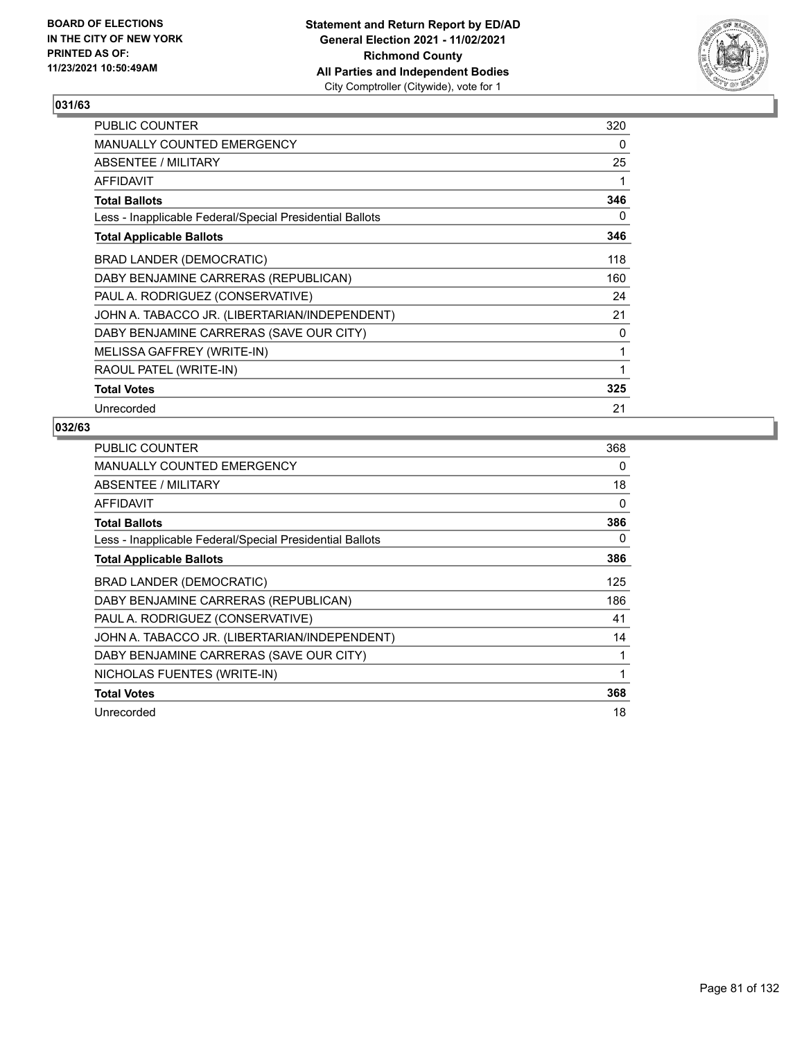**BOARD OF ELECTIONS IN THE CITY OF NEW YORK PRINTED AS OF: 11/23/2021 10:50:49AM**

**Statement and Return Report by ED/AD General Election 2021 - 11/02/2021 Richmond County All Parties and Independent Bodies**
City Comptroller (Citywide), vote for 1

### 031/63

| | |
|---|---|
| PUBLIC COUNTER | 320 |
| MANUALLY COUNTED EMERGENCY | 0 |
| ABSENTEE / MILITARY | 25 |
| AFFIDAVIT | 1 |
| **Total Ballots** | **346** |
| Less - Inapplicable Federal/Special Presidential Ballots | 0 |
| **Total Applicable Ballots** | **346** |
| BRAD LANDER (DEMOCRATIC) | 118 |
| DABY BENJAMINE CARRERAS (REPUBLICAN) | 160 |
| PAUL A. RODRIGUEZ (CONSERVATIVE) | 24 |
| JOHN A. TABACCO JR. (LIBERTARIAN/INDEPENDENT) | 21 |
| DABY BENJAMINE CARRERAS (SAVE OUR CITY) | 0 |
| MELISSA GAFFREY (WRITE-IN) | 1 |
| RAOUL PATEL (WRITE-IN) | 1 |
| **Total Votes** | **325** |
| Unrecorded | 21 |

### 032/63

| | |
|---|---|
| PUBLIC COUNTER | 368 |
| MANUALLY COUNTED EMERGENCY | 0 |
| ABSENTEE / MILITARY | 18 |
| AFFIDAVIT | 0 |
| **Total Ballots** | **386** |
| Less - Inapplicable Federal/Special Presidential Ballots | 0 |
| **Total Applicable Ballots** | **386** |
| BRAD LANDER (DEMOCRATIC) | 125 |
| DABY BENJAMINE CARRERAS (REPUBLICAN) | 186 |
| PAUL A. RODRIGUEZ (CONSERVATIVE) | 41 |
| JOHN A. TABACCO JR. (LIBERTARIAN/INDEPENDENT) | 14 |
| DABY BENJAMINE CARRERAS (SAVE OUR CITY) | 1 |
| NICHOLAS FUENTES (WRITE-IN) | 1 |
| **Total Votes** | **368** |
| Unrecorded | 18 |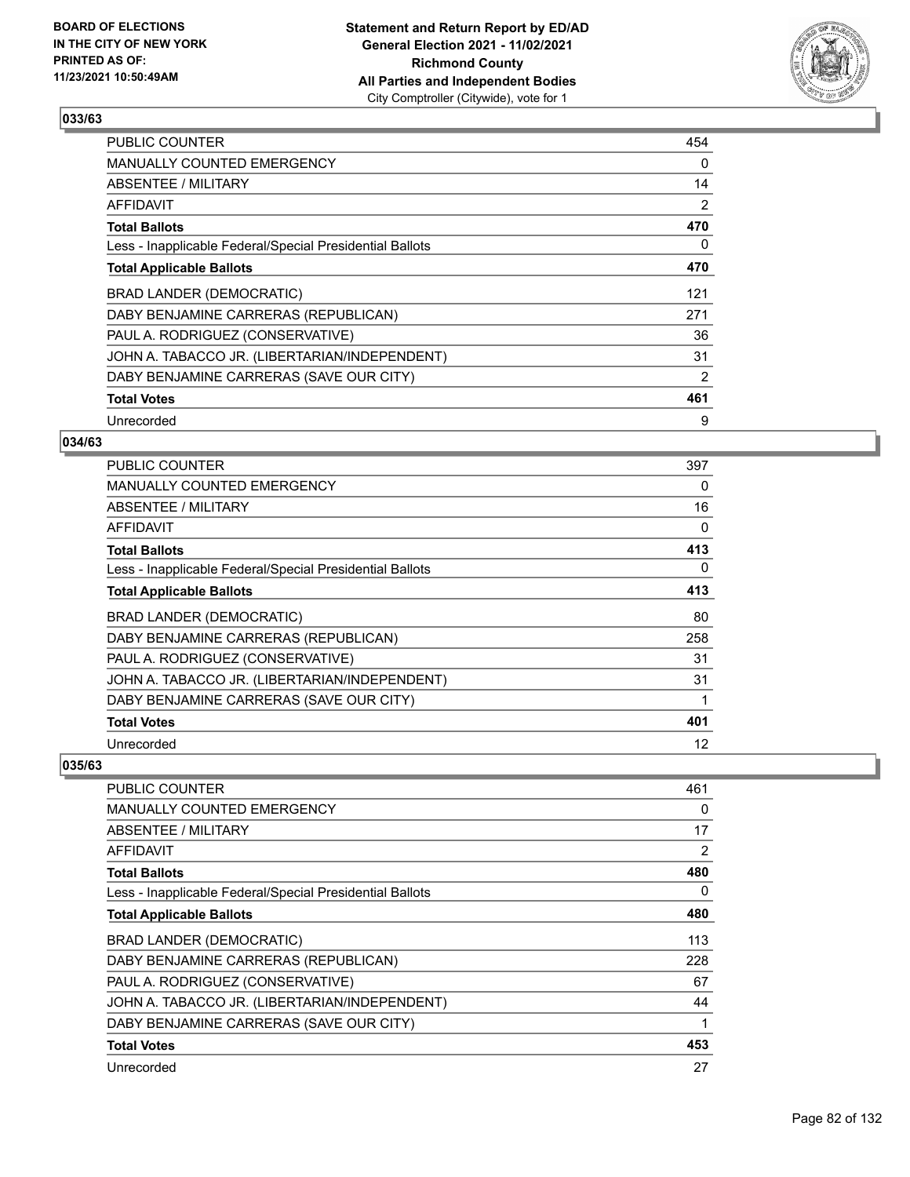## 033/63

| | |
|---|---|
| PUBLIC COUNTER | 454 |
| MANUALLY COUNTED EMERGENCY | 0 |
| ABSENTEE / MILITARY | 14 |
| AFFIDAVIT | 2 |
| **Total Ballots** | **470** |
| Less - Inapplicable Federal/Special Presidential Ballots | 0 |
| **Total Applicable Ballots** | **470** |
| BRAD LANDER (DEMOCRATIC) | 121 |
| DABY BENJAMINE CARRERAS (REPUBLICAN) | 271 |
| PAUL A. RODRIGUEZ (CONSERVATIVE) | 36 |
| JOHN A. TABACCO JR. (LIBERTARIAN/INDEPENDENT) | 31 |
| DABY BENJAMINE CARRERAS (SAVE OUR CITY) | 2 |
| **Total Votes** | **461** |
| Unrecorded | 9 |

## 034/63

| | |
|---|---|
| PUBLIC COUNTER | 397 |
| MANUALLY COUNTED EMERGENCY | 0 |
| ABSENTEE / MILITARY | 16 |
| AFFIDAVIT | 0 |
| **Total Ballots** | **413** |
| Less - Inapplicable Federal/Special Presidential Ballots | 0 |
| **Total Applicable Ballots** | **413** |
| BRAD LANDER (DEMOCRATIC) | 80 |
| DABY BENJAMINE CARRERAS (REPUBLICAN) | 258 |
| PAUL A. RODRIGUEZ (CONSERVATIVE) | 31 |
| JOHN A. TABACCO JR. (LIBERTARIAN/INDEPENDENT) | 31 |
| DABY BENJAMINE CARRERAS (SAVE OUR CITY) | 1 |
| **Total Votes** | **401** |
| Unrecorded | 12 |

## 035/63

| | |
|---|---|
| PUBLIC COUNTER | 461 |
| MANUALLY COUNTED EMERGENCY | 0 |
| ABSENTEE / MILITARY | 17 |
| AFFIDAVIT | 2 |
| **Total Ballots** | **480** |
| Less - Inapplicable Federal/Special Presidential Ballots | 0 |
| **Total Applicable Ballots** | **480** |
| BRAD LANDER (DEMOCRATIC) | 113 |
| DABY BENJAMINE CARRERAS (REPUBLICAN) | 228 |
| PAUL A. RODRIGUEZ (CONSERVATIVE) | 67 |
| JOHN A. TABACCO JR. (LIBERTARIAN/INDEPENDENT) | 44 |
| DABY BENJAMINE CARRERAS (SAVE OUR CITY) | 1 |
| **Total Votes** | **453** |
| Unrecorded | 27 |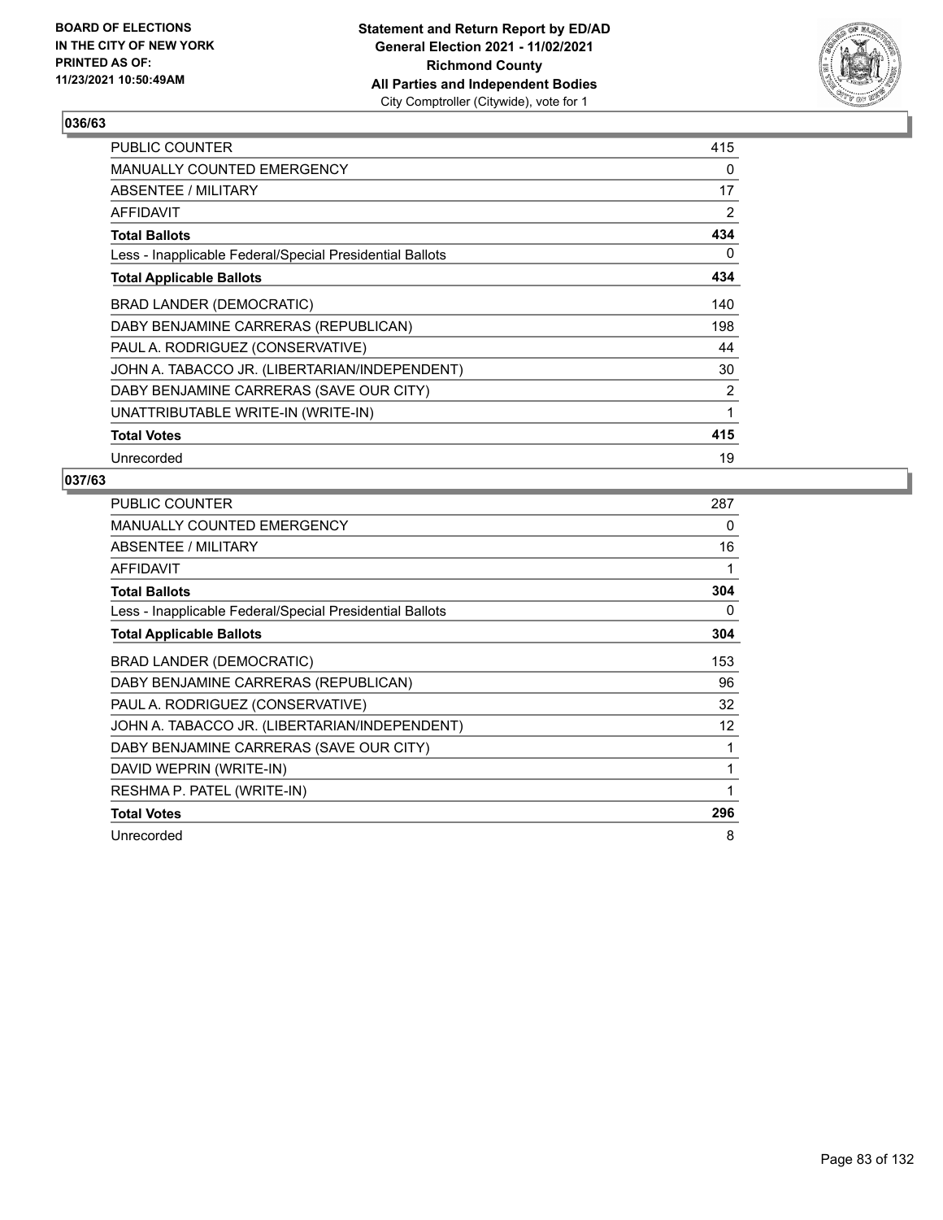BOARD OF ELECTIONS
IN THE CITY OF NEW YORK
PRINTED AS OF:
11/23/2021 10:50:49AM

**Statement and Return Report by ED/AD**
**General Election 2021 - 11/02/2021**
**Richmond County**
**All Parties and Independent Bodies**
City Comptroller (Citywide), vote for 1

## 036/63

| | |
|---|---|
| PUBLIC COUNTER | 415 |
| MANUALLY COUNTED EMERGENCY | 0 |
| ABSENTEE / MILITARY | 17 |
| AFFIDAVIT | 2 |
| **Total Ballots** | **434** |
| Less - Inapplicable Federal/Special Presidential Ballots | 0 |
| **Total Applicable Ballots** | **434** |
| BRAD LANDER (DEMOCRATIC) | 140 |
| DABY BENJAMINE CARRERAS (REPUBLICAN) | 198 |
| PAUL A. RODRIGUEZ (CONSERVATIVE) | 44 |
| JOHN A. TABACCO JR. (LIBERTARIAN/INDEPENDENT) | 30 |
| DABY BENJAMINE CARRERAS (SAVE OUR CITY) | 2 |
| UNATTRIBUTABLE WRITE-IN (WRITE-IN) | 1 |
| **Total Votes** | **415** |
| Unrecorded | 19 |

## 037/63

| | |
|---|---|
| PUBLIC COUNTER | 287 |
| MANUALLY COUNTED EMERGENCY | 0 |
| ABSENTEE / MILITARY | 16 |
| AFFIDAVIT | 1 |
| **Total Ballots** | **304** |
| Less - Inapplicable Federal/Special Presidential Ballots | 0 |
| **Total Applicable Ballots** | **304** |
| BRAD LANDER (DEMOCRATIC) | 153 |
| DABY BENJAMINE CARRERAS (REPUBLICAN) | 96 |
| PAUL A. RODRIGUEZ (CONSERVATIVE) | 32 |
| JOHN A. TABACCO JR. (LIBERTARIAN/INDEPENDENT) | 12 |
| DABY BENJAMINE CARRERAS (SAVE OUR CITY) | 1 |
| DAVID WEPRIN (WRITE-IN) | 1 |
| RESHMA P. PATEL (WRITE-IN) | 1 |
| **Total Votes** | **296** |
| Unrecorded | 8 |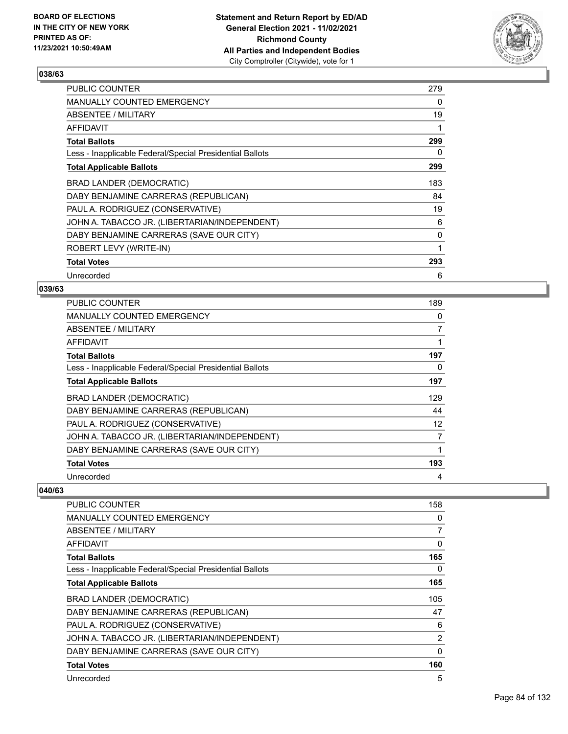**BOARD OF ELECTIONS IN THE CITY OF NEW YORK PRINTED AS OF: 11/23/2021 10:50:49AM**

**Statement and Return Report by ED/AD General Election 2021 - 11/02/2021 Richmond County All Parties and Independent Bodies**
City Comptroller (Citywide), vote for 1

## 038/63

| | |
|---|---|
| PUBLIC COUNTER | 279 |
| MANUALLY COUNTED EMERGENCY | 0 |
| ABSENTEE / MILITARY | 19 |
| AFFIDAVIT | 1 |
| **Total Ballots** | **299** |
| Less - Inapplicable Federal/Special Presidential Ballots | 0 |
| **Total Applicable Ballots** | **299** |
| BRAD LANDER (DEMOCRATIC) | 183 |
| DABY BENJAMINE CARRERAS (REPUBLICAN) | 84 |
| PAUL A. RODRIGUEZ (CONSERVATIVE) | 19 |
| JOHN A. TABACCO JR. (LIBERTARIAN/INDEPENDENT) | 6 |
| DABY BENJAMINE CARRERAS (SAVE OUR CITY) | 0 |
| ROBERT LEVY (WRITE-IN) | 1 |
| **Total Votes** | **293** |
| Unrecorded | 6 |

## 039/63

| | |
|---|---|
| PUBLIC COUNTER | 189 |
| MANUALLY COUNTED EMERGENCY | 0 |
| ABSENTEE / MILITARY | 7 |
| AFFIDAVIT | 1 |
| **Total Ballots** | **197** |
| Less - Inapplicable Federal/Special Presidential Ballots | 0 |
| **Total Applicable Ballots** | **197** |
| BRAD LANDER (DEMOCRATIC) | 129 |
| DABY BENJAMINE CARRERAS (REPUBLICAN) | 44 |
| PAUL A. RODRIGUEZ (CONSERVATIVE) | 12 |
| JOHN A. TABACCO JR. (LIBERTARIAN/INDEPENDENT) | 7 |
| DABY BENJAMINE CARRERAS (SAVE OUR CITY) | 1 |
| **Total Votes** | **193** |
| Unrecorded | 4 |

## 040/63

| | |
|---|---|
| PUBLIC COUNTER | 158 |
| MANUALLY COUNTED EMERGENCY | 0 |
| ABSENTEE / MILITARY | 7 |
| AFFIDAVIT | 0 |
| **Total Ballots** | **165** |
| Less - Inapplicable Federal/Special Presidential Ballots | 0 |
| **Total Applicable Ballots** | **165** |
| BRAD LANDER (DEMOCRATIC) | 105 |
| DABY BENJAMINE CARRERAS (REPUBLICAN) | 47 |
| PAUL A. RODRIGUEZ (CONSERVATIVE) | 6 |
| JOHN A. TABACCO JR. (LIBERTARIAN/INDEPENDENT) | 2 |
| DABY BENJAMINE CARRERAS (SAVE OUR CITY) | 0 |
| **Total Votes** | **160** |
| Unrecorded | 5 |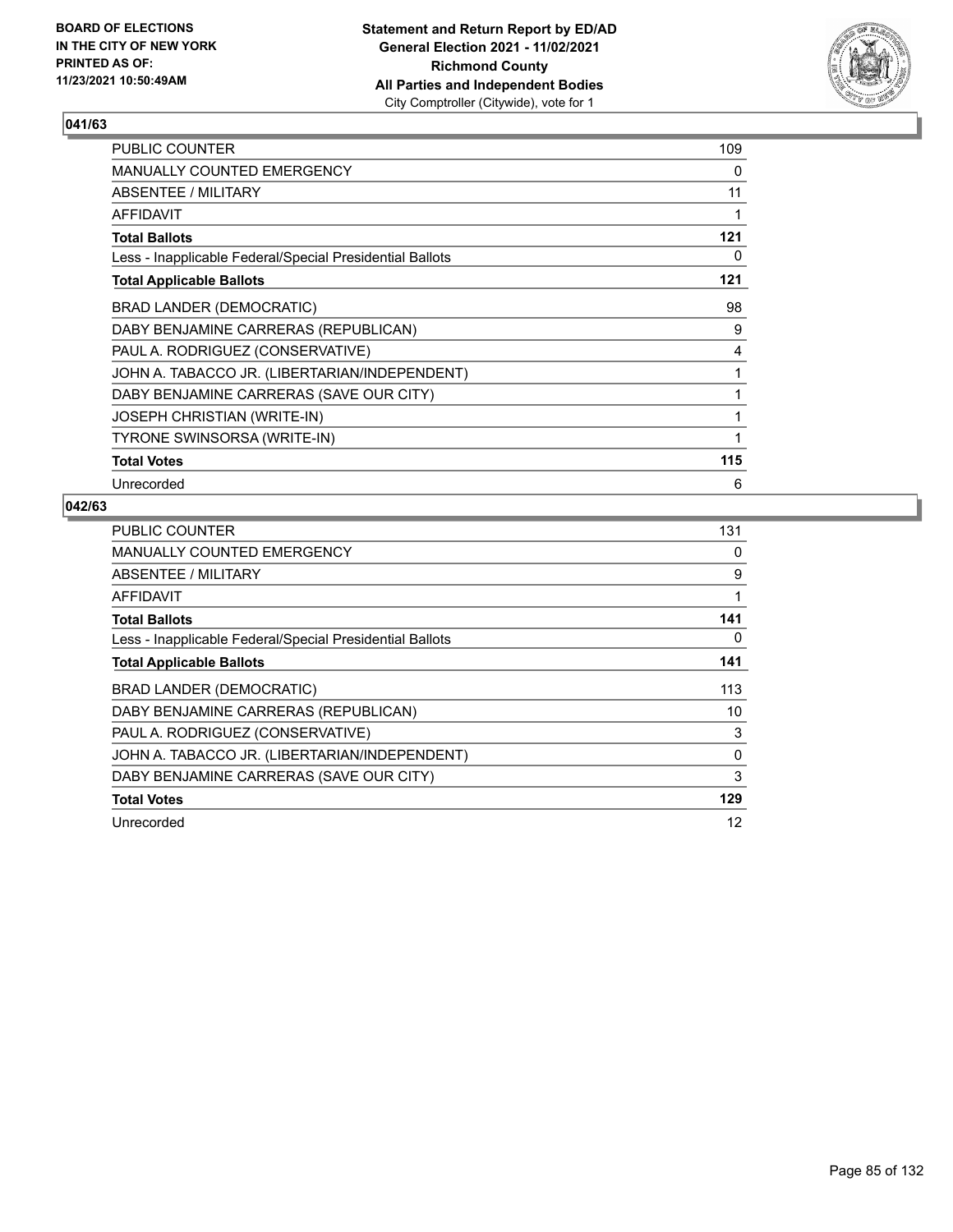**BOARD OF ELECTIONS IN THE CITY OF NEW YORK PRINTED AS OF: 11/23/2021 10:50:49AM**

**Statement and Return Report by ED/AD General Election 2021 - 11/02/2021 Richmond County All Parties and Independent Bodies**
City Comptroller (Citywide), vote for 1

## 041/63

| | |
|---|---|
| PUBLIC COUNTER | 109 |
| MANUALLY COUNTED EMERGENCY | 0 |
| ABSENTEE / MILITARY | 11 |
| AFFIDAVIT | 1 |
| **Total Ballots** | **121** |
| Less - Inapplicable Federal/Special Presidential Ballots | 0 |
| **Total Applicable Ballots** | **121** |
| BRAD LANDER (DEMOCRATIC) | 98 |
| DABY BENJAMINE CARRERAS (REPUBLICAN) | 9 |
| PAUL A. RODRIGUEZ (CONSERVATIVE) | 4 |
| JOHN A. TABACCO JR. (LIBERTARIAN/INDEPENDENT) | 1 |
| DABY BENJAMINE CARRERAS (SAVE OUR CITY) | 1 |
| JOSEPH CHRISTIAN (WRITE-IN) | 1 |
| TYRONE SWINSORSA (WRITE-IN) | 1 |
| **Total Votes** | **115** |
| Unrecorded | 6 |

## 042/63

| | |
|---|---|
| PUBLIC COUNTER | 131 |
| MANUALLY COUNTED EMERGENCY | 0 |
| ABSENTEE / MILITARY | 9 |
| AFFIDAVIT | 1 |
| **Total Ballots** | **141** |
| Less - Inapplicable Federal/Special Presidential Ballots | 0 |
| **Total Applicable Ballots** | **141** |
| BRAD LANDER (DEMOCRATIC) | 113 |
| DABY BENJAMINE CARRERAS (REPUBLICAN) | 10 |
| PAUL A. RODRIGUEZ (CONSERVATIVE) | 3 |
| JOHN A. TABACCO JR. (LIBERTARIAN/INDEPENDENT) | 0 |
| DABY BENJAMINE CARRERAS (SAVE OUR CITY) | 3 |
| **Total Votes** | **129** |
| Unrecorded | 12 |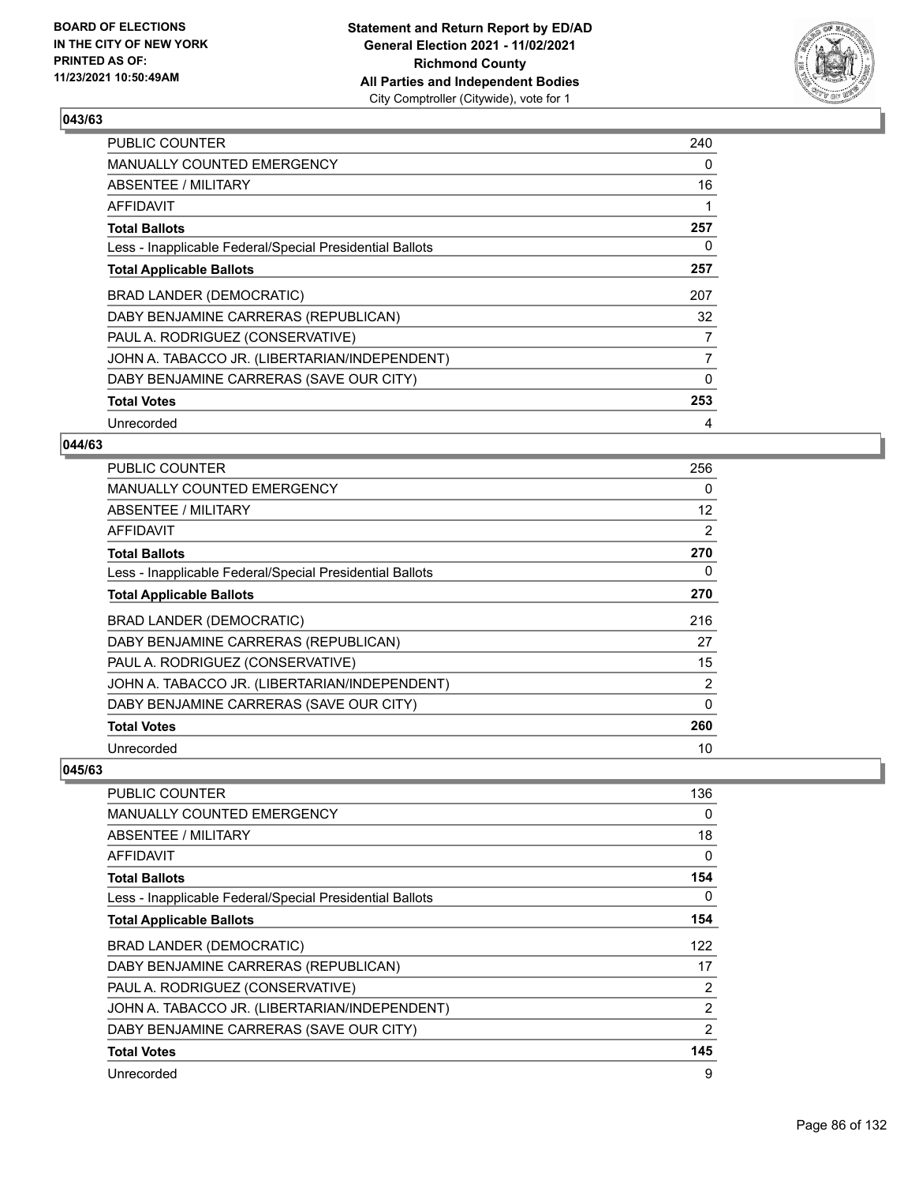**BOARD OF ELECTIONS IN THE CITY OF NEW YORK PRINTED AS OF: 11/23/2021 10:50:49AM**

**Statement and Return Report by ED/AD General Election 2021 - 11/02/2021 Richmond County All Parties and Independent Bodies**
City Comptroller (Citywide), vote for 1

### 043/63

| | |
|---|---|
| PUBLIC COUNTER | 240 |
| MANUALLY COUNTED EMERGENCY | 0 |
| ABSENTEE / MILITARY | 16 |
| AFFIDAVIT | 1 |
| **Total Ballots** | **257** |
| Less - Inapplicable Federal/Special Presidential Ballots | 0 |
| **Total Applicable Ballots** | **257** |
| BRAD LANDER (DEMOCRATIC) | 207 |
| DABY BENJAMINE CARRERAS (REPUBLICAN) | 32 |
| PAUL A. RODRIGUEZ (CONSERVATIVE) | 7 |
| JOHN A. TABACCO JR. (LIBERTARIAN/INDEPENDENT) | 7 |
| DABY BENJAMINE CARRERAS (SAVE OUR CITY) | 0 |
| **Total Votes** | **253** |
| Unrecorded | 4 |

### 044/63

| | |
|---|---|
| PUBLIC COUNTER | 256 |
| MANUALLY COUNTED EMERGENCY | 0 |
| ABSENTEE / MILITARY | 12 |
| AFFIDAVIT | 2 |
| **Total Ballots** | **270** |
| Less - Inapplicable Federal/Special Presidential Ballots | 0 |
| **Total Applicable Ballots** | **270** |
| BRAD LANDER (DEMOCRATIC) | 216 |
| DABY BENJAMINE CARRERAS (REPUBLICAN) | 27 |
| PAUL A. RODRIGUEZ (CONSERVATIVE) | 15 |
| JOHN A. TABACCO JR. (LIBERTARIAN/INDEPENDENT) | 2 |
| DABY BENJAMINE CARRERAS (SAVE OUR CITY) | 0 |
| **Total Votes** | **260** |
| Unrecorded | 10 |

### 045/63

| | |
|---|---|
| PUBLIC COUNTER | 136 |
| MANUALLY COUNTED EMERGENCY | 0 |
| ABSENTEE / MILITARY | 18 |
| AFFIDAVIT | 0 |
| **Total Ballots** | **154** |
| Less - Inapplicable Federal/Special Presidential Ballots | 0 |
| **Total Applicable Ballots** | **154** |
| BRAD LANDER (DEMOCRATIC) | 122 |
| DABY BENJAMINE CARRERAS (REPUBLICAN) | 17 |
| PAUL A. RODRIGUEZ (CONSERVATIVE) | 2 |
| JOHN A. TABACCO JR. (LIBERTARIAN/INDEPENDENT) | 2 |
| DABY BENJAMINE CARRERAS (SAVE OUR CITY) | 2 |
| **Total Votes** | **145** |
| Unrecorded | 9 |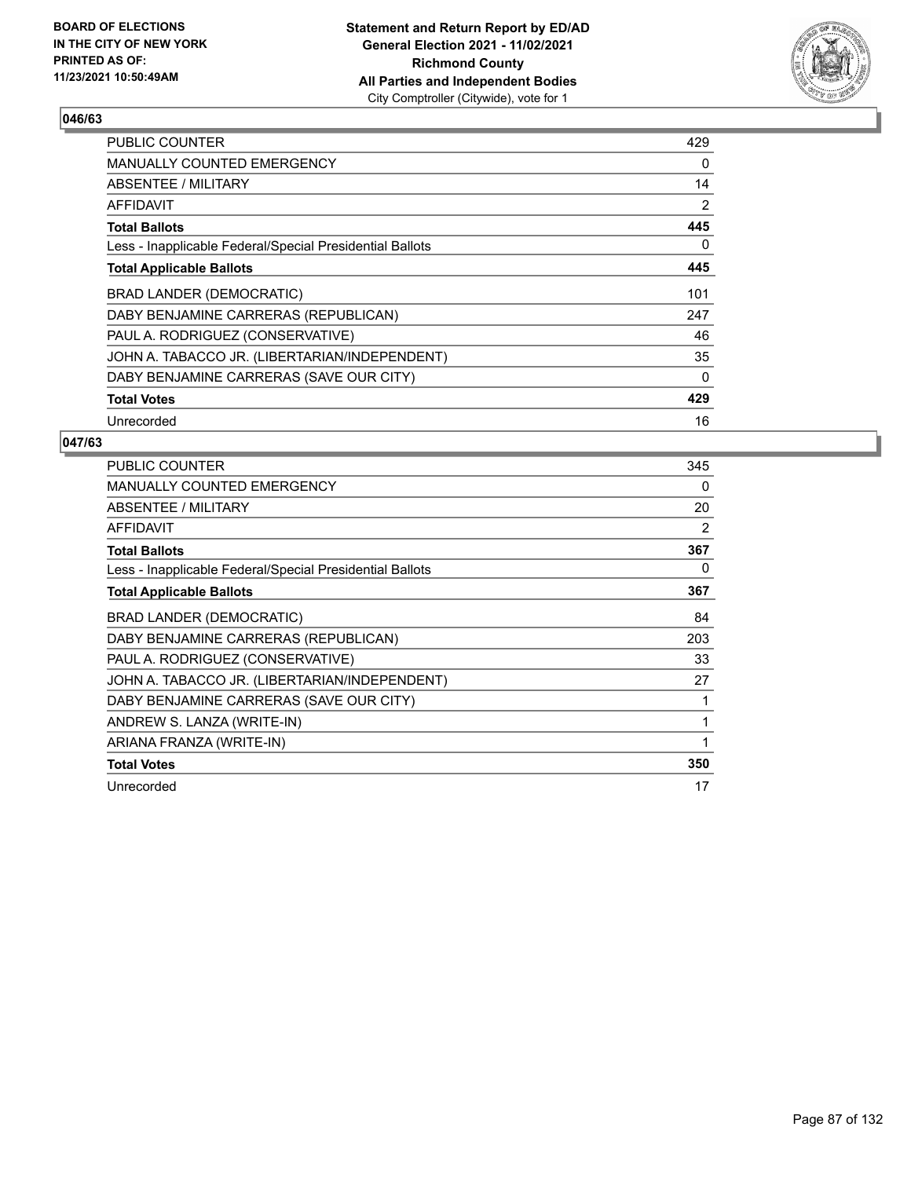**BOARD OF ELECTIONS IN THE CITY OF NEW YORK PRINTED AS OF: 11/23/2021 10:50:49AM**

**Statement and Return Report by ED/AD General Election 2021 - 11/02/2021 Richmond County All Parties and Independent Bodies**
City Comptroller (Citywide), vote for 1

## 046/63

| | |
|---|---|
| PUBLIC COUNTER | 429 |
| MANUALLY COUNTED EMERGENCY | 0 |
| ABSENTEE / MILITARY | 14 |
| AFFIDAVIT | 2 |
| **Total Ballots** | **445** |
| Less - Inapplicable Federal/Special Presidential Ballots | 0 |
| **Total Applicable Ballots** | **445** |
| BRAD LANDER (DEMOCRATIC) | 101 |
| DABY BENJAMINE CARRERAS (REPUBLICAN) | 247 |
| PAUL A. RODRIGUEZ (CONSERVATIVE) | 46 |
| JOHN A. TABACCO JR. (LIBERTARIAN/INDEPENDENT) | 35 |
| DABY BENJAMINE CARRERAS (SAVE OUR CITY) | 0 |
| **Total Votes** | **429** |
| Unrecorded | 16 |

## 047/63

| | |
|---|---|
| PUBLIC COUNTER | 345 |
| MANUALLY COUNTED EMERGENCY | 0 |
| ABSENTEE / MILITARY | 20 |
| AFFIDAVIT | 2 |
| **Total Ballots** | **367** |
| Less - Inapplicable Federal/Special Presidential Ballots | 0 |
| **Total Applicable Ballots** | **367** |
| BRAD LANDER (DEMOCRATIC) | 84 |
| DABY BENJAMINE CARRERAS (REPUBLICAN) | 203 |
| PAUL A. RODRIGUEZ (CONSERVATIVE) | 33 |
| JOHN A. TABACCO JR. (LIBERTARIAN/INDEPENDENT) | 27 |
| DABY BENJAMINE CARRERAS (SAVE OUR CITY) | 1 |
| ANDREW S. LANZA (WRITE-IN) | 1 |
| ARIANA FRANZA (WRITE-IN) | 1 |
| **Total Votes** | **350** |
| Unrecorded | 17 |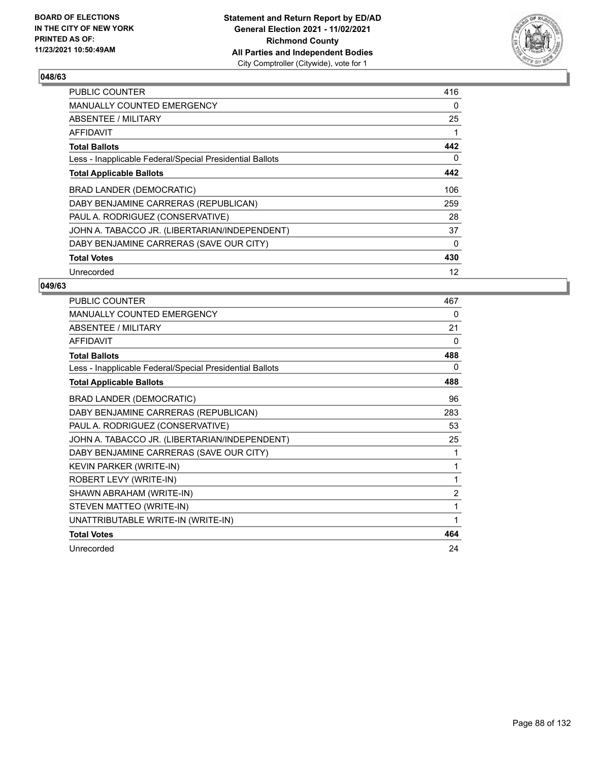**BOARD OF ELECTIONS IN THE CITY OF NEW YORK PRINTED AS OF: 11/23/2021 10:50:49AM**

**Statement and Return Report by ED/AD General Election 2021 - 11/02/2021 Richmond County All Parties and Independent Bodies**
City Comptroller (Citywide), vote for 1

## 048/63

| | |
|---|---|
| PUBLIC COUNTER | 416 |
| MANUALLY COUNTED EMERGENCY | 0 |
| ABSENTEE / MILITARY | 25 |
| AFFIDAVIT | 1 |
| **Total Ballots** | **442** |
| Less - Inapplicable Federal/Special Presidential Ballots | 0 |
| **Total Applicable Ballots** | **442** |
| BRAD LANDER (DEMOCRATIC) | 106 |
| DABY BENJAMINE CARRERAS (REPUBLICAN) | 259 |
| PAUL A. RODRIGUEZ (CONSERVATIVE) | 28 |
| JOHN A. TABACCO JR. (LIBERTARIAN/INDEPENDENT) | 37 |
| DABY BENJAMINE CARRERAS (SAVE OUR CITY) | 0 |
| **Total Votes** | **430** |
| Unrecorded | 12 |

## 049/63

| | |
|---|---|
| PUBLIC COUNTER | 467 |
| MANUALLY COUNTED EMERGENCY | 0 |
| ABSENTEE / MILITARY | 21 |
| AFFIDAVIT | 0 |
| **Total Ballots** | **488** |
| Less - Inapplicable Federal/Special Presidential Ballots | 0 |
| **Total Applicable Ballots** | **488** |
| BRAD LANDER (DEMOCRATIC) | 96 |
| DABY BENJAMINE CARRERAS (REPUBLICAN) | 283 |
| PAUL A. RODRIGUEZ (CONSERVATIVE) | 53 |
| JOHN A. TABACCO JR. (LIBERTARIAN/INDEPENDENT) | 25 |
| DABY BENJAMINE CARRERAS (SAVE OUR CITY) | 1 |
| KEVIN PARKER (WRITE-IN) | 1 |
| ROBERT LEVY (WRITE-IN) | 1 |
| SHAWN ABRAHAM (WRITE-IN) | 2 |
| STEVEN MATTEO (WRITE-IN) | 1 |
| UNATTRIBUTABLE WRITE-IN (WRITE-IN) | 1 |
| **Total Votes** | **464** |
| Unrecorded | 24 |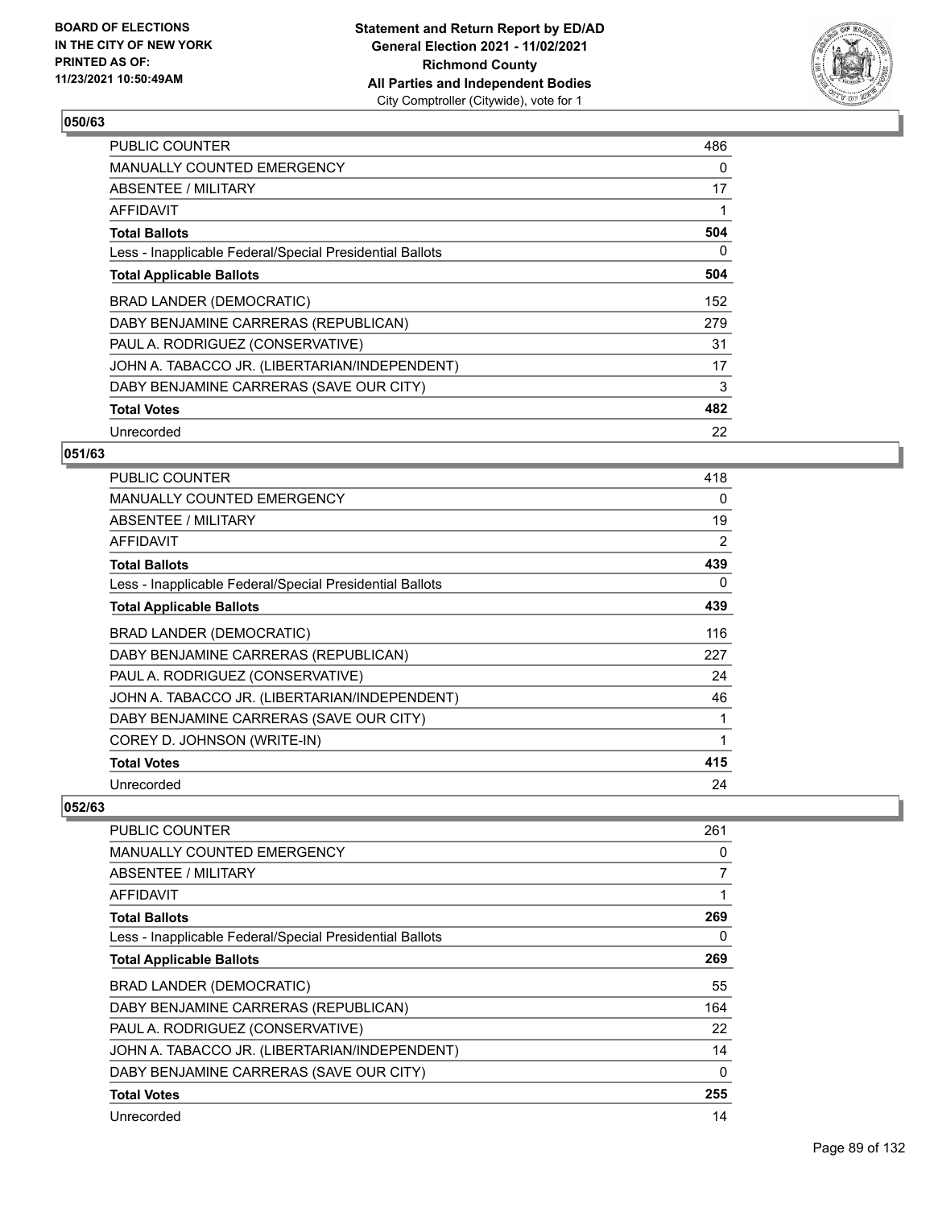## 050/63

| | |
|---|---|
| PUBLIC COUNTER | 486 |
| MANUALLY COUNTED EMERGENCY | 0 |
| ABSENTEE / MILITARY | 17 |
| AFFIDAVIT | 1 |
| **Total Ballots** | **504** |
| Less - Inapplicable Federal/Special Presidential Ballots | 0 |
| **Total Applicable Ballots** | **504** |
| BRAD LANDER (DEMOCRATIC) | 152 |
| DABY BENJAMINE CARRERAS (REPUBLICAN) | 279 |
| PAUL A. RODRIGUEZ (CONSERVATIVE) | 31 |
| JOHN A. TABACCO JR. (LIBERTARIAN/INDEPENDENT) | 17 |
| DABY BENJAMINE CARRERAS (SAVE OUR CITY) | 3 |
| **Total Votes** | **482** |
| Unrecorded | 22 |

## 051/63

| | |
|---|---|
| PUBLIC COUNTER | 418 |
| MANUALLY COUNTED EMERGENCY | 0 |
| ABSENTEE / MILITARY | 19 |
| AFFIDAVIT | 2 |
| **Total Ballots** | **439** |
| Less - Inapplicable Federal/Special Presidential Ballots | 0 |
| **Total Applicable Ballots** | **439** |
| BRAD LANDER (DEMOCRATIC) | 116 |
| DABY BENJAMINE CARRERAS (REPUBLICAN) | 227 |
| PAUL A. RODRIGUEZ (CONSERVATIVE) | 24 |
| JOHN A. TABACCO JR. (LIBERTARIAN/INDEPENDENT) | 46 |
| DABY BENJAMINE CARRERAS (SAVE OUR CITY) | 1 |
| COREY D. JOHNSON (WRITE-IN) | 1 |
| **Total Votes** | **415** |
| Unrecorded | 24 |

## 052/63

| | |
|---|---|
| PUBLIC COUNTER | 261 |
| MANUALLY COUNTED EMERGENCY | 0 |
| ABSENTEE / MILITARY | 7 |
| AFFIDAVIT | 1 |
| **Total Ballots** | **269** |
| Less - Inapplicable Federal/Special Presidential Ballots | 0 |
| **Total Applicable Ballots** | **269** |
| BRAD LANDER (DEMOCRATIC) | 55 |
| DABY BENJAMINE CARRERAS (REPUBLICAN) | 164 |
| PAUL A. RODRIGUEZ (CONSERVATIVE) | 22 |
| JOHN A. TABACCO JR. (LIBERTARIAN/INDEPENDENT) | 14 |
| DABY BENJAMINE CARRERAS (SAVE OUR CITY) | 0 |
| **Total Votes** | **255** |
| Unrecorded | 14 |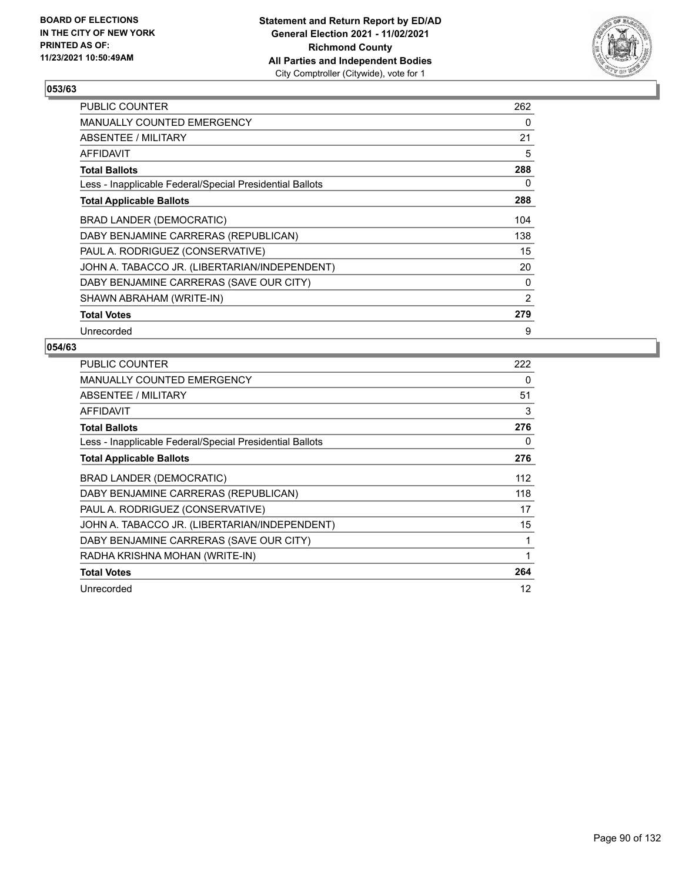**BOARD OF ELECTIONS IN THE CITY OF NEW YORK PRINTED AS OF: 11/23/2021 10:50:49AM**

**Statement and Return Report by ED/AD General Election 2021 - 11/02/2021 Richmond County All Parties and Independent Bodies**
City Comptroller (Citywide), vote for 1

## 053/63

| | |
|---|---|
| PUBLIC COUNTER | 262 |
| MANUALLY COUNTED EMERGENCY | 0 |
| ABSENTEE / MILITARY | 21 |
| AFFIDAVIT | 5 |
| **Total Ballots** | **288** |
| Less - Inapplicable Federal/Special Presidential Ballots | 0 |
| **Total Applicable Ballots** | **288** |
| BRAD LANDER (DEMOCRATIC) | 104 |
| DABY BENJAMINE CARRERAS (REPUBLICAN) | 138 |
| PAUL A. RODRIGUEZ (CONSERVATIVE) | 15 |
| JOHN A. TABACCO JR. (LIBERTARIAN/INDEPENDENT) | 20 |
| DABY BENJAMINE CARRERAS (SAVE OUR CITY) | 0 |
| SHAWN ABRAHAM (WRITE-IN) | 2 |
| **Total Votes** | **279** |
| Unrecorded | 9 |

## 054/63

| | |
|---|---|
| PUBLIC COUNTER | 222 |
| MANUALLY COUNTED EMERGENCY | 0 |
| ABSENTEE / MILITARY | 51 |
| AFFIDAVIT | 3 |
| **Total Ballots** | **276** |
| Less - Inapplicable Federal/Special Presidential Ballots | 0 |
| **Total Applicable Ballots** | **276** |
| BRAD LANDER (DEMOCRATIC) | 112 |
| DABY BENJAMINE CARRERAS (REPUBLICAN) | 118 |
| PAUL A. RODRIGUEZ (CONSERVATIVE) | 17 |
| JOHN A. TABACCO JR. (LIBERTARIAN/INDEPENDENT) | 15 |
| DABY BENJAMINE CARRERAS (SAVE OUR CITY) | 1 |
| RADHA KRISHNA MOHAN (WRITE-IN) | 1 |
| **Total Votes** | **264** |
| Unrecorded | 12 |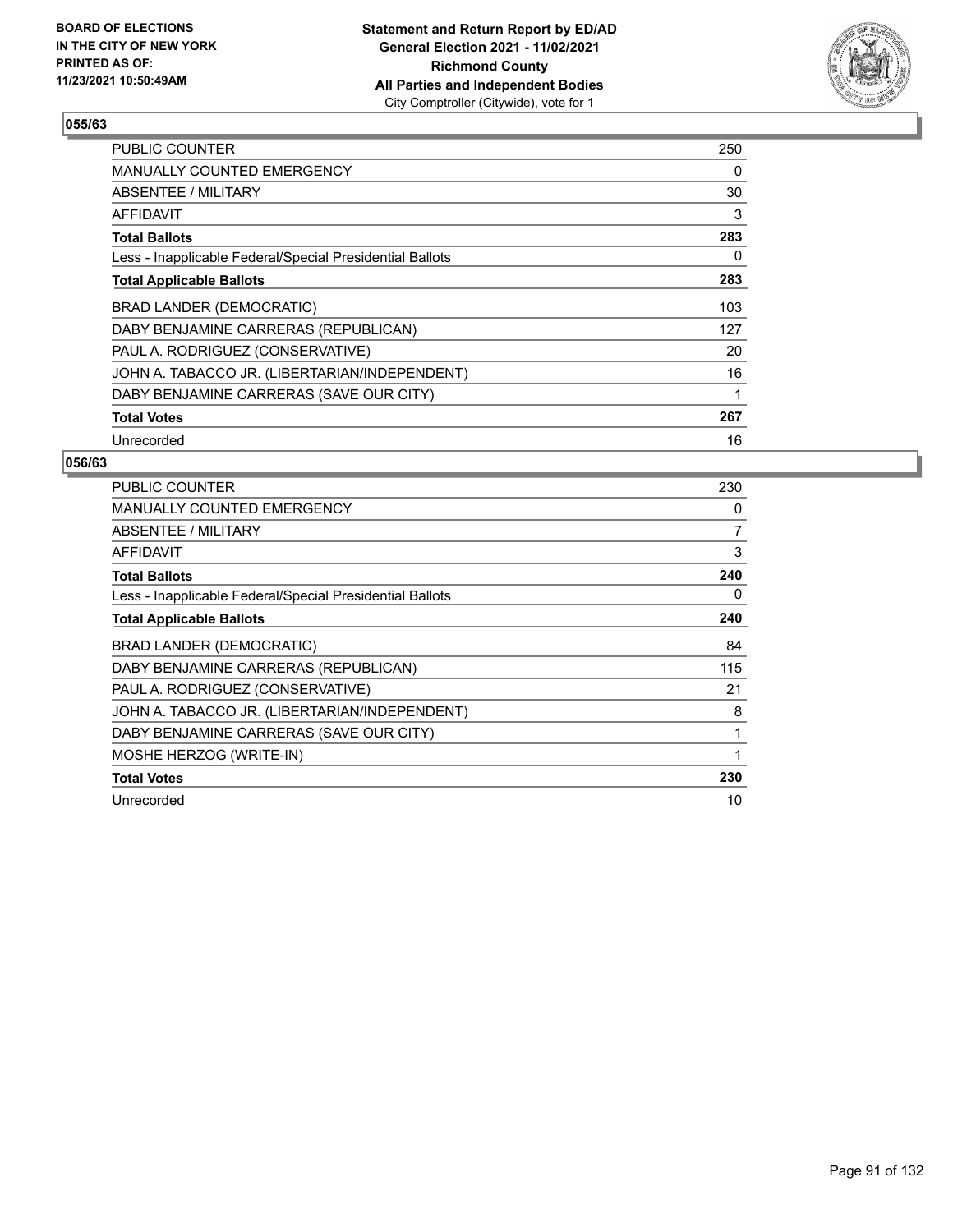## 055/63

| | |
|---|---|
| PUBLIC COUNTER | 250 |
| MANUALLY COUNTED EMERGENCY | 0 |
| ABSENTEE / MILITARY | 30 |
| AFFIDAVIT | 3 |
| **Total Ballots** | **283** |
| Less - Inapplicable Federal/Special Presidential Ballots | 0 |
| **Total Applicable Ballots** | **283** |
| BRAD LANDER (DEMOCRATIC) | 103 |
| DABY BENJAMINE CARRERAS (REPUBLICAN) | 127 |
| PAUL A. RODRIGUEZ (CONSERVATIVE) | 20 |
| JOHN A. TABACCO JR. (LIBERTARIAN/INDEPENDENT) | 16 |
| DABY BENJAMINE CARRERAS (SAVE OUR CITY) | 1 |
| **Total Votes** | **267** |
| Unrecorded | 16 |

## 056/63

| | |
|---|---|
| PUBLIC COUNTER | 230 |
| MANUALLY COUNTED EMERGENCY | 0 |
| ABSENTEE / MILITARY | 7 |
| AFFIDAVIT | 3 |
| **Total Ballots** | **240** |
| Less - Inapplicable Federal/Special Presidential Ballots | 0 |
| **Total Applicable Ballots** | **240** |
| BRAD LANDER (DEMOCRATIC) | 84 |
| DABY BENJAMINE CARRERAS (REPUBLICAN) | 115 |
| PAUL A. RODRIGUEZ (CONSERVATIVE) | 21 |
| JOHN A. TABACCO JR. (LIBERTARIAN/INDEPENDENT) | 8 |
| DABY BENJAMINE CARRERAS (SAVE OUR CITY) | 1 |
| MOSHE HERZOG (WRITE-IN) | 1 |
| **Total Votes** | **230** |
| Unrecorded | 10 |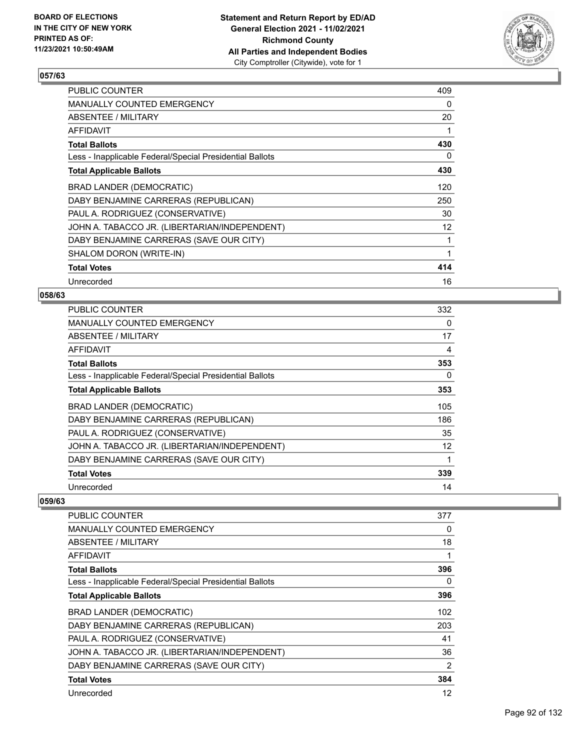**Statement and Return Report by ED/AD**
**General Election 2021 - 11/02/2021**
**Richmond County**
**All Parties and Independent Bodies**
City Comptroller (Citywide), vote for 1

BOARD OF ELECTIONS IN THE CITY OF NEW YORK PRINTED AS OF: 11/23/2021 10:50:49AM

### 057/63

| | |
|---|---|
| PUBLIC COUNTER | 409 |
| MANUALLY COUNTED EMERGENCY | 0 |
| ABSENTEE / MILITARY | 20 |
| AFFIDAVIT | 1 |
| **Total Ballots** | **430** |
| Less - Inapplicable Federal/Special Presidential Ballots | 0 |
| **Total Applicable Ballots** | **430** |
| BRAD LANDER (DEMOCRATIC) | 120 |
| DABY BENJAMINE CARRERAS (REPUBLICAN) | 250 |
| PAUL A. RODRIGUEZ (CONSERVATIVE) | 30 |
| JOHN A. TABACCO JR. (LIBERTARIAN/INDEPENDENT) | 12 |
| DABY BENJAMINE CARRERAS (SAVE OUR CITY) | 1 |
| SHALOM DORON (WRITE-IN) | 1 |
| **Total Votes** | **414** |
| Unrecorded | 16 |

### 058/63

| | |
|---|---|
| PUBLIC COUNTER | 332 |
| MANUALLY COUNTED EMERGENCY | 0 |
| ABSENTEE / MILITARY | 17 |
| AFFIDAVIT | 4 |
| **Total Ballots** | **353** |
| Less - Inapplicable Federal/Special Presidential Ballots | 0 |
| **Total Applicable Ballots** | **353** |
| BRAD LANDER (DEMOCRATIC) | 105 |
| DABY BENJAMINE CARRERAS (REPUBLICAN) | 186 |
| PAUL A. RODRIGUEZ (CONSERVATIVE) | 35 |
| JOHN A. TABACCO JR. (LIBERTARIAN/INDEPENDENT) | 12 |
| DABY BENJAMINE CARRERAS (SAVE OUR CITY) | 1 |
| **Total Votes** | **339** |
| Unrecorded | 14 |

### 059/63

| | |
|---|---|
| PUBLIC COUNTER | 377 |
| MANUALLY COUNTED EMERGENCY | 0 |
| ABSENTEE / MILITARY | 18 |
| AFFIDAVIT | 1 |
| **Total Ballots** | **396** |
| Less - Inapplicable Federal/Special Presidential Ballots | 0 |
| **Total Applicable Ballots** | **396** |
| BRAD LANDER (DEMOCRATIC) | 102 |
| DABY BENJAMINE CARRERAS (REPUBLICAN) | 203 |
| PAUL A. RODRIGUEZ (CONSERVATIVE) | 41 |
| JOHN A. TABACCO JR. (LIBERTARIAN/INDEPENDENT) | 36 |
| DABY BENJAMINE CARRERAS (SAVE OUR CITY) | 2 |
| **Total Votes** | **384** |
| Unrecorded | 12 |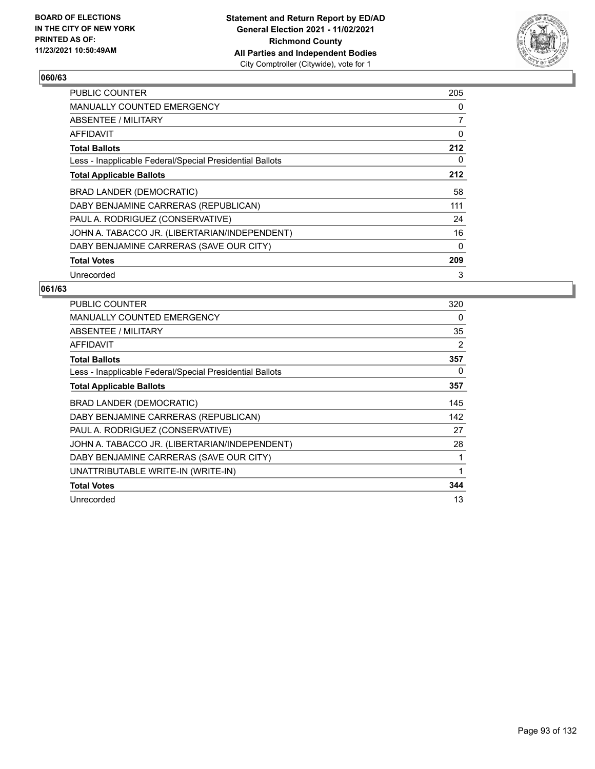BOARD OF ELECTIONS
IN THE CITY OF NEW YORK
PRINTED AS OF:
11/23/2021 10:50:49AM

**Statement and Return Report by ED/AD**
**General Election 2021 - 11/02/2021**
**Richmond County**
**All Parties and Independent Bodies**
City Comptroller (Citywide), vote for 1

## 060/63

| | |
|---|---|
| PUBLIC COUNTER | 205 |
| MANUALLY COUNTED EMERGENCY | 0 |
| ABSENTEE / MILITARY | 7 |
| AFFIDAVIT | 0 |
| **Total Ballots** | **212** |
| Less - Inapplicable Federal/Special Presidential Ballots | 0 |
| **Total Applicable Ballots** | **212** |
| BRAD LANDER (DEMOCRATIC) | 58 |
| DABY BENJAMINE CARRERAS (REPUBLICAN) | 111 |
| PAUL A. RODRIGUEZ (CONSERVATIVE) | 24 |
| JOHN A. TABACCO JR. (LIBERTARIAN/INDEPENDENT) | 16 |
| DABY BENJAMINE CARRERAS (SAVE OUR CITY) | 0 |
| **Total Votes** | **209** |
| Unrecorded | 3 |

## 061/63

| | |
|---|---|
| PUBLIC COUNTER | 320 |
| MANUALLY COUNTED EMERGENCY | 0 |
| ABSENTEE / MILITARY | 35 |
| AFFIDAVIT | 2 |
| **Total Ballots** | **357** |
| Less - Inapplicable Federal/Special Presidential Ballots | 0 |
| **Total Applicable Ballots** | **357** |
| BRAD LANDER (DEMOCRATIC) | 145 |
| DABY BENJAMINE CARRERAS (REPUBLICAN) | 142 |
| PAUL A. RODRIGUEZ (CONSERVATIVE) | 27 |
| JOHN A. TABACCO JR. (LIBERTARIAN/INDEPENDENT) | 28 |
| DABY BENJAMINE CARRERAS (SAVE OUR CITY) | 1 |
| UNATTRIBUTABLE WRITE-IN (WRITE-IN) | 1 |
| **Total Votes** | **344** |
| Unrecorded | 13 |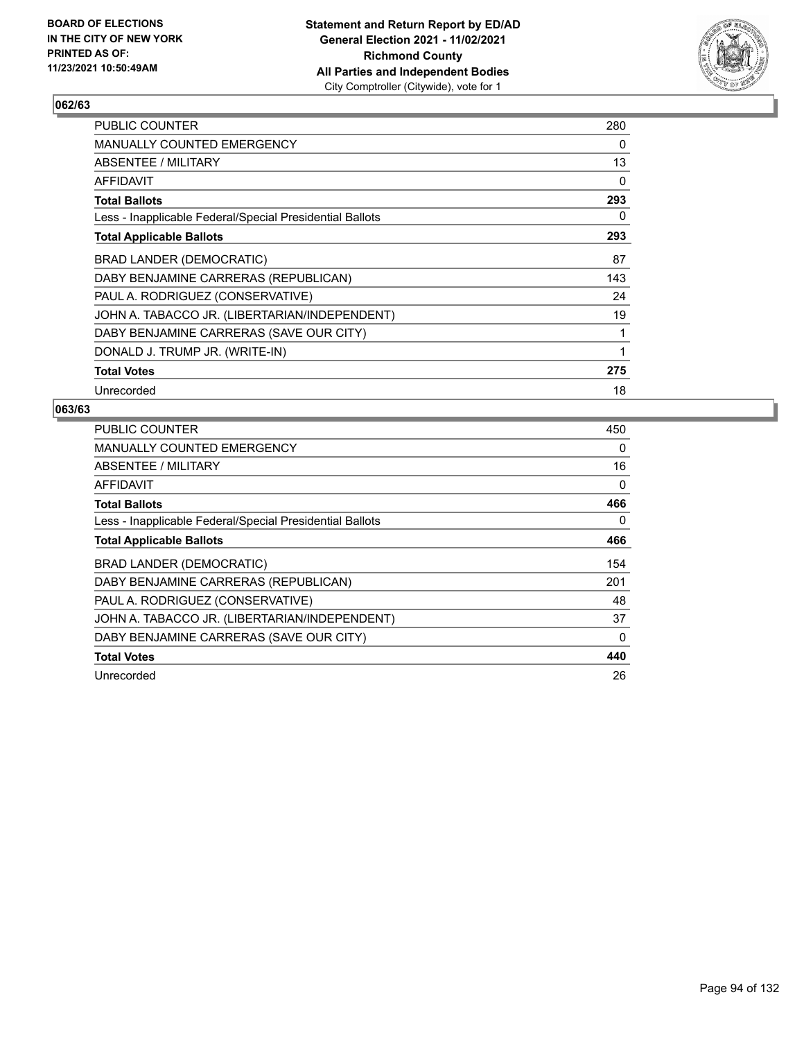BOARD OF ELECTIONS
IN THE CITY OF NEW YORK
PRINTED AS OF:
11/23/2021 10:50:49AM

**Statement and Return Report by ED/AD**
**General Election 2021 - 11/02/2021**
**Richmond County**
**All Parties and Independent Bodies**
City Comptroller (Citywide), vote for 1

## 062/63

| | |
|---|---|
| PUBLIC COUNTER | 280 |
| MANUALLY COUNTED EMERGENCY | 0 |
| ABSENTEE / MILITARY | 13 |
| AFFIDAVIT | 0 |
| **Total Ballots** | **293** |
| Less - Inapplicable Federal/Special Presidential Ballots | 0 |
| **Total Applicable Ballots** | **293** |
| BRAD LANDER (DEMOCRATIC) | 87 |
| DABY BENJAMINE CARRERAS (REPUBLICAN) | 143 |
| PAUL A. RODRIGUEZ (CONSERVATIVE) | 24 |
| JOHN A. TABACCO JR. (LIBERTARIAN/INDEPENDENT) | 19 |
| DABY BENJAMINE CARRERAS (SAVE OUR CITY) | 1 |
| DONALD J. TRUMP JR. (WRITE-IN) | 1 |
| **Total Votes** | **275** |
| Unrecorded | 18 |

## 063/63

| | |
|---|---|
| PUBLIC COUNTER | 450 |
| MANUALLY COUNTED EMERGENCY | 0 |
| ABSENTEE / MILITARY | 16 |
| AFFIDAVIT | 0 |
| **Total Ballots** | **466** |
| Less - Inapplicable Federal/Special Presidential Ballots | 0 |
| **Total Applicable Ballots** | **466** |
| BRAD LANDER (DEMOCRATIC) | 154 |
| DABY BENJAMINE CARRERAS (REPUBLICAN) | 201 |
| PAUL A. RODRIGUEZ (CONSERVATIVE) | 48 |
| JOHN A. TABACCO JR. (LIBERTARIAN/INDEPENDENT) | 37 |
| DABY BENJAMINE CARRERAS (SAVE OUR CITY) | 0 |
| **Total Votes** | **440** |
| Unrecorded | 26 |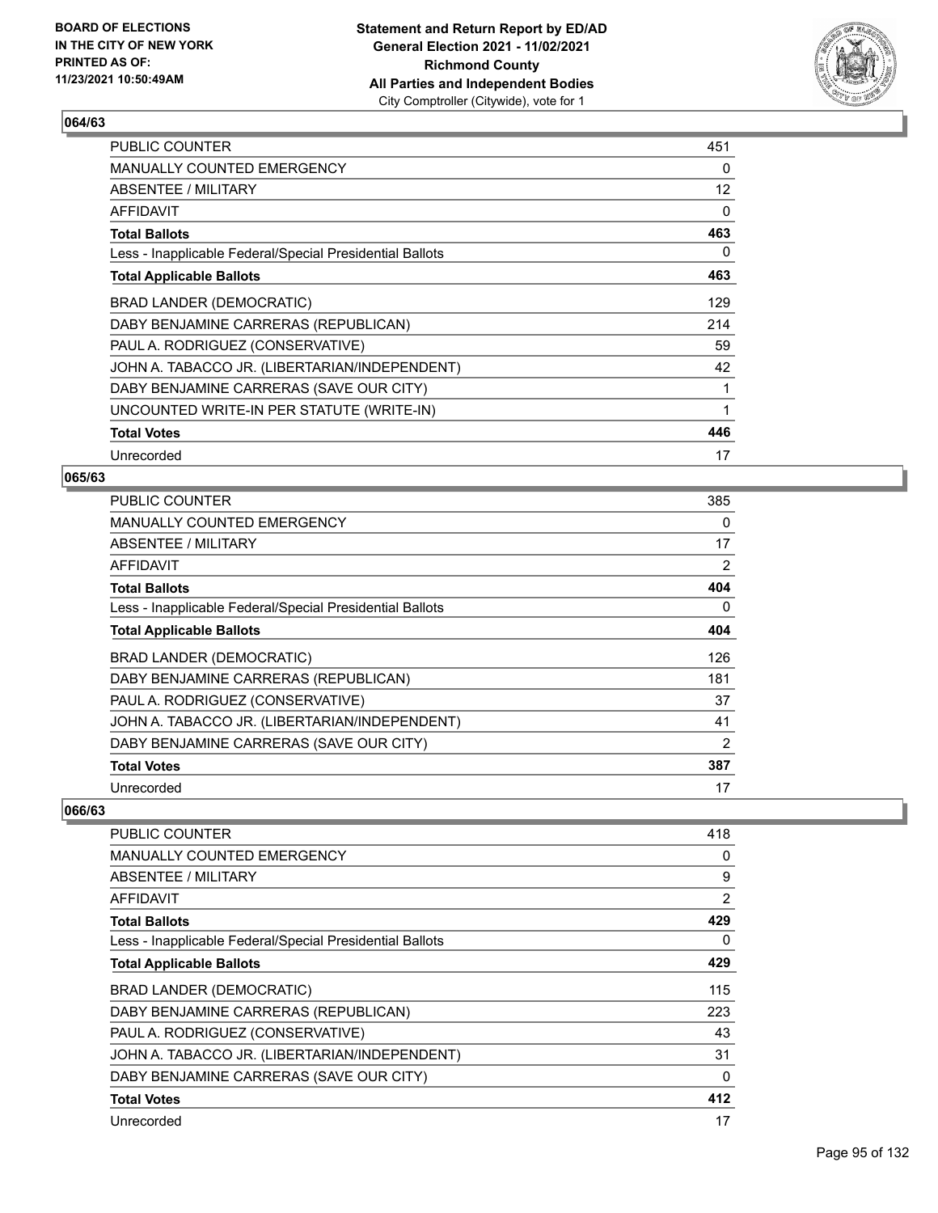## 064/63

| | |
|---|---|
| PUBLIC COUNTER | 451 |
| MANUALLY COUNTED EMERGENCY | 0 |
| ABSENTEE / MILITARY | 12 |
| AFFIDAVIT | 0 |
| **Total Ballots** | **463** |
| Less - Inapplicable Federal/Special Presidential Ballots | 0 |
| **Total Applicable Ballots** | **463** |
| BRAD LANDER (DEMOCRATIC) | 129 |
| DABY BENJAMINE CARRERAS (REPUBLICAN) | 214 |
| PAUL A. RODRIGUEZ (CONSERVATIVE) | 59 |
| JOHN A. TABACCO JR. (LIBERTARIAN/INDEPENDENT) | 42 |
| DABY BENJAMINE CARRERAS (SAVE OUR CITY) | 1 |
| UNCOUNTED WRITE-IN PER STATUTE (WRITE-IN) | 1 |
| **Total Votes** | **446** |
| Unrecorded | 17 |

## 065/63

| | |
|---|---|
| PUBLIC COUNTER | 385 |
| MANUALLY COUNTED EMERGENCY | 0 |
| ABSENTEE / MILITARY | 17 |
| AFFIDAVIT | 2 |
| **Total Ballots** | **404** |
| Less - Inapplicable Federal/Special Presidential Ballots | 0 |
| **Total Applicable Ballots** | **404** |
| BRAD LANDER (DEMOCRATIC) | 126 |
| DABY BENJAMINE CARRERAS (REPUBLICAN) | 181 |
| PAUL A. RODRIGUEZ (CONSERVATIVE) | 37 |
| JOHN A. TABACCO JR. (LIBERTARIAN/INDEPENDENT) | 41 |
| DABY BENJAMINE CARRERAS (SAVE OUR CITY) | 2 |
| **Total Votes** | **387** |
| Unrecorded | 17 |

## 066/63

| | |
|---|---|
| PUBLIC COUNTER | 418 |
| MANUALLY COUNTED EMERGENCY | 0 |
| ABSENTEE / MILITARY | 9 |
| AFFIDAVIT | 2 |
| **Total Ballots** | **429** |
| Less - Inapplicable Federal/Special Presidential Ballots | 0 |
| **Total Applicable Ballots** | **429** |
| BRAD LANDER (DEMOCRATIC) | 115 |
| DABY BENJAMINE CARRERAS (REPUBLICAN) | 223 |
| PAUL A. RODRIGUEZ (CONSERVATIVE) | 43 |
| JOHN A. TABACCO JR. (LIBERTARIAN/INDEPENDENT) | 31 |
| DABY BENJAMINE CARRERAS (SAVE OUR CITY) | 0 |
| **Total Votes** | **412** |
| Unrecorded | 17 |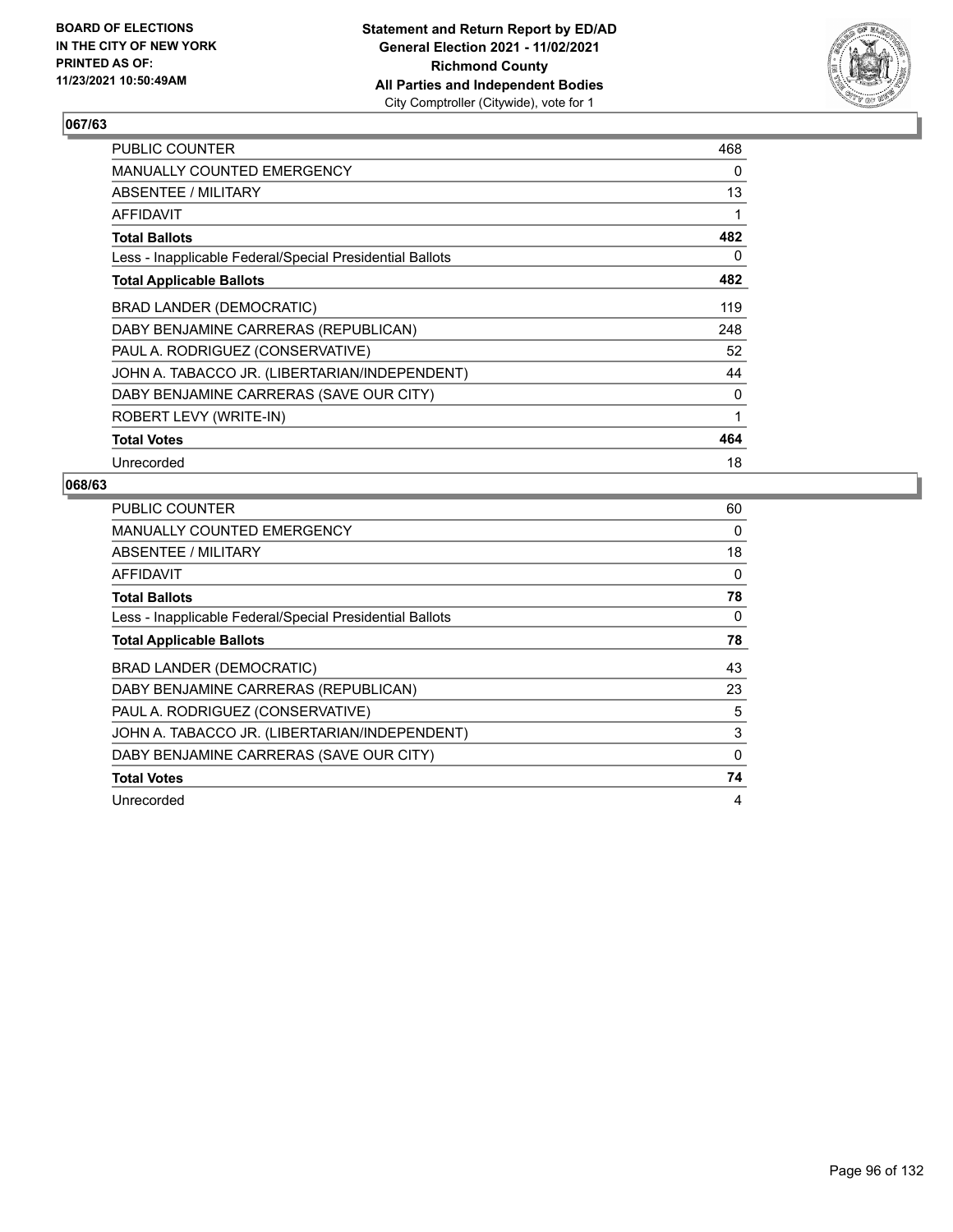BOARD OF ELECTIONS
IN THE CITY OF NEW YORK
PRINTED AS OF:
11/23/2021 10:50:49AM

**Statement and Return Report by ED/AD**
**General Election 2021 - 11/02/2021**
**Richmond County**
**All Parties and Independent Bodies**
City Comptroller (Citywide), vote for 1

### 067/63

| | |
|---|---|
| PUBLIC COUNTER | 468 |
| MANUALLY COUNTED EMERGENCY | 0 |
| ABSENTEE / MILITARY | 13 |
| AFFIDAVIT | 1 |
| **Total Ballots** | **482** |
| Less - Inapplicable Federal/Special Presidential Ballots | 0 |
| **Total Applicable Ballots** | **482** |
| BRAD LANDER (DEMOCRATIC) | 119 |
| DABY BENJAMINE CARRERAS (REPUBLICAN) | 248 |
| PAUL A. RODRIGUEZ (CONSERVATIVE) | 52 |
| JOHN A. TABACCO JR. (LIBERTARIAN/INDEPENDENT) | 44 |
| DABY BENJAMINE CARRERAS (SAVE OUR CITY) | 0 |
| ROBERT LEVY (WRITE-IN) | 1 |
| **Total Votes** | **464** |
| Unrecorded | 18 |

### 068/63

| | |
|---|---|
| PUBLIC COUNTER | 60 |
| MANUALLY COUNTED EMERGENCY | 0 |
| ABSENTEE / MILITARY | 18 |
| AFFIDAVIT | 0 |
| **Total Ballots** | **78** |
| Less - Inapplicable Federal/Special Presidential Ballots | 0 |
| **Total Applicable Ballots** | **78** |
| BRAD LANDER (DEMOCRATIC) | 43 |
| DABY BENJAMINE CARRERAS (REPUBLICAN) | 23 |
| PAUL A. RODRIGUEZ (CONSERVATIVE) | 5 |
| JOHN A. TABACCO JR. (LIBERTARIAN/INDEPENDENT) | 3 |
| DABY BENJAMINE CARRERAS (SAVE OUR CITY) | 0 |
| **Total Votes** | **74** |
| Unrecorded | 4 |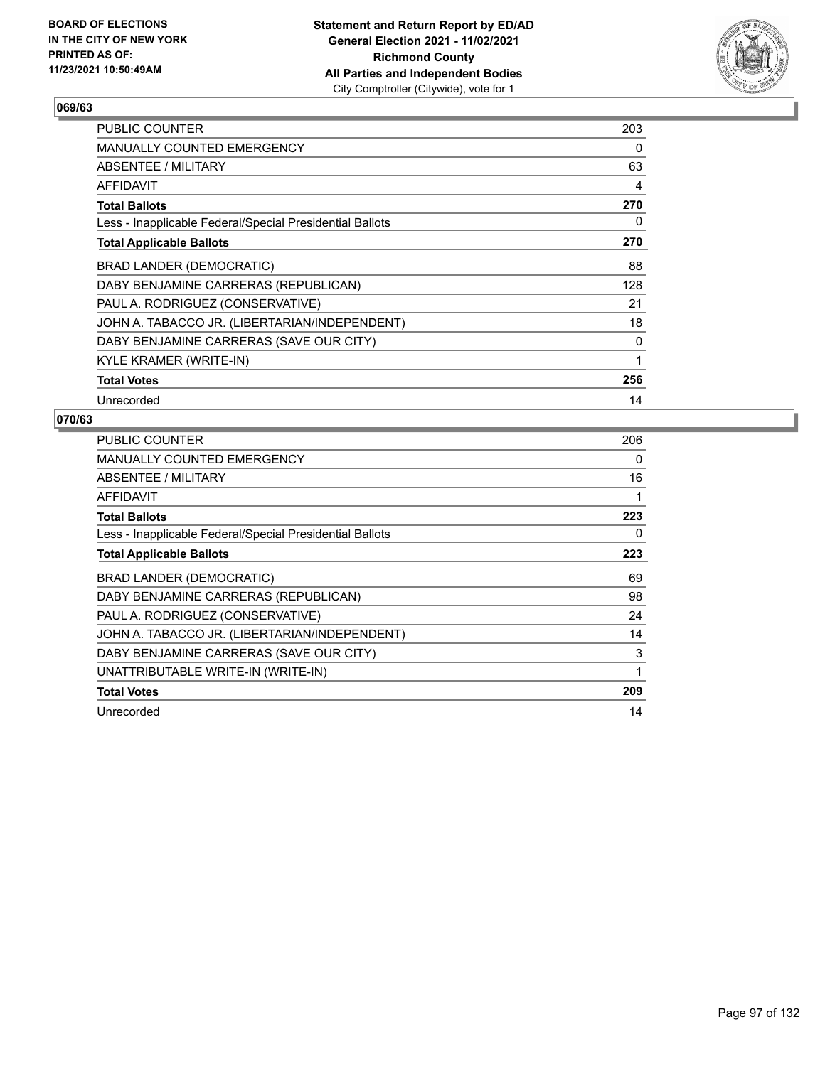BOARD OF ELECTIONS
IN THE CITY OF NEW YORK
PRINTED AS OF:
11/23/2021 10:50:49AM

**Statement and Return Report by ED/AD**
**General Election 2021 - 11/02/2021**
**Richmond County**
**All Parties and Independent Bodies**
City Comptroller (Citywide), vote for 1

## 069/63

| | |
|---|---|
| PUBLIC COUNTER | 203 |
| MANUALLY COUNTED EMERGENCY | 0 |
| ABSENTEE / MILITARY | 63 |
| AFFIDAVIT | 4 |
| **Total Ballots** | **270** |
| Less - Inapplicable Federal/Special Presidential Ballots | 0 |
| **Total Applicable Ballots** | **270** |
| BRAD LANDER (DEMOCRATIC) | 88 |
| DABY BENJAMINE CARRERAS (REPUBLICAN) | 128 |
| PAUL A. RODRIGUEZ (CONSERVATIVE) | 21 |
| JOHN A. TABACCO JR. (LIBERTARIAN/INDEPENDENT) | 18 |
| DABY BENJAMINE CARRERAS (SAVE OUR CITY) | 0 |
| KYLE KRAMER (WRITE-IN) | 1 |
| **Total Votes** | **256** |
| Unrecorded | 14 |

## 070/63

| | |
|---|---|
| PUBLIC COUNTER | 206 |
| MANUALLY COUNTED EMERGENCY | 0 |
| ABSENTEE / MILITARY | 16 |
| AFFIDAVIT | 1 |
| **Total Ballots** | **223** |
| Less - Inapplicable Federal/Special Presidential Ballots | 0 |
| **Total Applicable Ballots** | **223** |
| BRAD LANDER (DEMOCRATIC) | 69 |
| DABY BENJAMINE CARRERAS (REPUBLICAN) | 98 |
| PAUL A. RODRIGUEZ (CONSERVATIVE) | 24 |
| JOHN A. TABACCO JR. (LIBERTARIAN/INDEPENDENT) | 14 |
| DABY BENJAMINE CARRERAS (SAVE OUR CITY) | 3 |
| UNATTRIBUTABLE WRITE-IN (WRITE-IN) | 1 |
| **Total Votes** | **209** |
| Unrecorded | 14 |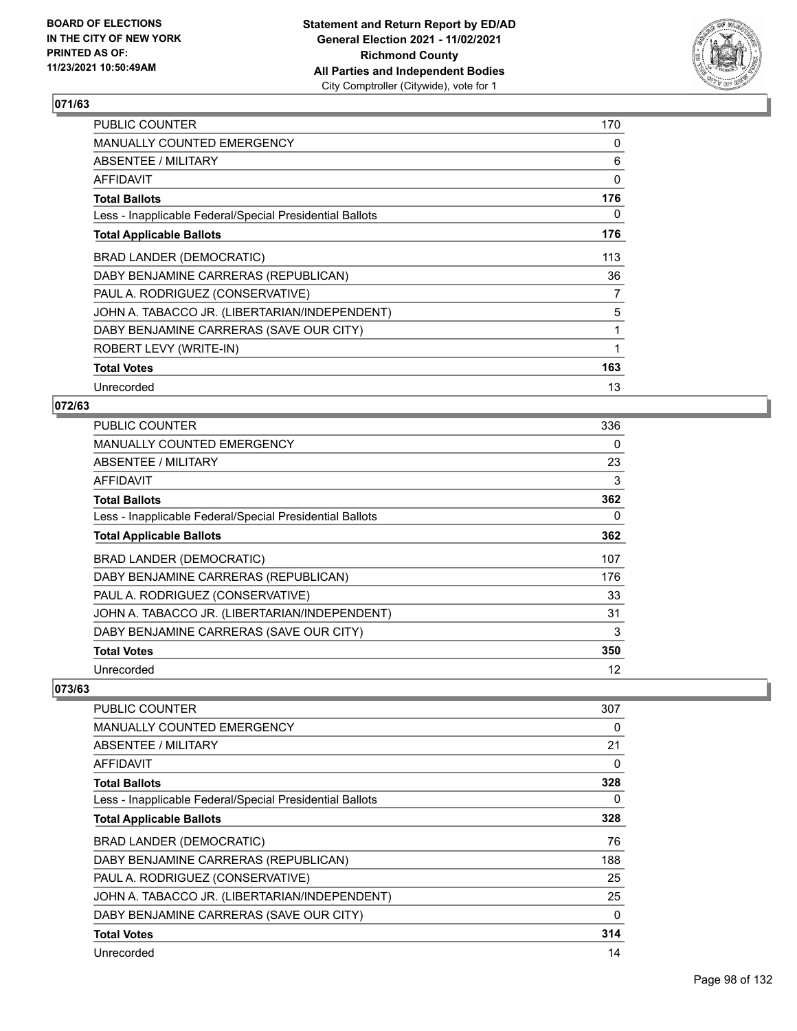## 071/63

| | |
|---|---|
| PUBLIC COUNTER | 170 |
| MANUALLY COUNTED EMERGENCY | 0 |
| ABSENTEE / MILITARY | 6 |
| AFFIDAVIT | 0 |
| **Total Ballots** | **176** |
| Less - Inapplicable Federal/Special Presidential Ballots | 0 |
| **Total Applicable Ballots** | **176** |
| BRAD LANDER (DEMOCRATIC) | 113 |
| DABY BENJAMINE CARRERAS (REPUBLICAN) | 36 |
| PAUL A. RODRIGUEZ (CONSERVATIVE) | 7 |
| JOHN A. TABACCO JR. (LIBERTARIAN/INDEPENDENT) | 5 |
| DABY BENJAMINE CARRERAS (SAVE OUR CITY) | 1 |
| ROBERT LEVY (WRITE-IN) | 1 |
| **Total Votes** | **163** |
| Unrecorded | 13 |

## 072/63

| | |
|---|---|
| PUBLIC COUNTER | 336 |
| MANUALLY COUNTED EMERGENCY | 0 |
| ABSENTEE / MILITARY | 23 |
| AFFIDAVIT | 3 |
| **Total Ballots** | **362** |
| Less - Inapplicable Federal/Special Presidential Ballots | 0 |
| **Total Applicable Ballots** | **362** |
| BRAD LANDER (DEMOCRATIC) | 107 |
| DABY BENJAMINE CARRERAS (REPUBLICAN) | 176 |
| PAUL A. RODRIGUEZ (CONSERVATIVE) | 33 |
| JOHN A. TABACCO JR. (LIBERTARIAN/INDEPENDENT) | 31 |
| DABY BENJAMINE CARRERAS (SAVE OUR CITY) | 3 |
| **Total Votes** | **350** |
| Unrecorded | 12 |

## 073/63

| | |
|---|---|
| PUBLIC COUNTER | 307 |
| MANUALLY COUNTED EMERGENCY | 0 |
| ABSENTEE / MILITARY | 21 |
| AFFIDAVIT | 0 |
| **Total Ballots** | **328** |
| Less - Inapplicable Federal/Special Presidential Ballots | 0 |
| **Total Applicable Ballots** | **328** |
| BRAD LANDER (DEMOCRATIC) | 76 |
| DABY BENJAMINE CARRERAS (REPUBLICAN) | 188 |
| PAUL A. RODRIGUEZ (CONSERVATIVE) | 25 |
| JOHN A. TABACCO JR. (LIBERTARIAN/INDEPENDENT) | 25 |
| DABY BENJAMINE CARRERAS (SAVE OUR CITY) | 0 |
| **Total Votes** | **314** |
| Unrecorded | 14 |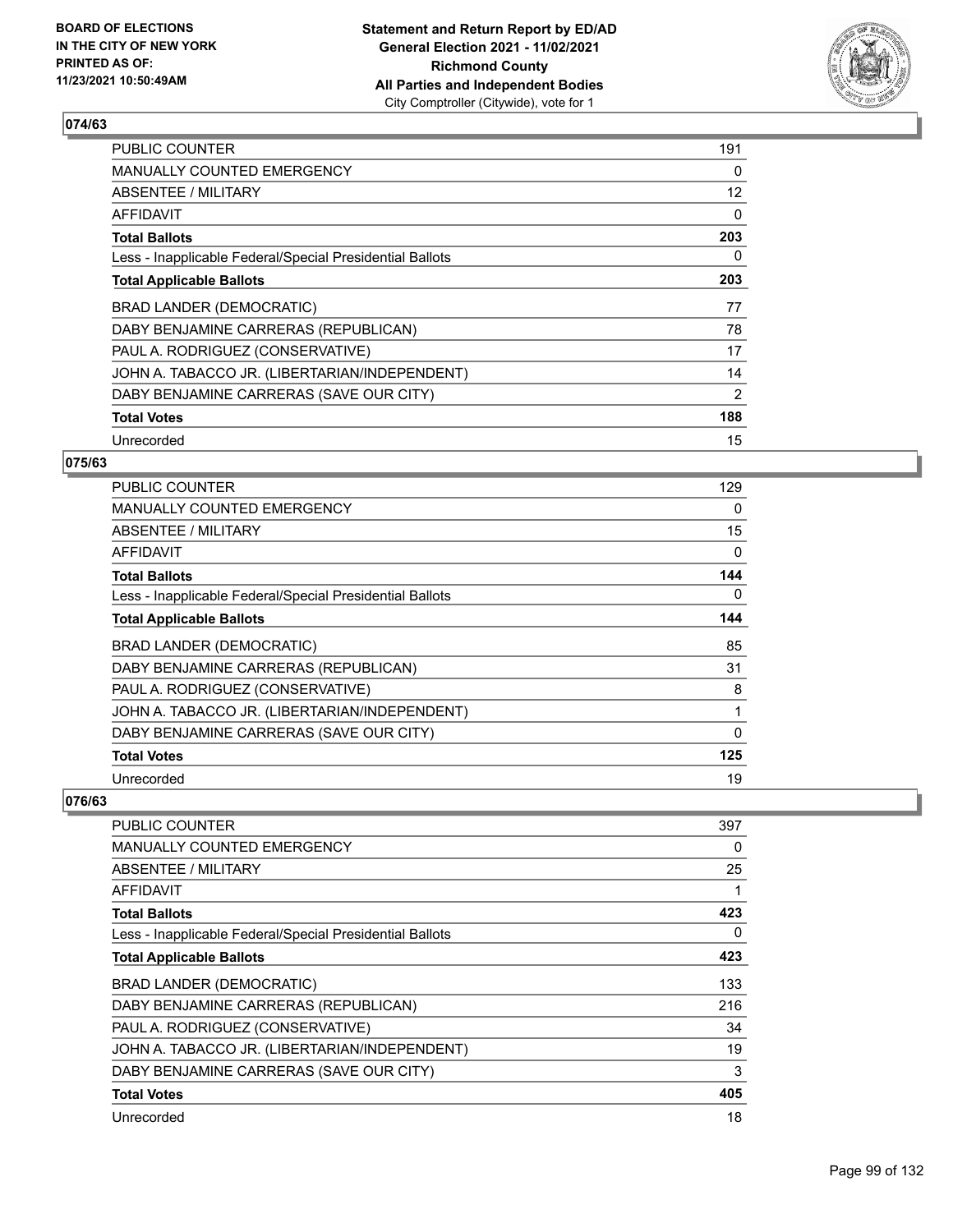## 074/63

| | |
|---|---|
| PUBLIC COUNTER | 191 |
| MANUALLY COUNTED EMERGENCY | 0 |
| ABSENTEE / MILITARY | 12 |
| AFFIDAVIT | 0 |
| **Total Ballots** | **203** |
| Less - Inapplicable Federal/Special Presidential Ballots | 0 |
| **Total Applicable Ballots** | **203** |
| BRAD LANDER (DEMOCRATIC) | 77 |
| DABY BENJAMINE CARRERAS (REPUBLICAN) | 78 |
| PAUL A. RODRIGUEZ (CONSERVATIVE) | 17 |
| JOHN A. TABACCO JR. (LIBERTARIAN/INDEPENDENT) | 14 |
| DABY BENJAMINE CARRERAS (SAVE OUR CITY) | 2 |
| **Total Votes** | **188** |
| Unrecorded | 15 |

## 075/63

| | |
|---|---|
| PUBLIC COUNTER | 129 |
| MANUALLY COUNTED EMERGENCY | 0 |
| ABSENTEE / MILITARY | 15 |
| AFFIDAVIT | 0 |
| **Total Ballots** | **144** |
| Less - Inapplicable Federal/Special Presidential Ballots | 0 |
| **Total Applicable Ballots** | **144** |
| BRAD LANDER (DEMOCRATIC) | 85 |
| DABY BENJAMINE CARRERAS (REPUBLICAN) | 31 |
| PAUL A. RODRIGUEZ (CONSERVATIVE) | 8 |
| JOHN A. TABACCO JR. (LIBERTARIAN/INDEPENDENT) | 1 |
| DABY BENJAMINE CARRERAS (SAVE OUR CITY) | 0 |
| **Total Votes** | **125** |
| Unrecorded | 19 |

## 076/63

| | |
|---|---|
| PUBLIC COUNTER | 397 |
| MANUALLY COUNTED EMERGENCY | 0 |
| ABSENTEE / MILITARY | 25 |
| AFFIDAVIT | 1 |
| **Total Ballots** | **423** |
| Less - Inapplicable Federal/Special Presidential Ballots | 0 |
| **Total Applicable Ballots** | **423** |
| BRAD LANDER (DEMOCRATIC) | 133 |
| DABY BENJAMINE CARRERAS (REPUBLICAN) | 216 |
| PAUL A. RODRIGUEZ (CONSERVATIVE) | 34 |
| JOHN A. TABACCO JR. (LIBERTARIAN/INDEPENDENT) | 19 |
| DABY BENJAMINE CARRERAS (SAVE OUR CITY) | 3 |
| **Total Votes** | **405** |
| Unrecorded | 18 |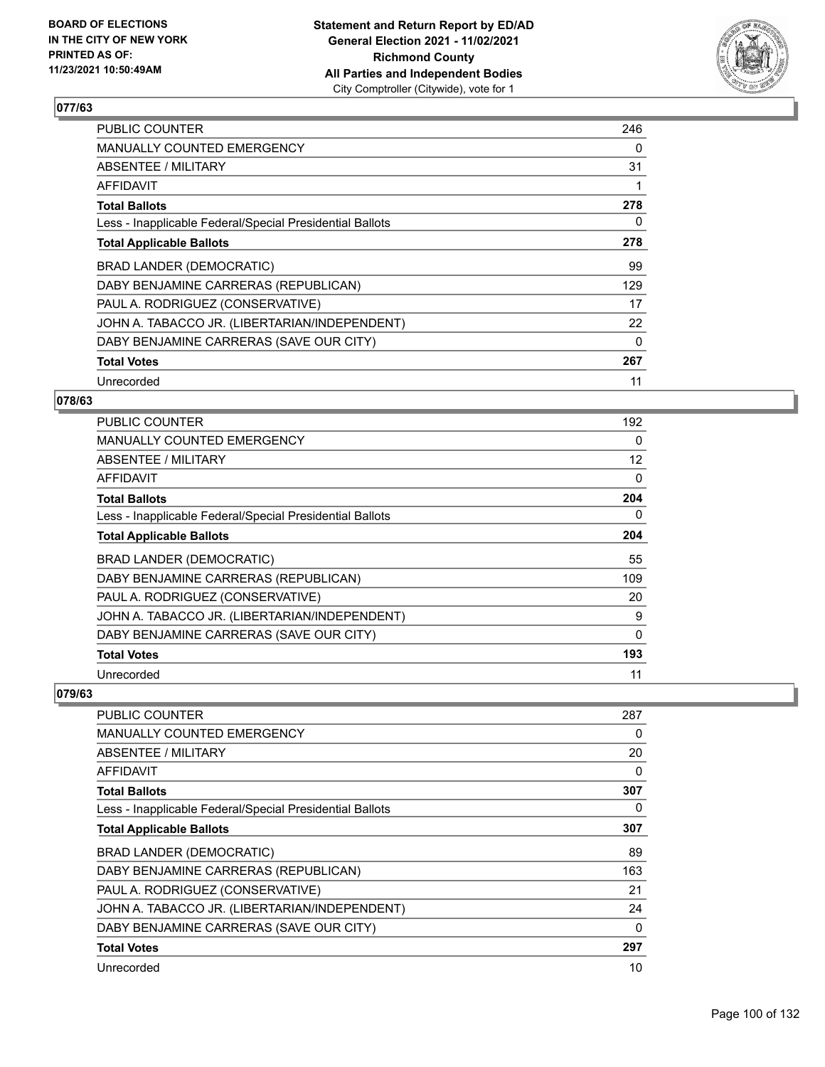**BOARD OF ELECTIONS IN THE CITY OF NEW YORK PRINTED AS OF: 11/23/2021 10:50:49AM**

**Statement and Return Report by ED/AD General Election 2021 - 11/02/2021 Richmond County All Parties and Independent Bodies**
City Comptroller (Citywide), vote for 1

## 077/63

| | |
|---|---|
| PUBLIC COUNTER | 246 |
| MANUALLY COUNTED EMERGENCY | 0 |
| ABSENTEE / MILITARY | 31 |
| AFFIDAVIT | 1 |
| **Total Ballots** | **278** |
| Less - Inapplicable Federal/Special Presidential Ballots | 0 |
| **Total Applicable Ballots** | **278** |
| BRAD LANDER (DEMOCRATIC) | 99 |
| DABY BENJAMINE CARRERAS (REPUBLICAN) | 129 |
| PAUL A. RODRIGUEZ (CONSERVATIVE) | 17 |
| JOHN A. TABACCO JR. (LIBERTARIAN/INDEPENDENT) | 22 |
| DABY BENJAMINE CARRERAS (SAVE OUR CITY) | 0 |
| **Total Votes** | **267** |
| Unrecorded | 11 |

## 078/63

| | |
|---|---|
| PUBLIC COUNTER | 192 |
| MANUALLY COUNTED EMERGENCY | 0 |
| ABSENTEE / MILITARY | 12 |
| AFFIDAVIT | 0 |
| **Total Ballots** | **204** |
| Less - Inapplicable Federal/Special Presidential Ballots | 0 |
| **Total Applicable Ballots** | **204** |
| BRAD LANDER (DEMOCRATIC) | 55 |
| DABY BENJAMINE CARRERAS (REPUBLICAN) | 109 |
| PAUL A. RODRIGUEZ (CONSERVATIVE) | 20 |
| JOHN A. TABACCO JR. (LIBERTARIAN/INDEPENDENT) | 9 |
| DABY BENJAMINE CARRERAS (SAVE OUR CITY) | 0 |
| **Total Votes** | **193** |
| Unrecorded | 11 |

## 079/63

| | |
|---|---|
| PUBLIC COUNTER | 287 |
| MANUALLY COUNTED EMERGENCY | 0 |
| ABSENTEE / MILITARY | 20 |
| AFFIDAVIT | 0 |
| **Total Ballots** | **307** |
| Less - Inapplicable Federal/Special Presidential Ballots | 0 |
| **Total Applicable Ballots** | **307** |
| BRAD LANDER (DEMOCRATIC) | 89 |
| DABY BENJAMINE CARRERAS (REPUBLICAN) | 163 |
| PAUL A. RODRIGUEZ (CONSERVATIVE) | 21 |
| JOHN A. TABACCO JR. (LIBERTARIAN/INDEPENDENT) | 24 |
| DABY BENJAMINE CARRERAS (SAVE OUR CITY) | 0 |
| **Total Votes** | **297** |
| Unrecorded | 10 |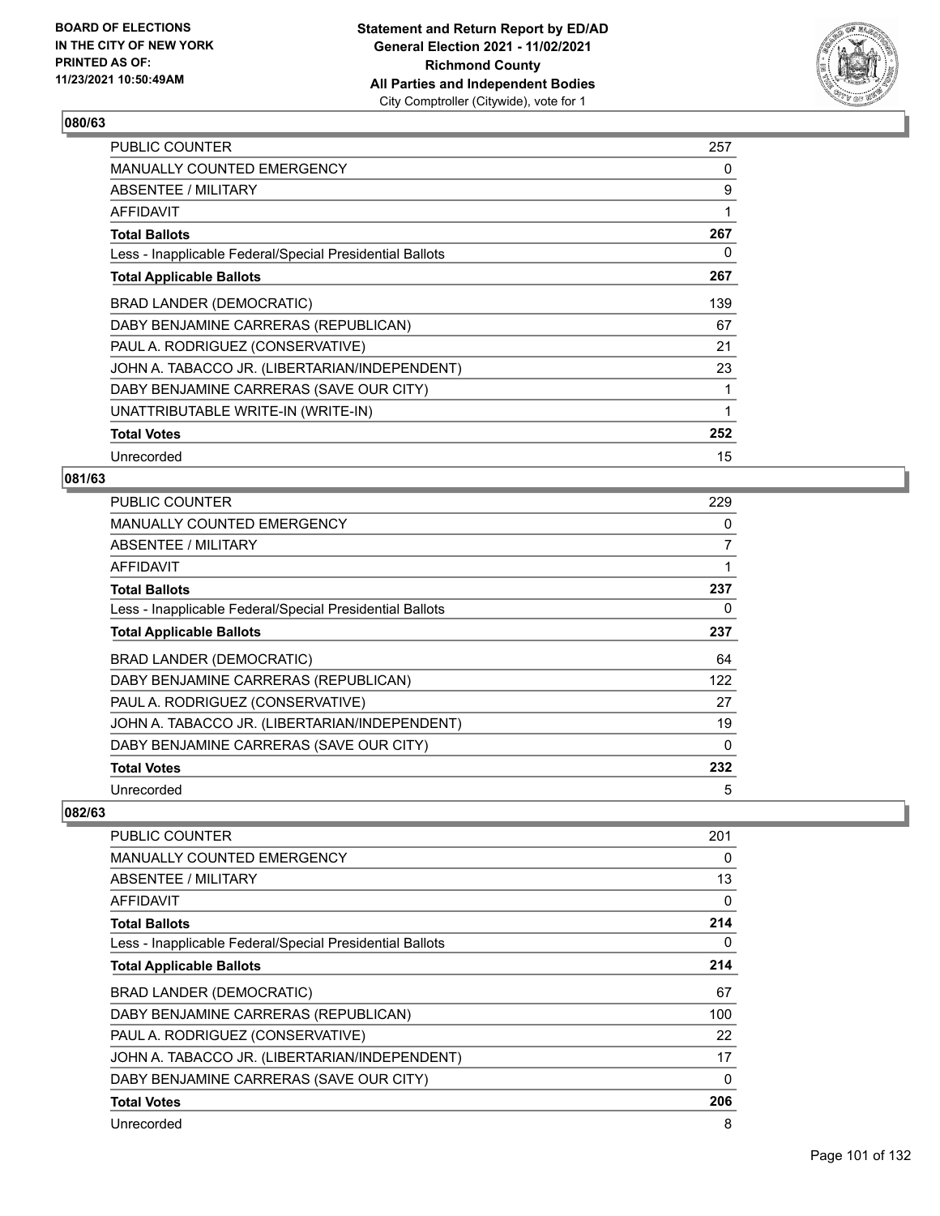**BOARD OF ELECTIONS IN THE CITY OF NEW YORK PRINTED AS OF: 11/23/2021 10:50:49AM**

**Statement and Return Report by ED/AD General Election 2021 - 11/02/2021 Richmond County All Parties and Independent Bodies**
City Comptroller (Citywide), vote for 1

## 080/63

| | |
|---|---|
| PUBLIC COUNTER | 257 |
| MANUALLY COUNTED EMERGENCY | 0 |
| ABSENTEE / MILITARY | 9 |
| AFFIDAVIT | 1 |
| **Total Ballots** | **267** |
| Less - Inapplicable Federal/Special Presidential Ballots | 0 |
| **Total Applicable Ballots** | **267** |
| BRAD LANDER (DEMOCRATIC) | 139 |
| DABY BENJAMINE CARRERAS (REPUBLICAN) | 67 |
| PAUL A. RODRIGUEZ (CONSERVATIVE) | 21 |
| JOHN A. TABACCO JR. (LIBERTARIAN/INDEPENDENT) | 23 |
| DABY BENJAMINE CARRERAS (SAVE OUR CITY) | 1 |
| UNATTRIBUTABLE WRITE-IN (WRITE-IN) | 1 |
| **Total Votes** | **252** |
| Unrecorded | 15 |

## 081/63

| | |
|---|---|
| PUBLIC COUNTER | 229 |
| MANUALLY COUNTED EMERGENCY | 0 |
| ABSENTEE / MILITARY | 7 |
| AFFIDAVIT | 1 |
| **Total Ballots** | **237** |
| Less - Inapplicable Federal/Special Presidential Ballots | 0 |
| **Total Applicable Ballots** | **237** |
| BRAD LANDER (DEMOCRATIC) | 64 |
| DABY BENJAMINE CARRERAS (REPUBLICAN) | 122 |
| PAUL A. RODRIGUEZ (CONSERVATIVE) | 27 |
| JOHN A. TABACCO JR. (LIBERTARIAN/INDEPENDENT) | 19 |
| DABY BENJAMINE CARRERAS (SAVE OUR CITY) | 0 |
| **Total Votes** | **232** |
| Unrecorded | 5 |

## 082/63

| | |
|---|---|
| PUBLIC COUNTER | 201 |
| MANUALLY COUNTED EMERGENCY | 0 |
| ABSENTEE / MILITARY | 13 |
| AFFIDAVIT | 0 |
| **Total Ballots** | **214** |
| Less - Inapplicable Federal/Special Presidential Ballots | 0 |
| **Total Applicable Ballots** | **214** |
| BRAD LANDER (DEMOCRATIC) | 67 |
| DABY BENJAMINE CARRERAS (REPUBLICAN) | 100 |
| PAUL A. RODRIGUEZ (CONSERVATIVE) | 22 |
| JOHN A. TABACCO JR. (LIBERTARIAN/INDEPENDENT) | 17 |
| DABY BENJAMINE CARRERAS (SAVE OUR CITY) | 0 |
| **Total Votes** | **206** |
| Unrecorded | 8 |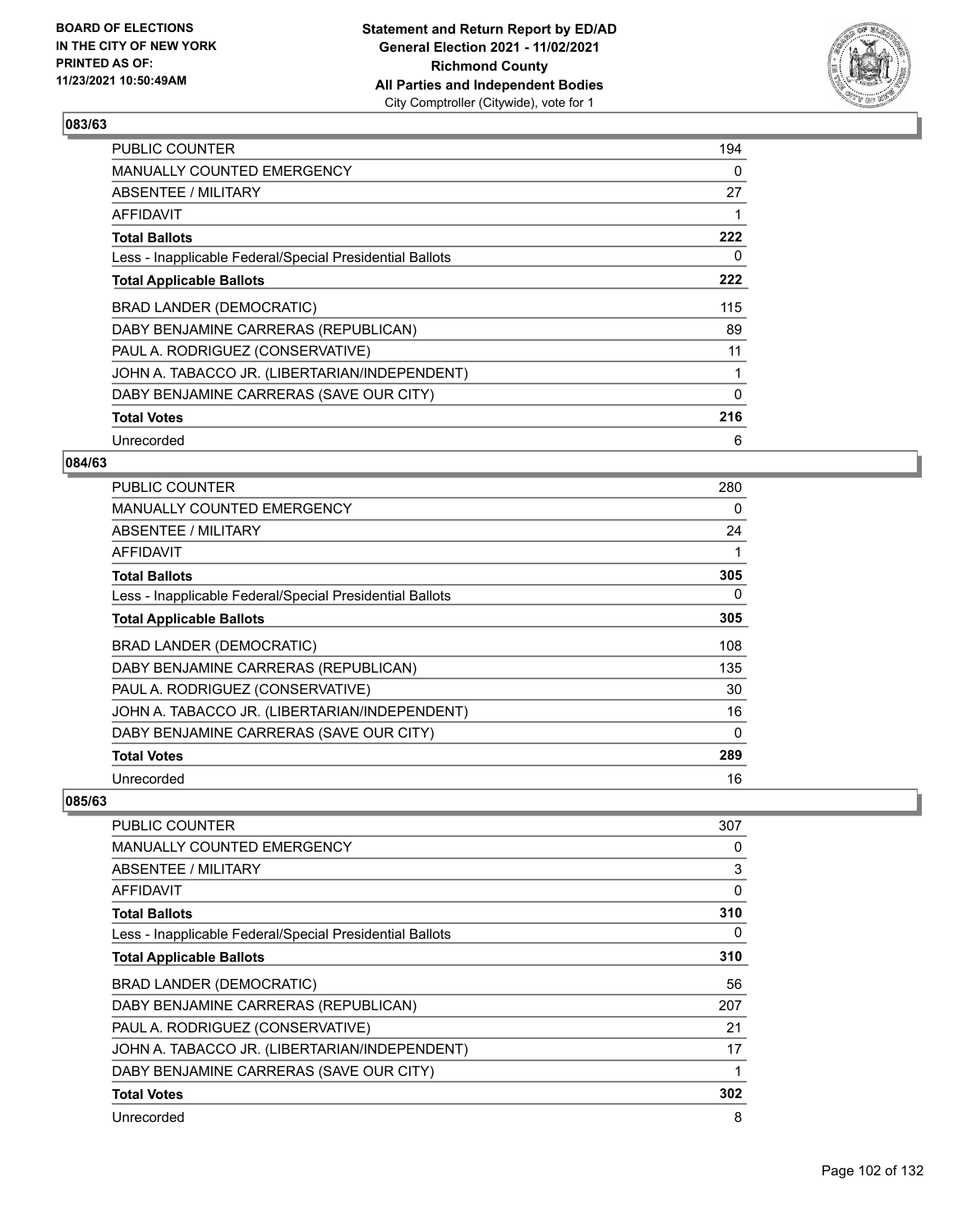### 083/63

| | |
|---|---|
| PUBLIC COUNTER | 194 |
| MANUALLY COUNTED EMERGENCY | 0 |
| ABSENTEE / MILITARY | 27 |
| AFFIDAVIT | 1 |
| **Total Ballots** | **222** |
| Less - Inapplicable Federal/Special Presidential Ballots | 0 |
| **Total Applicable Ballots** | **222** |
| BRAD LANDER (DEMOCRATIC) | 115 |
| DABY BENJAMINE CARRERAS (REPUBLICAN) | 89 |
| PAUL A. RODRIGUEZ (CONSERVATIVE) | 11 |
| JOHN A. TABACCO JR. (LIBERTARIAN/INDEPENDENT) | 1 |
| DABY BENJAMINE CARRERAS (SAVE OUR CITY) | 0 |
| **Total Votes** | **216** |
| Unrecorded | 6 |

### 084/63

| | |
|---|---|
| PUBLIC COUNTER | 280 |
| MANUALLY COUNTED EMERGENCY | 0 |
| ABSENTEE / MILITARY | 24 |
| AFFIDAVIT | 1 |
| **Total Ballots** | **305** |
| Less - Inapplicable Federal/Special Presidential Ballots | 0 |
| **Total Applicable Ballots** | **305** |
| BRAD LANDER (DEMOCRATIC) | 108 |
| DABY BENJAMINE CARRERAS (REPUBLICAN) | 135 |
| PAUL A. RODRIGUEZ (CONSERVATIVE) | 30 |
| JOHN A. TABACCO JR. (LIBERTARIAN/INDEPENDENT) | 16 |
| DABY BENJAMINE CARRERAS (SAVE OUR CITY) | 0 |
| **Total Votes** | **289** |
| Unrecorded | 16 |

### 085/63

| | |
|---|---|
| PUBLIC COUNTER | 307 |
| MANUALLY COUNTED EMERGENCY | 0 |
| ABSENTEE / MILITARY | 3 |
| AFFIDAVIT | 0 |
| **Total Ballots** | **310** |
| Less - Inapplicable Federal/Special Presidential Ballots | 0 |
| **Total Applicable Ballots** | **310** |
| BRAD LANDER (DEMOCRATIC) | 56 |
| DABY BENJAMINE CARRERAS (REPUBLICAN) | 207 |
| PAUL A. RODRIGUEZ (CONSERVATIVE) | 21 |
| JOHN A. TABACCO JR. (LIBERTARIAN/INDEPENDENT) | 17 |
| DABY BENJAMINE CARRERAS (SAVE OUR CITY) | 1 |
| **Total Votes** | **302** |
| Unrecorded | 8 |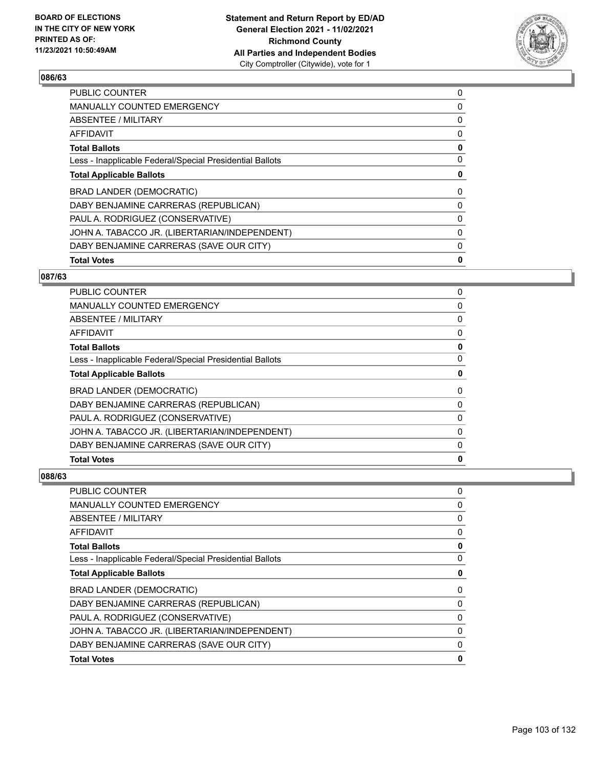### 086/63

| | |
|---|---|
| PUBLIC COUNTER | 0 |
| MANUALLY COUNTED EMERGENCY | 0 |
| ABSENTEE / MILITARY | 0 |
| AFFIDAVIT | 0 |
| **Total Ballots** | **0** |
| Less - Inapplicable Federal/Special Presidential Ballots | 0 |
| **Total Applicable Ballots** | **0** |
| BRAD LANDER (DEMOCRATIC) | 0 |
| DABY BENJAMINE CARRERAS (REPUBLICAN) | 0 |
| PAUL A. RODRIGUEZ (CONSERVATIVE) | 0 |
| JOHN A. TABACCO JR. (LIBERTARIAN/INDEPENDENT) | 0 |
| DABY BENJAMINE CARRERAS (SAVE OUR CITY) | 0 |
| **Total Votes** | **0** |

### 087/63

| | |
|---|---|
| PUBLIC COUNTER | 0 |
| MANUALLY COUNTED EMERGENCY | 0 |
| ABSENTEE / MILITARY | 0 |
| AFFIDAVIT | 0 |
| **Total Ballots** | **0** |
| Less - Inapplicable Federal/Special Presidential Ballots | 0 |
| **Total Applicable Ballots** | **0** |
| BRAD LANDER (DEMOCRATIC) | 0 |
| DABY BENJAMINE CARRERAS (REPUBLICAN) | 0 |
| PAUL A. RODRIGUEZ (CONSERVATIVE) | 0 |
| JOHN A. TABACCO JR. (LIBERTARIAN/INDEPENDENT) | 0 |
| DABY BENJAMINE CARRERAS (SAVE OUR CITY) | 0 |
| **Total Votes** | **0** |

### 088/63

| | |
|---|---|
| PUBLIC COUNTER | 0 |
| MANUALLY COUNTED EMERGENCY | 0 |
| ABSENTEE / MILITARY | 0 |
| AFFIDAVIT | 0 |
| **Total Ballots** | **0** |
| Less - Inapplicable Federal/Special Presidential Ballots | 0 |
| **Total Applicable Ballots** | **0** |
| BRAD LANDER (DEMOCRATIC) | 0 |
| DABY BENJAMINE CARRERAS (REPUBLICAN) | 0 |
| PAUL A. RODRIGUEZ (CONSERVATIVE) | 0 |
| JOHN A. TABACCO JR. (LIBERTARIAN/INDEPENDENT) | 0 |
| DABY BENJAMINE CARRERAS (SAVE OUR CITY) | 0 |
| **Total Votes** | **0** |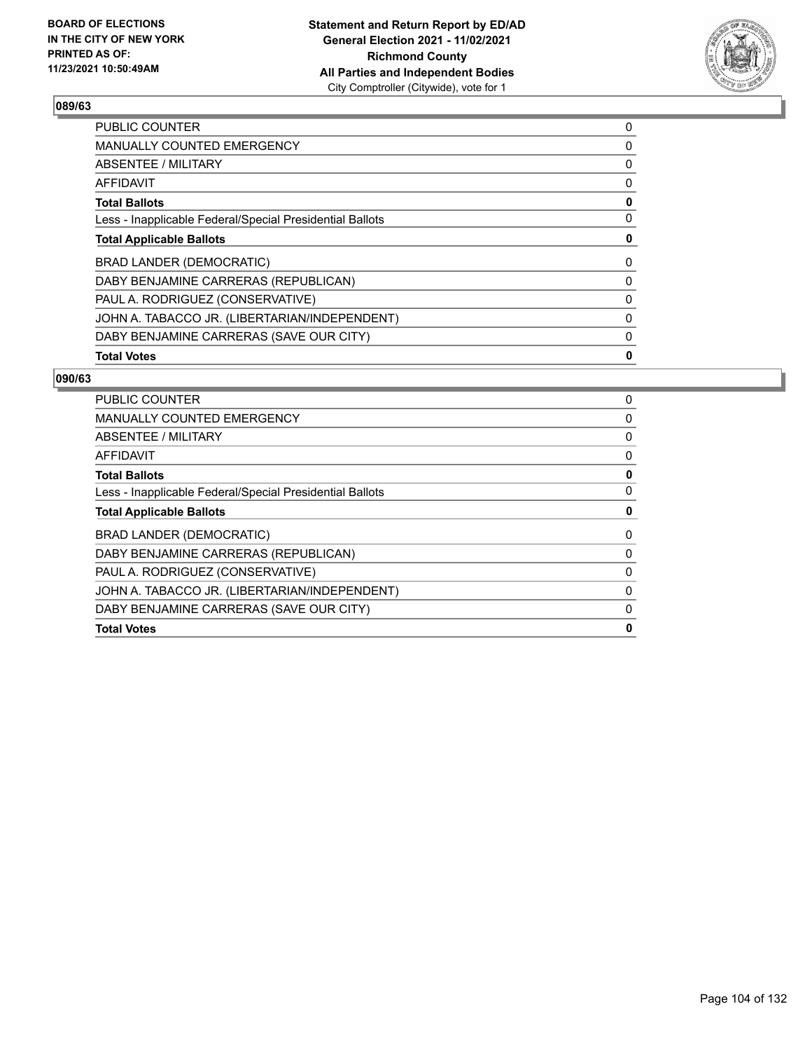**BOARD OF ELECTIONS IN THE CITY OF NEW YORK PRINTED AS OF: 11/23/2021 10:50:49AM**

**Statement and Return Report by ED/AD General Election 2021 - 11/02/2021 Richmond County All Parties and Independent Bodies** City Comptroller (Citywide), vote for 1

### 089/63

| | |
|---|---|
| PUBLIC COUNTER | 0 |
| MANUALLY COUNTED EMERGENCY | 0 |
| ABSENTEE / MILITARY | 0 |
| AFFIDAVIT | 0 |
| **Total Ballots** | **0** |
| Less - Inapplicable Federal/Special Presidential Ballots | 0 |
| **Total Applicable Ballots** | **0** |
| BRAD LANDER (DEMOCRATIC) | 0 |
| DABY BENJAMINE CARRERAS (REPUBLICAN) | 0 |
| PAUL A. RODRIGUEZ (CONSERVATIVE) | 0 |
| JOHN A. TABACCO JR. (LIBERTARIAN/INDEPENDENT) | 0 |
| DABY BENJAMINE CARRERAS (SAVE OUR CITY) | 0 |
| **Total Votes** | **0** |

### 090/63

| | |
|---|---|
| PUBLIC COUNTER | 0 |
| MANUALLY COUNTED EMERGENCY | 0 |
| ABSENTEE / MILITARY | 0 |
| AFFIDAVIT | 0 |
| **Total Ballots** | **0** |
| Less - Inapplicable Federal/Special Presidential Ballots | 0 |
| **Total Applicable Ballots** | **0** |
| BRAD LANDER (DEMOCRATIC) | 0 |
| DABY BENJAMINE CARRERAS (REPUBLICAN) | 0 |
| PAUL A. RODRIGUEZ (CONSERVATIVE) | 0 |
| JOHN A. TABACCO JR. (LIBERTARIAN/INDEPENDENT) | 0 |
| DABY BENJAMINE CARRERAS (SAVE OUR CITY) | 0 |
| **Total Votes** | **0** |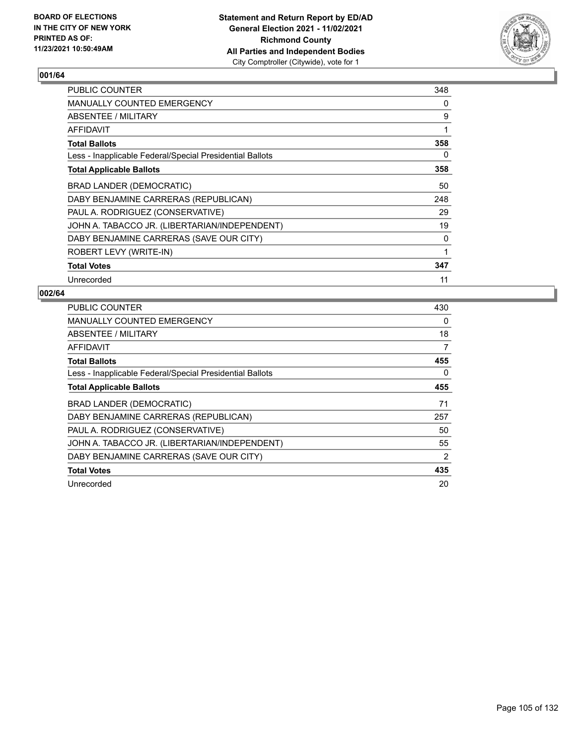BOARD OF ELECTIONS
IN THE CITY OF NEW YORK
PRINTED AS OF:
11/23/2021 10:50:49AM

**Statement and Return Report by ED/AD**
**General Election 2021 - 11/02/2021**
**Richmond County**
**All Parties and Independent Bodies**
City Comptroller (Citywide), vote for 1

### 001/64

| | |
|---|---|
| PUBLIC COUNTER | 348 |
| MANUALLY COUNTED EMERGENCY | 0 |
| ABSENTEE / MILITARY | 9 |
| AFFIDAVIT | 1 |
| **Total Ballots** | **358** |
| Less - Inapplicable Federal/Special Presidential Ballots | 0 |
| **Total Applicable Ballots** | **358** |
| BRAD LANDER (DEMOCRATIC) | 50 |
| DABY BENJAMINE CARRERAS (REPUBLICAN) | 248 |
| PAUL A. RODRIGUEZ (CONSERVATIVE) | 29 |
| JOHN A. TABACCO JR. (LIBERTARIAN/INDEPENDENT) | 19 |
| DABY BENJAMINE CARRERAS (SAVE OUR CITY) | 0 |
| ROBERT LEVY (WRITE-IN) | 1 |
| **Total Votes** | **347** |
| Unrecorded | 11 |

### 002/64

| | |
|---|---|
| PUBLIC COUNTER | 430 |
| MANUALLY COUNTED EMERGENCY | 0 |
| ABSENTEE / MILITARY | 18 |
| AFFIDAVIT | 7 |
| **Total Ballots** | **455** |
| Less - Inapplicable Federal/Special Presidential Ballots | 0 |
| **Total Applicable Ballots** | **455** |
| BRAD LANDER (DEMOCRATIC) | 71 |
| DABY BENJAMINE CARRERAS (REPUBLICAN) | 257 |
| PAUL A. RODRIGUEZ (CONSERVATIVE) | 50 |
| JOHN A. TABACCO JR. (LIBERTARIAN/INDEPENDENT) | 55 |
| DABY BENJAMINE CARRERAS (SAVE OUR CITY) | 2 |
| **Total Votes** | **435** |
| Unrecorded | 20 |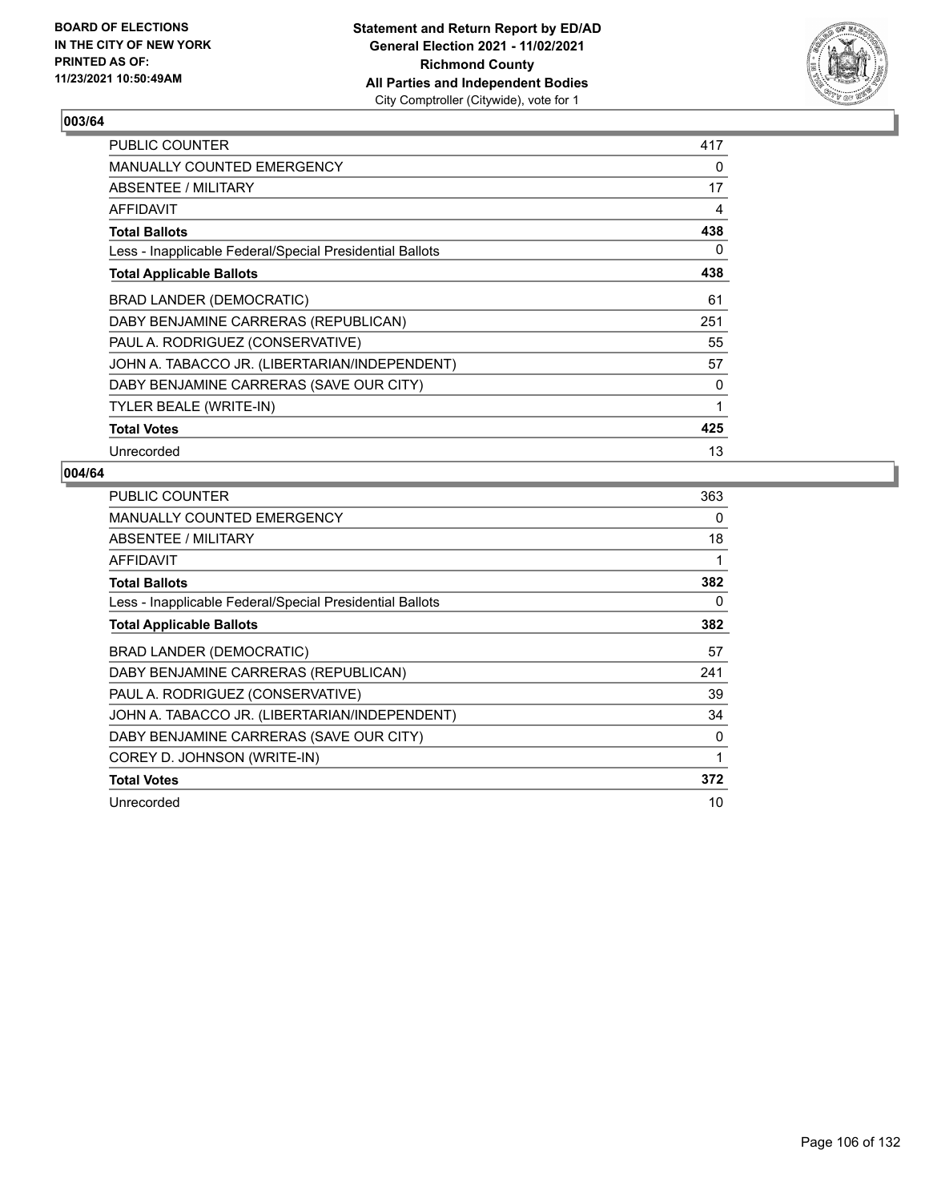BOARD OF ELECTIONS
IN THE CITY OF NEW YORK
PRINTED AS OF:
11/23/2021 10:50:49AM

**Statement and Return Report by ED/AD**
**General Election 2021 - 11/02/2021**
**Richmond County**
**All Parties and Independent Bodies**
City Comptroller (Citywide), vote for 1

## 003/64

| | |
|---|---|
| PUBLIC COUNTER | 417 |
| MANUALLY COUNTED EMERGENCY | 0 |
| ABSENTEE / MILITARY | 17 |
| AFFIDAVIT | 4 |
| **Total Ballots** | **438** |
| Less - Inapplicable Federal/Special Presidential Ballots | 0 |
| **Total Applicable Ballots** | **438** |
| BRAD LANDER (DEMOCRATIC) | 61 |
| DABY BENJAMINE CARRERAS (REPUBLICAN) | 251 |
| PAUL A. RODRIGUEZ (CONSERVATIVE) | 55 |
| JOHN A. TABACCO JR. (LIBERTARIAN/INDEPENDENT) | 57 |
| DABY BENJAMINE CARRERAS (SAVE OUR CITY) | 0 |
| TYLER BEALE (WRITE-IN) | 1 |
| **Total Votes** | **425** |
| Unrecorded | 13 |

## 004/64

| | |
|---|---|
| PUBLIC COUNTER | 363 |
| MANUALLY COUNTED EMERGENCY | 0 |
| ABSENTEE / MILITARY | 18 |
| AFFIDAVIT | 1 |
| **Total Ballots** | **382** |
| Less - Inapplicable Federal/Special Presidential Ballots | 0 |
| **Total Applicable Ballots** | **382** |
| BRAD LANDER (DEMOCRATIC) | 57 |
| DABY BENJAMINE CARRERAS (REPUBLICAN) | 241 |
| PAUL A. RODRIGUEZ (CONSERVATIVE) | 39 |
| JOHN A. TABACCO JR. (LIBERTARIAN/INDEPENDENT) | 34 |
| DABY BENJAMINE CARRERAS (SAVE OUR CITY) | 0 |
| COREY D. JOHNSON (WRITE-IN) | 1 |
| **Total Votes** | **372** |
| Unrecorded | 10 |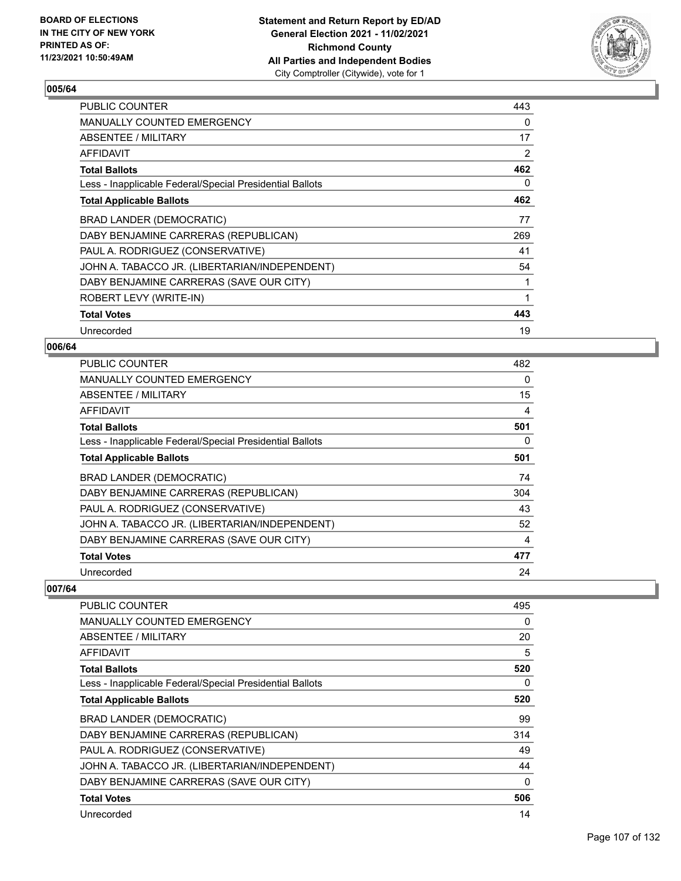**BOARD OF ELECTIONS IN THE CITY OF NEW YORK PRINTED AS OF: 11/23/2021 10:50:49AM**

**Statement and Return Report by ED/AD General Election 2021 - 11/02/2021 Richmond County All Parties and Independent Bodies**
City Comptroller (Citywide), vote for 1

## 005/64

| | |
|---|---|
| PUBLIC COUNTER | 443 |
| MANUALLY COUNTED EMERGENCY | 0 |
| ABSENTEE / MILITARY | 17 |
| AFFIDAVIT | 2 |
| **Total Ballots** | **462** |
| Less - Inapplicable Federal/Special Presidential Ballots | 0 |
| **Total Applicable Ballots** | **462** |
| BRAD LANDER (DEMOCRATIC) | 77 |
| DABY BENJAMINE CARRERAS (REPUBLICAN) | 269 |
| PAUL A. RODRIGUEZ (CONSERVATIVE) | 41 |
| JOHN A. TABACCO JR. (LIBERTARIAN/INDEPENDENT) | 54 |
| DABY BENJAMINE CARRERAS (SAVE OUR CITY) | 1 |
| ROBERT LEVY (WRITE-IN) | 1 |
| **Total Votes** | **443** |
| Unrecorded | 19 |

## 006/64

| | |
|---|---|
| PUBLIC COUNTER | 482 |
| MANUALLY COUNTED EMERGENCY | 0 |
| ABSENTEE / MILITARY | 15 |
| AFFIDAVIT | 4 |
| **Total Ballots** | **501** |
| Less - Inapplicable Federal/Special Presidential Ballots | 0 |
| **Total Applicable Ballots** | **501** |
| BRAD LANDER (DEMOCRATIC) | 74 |
| DABY BENJAMINE CARRERAS (REPUBLICAN) | 304 |
| PAUL A. RODRIGUEZ (CONSERVATIVE) | 43 |
| JOHN A. TABACCO JR. (LIBERTARIAN/INDEPENDENT) | 52 |
| DABY BENJAMINE CARRERAS (SAVE OUR CITY) | 4 |
| **Total Votes** | **477** |
| Unrecorded | 24 |

## 007/64

| | |
|---|---|
| PUBLIC COUNTER | 495 |
| MANUALLY COUNTED EMERGENCY | 0 |
| ABSENTEE / MILITARY | 20 |
| AFFIDAVIT | 5 |
| **Total Ballots** | **520** |
| Less - Inapplicable Federal/Special Presidential Ballots | 0 |
| **Total Applicable Ballots** | **520** |
| BRAD LANDER (DEMOCRATIC) | 99 |
| DABY BENJAMINE CARRERAS (REPUBLICAN) | 314 |
| PAUL A. RODRIGUEZ (CONSERVATIVE) | 49 |
| JOHN A. TABACCO JR. (LIBERTARIAN/INDEPENDENT) | 44 |
| DABY BENJAMINE CARRERAS (SAVE OUR CITY) | 0 |
| **Total Votes** | **506** |
| Unrecorded | 14 |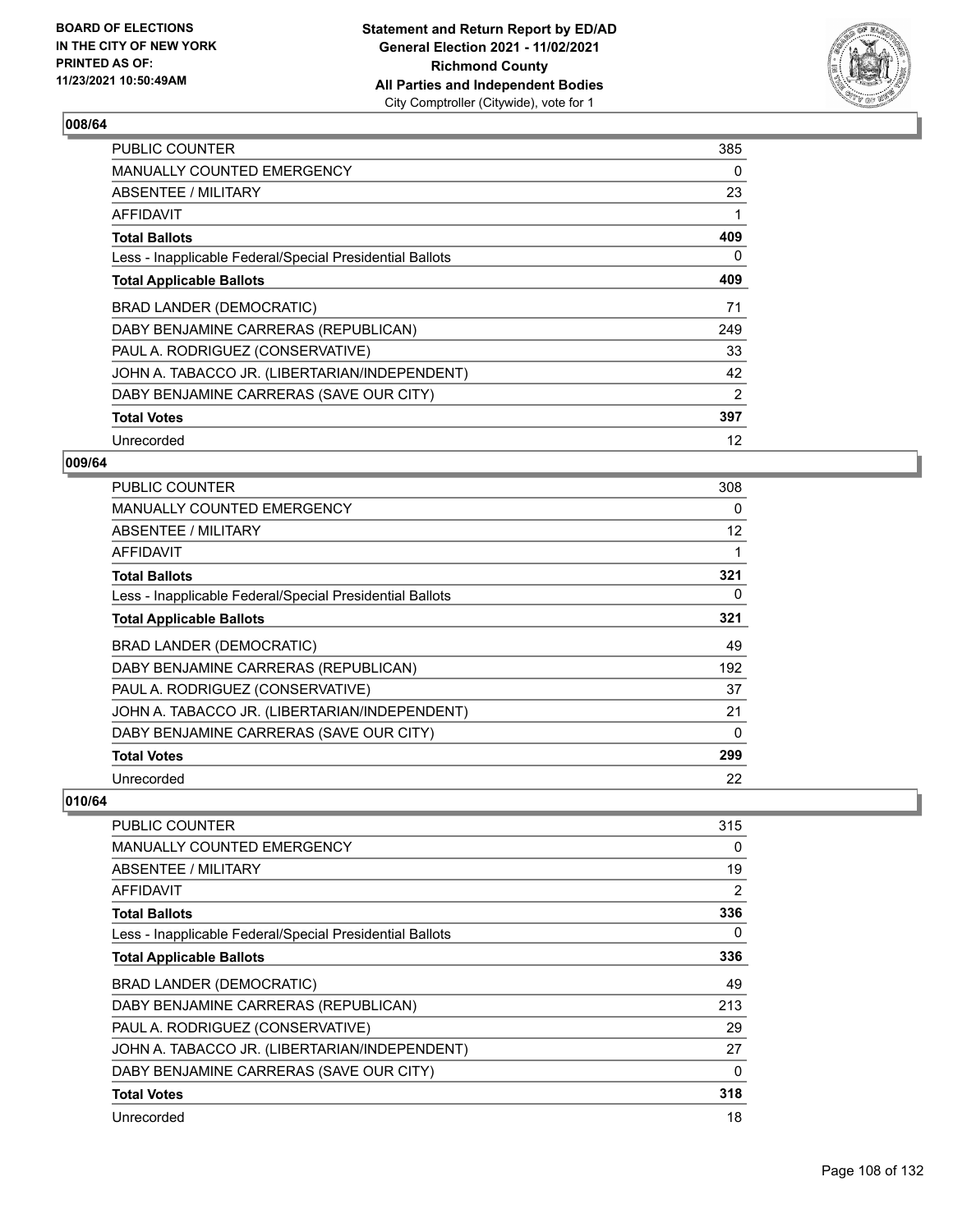**BOARD OF ELECTIONS IN THE CITY OF NEW YORK PRINTED AS OF: 11/23/2021 10:50:49AM**

**Statement and Return Report by ED/AD General Election 2021 - 11/02/2021 Richmond County All Parties and Independent Bodies** City Comptroller (Citywide), vote for 1

## 008/64

| | |
|---|---|
| PUBLIC COUNTER | 385 |
| MANUALLY COUNTED EMERGENCY | 0 |
| ABSENTEE / MILITARY | 23 |
| AFFIDAVIT | 1 |
| **Total Ballots** | **409** |
| Less - Inapplicable Federal/Special Presidential Ballots | 0 |
| **Total Applicable Ballots** | **409** |
| BRAD LANDER (DEMOCRATIC) | 71 |
| DABY BENJAMINE CARRERAS (REPUBLICAN) | 249 |
| PAUL A. RODRIGUEZ (CONSERVATIVE) | 33 |
| JOHN A. TABACCO JR. (LIBERTARIAN/INDEPENDENT) | 42 |
| DABY BENJAMINE CARRERAS (SAVE OUR CITY) | 2 |
| **Total Votes** | **397** |
| Unrecorded | 12 |

## 009/64

| | |
|---|---|
| PUBLIC COUNTER | 308 |
| MANUALLY COUNTED EMERGENCY | 0 |
| ABSENTEE / MILITARY | 12 |
| AFFIDAVIT | 1 |
| **Total Ballots** | **321** |
| Less - Inapplicable Federal/Special Presidential Ballots | 0 |
| **Total Applicable Ballots** | **321** |
| BRAD LANDER (DEMOCRATIC) | 49 |
| DABY BENJAMINE CARRERAS (REPUBLICAN) | 192 |
| PAUL A. RODRIGUEZ (CONSERVATIVE) | 37 |
| JOHN A. TABACCO JR. (LIBERTARIAN/INDEPENDENT) | 21 |
| DABY BENJAMINE CARRERAS (SAVE OUR CITY) | 0 |
| **Total Votes** | **299** |
| Unrecorded | 22 |

## 010/64

| | |
|---|---|
| PUBLIC COUNTER | 315 |
| MANUALLY COUNTED EMERGENCY | 0 |
| ABSENTEE / MILITARY | 19 |
| AFFIDAVIT | 2 |
| **Total Ballots** | **336** |
| Less - Inapplicable Federal/Special Presidential Ballots | 0 |
| **Total Applicable Ballots** | **336** |
| BRAD LANDER (DEMOCRATIC) | 49 |
| DABY BENJAMINE CARRERAS (REPUBLICAN) | 213 |
| PAUL A. RODRIGUEZ (CONSERVATIVE) | 29 |
| JOHN A. TABACCO JR. (LIBERTARIAN/INDEPENDENT) | 27 |
| DABY BENJAMINE CARRERAS (SAVE OUR CITY) | 0 |
| **Total Votes** | **318** |
| Unrecorded | 18 |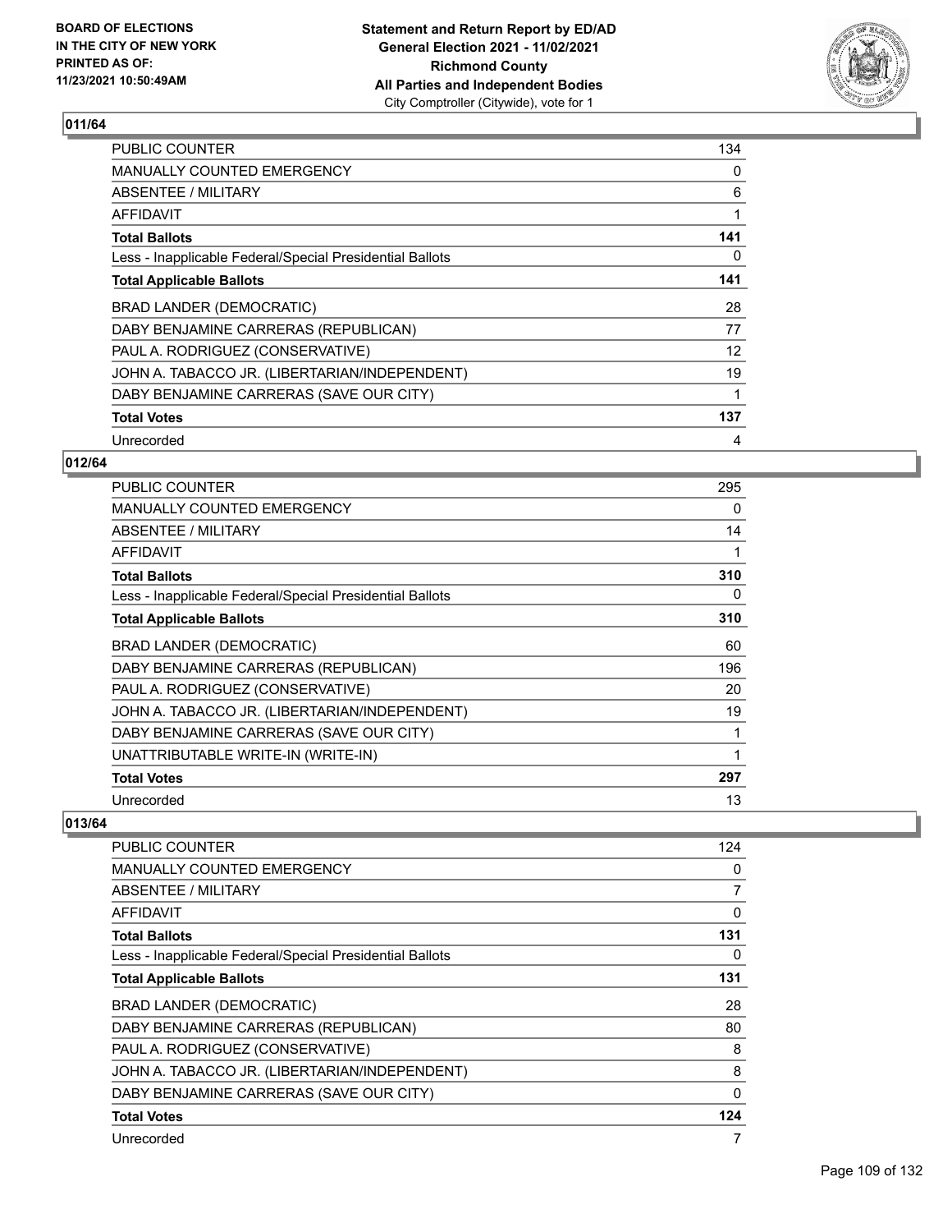## 011/64

| | |
|---|---|
| PUBLIC COUNTER | 134 |
| MANUALLY COUNTED EMERGENCY | 0 |
| ABSENTEE / MILITARY | 6 |
| AFFIDAVIT | 1 |
| **Total Ballots** | **141** |
| Less - Inapplicable Federal/Special Presidential Ballots | 0 |
| **Total Applicable Ballots** | **141** |
| BRAD LANDER (DEMOCRATIC) | 28 |
| DABY BENJAMINE CARRERAS (REPUBLICAN) | 77 |
| PAUL A. RODRIGUEZ (CONSERVATIVE) | 12 |
| JOHN A. TABACCO JR. (LIBERTARIAN/INDEPENDENT) | 19 |
| DABY BENJAMINE CARRERAS (SAVE OUR CITY) | 1 |
| **Total Votes** | **137** |
| Unrecorded | 4 |

## 012/64

| | |
|---|---|
| PUBLIC COUNTER | 295 |
| MANUALLY COUNTED EMERGENCY | 0 |
| ABSENTEE / MILITARY | 14 |
| AFFIDAVIT | 1 |
| **Total Ballots** | **310** |
| Less - Inapplicable Federal/Special Presidential Ballots | 0 |
| **Total Applicable Ballots** | **310** |
| BRAD LANDER (DEMOCRATIC) | 60 |
| DABY BENJAMINE CARRERAS (REPUBLICAN) | 196 |
| PAUL A. RODRIGUEZ (CONSERVATIVE) | 20 |
| JOHN A. TABACCO JR. (LIBERTARIAN/INDEPENDENT) | 19 |
| DABY BENJAMINE CARRERAS (SAVE OUR CITY) | 1 |
| UNATTRIBUTABLE WRITE-IN (WRITE-IN) | 1 |
| **Total Votes** | **297** |
| Unrecorded | 13 |

## 013/64

| | |
|---|---|
| PUBLIC COUNTER | 124 |
| MANUALLY COUNTED EMERGENCY | 0 |
| ABSENTEE / MILITARY | 7 |
| AFFIDAVIT | 0 |
| **Total Ballots** | **131** |
| Less - Inapplicable Federal/Special Presidential Ballots | 0 |
| **Total Applicable Ballots** | **131** |
| BRAD LANDER (DEMOCRATIC) | 28 |
| DABY BENJAMINE CARRERAS (REPUBLICAN) | 80 |
| PAUL A. RODRIGUEZ (CONSERVATIVE) | 8 |
| JOHN A. TABACCO JR. (LIBERTARIAN/INDEPENDENT) | 8 |
| DABY BENJAMINE CARRERAS (SAVE OUR CITY) | 0 |
| **Total Votes** | **124** |
| Unrecorded | 7 |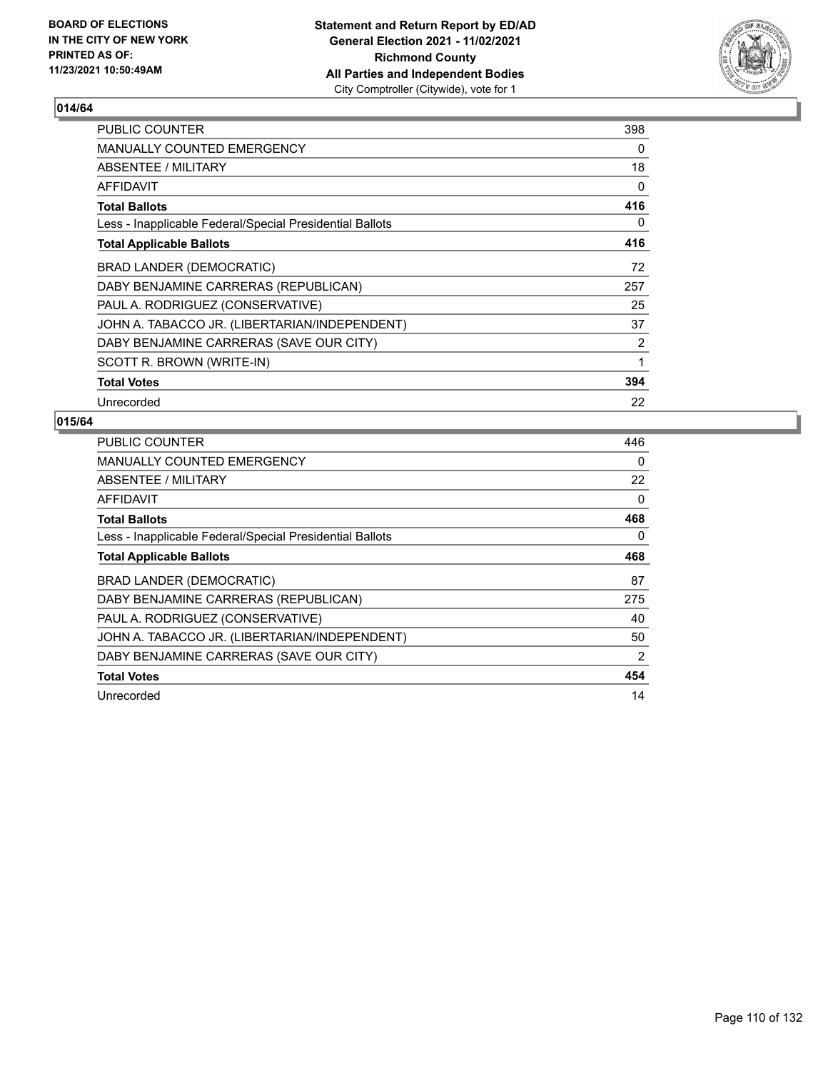BOARD OF ELECTIONS
IN THE CITY OF NEW YORK
PRINTED AS OF:
11/23/2021 10:50:49AM

**Statement and Return Report by ED/AD**
**General Election 2021 - 11/02/2021**
**Richmond County**
**All Parties and Independent Bodies**
City Comptroller (Citywide), vote for 1

## 014/64

| | |
|---|---|
| PUBLIC COUNTER | 398 |
| MANUALLY COUNTED EMERGENCY | 0 |
| ABSENTEE / MILITARY | 18 |
| AFFIDAVIT | 0 |
| **Total Ballots** | **416** |
| Less - Inapplicable Federal/Special Presidential Ballots | 0 |
| **Total Applicable Ballots** | **416** |
| BRAD LANDER (DEMOCRATIC) | 72 |
| DABY BENJAMINE CARRERAS (REPUBLICAN) | 257 |
| PAUL A. RODRIGUEZ (CONSERVATIVE) | 25 |
| JOHN A. TABACCO JR. (LIBERTARIAN/INDEPENDENT) | 37 |
| DABY BENJAMINE CARRERAS (SAVE OUR CITY) | 2 |
| SCOTT R. BROWN (WRITE-IN) | 1 |
| **Total Votes** | **394** |
| Unrecorded | 22 |

## 015/64

| | |
|---|---|
| PUBLIC COUNTER | 446 |
| MANUALLY COUNTED EMERGENCY | 0 |
| ABSENTEE / MILITARY | 22 |
| AFFIDAVIT | 0 |
| **Total Ballots** | **468** |
| Less - Inapplicable Federal/Special Presidential Ballots | 0 |
| **Total Applicable Ballots** | **468** |
| BRAD LANDER (DEMOCRATIC) | 87 |
| DABY BENJAMINE CARRERAS (REPUBLICAN) | 275 |
| PAUL A. RODRIGUEZ (CONSERVATIVE) | 40 |
| JOHN A. TABACCO JR. (LIBERTARIAN/INDEPENDENT) | 50 |
| DABY BENJAMINE CARRERAS (SAVE OUR CITY) | 2 |
| **Total Votes** | **454** |
| Unrecorded | 14 |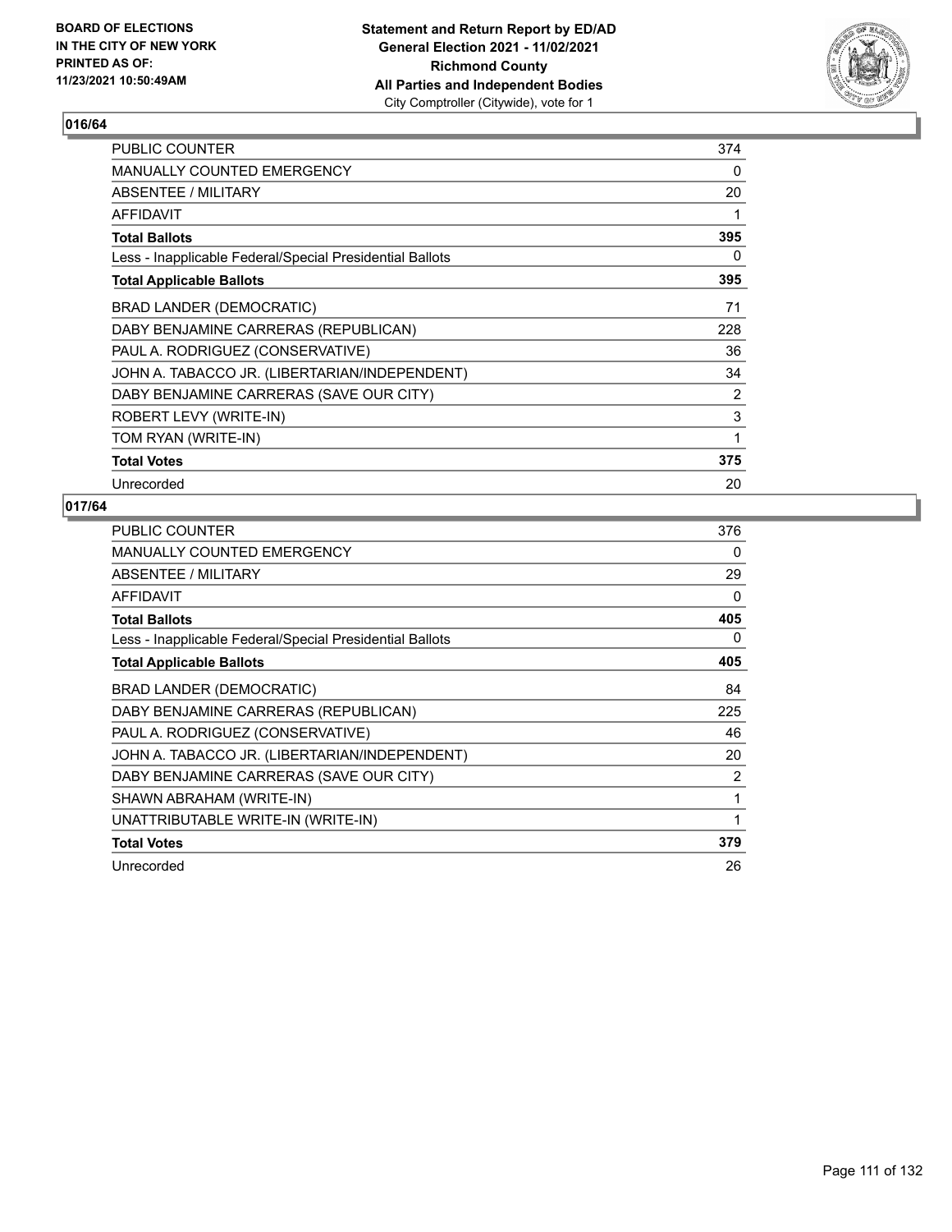## 016/64

| | |
|---|---|
| PUBLIC COUNTER | 374 |
| MANUALLY COUNTED EMERGENCY | 0 |
| ABSENTEE / MILITARY | 20 |
| AFFIDAVIT | 1 |
| **Total Ballots** | **395** |
| Less - Inapplicable Federal/Special Presidential Ballots | 0 |
| **Total Applicable Ballots** | **395** |
| BRAD LANDER (DEMOCRATIC) | 71 |
| DABY BENJAMINE CARRERAS (REPUBLICAN) | 228 |
| PAUL A. RODRIGUEZ (CONSERVATIVE) | 36 |
| JOHN A. TABACCO JR. (LIBERTARIAN/INDEPENDENT) | 34 |
| DABY BENJAMINE CARRERAS (SAVE OUR CITY) | 2 |
| ROBERT LEVY (WRITE-IN) | 3 |
| TOM RYAN (WRITE-IN) | 1 |
| **Total Votes** | **375** |
| Unrecorded | 20 |

## 017/64

| | |
|---|---|
| PUBLIC COUNTER | 376 |
| MANUALLY COUNTED EMERGENCY | 0 |
| ABSENTEE / MILITARY | 29 |
| AFFIDAVIT | 0 |
| **Total Ballots** | **405** |
| Less - Inapplicable Federal/Special Presidential Ballots | 0 |
| **Total Applicable Ballots** | **405** |
| BRAD LANDER (DEMOCRATIC) | 84 |
| DABY BENJAMINE CARRERAS (REPUBLICAN) | 225 |
| PAUL A. RODRIGUEZ (CONSERVATIVE) | 46 |
| JOHN A. TABACCO JR. (LIBERTARIAN/INDEPENDENT) | 20 |
| DABY BENJAMINE CARRERAS (SAVE OUR CITY) | 2 |
| SHAWN ABRAHAM (WRITE-IN) | 1 |
| UNATTRIBUTABLE WRITE-IN (WRITE-IN) | 1 |
| **Total Votes** | **379** |
| Unrecorded | 26 |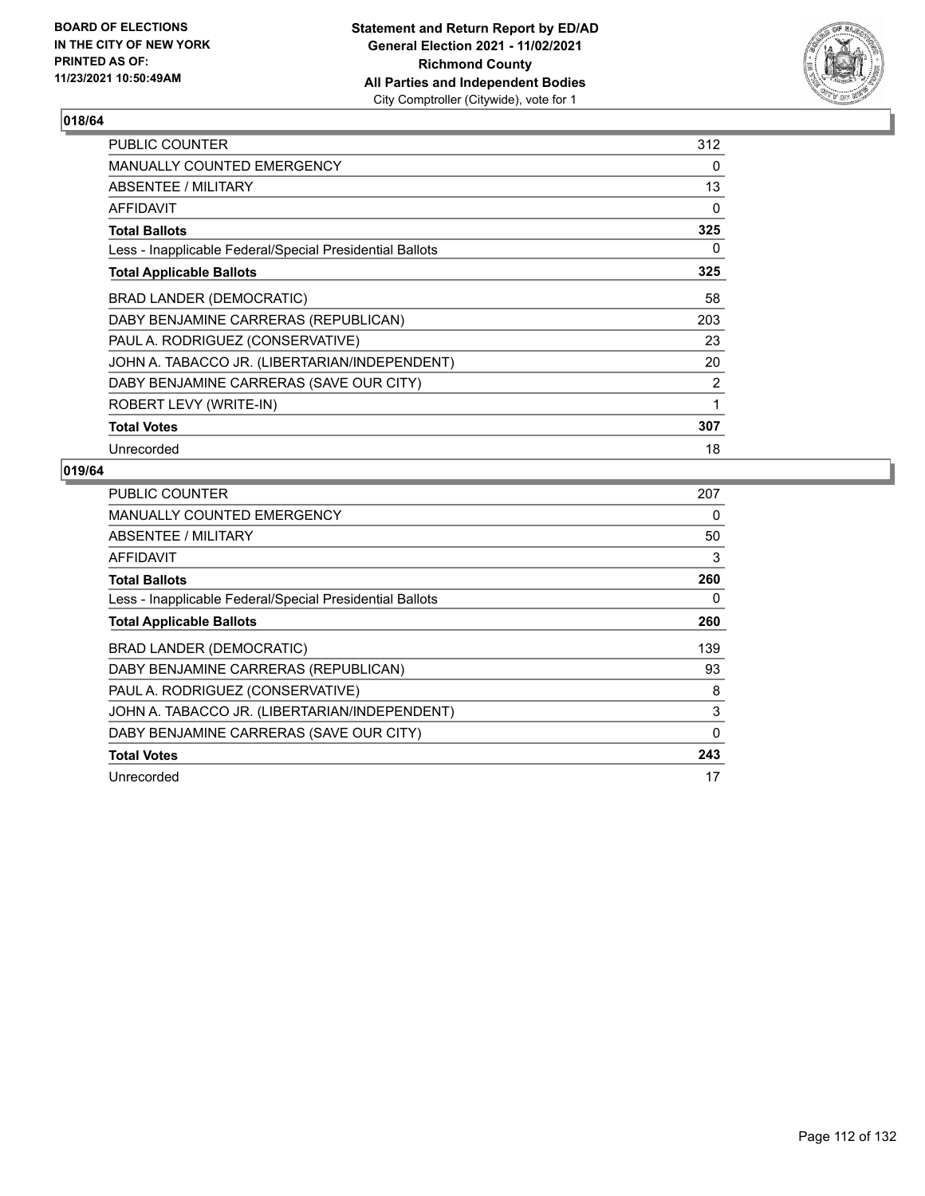**BOARD OF ELECTIONS IN THE CITY OF NEW YORK PRINTED AS OF: 11/23/2021 10:50:49AM**

**Statement and Return Report by ED/AD General Election 2021 - 11/02/2021 Richmond County All Parties and Independent Bodies**
City Comptroller (Citywide), vote for 1

## 018/64

| | |
|---|---|
| PUBLIC COUNTER | 312 |
| MANUALLY COUNTED EMERGENCY | 0 |
| ABSENTEE / MILITARY | 13 |
| AFFIDAVIT | 0 |
| **Total Ballots** | **325** |
| Less - Inapplicable Federal/Special Presidential Ballots | 0 |
| **Total Applicable Ballots** | **325** |
| BRAD LANDER (DEMOCRATIC) | 58 |
| DABY BENJAMINE CARRERAS (REPUBLICAN) | 203 |
| PAUL A. RODRIGUEZ (CONSERVATIVE) | 23 |
| JOHN A. TABACCO JR. (LIBERTARIAN/INDEPENDENT) | 20 |
| DABY BENJAMINE CARRERAS (SAVE OUR CITY) | 2 |
| ROBERT LEVY (WRITE-IN) | 1 |
| **Total Votes** | **307** |
| Unrecorded | 18 |

## 019/64

| | |
|---|---|
| PUBLIC COUNTER | 207 |
| MANUALLY COUNTED EMERGENCY | 0 |
| ABSENTEE / MILITARY | 50 |
| AFFIDAVIT | 3 |
| **Total Ballots** | **260** |
| Less - Inapplicable Federal/Special Presidential Ballots | 0 |
| **Total Applicable Ballots** | **260** |
| BRAD LANDER (DEMOCRATIC) | 139 |
| DABY BENJAMINE CARRERAS (REPUBLICAN) | 93 |
| PAUL A. RODRIGUEZ (CONSERVATIVE) | 8 |
| JOHN A. TABACCO JR. (LIBERTARIAN/INDEPENDENT) | 3 |
| DABY BENJAMINE CARRERAS (SAVE OUR CITY) | 0 |
| **Total Votes** | **243** |
| Unrecorded | 17 |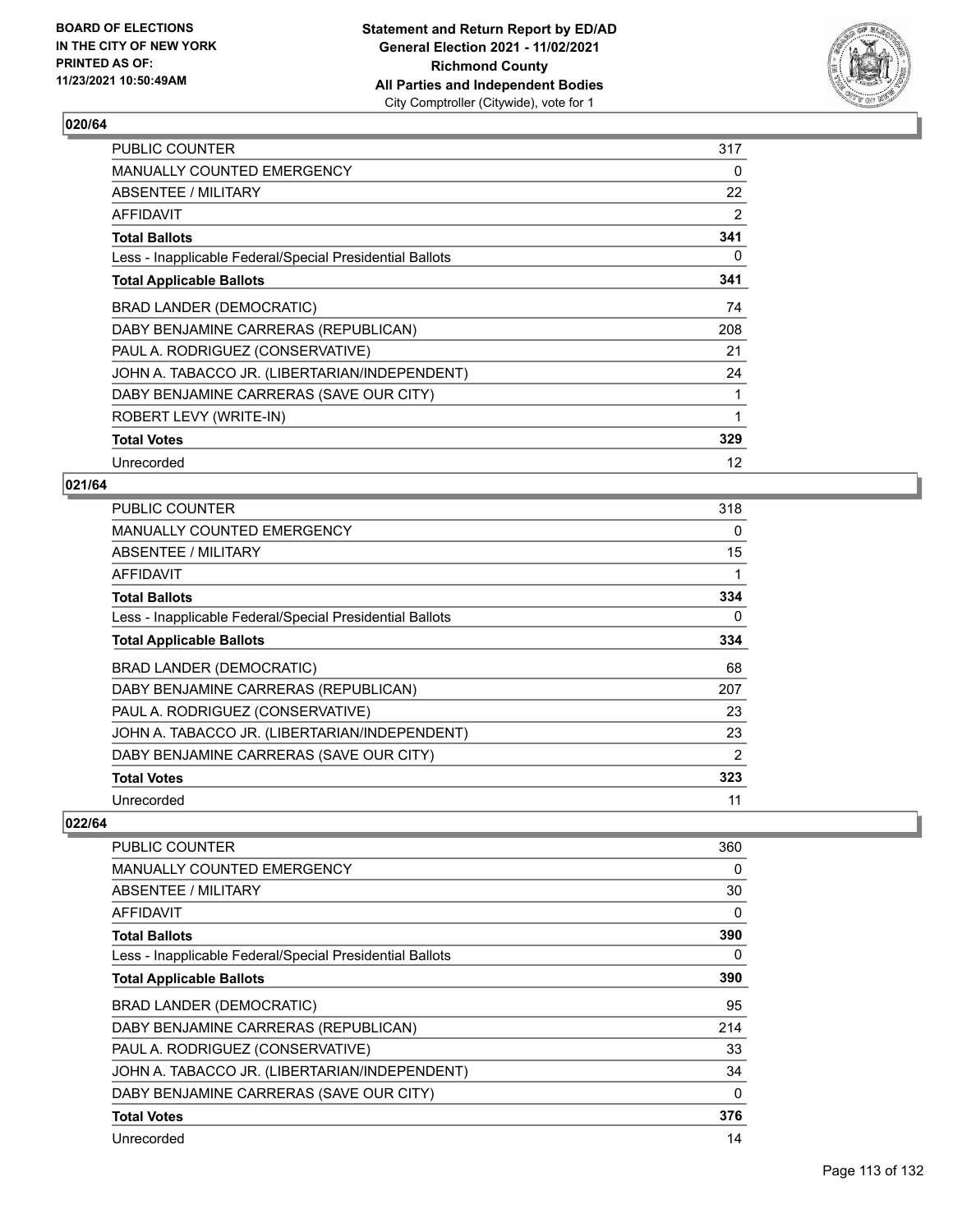**BOARD OF ELECTIONS IN THE CITY OF NEW YORK PRINTED AS OF: 11/23/2021 10:50:49AM**

**Statement and Return Report by ED/AD General Election 2021 - 11/02/2021 Richmond County All Parties and Independent Bodies**
City Comptroller (Citywide), vote for 1

## 020/64

| | |
|---|---|
| PUBLIC COUNTER | 317 |
| MANUALLY COUNTED EMERGENCY | 0 |
| ABSENTEE / MILITARY | 22 |
| AFFIDAVIT | 2 |
| **Total Ballots** | **341** |
| Less - Inapplicable Federal/Special Presidential Ballots | 0 |
| **Total Applicable Ballots** | **341** |
| BRAD LANDER (DEMOCRATIC) | 74 |
| DABY BENJAMINE CARRERAS (REPUBLICAN) | 208 |
| PAUL A. RODRIGUEZ (CONSERVATIVE) | 21 |
| JOHN A. TABACCO JR. (LIBERTARIAN/INDEPENDENT) | 24 |
| DABY BENJAMINE CARRERAS (SAVE OUR CITY) | 1 |
| ROBERT LEVY (WRITE-IN) | 1 |
| **Total Votes** | **329** |
| Unrecorded | 12 |

## 021/64

| | |
|---|---|
| PUBLIC COUNTER | 318 |
| MANUALLY COUNTED EMERGENCY | 0 |
| ABSENTEE / MILITARY | 15 |
| AFFIDAVIT | 1 |
| **Total Ballots** | **334** |
| Less - Inapplicable Federal/Special Presidential Ballots | 0 |
| **Total Applicable Ballots** | **334** |
| BRAD LANDER (DEMOCRATIC) | 68 |
| DABY BENJAMINE CARRERAS (REPUBLICAN) | 207 |
| PAUL A. RODRIGUEZ (CONSERVATIVE) | 23 |
| JOHN A. TABACCO JR. (LIBERTARIAN/INDEPENDENT) | 23 |
| DABY BENJAMINE CARRERAS (SAVE OUR CITY) | 2 |
| **Total Votes** | **323** |
| Unrecorded | 11 |

## 022/64

| | |
|---|---|
| PUBLIC COUNTER | 360 |
| MANUALLY COUNTED EMERGENCY | 0 |
| ABSENTEE / MILITARY | 30 |
| AFFIDAVIT | 0 |
| **Total Ballots** | **390** |
| Less - Inapplicable Federal/Special Presidential Ballots | 0 |
| **Total Applicable Ballots** | **390** |
| BRAD LANDER (DEMOCRATIC) | 95 |
| DABY BENJAMINE CARRERAS (REPUBLICAN) | 214 |
| PAUL A. RODRIGUEZ (CONSERVATIVE) | 33 |
| JOHN A. TABACCO JR. (LIBERTARIAN/INDEPENDENT) | 34 |
| DABY BENJAMINE CARRERAS (SAVE OUR CITY) | 0 |
| **Total Votes** | **376** |
| Unrecorded | 14 |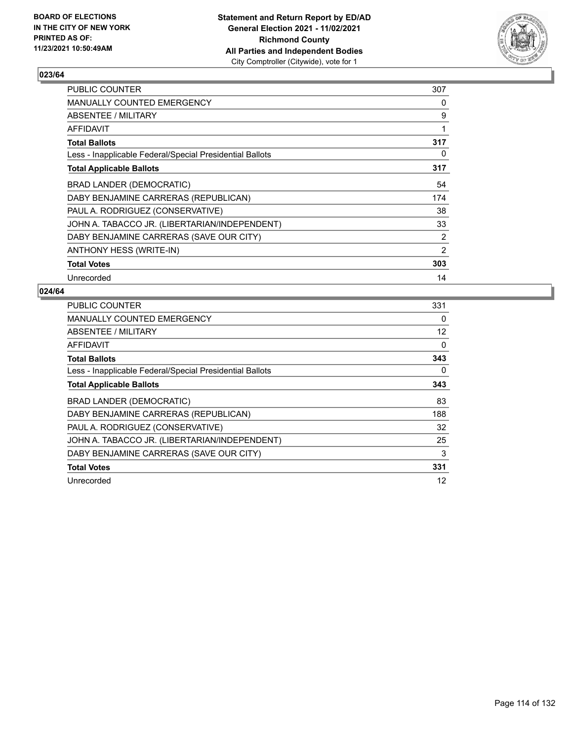## 023/64

| | |
|---|---|
| PUBLIC COUNTER | 307 |
| MANUALLY COUNTED EMERGENCY | 0 |
| ABSENTEE / MILITARY | 9 |
| AFFIDAVIT | 1 |
| **Total Ballots** | **317** |
| Less - Inapplicable Federal/Special Presidential Ballots | 0 |
| **Total Applicable Ballots** | **317** |
| BRAD LANDER (DEMOCRATIC) | 54 |
| DABY BENJAMINE CARRERAS (REPUBLICAN) | 174 |
| PAUL A. RODRIGUEZ (CONSERVATIVE) | 38 |
| JOHN A. TABACCO JR. (LIBERTARIAN/INDEPENDENT) | 33 |
| DABY BENJAMINE CARRERAS (SAVE OUR CITY) | 2 |
| ANTHONY HESS (WRITE-IN) | 2 |
| **Total Votes** | **303** |
| Unrecorded | 14 |

## 024/64

| | |
|---|---|
| PUBLIC COUNTER | 331 |
| MANUALLY COUNTED EMERGENCY | 0 |
| ABSENTEE / MILITARY | 12 |
| AFFIDAVIT | 0 |
| **Total Ballots** | **343** |
| Less - Inapplicable Federal/Special Presidential Ballots | 0 |
| **Total Applicable Ballots** | **343** |
| BRAD LANDER (DEMOCRATIC) | 83 |
| DABY BENJAMINE CARRERAS (REPUBLICAN) | 188 |
| PAUL A. RODRIGUEZ (CONSERVATIVE) | 32 |
| JOHN A. TABACCO JR. (LIBERTARIAN/INDEPENDENT) | 25 |
| DABY BENJAMINE CARRERAS (SAVE OUR CITY) | 3 |
| **Total Votes** | **331** |
| Unrecorded | 12 |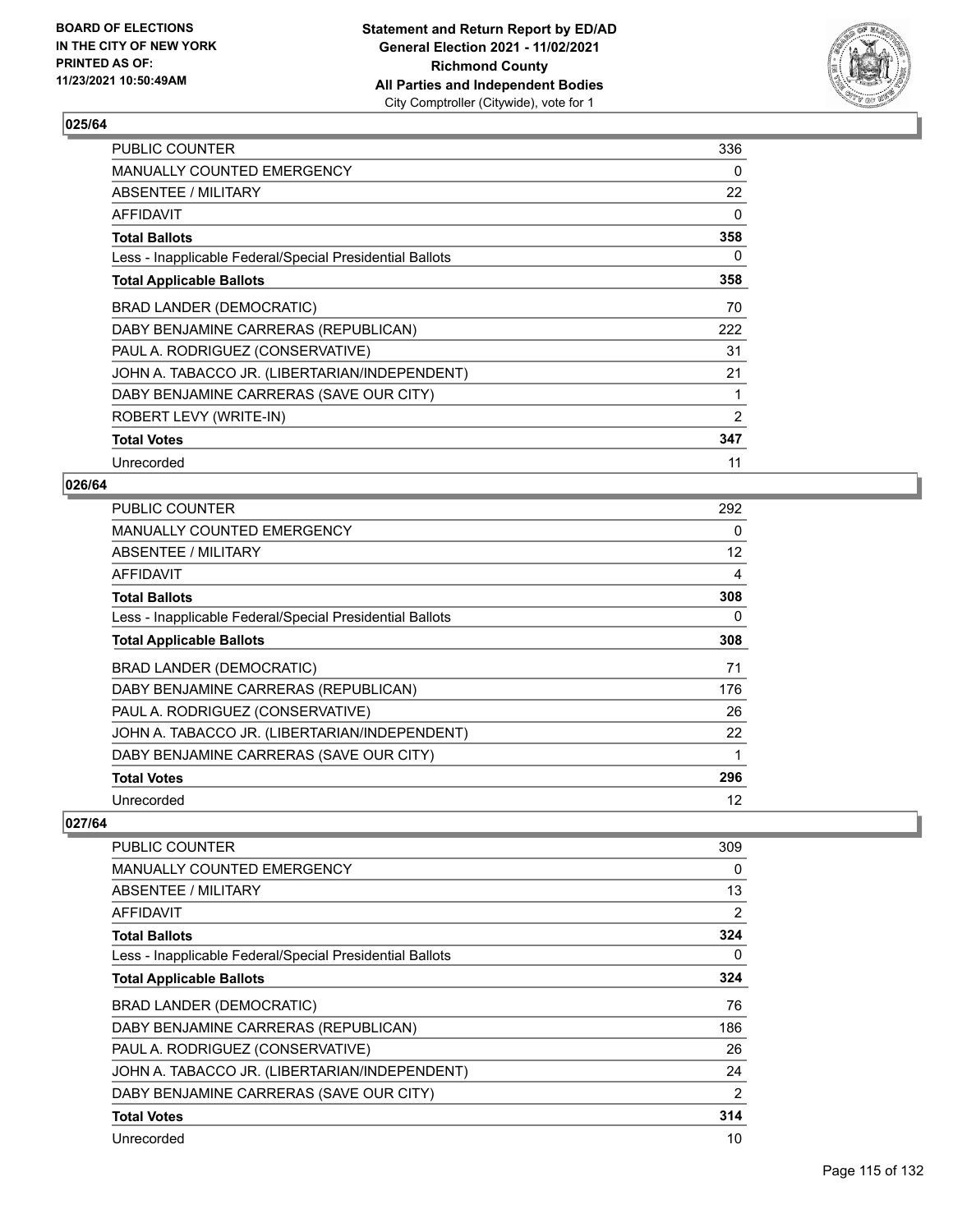## 025/64

| | |
|---|---|
| PUBLIC COUNTER | 336 |
| MANUALLY COUNTED EMERGENCY | 0 |
| ABSENTEE / MILITARY | 22 |
| AFFIDAVIT | 0 |
| **Total Ballots** | **358** |
| Less - Inapplicable Federal/Special Presidential Ballots | 0 |
| **Total Applicable Ballots** | **358** |
| BRAD LANDER (DEMOCRATIC) | 70 |
| DABY BENJAMINE CARRERAS (REPUBLICAN) | 222 |
| PAUL A. RODRIGUEZ (CONSERVATIVE) | 31 |
| JOHN A. TABACCO JR. (LIBERTARIAN/INDEPENDENT) | 21 |
| DABY BENJAMINE CARRERAS (SAVE OUR CITY) | 1 |
| ROBERT LEVY (WRITE-IN) | 2 |
| **Total Votes** | **347** |
| Unrecorded | 11 |

## 026/64

| | |
|---|---|
| PUBLIC COUNTER | 292 |
| MANUALLY COUNTED EMERGENCY | 0 |
| ABSENTEE / MILITARY | 12 |
| AFFIDAVIT | 4 |
| **Total Ballots** | **308** |
| Less - Inapplicable Federal/Special Presidential Ballots | 0 |
| **Total Applicable Ballots** | **308** |
| BRAD LANDER (DEMOCRATIC) | 71 |
| DABY BENJAMINE CARRERAS (REPUBLICAN) | 176 |
| PAUL A. RODRIGUEZ (CONSERVATIVE) | 26 |
| JOHN A. TABACCO JR. (LIBERTARIAN/INDEPENDENT) | 22 |
| DABY BENJAMINE CARRERAS (SAVE OUR CITY) | 1 |
| **Total Votes** | **296** |
| Unrecorded | 12 |

## 027/64

| | |
|---|---|
| PUBLIC COUNTER | 309 |
| MANUALLY COUNTED EMERGENCY | 0 |
| ABSENTEE / MILITARY | 13 |
| AFFIDAVIT | 2 |
| **Total Ballots** | **324** |
| Less - Inapplicable Federal/Special Presidential Ballots | 0 |
| **Total Applicable Ballots** | **324** |
| BRAD LANDER (DEMOCRATIC) | 76 |
| DABY BENJAMINE CARRERAS (REPUBLICAN) | 186 |
| PAUL A. RODRIGUEZ (CONSERVATIVE) | 26 |
| JOHN A. TABACCO JR. (LIBERTARIAN/INDEPENDENT) | 24 |
| DABY BENJAMINE CARRERAS (SAVE OUR CITY) | 2 |
| **Total Votes** | **314** |
| Unrecorded | 10 |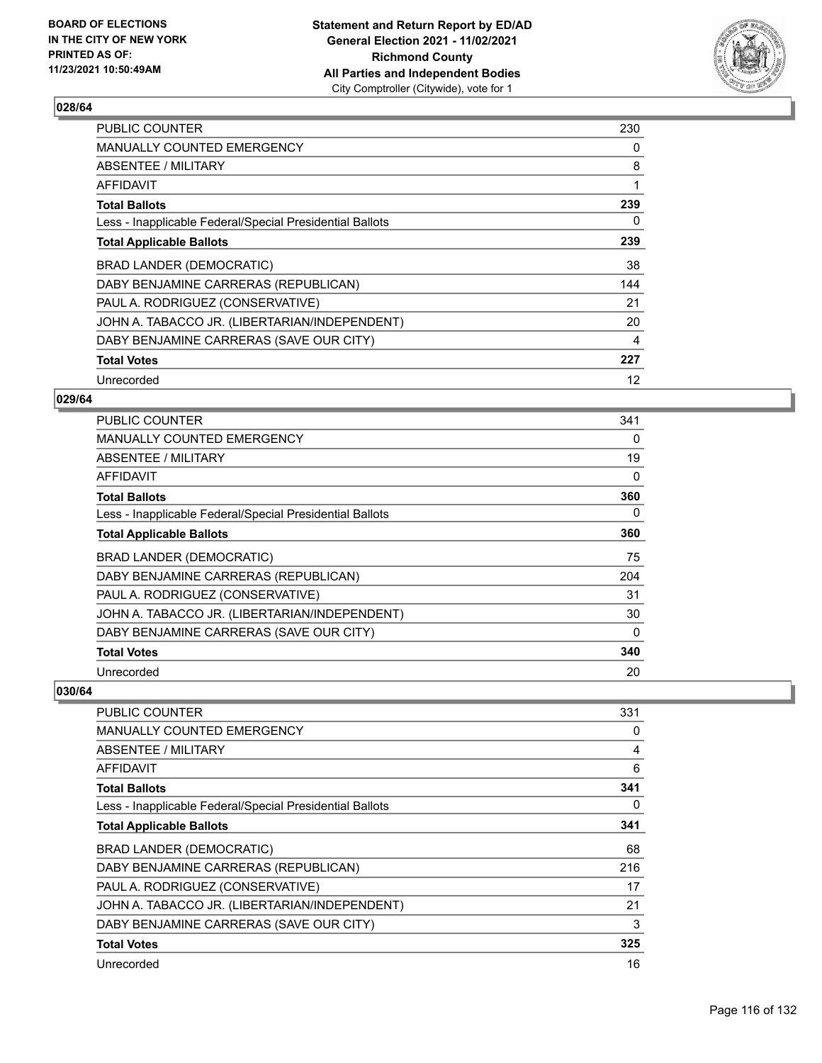**BOARD OF ELECTIONS IN THE CITY OF NEW YORK PRINTED AS OF: 11/23/2021 10:50:49AM**

**Statement and Return Report by ED/AD General Election 2021 - 11/02/2021 Richmond County All Parties and Independent Bodies**
City Comptroller (Citywide), vote for 1

## 028/64

| | |
|---|---|
| PUBLIC COUNTER | 230 |
| MANUALLY COUNTED EMERGENCY | 0 |
| ABSENTEE / MILITARY | 8 |
| AFFIDAVIT | 1 |
| **Total Ballots** | **239** |
| Less - Inapplicable Federal/Special Presidential Ballots | 0 |
| **Total Applicable Ballots** | **239** |
| BRAD LANDER (DEMOCRATIC) | 38 |
| DABY BENJAMINE CARRERAS (REPUBLICAN) | 144 |
| PAUL A. RODRIGUEZ (CONSERVATIVE) | 21 |
| JOHN A. TABACCO JR. (LIBERTARIAN/INDEPENDENT) | 20 |
| DABY BENJAMINE CARRERAS (SAVE OUR CITY) | 4 |
| **Total Votes** | **227** |
| Unrecorded | 12 |

## 029/64

| | |
|---|---|
| PUBLIC COUNTER | 341 |
| MANUALLY COUNTED EMERGENCY | 0 |
| ABSENTEE / MILITARY | 19 |
| AFFIDAVIT | 0 |
| **Total Ballots** | **360** |
| Less - Inapplicable Federal/Special Presidential Ballots | 0 |
| **Total Applicable Ballots** | **360** |
| BRAD LANDER (DEMOCRATIC) | 75 |
| DABY BENJAMINE CARRERAS (REPUBLICAN) | 204 |
| PAUL A. RODRIGUEZ (CONSERVATIVE) | 31 |
| JOHN A. TABACCO JR. (LIBERTARIAN/INDEPENDENT) | 30 |
| DABY BENJAMINE CARRERAS (SAVE OUR CITY) | 0 |
| **Total Votes** | **340** |
| Unrecorded | 20 |

## 030/64

| | |
|---|---|
| PUBLIC COUNTER | 331 |
| MANUALLY COUNTED EMERGENCY | 0 |
| ABSENTEE / MILITARY | 4 |
| AFFIDAVIT | 6 |
| **Total Ballots** | **341** |
| Less - Inapplicable Federal/Special Presidential Ballots | 0 |
| **Total Applicable Ballots** | **341** |
| BRAD LANDER (DEMOCRATIC) | 68 |
| DABY BENJAMINE CARRERAS (REPUBLICAN) | 216 |
| PAUL A. RODRIGUEZ (CONSERVATIVE) | 17 |
| JOHN A. TABACCO JR. (LIBERTARIAN/INDEPENDENT) | 21 |
| DABY BENJAMINE CARRERAS (SAVE OUR CITY) | 3 |
| **Total Votes** | **325** |
| Unrecorded | 16 |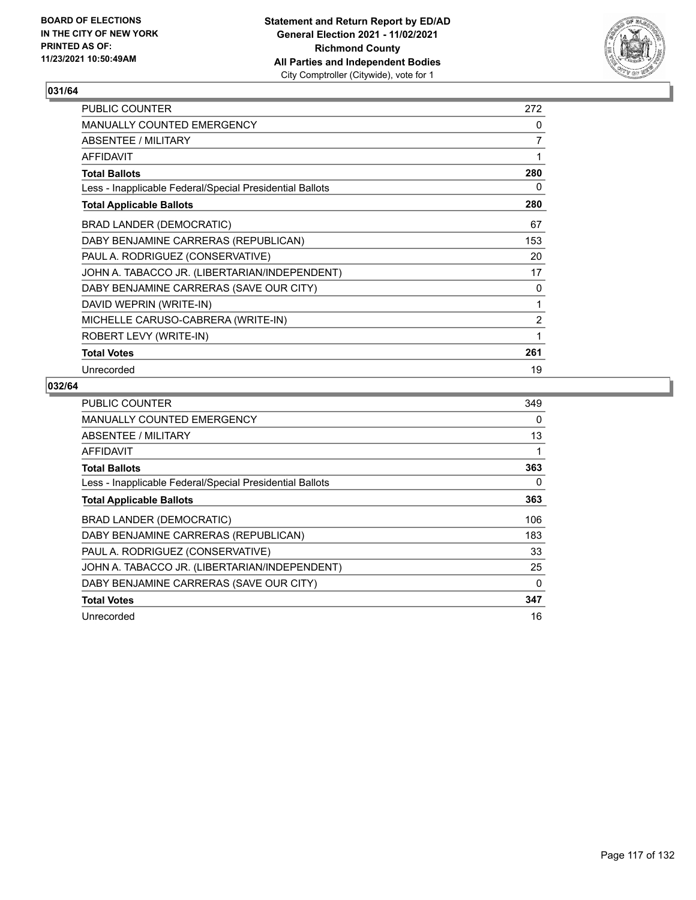**BOARD OF ELECTIONS IN THE CITY OF NEW YORK PRINTED AS OF: 11/23/2021 10:50:49AM**

**Statement and Return Report by ED/AD General Election 2021 - 11/02/2021 Richmond County All Parties and Independent Bodies**
City Comptroller (Citywide), vote for 1

### 031/64

| | |
|---|---|
| PUBLIC COUNTER | 272 |
| MANUALLY COUNTED EMERGENCY | 0 |
| ABSENTEE / MILITARY | 7 |
| AFFIDAVIT | 1 |
| **Total Ballots** | **280** |
| Less - Inapplicable Federal/Special Presidential Ballots | 0 |
| **Total Applicable Ballots** | **280** |
| BRAD LANDER (DEMOCRATIC) | 67 |
| DABY BENJAMINE CARRERAS (REPUBLICAN) | 153 |
| PAUL A. RODRIGUEZ (CONSERVATIVE) | 20 |
| JOHN A. TABACCO JR. (LIBERTARIAN/INDEPENDENT) | 17 |
| DABY BENJAMINE CARRERAS (SAVE OUR CITY) | 0 |
| DAVID WEPRIN (WRITE-IN) | 1 |
| MICHELLE CARUSO-CABRERA (WRITE-IN) | 2 |
| ROBERT LEVY (WRITE-IN) | 1 |
| **Total Votes** | **261** |
| Unrecorded | 19 |

### 032/64

| | |
|---|---|
| PUBLIC COUNTER | 349 |
| MANUALLY COUNTED EMERGENCY | 0 |
| ABSENTEE / MILITARY | 13 |
| AFFIDAVIT | 1 |
| **Total Ballots** | **363** |
| Less - Inapplicable Federal/Special Presidential Ballots | 0 |
| **Total Applicable Ballots** | **363** |
| BRAD LANDER (DEMOCRATIC) | 106 |
| DABY BENJAMINE CARRERAS (REPUBLICAN) | 183 |
| PAUL A. RODRIGUEZ (CONSERVATIVE) | 33 |
| JOHN A. TABACCO JR. (LIBERTARIAN/INDEPENDENT) | 25 |
| DABY BENJAMINE CARRERAS (SAVE OUR CITY) | 0 |
| **Total Votes** | **347** |
| Unrecorded | 16 |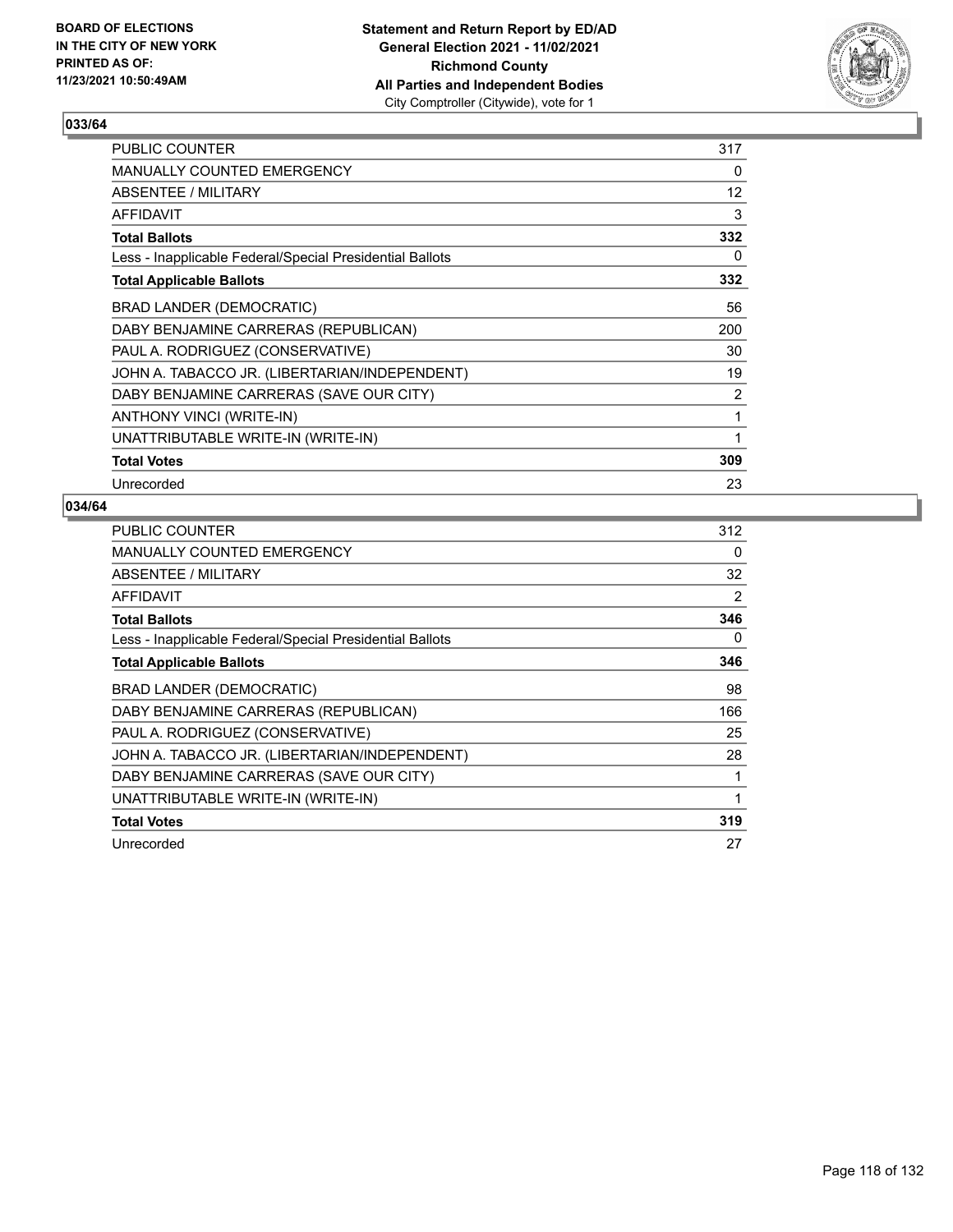**BOARD OF ELECTIONS IN THE CITY OF NEW YORK PRINTED AS OF: 11/23/2021 10:50:49AM**

**Statement and Return Report by ED/AD**
**General Election 2021 - 11/02/2021**
**Richmond County**
**All Parties and Independent Bodies**
City Comptroller (Citywide), vote for 1

## 033/64

| | |
|---|---|
| PUBLIC COUNTER | 317 |
| MANUALLY COUNTED EMERGENCY | 0 |
| ABSENTEE / MILITARY | 12 |
| AFFIDAVIT | 3 |
| **Total Ballots** | **332** |
| Less - Inapplicable Federal/Special Presidential Ballots | 0 |
| **Total Applicable Ballots** | **332** |
| BRAD LANDER (DEMOCRATIC) | 56 |
| DABY BENJAMINE CARRERAS (REPUBLICAN) | 200 |
| PAUL A. RODRIGUEZ (CONSERVATIVE) | 30 |
| JOHN A. TABACCO JR. (LIBERTARIAN/INDEPENDENT) | 19 |
| DABY BENJAMINE CARRERAS (SAVE OUR CITY) | 2 |
| ANTHONY VINCI (WRITE-IN) | 1 |
| UNATTRIBUTABLE WRITE-IN (WRITE-IN) | 1 |
| **Total Votes** | **309** |
| Unrecorded | 23 |

## 034/64

| | |
|---|---|
| PUBLIC COUNTER | 312 |
| MANUALLY COUNTED EMERGENCY | 0 |
| ABSENTEE / MILITARY | 32 |
| AFFIDAVIT | 2 |
| **Total Ballots** | **346** |
| Less - Inapplicable Federal/Special Presidential Ballots | 0 |
| **Total Applicable Ballots** | **346** |
| BRAD LANDER (DEMOCRATIC) | 98 |
| DABY BENJAMINE CARRERAS (REPUBLICAN) | 166 |
| PAUL A. RODRIGUEZ (CONSERVATIVE) | 25 |
| JOHN A. TABACCO JR. (LIBERTARIAN/INDEPENDENT) | 28 |
| DABY BENJAMINE CARRERAS (SAVE OUR CITY) | 1 |
| UNATTRIBUTABLE WRITE-IN (WRITE-IN) | 1 |
| **Total Votes** | **319** |
| Unrecorded | 27 |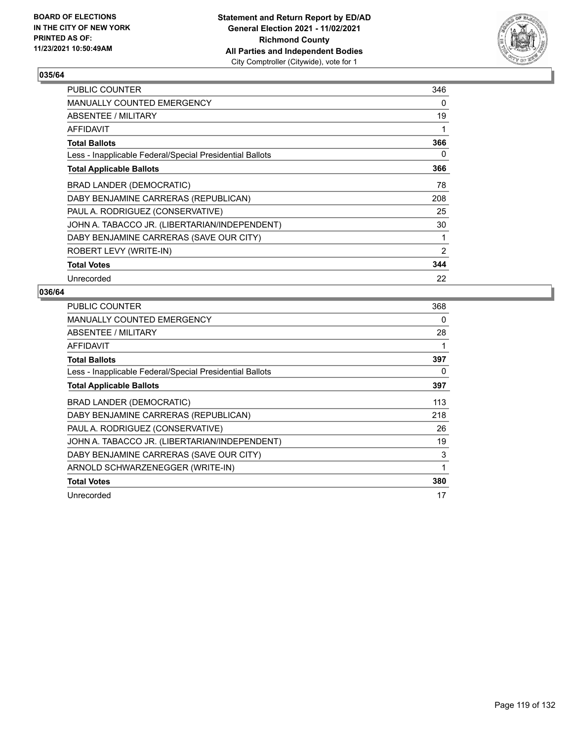**BOARD OF ELECTIONS IN THE CITY OF NEW YORK PRINTED AS OF: 11/23/2021 10:50:49AM**

**Statement and Return Report by ED/AD General Election 2021 - 11/02/2021 Richmond County All Parties and Independent Bodies**
City Comptroller (Citywide), vote for 1

## 035/64

| | |
|---|---|
| PUBLIC COUNTER | 346 |
| MANUALLY COUNTED EMERGENCY | 0 |
| ABSENTEE / MILITARY | 19 |
| AFFIDAVIT | 1 |
| **Total Ballots** | **366** |
| Less - Inapplicable Federal/Special Presidential Ballots | 0 |
| **Total Applicable Ballots** | **366** |
| BRAD LANDER (DEMOCRATIC) | 78 |
| DABY BENJAMINE CARRERAS (REPUBLICAN) | 208 |
| PAUL A. RODRIGUEZ (CONSERVATIVE) | 25 |
| JOHN A. TABACCO JR. (LIBERTARIAN/INDEPENDENT) | 30 |
| DABY BENJAMINE CARRERAS (SAVE OUR CITY) | 1 |
| ROBERT LEVY (WRITE-IN) | 2 |
| **Total Votes** | **344** |
| Unrecorded | 22 |

## 036/64

| | |
|---|---|
| PUBLIC COUNTER | 368 |
| MANUALLY COUNTED EMERGENCY | 0 |
| ABSENTEE / MILITARY | 28 |
| AFFIDAVIT | 1 |
| **Total Ballots** | **397** |
| Less - Inapplicable Federal/Special Presidential Ballots | 0 |
| **Total Applicable Ballots** | **397** |
| BRAD LANDER (DEMOCRATIC) | 113 |
| DABY BENJAMINE CARRERAS (REPUBLICAN) | 218 |
| PAUL A. RODRIGUEZ (CONSERVATIVE) | 26 |
| JOHN A. TABACCO JR. (LIBERTARIAN/INDEPENDENT) | 19 |
| DABY BENJAMINE CARRERAS (SAVE OUR CITY) | 3 |
| ARNOLD SCHWARZENEGGER (WRITE-IN) | 1 |
| **Total Votes** | **380** |
| Unrecorded | 17 |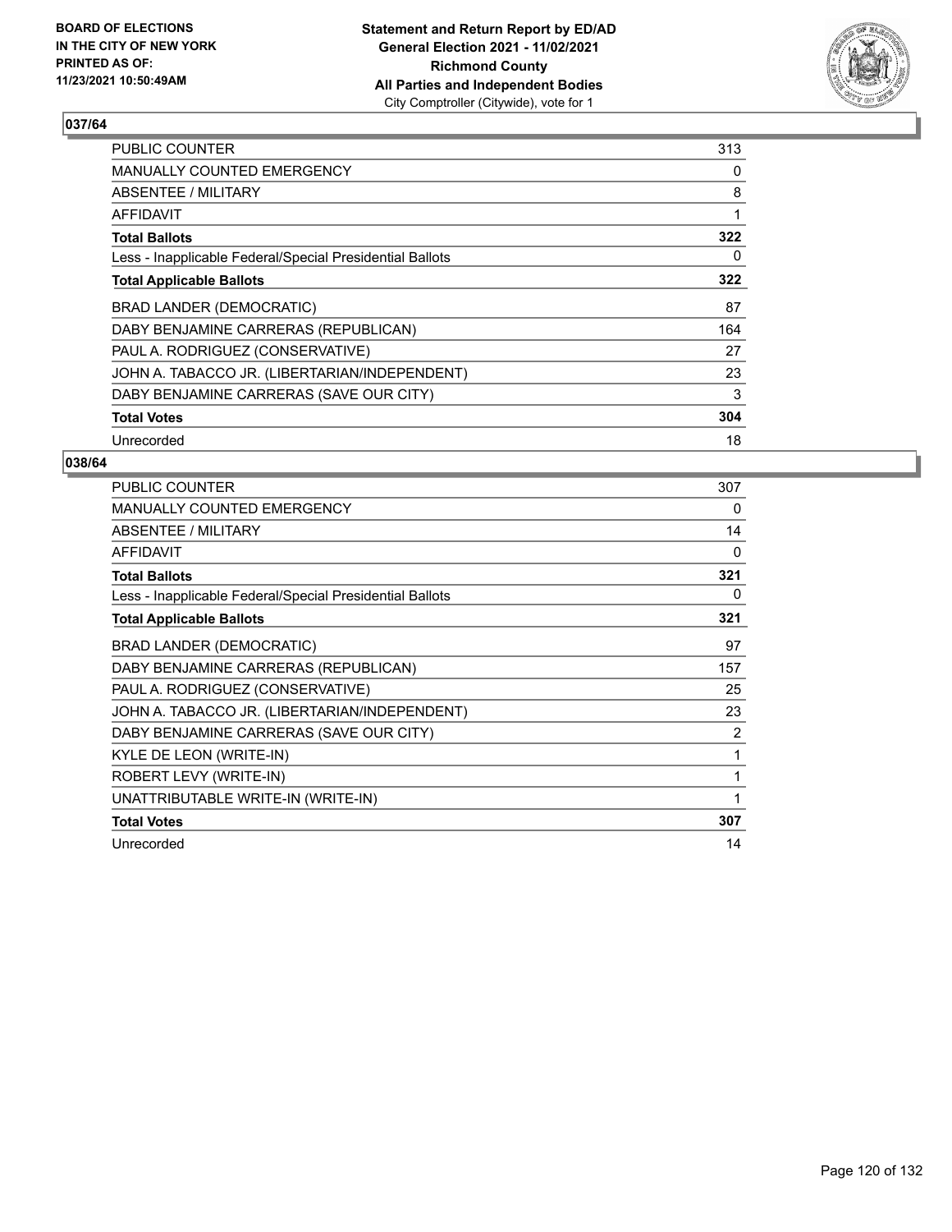BOARD OF ELECTIONS
IN THE CITY OF NEW YORK
PRINTED AS OF:
11/23/2021 10:50:49AM

**Statement and Return Report by ED/AD**
**General Election 2021 - 11/02/2021**
**Richmond County**
**All Parties and Independent Bodies**
City Comptroller (Citywide), vote for 1

## 037/64

| | |
|---|---|
| PUBLIC COUNTER | 313 |
| MANUALLY COUNTED EMERGENCY | 0 |
| ABSENTEE / MILITARY | 8 |
| AFFIDAVIT | 1 |
| **Total Ballots** | **322** |
| Less - Inapplicable Federal/Special Presidential Ballots | 0 |
| **Total Applicable Ballots** | **322** |
| BRAD LANDER (DEMOCRATIC) | 87 |
| DABY BENJAMINE CARRERAS (REPUBLICAN) | 164 |
| PAUL A. RODRIGUEZ (CONSERVATIVE) | 27 |
| JOHN A. TABACCO JR. (LIBERTARIAN/INDEPENDENT) | 23 |
| DABY BENJAMINE CARRERAS (SAVE OUR CITY) | 3 |
| **Total Votes** | **304** |
| Unrecorded | 18 |

## 038/64

| | |
|---|---|
| PUBLIC COUNTER | 307 |
| MANUALLY COUNTED EMERGENCY | 0 |
| ABSENTEE / MILITARY | 14 |
| AFFIDAVIT | 0 |
| **Total Ballots** | **321** |
| Less - Inapplicable Federal/Special Presidential Ballots | 0 |
| **Total Applicable Ballots** | **321** |
| BRAD LANDER (DEMOCRATIC) | 97 |
| DABY BENJAMINE CARRERAS (REPUBLICAN) | 157 |
| PAUL A. RODRIGUEZ (CONSERVATIVE) | 25 |
| JOHN A. TABACCO JR. (LIBERTARIAN/INDEPENDENT) | 23 |
| DABY BENJAMINE CARRERAS (SAVE OUR CITY) | 2 |
| KYLE DE LEON (WRITE-IN) | 1 |
| ROBERT LEVY (WRITE-IN) | 1 |
| UNATTRIBUTABLE WRITE-IN (WRITE-IN) | 1 |
| **Total Votes** | **307** |
| Unrecorded | 14 |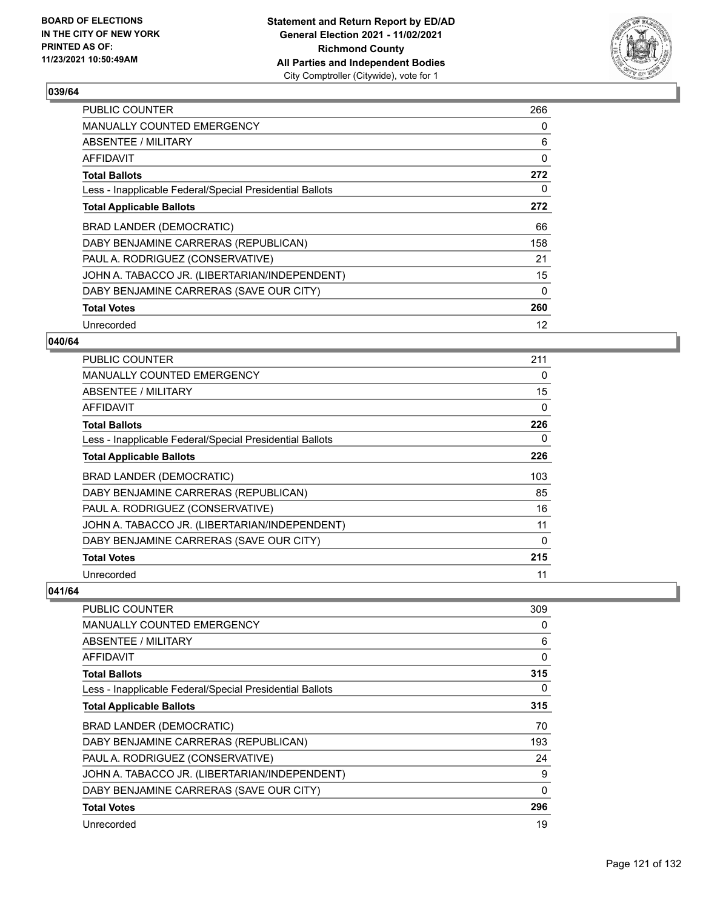BOARD OF ELECTIONS
IN THE CITY OF NEW YORK
PRINTED AS OF:
11/23/2021 10:50:49AM

**Statement and Return Report by ED/AD**
**General Election 2021 - 11/02/2021**
**Richmond County**
**All Parties and Independent Bodies**
City Comptroller (Citywide), vote for 1

### 039/64

| | |
|---|---|
| PUBLIC COUNTER | 266 |
| MANUALLY COUNTED EMERGENCY | 0 |
| ABSENTEE / MILITARY | 6 |
| AFFIDAVIT | 0 |
| **Total Ballots** | **272** |
| Less - Inapplicable Federal/Special Presidential Ballots | 0 |
| **Total Applicable Ballots** | **272** |
| BRAD LANDER (DEMOCRATIC) | 66 |
| DABY BENJAMINE CARRERAS (REPUBLICAN) | 158 |
| PAUL A. RODRIGUEZ (CONSERVATIVE) | 21 |
| JOHN A. TABACCO JR. (LIBERTARIAN/INDEPENDENT) | 15 |
| DABY BENJAMINE CARRERAS (SAVE OUR CITY) | 0 |
| **Total Votes** | **260** |
| Unrecorded | 12 |

### 040/64

| | |
|---|---|
| PUBLIC COUNTER | 211 |
| MANUALLY COUNTED EMERGENCY | 0 |
| ABSENTEE / MILITARY | 15 |
| AFFIDAVIT | 0 |
| **Total Ballots** | **226** |
| Less - Inapplicable Federal/Special Presidential Ballots | 0 |
| **Total Applicable Ballots** | **226** |
| BRAD LANDER (DEMOCRATIC) | 103 |
| DABY BENJAMINE CARRERAS (REPUBLICAN) | 85 |
| PAUL A. RODRIGUEZ (CONSERVATIVE) | 16 |
| JOHN A. TABACCO JR. (LIBERTARIAN/INDEPENDENT) | 11 |
| DABY BENJAMINE CARRERAS (SAVE OUR CITY) | 0 |
| **Total Votes** | **215** |
| Unrecorded | 11 |

### 041/64

| | |
|---|---|
| PUBLIC COUNTER | 309 |
| MANUALLY COUNTED EMERGENCY | 0 |
| ABSENTEE / MILITARY | 6 |
| AFFIDAVIT | 0 |
| **Total Ballots** | **315** |
| Less - Inapplicable Federal/Special Presidential Ballots | 0 |
| **Total Applicable Ballots** | **315** |
| BRAD LANDER (DEMOCRATIC) | 70 |
| DABY BENJAMINE CARRERAS (REPUBLICAN) | 193 |
| PAUL A. RODRIGUEZ (CONSERVATIVE) | 24 |
| JOHN A. TABACCO JR. (LIBERTARIAN/INDEPENDENT) | 9 |
| DABY BENJAMINE CARRERAS (SAVE OUR CITY) | 0 |
| **Total Votes** | **296** |
| Unrecorded | 19 |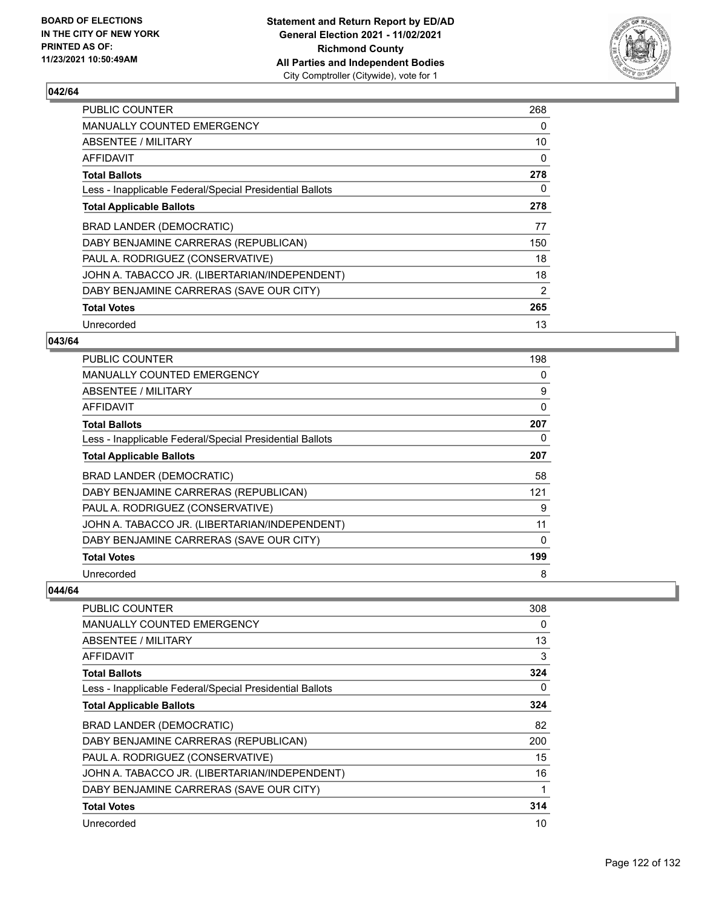## 042/64

| | |
|---|---|
| PUBLIC COUNTER | 268 |
| MANUALLY COUNTED EMERGENCY | 0 |
| ABSENTEE / MILITARY | 10 |
| AFFIDAVIT | 0 |
| **Total Ballots** | **278** |
| Less - Inapplicable Federal/Special Presidential Ballots | 0 |
| **Total Applicable Ballots** | **278** |
| BRAD LANDER (DEMOCRATIC) | 77 |
| DABY BENJAMINE CARRERAS (REPUBLICAN) | 150 |
| PAUL A. RODRIGUEZ (CONSERVATIVE) | 18 |
| JOHN A. TABACCO JR. (LIBERTARIAN/INDEPENDENT) | 18 |
| DABY BENJAMINE CARRERAS (SAVE OUR CITY) | 2 |
| **Total Votes** | **265** |
| Unrecorded | 13 |

## 043/64

| | |
|---|---|
| PUBLIC COUNTER | 198 |
| MANUALLY COUNTED EMERGENCY | 0 |
| ABSENTEE / MILITARY | 9 |
| AFFIDAVIT | 0 |
| **Total Ballots** | **207** |
| Less - Inapplicable Federal/Special Presidential Ballots | 0 |
| **Total Applicable Ballots** | **207** |
| BRAD LANDER (DEMOCRATIC) | 58 |
| DABY BENJAMINE CARRERAS (REPUBLICAN) | 121 |
| PAUL A. RODRIGUEZ (CONSERVATIVE) | 9 |
| JOHN A. TABACCO JR. (LIBERTARIAN/INDEPENDENT) | 11 |
| DABY BENJAMINE CARRERAS (SAVE OUR CITY) | 0 |
| **Total Votes** | **199** |
| Unrecorded | 8 |

## 044/64

| | |
|---|---|
| PUBLIC COUNTER | 308 |
| MANUALLY COUNTED EMERGENCY | 0 |
| ABSENTEE / MILITARY | 13 |
| AFFIDAVIT | 3 |
| **Total Ballots** | **324** |
| Less - Inapplicable Federal/Special Presidential Ballots | 0 |
| **Total Applicable Ballots** | **324** |
| BRAD LANDER (DEMOCRATIC) | 82 |
| DABY BENJAMINE CARRERAS (REPUBLICAN) | 200 |
| PAUL A. RODRIGUEZ (CONSERVATIVE) | 15 |
| JOHN A. TABACCO JR. (LIBERTARIAN/INDEPENDENT) | 16 |
| DABY BENJAMINE CARRERAS (SAVE OUR CITY) | 1 |
| **Total Votes** | **314** |
| Unrecorded | 10 |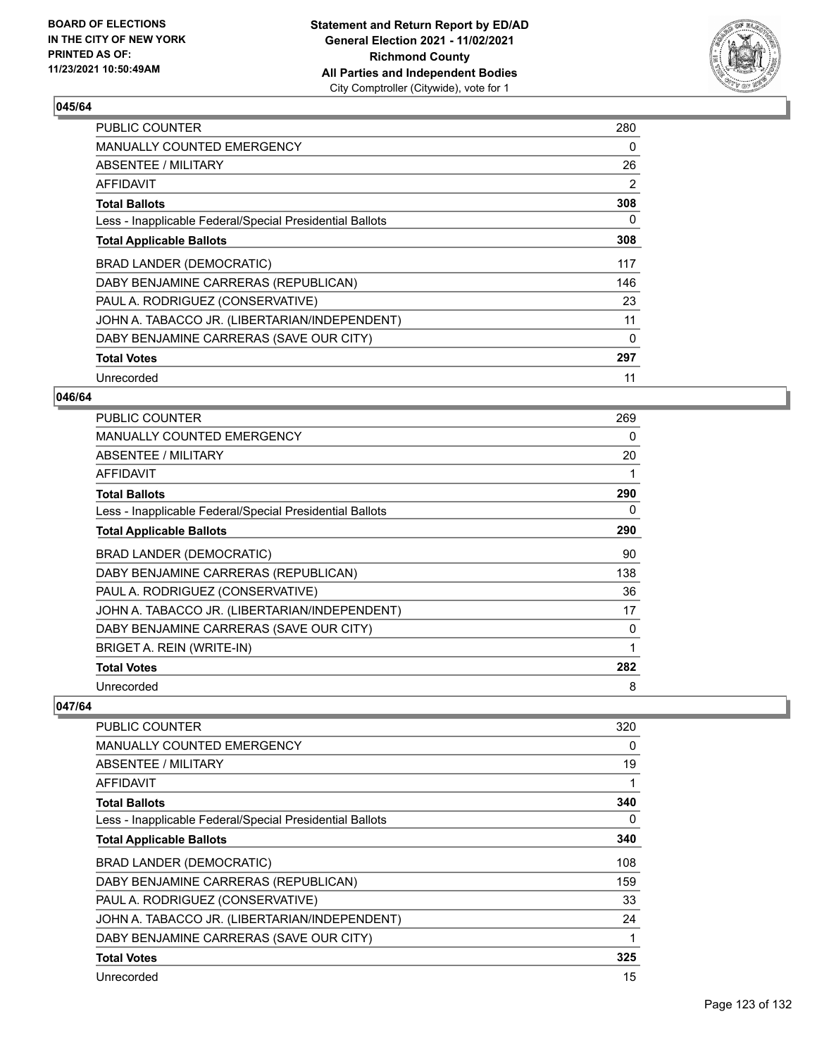**BOARD OF ELECTIONS IN THE CITY OF NEW YORK PRINTED AS OF: 11/23/2021 10:50:49AM**

**Statement and Return Report by ED/AD**
**General Election 2021 - 11/02/2021**
**Richmond County**
**All Parties and Independent Bodies**
City Comptroller (Citywide), vote for 1

### 045/64

| | |
|---|---|
| PUBLIC COUNTER | 280 |
| MANUALLY COUNTED EMERGENCY | 0 |
| ABSENTEE / MILITARY | 26 |
| AFFIDAVIT | 2 |
| **Total Ballots** | **308** |
| Less - Inapplicable Federal/Special Presidential Ballots | 0 |
| **Total Applicable Ballots** | **308** |
| BRAD LANDER (DEMOCRATIC) | 117 |
| DABY BENJAMINE CARRERAS (REPUBLICAN) | 146 |
| PAUL A. RODRIGUEZ (CONSERVATIVE) | 23 |
| JOHN A. TABACCO JR. (LIBERTARIAN/INDEPENDENT) | 11 |
| DABY BENJAMINE CARRERAS (SAVE OUR CITY) | 0 |
| **Total Votes** | **297** |
| Unrecorded | 11 |

### 046/64

| | |
|---|---|
| PUBLIC COUNTER | 269 |
| MANUALLY COUNTED EMERGENCY | 0 |
| ABSENTEE / MILITARY | 20 |
| AFFIDAVIT | 1 |
| **Total Ballots** | **290** |
| Less - Inapplicable Federal/Special Presidential Ballots | 0 |
| **Total Applicable Ballots** | **290** |
| BRAD LANDER (DEMOCRATIC) | 90 |
| DABY BENJAMINE CARRERAS (REPUBLICAN) | 138 |
| PAUL A. RODRIGUEZ (CONSERVATIVE) | 36 |
| JOHN A. TABACCO JR. (LIBERTARIAN/INDEPENDENT) | 17 |
| DABY BENJAMINE CARRERAS (SAVE OUR CITY) | 0 |
| BRIGET A. REIN (WRITE-IN) | 1 |
| **Total Votes** | **282** |
| Unrecorded | 8 |

### 047/64

| | |
|---|---|
| PUBLIC COUNTER | 320 |
| MANUALLY COUNTED EMERGENCY | 0 |
| ABSENTEE / MILITARY | 19 |
| AFFIDAVIT | 1 |
| **Total Ballots** | **340** |
| Less - Inapplicable Federal/Special Presidential Ballots | 0 |
| **Total Applicable Ballots** | **340** |
| BRAD LANDER (DEMOCRATIC) | 108 |
| DABY BENJAMINE CARRERAS (REPUBLICAN) | 159 |
| PAUL A. RODRIGUEZ (CONSERVATIVE) | 33 |
| JOHN A. TABACCO JR. (LIBERTARIAN/INDEPENDENT) | 24 |
| DABY BENJAMINE CARRERAS (SAVE OUR CITY) | 1 |
| **Total Votes** | **325** |
| Unrecorded | 15 |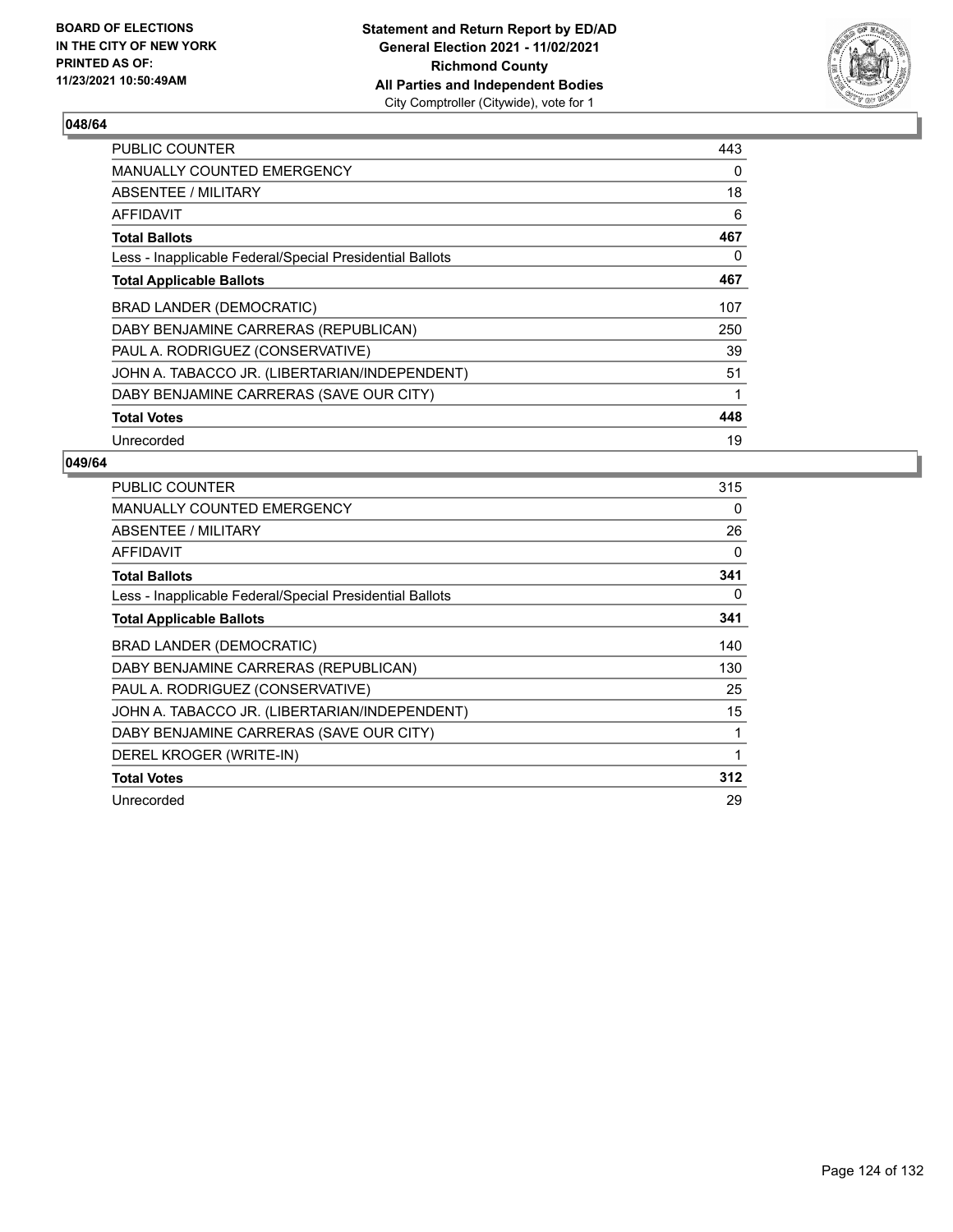BOARD OF ELECTIONS
IN THE CITY OF NEW YORK
PRINTED AS OF:
11/23/2021 10:50:49AM

**Statement and Return Report by ED/AD**
**General Election 2021 - 11/02/2021**
**Richmond County**
**All Parties and Independent Bodies**
City Comptroller (Citywide), vote for 1

### 048/64

| | |
|---|---|
| PUBLIC COUNTER | 443 |
| MANUALLY COUNTED EMERGENCY | 0 |
| ABSENTEE / MILITARY | 18 |
| AFFIDAVIT | 6 |
| **Total Ballots** | **467** |
| Less - Inapplicable Federal/Special Presidential Ballots | 0 |
| **Total Applicable Ballots** | **467** |
| BRAD LANDER (DEMOCRATIC) | 107 |
| DABY BENJAMINE CARRERAS (REPUBLICAN) | 250 |
| PAUL A. RODRIGUEZ (CONSERVATIVE) | 39 |
| JOHN A. TABACCO JR. (LIBERTARIAN/INDEPENDENT) | 51 |
| DABY BENJAMINE CARRERAS (SAVE OUR CITY) | 1 |
| **Total Votes** | **448** |
| Unrecorded | 19 |

### 049/64

| | |
|---|---|
| PUBLIC COUNTER | 315 |
| MANUALLY COUNTED EMERGENCY | 0 |
| ABSENTEE / MILITARY | 26 |
| AFFIDAVIT | 0 |
| **Total Ballots** | **341** |
| Less - Inapplicable Federal/Special Presidential Ballots | 0 |
| **Total Applicable Ballots** | **341** |
| BRAD LANDER (DEMOCRATIC) | 140 |
| DABY BENJAMINE CARRERAS (REPUBLICAN) | 130 |
| PAUL A. RODRIGUEZ (CONSERVATIVE) | 25 |
| JOHN A. TABACCO JR. (LIBERTARIAN/INDEPENDENT) | 15 |
| DABY BENJAMINE CARRERAS (SAVE OUR CITY) | 1 |
| DEREL KROGER (WRITE-IN) | 1 |
| **Total Votes** | **312** |
| Unrecorded | 29 |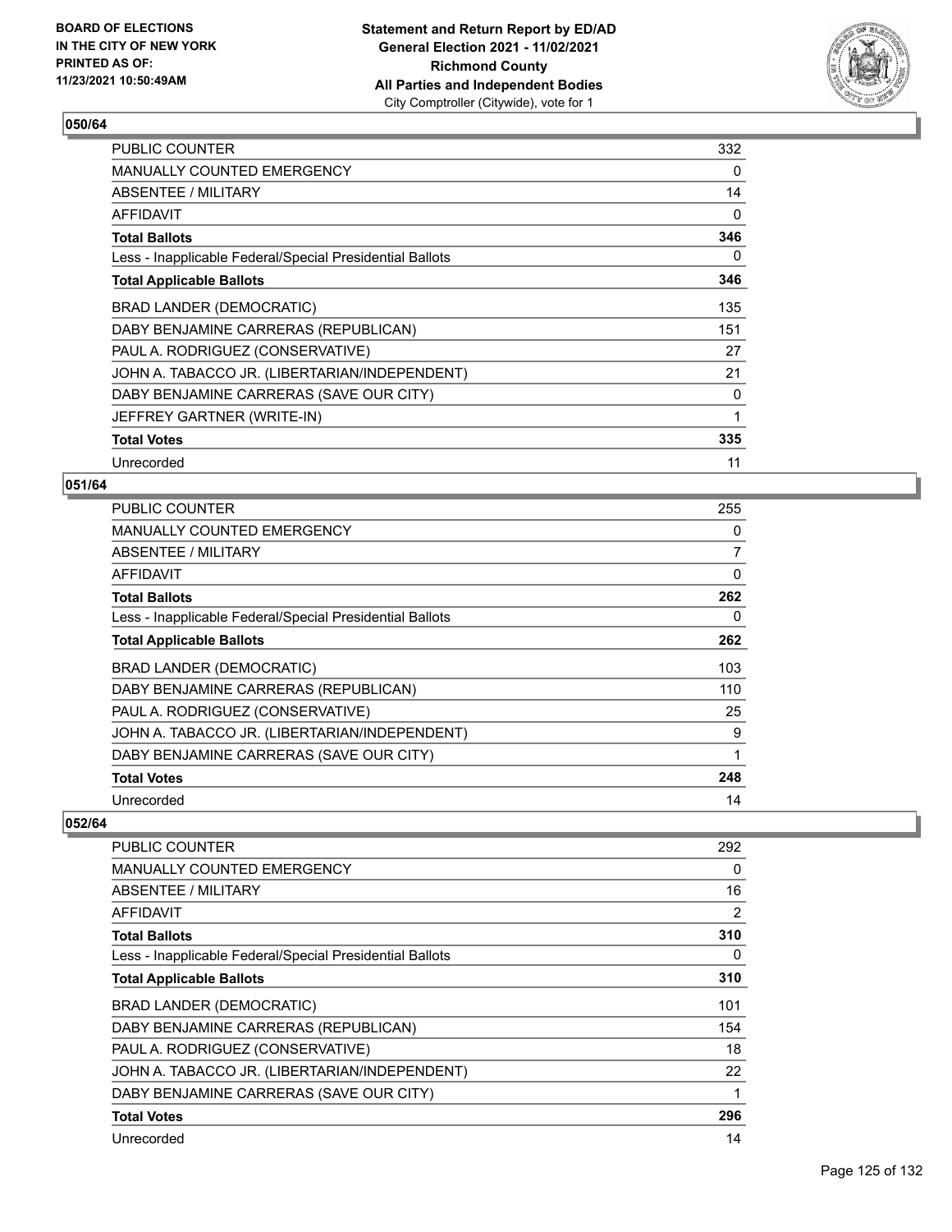## 050/64

| | |
|---|---|
| PUBLIC COUNTER | 332 |
| MANUALLY COUNTED EMERGENCY | 0 |
| ABSENTEE / MILITARY | 14 |
| AFFIDAVIT | 0 |
| **Total Ballots** | **346** |
| Less - Inapplicable Federal/Special Presidential Ballots | 0 |
| **Total Applicable Ballots** | **346** |
| BRAD LANDER (DEMOCRATIC) | 135 |
| DABY BENJAMINE CARRERAS (REPUBLICAN) | 151 |
| PAUL A. RODRIGUEZ (CONSERVATIVE) | 27 |
| JOHN A. TABACCO JR. (LIBERTARIAN/INDEPENDENT) | 21 |
| DABY BENJAMINE CARRERAS (SAVE OUR CITY) | 0 |
| JEFFREY GARTNER (WRITE-IN) | 1 |
| **Total Votes** | **335** |
| Unrecorded | 11 |

## 051/64

| | |
|---|---|
| PUBLIC COUNTER | 255 |
| MANUALLY COUNTED EMERGENCY | 0 |
| ABSENTEE / MILITARY | 7 |
| AFFIDAVIT | 0 |
| **Total Ballots** | **262** |
| Less - Inapplicable Federal/Special Presidential Ballots | 0 |
| **Total Applicable Ballots** | **262** |
| BRAD LANDER (DEMOCRATIC) | 103 |
| DABY BENJAMINE CARRERAS (REPUBLICAN) | 110 |
| PAUL A. RODRIGUEZ (CONSERVATIVE) | 25 |
| JOHN A. TABACCO JR. (LIBERTARIAN/INDEPENDENT) | 9 |
| DABY BENJAMINE CARRERAS (SAVE OUR CITY) | 1 |
| **Total Votes** | **248** |
| Unrecorded | 14 |

## 052/64

| | |
|---|---|
| PUBLIC COUNTER | 292 |
| MANUALLY COUNTED EMERGENCY | 0 |
| ABSENTEE / MILITARY | 16 |
| AFFIDAVIT | 2 |
| **Total Ballots** | **310** |
| Less - Inapplicable Federal/Special Presidential Ballots | 0 |
| **Total Applicable Ballots** | **310** |
| BRAD LANDER (DEMOCRATIC) | 101 |
| DABY BENJAMINE CARRERAS (REPUBLICAN) | 154 |
| PAUL A. RODRIGUEZ (CONSERVATIVE) | 18 |
| JOHN A. TABACCO JR. (LIBERTARIAN/INDEPENDENT) | 22 |
| DABY BENJAMINE CARRERAS (SAVE OUR CITY) | 1 |
| **Total Votes** | **296** |
| Unrecorded | 14 |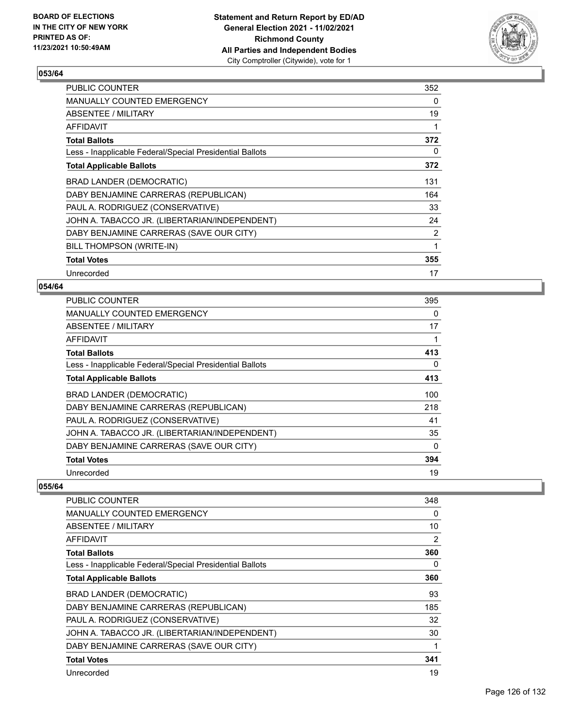**BOARD OF ELECTIONS IN THE CITY OF NEW YORK PRINTED AS OF: 11/23/2021 10:50:49AM**

**Statement and Return Report by ED/AD General Election 2021 - 11/02/2021 Richmond County All Parties and Independent Bodies** City Comptroller (Citywide), vote for 1

## 053/64

| | |
|---|---|
| PUBLIC COUNTER | 352 |
| MANUALLY COUNTED EMERGENCY | 0 |
| ABSENTEE / MILITARY | 19 |
| AFFIDAVIT | 1 |
| **Total Ballots** | **372** |
| Less - Inapplicable Federal/Special Presidential Ballots | 0 |
| **Total Applicable Ballots** | **372** |
| BRAD LANDER (DEMOCRATIC) | 131 |
| DABY BENJAMINE CARRERAS (REPUBLICAN) | 164 |
| PAUL A. RODRIGUEZ (CONSERVATIVE) | 33 |
| JOHN A. TABACCO JR. (LIBERTARIAN/INDEPENDENT) | 24 |
| DABY BENJAMINE CARRERAS (SAVE OUR CITY) | 2 |
| BILL THOMPSON (WRITE-IN) | 1 |
| **Total Votes** | **355** |
| Unrecorded | 17 |

## 054/64

| | |
|---|---|
| PUBLIC COUNTER | 395 |
| MANUALLY COUNTED EMERGENCY | 0 |
| ABSENTEE / MILITARY | 17 |
| AFFIDAVIT | 1 |
| **Total Ballots** | **413** |
| Less - Inapplicable Federal/Special Presidential Ballots | 0 |
| **Total Applicable Ballots** | **413** |
| BRAD LANDER (DEMOCRATIC) | 100 |
| DABY BENJAMINE CARRERAS (REPUBLICAN) | 218 |
| PAUL A. RODRIGUEZ (CONSERVATIVE) | 41 |
| JOHN A. TABACCO JR. (LIBERTARIAN/INDEPENDENT) | 35 |
| DABY BENJAMINE CARRERAS (SAVE OUR CITY) | 0 |
| **Total Votes** | **394** |
| Unrecorded | 19 |

## 055/64

| | |
|---|---|
| PUBLIC COUNTER | 348 |
| MANUALLY COUNTED EMERGENCY | 0 |
| ABSENTEE / MILITARY | 10 |
| AFFIDAVIT | 2 |
| **Total Ballots** | **360** |
| Less - Inapplicable Federal/Special Presidential Ballots | 0 |
| **Total Applicable Ballots** | **360** |
| BRAD LANDER (DEMOCRATIC) | 93 |
| DABY BENJAMINE CARRERAS (REPUBLICAN) | 185 |
| PAUL A. RODRIGUEZ (CONSERVATIVE) | 32 |
| JOHN A. TABACCO JR. (LIBERTARIAN/INDEPENDENT) | 30 |
| DABY BENJAMINE CARRERAS (SAVE OUR CITY) | 1 |
| **Total Votes** | **341** |
| Unrecorded | 19 |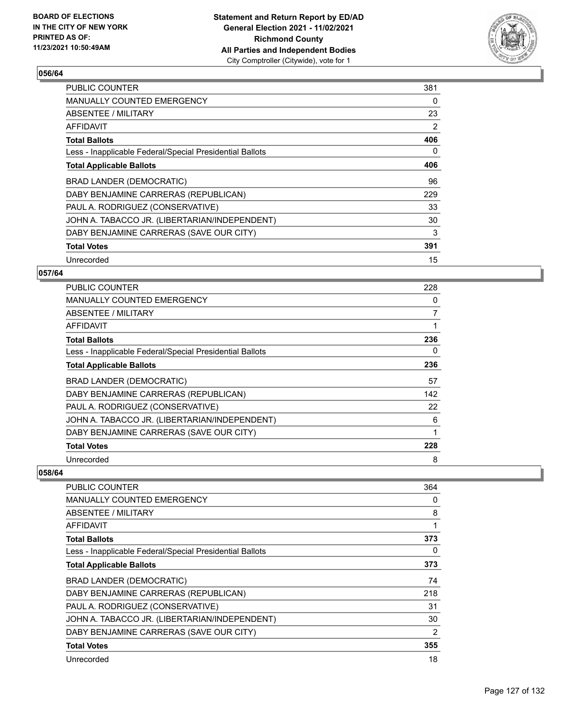**Statement and Return Report by ED/AD**
**General Election 2021 - 11/02/2021**
**Richmond County**
**All Parties and Independent Bodies**
City Comptroller (Citywide), vote for 1

BOARD OF ELECTIONS
IN THE CITY OF NEW YORK
PRINTED AS OF:
11/23/2021 10:50:49AM

### 056/64

| | |
|---|---|
| PUBLIC COUNTER | 381 |
| MANUALLY COUNTED EMERGENCY | 0 |
| ABSENTEE / MILITARY | 23 |
| AFFIDAVIT | 2 |
| **Total Ballots** | **406** |
| Less - Inapplicable Federal/Special Presidential Ballots | 0 |
| **Total Applicable Ballots** | **406** |
| BRAD LANDER (DEMOCRATIC) | 96 |
| DABY BENJAMINE CARRERAS (REPUBLICAN) | 229 |
| PAUL A. RODRIGUEZ (CONSERVATIVE) | 33 |
| JOHN A. TABACCO JR. (LIBERTARIAN/INDEPENDENT) | 30 |
| DABY BENJAMINE CARRERAS (SAVE OUR CITY) | 3 |
| **Total Votes** | **391** |
| Unrecorded | 15 |

### 057/64

| | |
|---|---|
| PUBLIC COUNTER | 228 |
| MANUALLY COUNTED EMERGENCY | 0 |
| ABSENTEE / MILITARY | 7 |
| AFFIDAVIT | 1 |
| **Total Ballots** | **236** |
| Less - Inapplicable Federal/Special Presidential Ballots | 0 |
| **Total Applicable Ballots** | **236** |
| BRAD LANDER (DEMOCRATIC) | 57 |
| DABY BENJAMINE CARRERAS (REPUBLICAN) | 142 |
| PAUL A. RODRIGUEZ (CONSERVATIVE) | 22 |
| JOHN A. TABACCO JR. (LIBERTARIAN/INDEPENDENT) | 6 |
| DABY BENJAMINE CARRERAS (SAVE OUR CITY) | 1 |
| **Total Votes** | **228** |
| Unrecorded | 8 |

### 058/64

| | |
|---|---|
| PUBLIC COUNTER | 364 |
| MANUALLY COUNTED EMERGENCY | 0 |
| ABSENTEE / MILITARY | 8 |
| AFFIDAVIT | 1 |
| **Total Ballots** | **373** |
| Less - Inapplicable Federal/Special Presidential Ballots | 0 |
| **Total Applicable Ballots** | **373** |
| BRAD LANDER (DEMOCRATIC) | 74 |
| DABY BENJAMINE CARRERAS (REPUBLICAN) | 218 |
| PAUL A. RODRIGUEZ (CONSERVATIVE) | 31 |
| JOHN A. TABACCO JR. (LIBERTARIAN/INDEPENDENT) | 30 |
| DABY BENJAMINE CARRERAS (SAVE OUR CITY) | 2 |
| **Total Votes** | **355** |
| Unrecorded | 18 |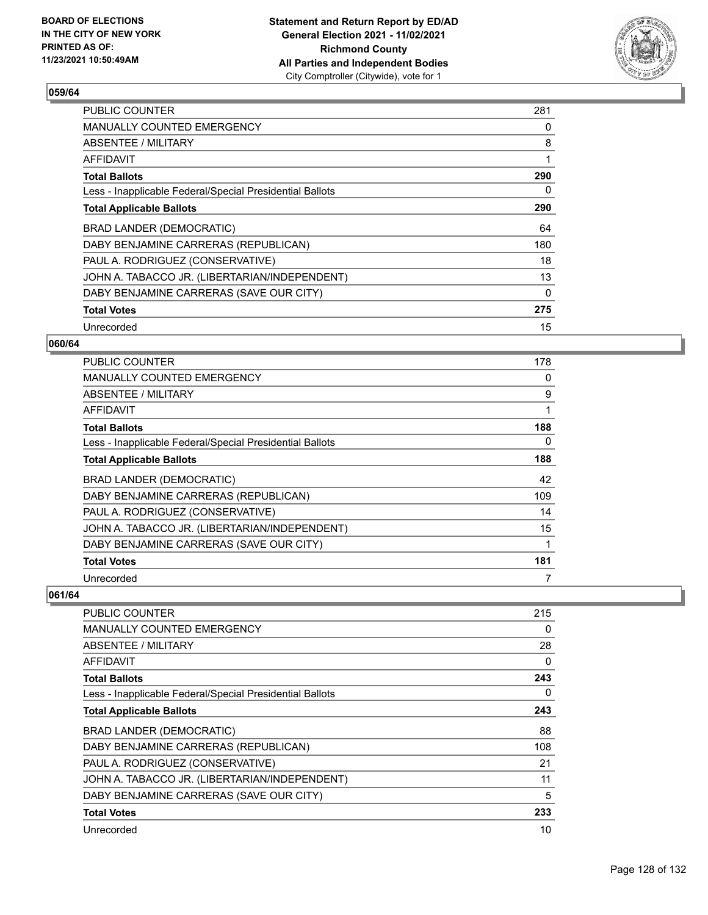## 059/64

| | |
|---|---|
| PUBLIC COUNTER | 281 |
| MANUALLY COUNTED EMERGENCY | 0 |
| ABSENTEE / MILITARY | 8 |
| AFFIDAVIT | 1 |
| **Total Ballots** | **290** |
| Less - Inapplicable Federal/Special Presidential Ballots | 0 |
| **Total Applicable Ballots** | **290** |
| BRAD LANDER (DEMOCRATIC) | 64 |
| DABY BENJAMINE CARRERAS (REPUBLICAN) | 180 |
| PAUL A. RODRIGUEZ (CONSERVATIVE) | 18 |
| JOHN A. TABACCO JR. (LIBERTARIAN/INDEPENDENT) | 13 |
| DABY BENJAMINE CARRERAS (SAVE OUR CITY) | 0 |
| **Total Votes** | **275** |
| Unrecorded | 15 |

## 060/64

| | |
|---|---|
| PUBLIC COUNTER | 178 |
| MANUALLY COUNTED EMERGENCY | 0 |
| ABSENTEE / MILITARY | 9 |
| AFFIDAVIT | 1 |
| **Total Ballots** | **188** |
| Less - Inapplicable Federal/Special Presidential Ballots | 0 |
| **Total Applicable Ballots** | **188** |
| BRAD LANDER (DEMOCRATIC) | 42 |
| DABY BENJAMINE CARRERAS (REPUBLICAN) | 109 |
| PAUL A. RODRIGUEZ (CONSERVATIVE) | 14 |
| JOHN A. TABACCO JR. (LIBERTARIAN/INDEPENDENT) | 15 |
| DABY BENJAMINE CARRERAS (SAVE OUR CITY) | 1 |
| **Total Votes** | **181** |
| Unrecorded | 7 |

## 061/64

| | |
|---|---|
| PUBLIC COUNTER | 215 |
| MANUALLY COUNTED EMERGENCY | 0 |
| ABSENTEE / MILITARY | 28 |
| AFFIDAVIT | 0 |
| **Total Ballots** | **243** |
| Less - Inapplicable Federal/Special Presidential Ballots | 0 |
| **Total Applicable Ballots** | **243** |
| BRAD LANDER (DEMOCRATIC) | 88 |
| DABY BENJAMINE CARRERAS (REPUBLICAN) | 108 |
| PAUL A. RODRIGUEZ (CONSERVATIVE) | 21 |
| JOHN A. TABACCO JR. (LIBERTARIAN/INDEPENDENT) | 11 |
| DABY BENJAMINE CARRERAS (SAVE OUR CITY) | 5 |
| **Total Votes** | **233** |
| Unrecorded | 10 |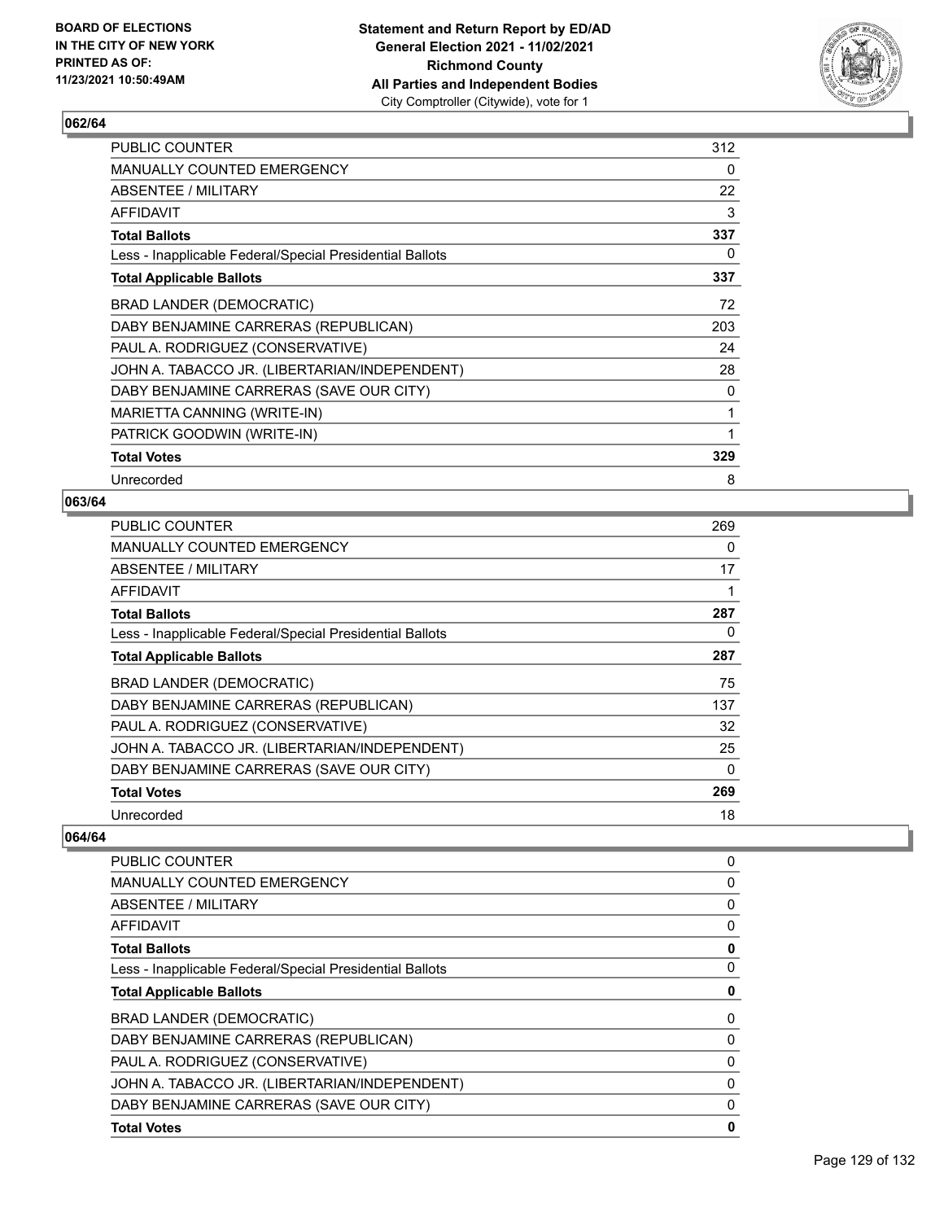### 062/64

| | |
|---|---|
| PUBLIC COUNTER | 312 |
| MANUALLY COUNTED EMERGENCY | 0 |
| ABSENTEE / MILITARY | 22 |
| AFFIDAVIT | 3 |
| **Total Ballots** | **337** |
| Less - Inapplicable Federal/Special Presidential Ballots | 0 |
| **Total Applicable Ballots** | **337** |
| BRAD LANDER (DEMOCRATIC) | 72 |
| DABY BENJAMINE CARRERAS (REPUBLICAN) | 203 |
| PAUL A. RODRIGUEZ (CONSERVATIVE) | 24 |
| JOHN A. TABACCO JR. (LIBERTARIAN/INDEPENDENT) | 28 |
| DABY BENJAMINE CARRERAS (SAVE OUR CITY) | 0 |
| MARIETTA CANNING (WRITE-IN) | 1 |
| PATRICK GOODWIN (WRITE-IN) | 1 |
| **Total Votes** | **329** |
| Unrecorded | 8 |

### 063/64

| | |
|---|---|
| PUBLIC COUNTER | 269 |
| MANUALLY COUNTED EMERGENCY | 0 |
| ABSENTEE / MILITARY | 17 |
| AFFIDAVIT | 1 |
| **Total Ballots** | **287** |
| Less - Inapplicable Federal/Special Presidential Ballots | 0 |
| **Total Applicable Ballots** | **287** |
| BRAD LANDER (DEMOCRATIC) | 75 |
| DABY BENJAMINE CARRERAS (REPUBLICAN) | 137 |
| PAUL A. RODRIGUEZ (CONSERVATIVE) | 32 |
| JOHN A. TABACCO JR. (LIBERTARIAN/INDEPENDENT) | 25 |
| DABY BENJAMINE CARRERAS (SAVE OUR CITY) | 0 |
| **Total Votes** | **269** |
| Unrecorded | 18 |

### 064/64

| | |
|---|---|
| PUBLIC COUNTER | 0 |
| MANUALLY COUNTED EMERGENCY | 0 |
| ABSENTEE / MILITARY | 0 |
| AFFIDAVIT | 0 |
| **Total Ballots** | **0** |
| Less - Inapplicable Federal/Special Presidential Ballots | 0 |
| **Total Applicable Ballots** | **0** |
| BRAD LANDER (DEMOCRATIC) | 0 |
| DABY BENJAMINE CARRERAS (REPUBLICAN) | 0 |
| PAUL A. RODRIGUEZ (CONSERVATIVE) | 0 |
| JOHN A. TABACCO JR. (LIBERTARIAN/INDEPENDENT) | 0 |
| DABY BENJAMINE CARRERAS (SAVE OUR CITY) | 0 |
| **Total Votes** | **0** |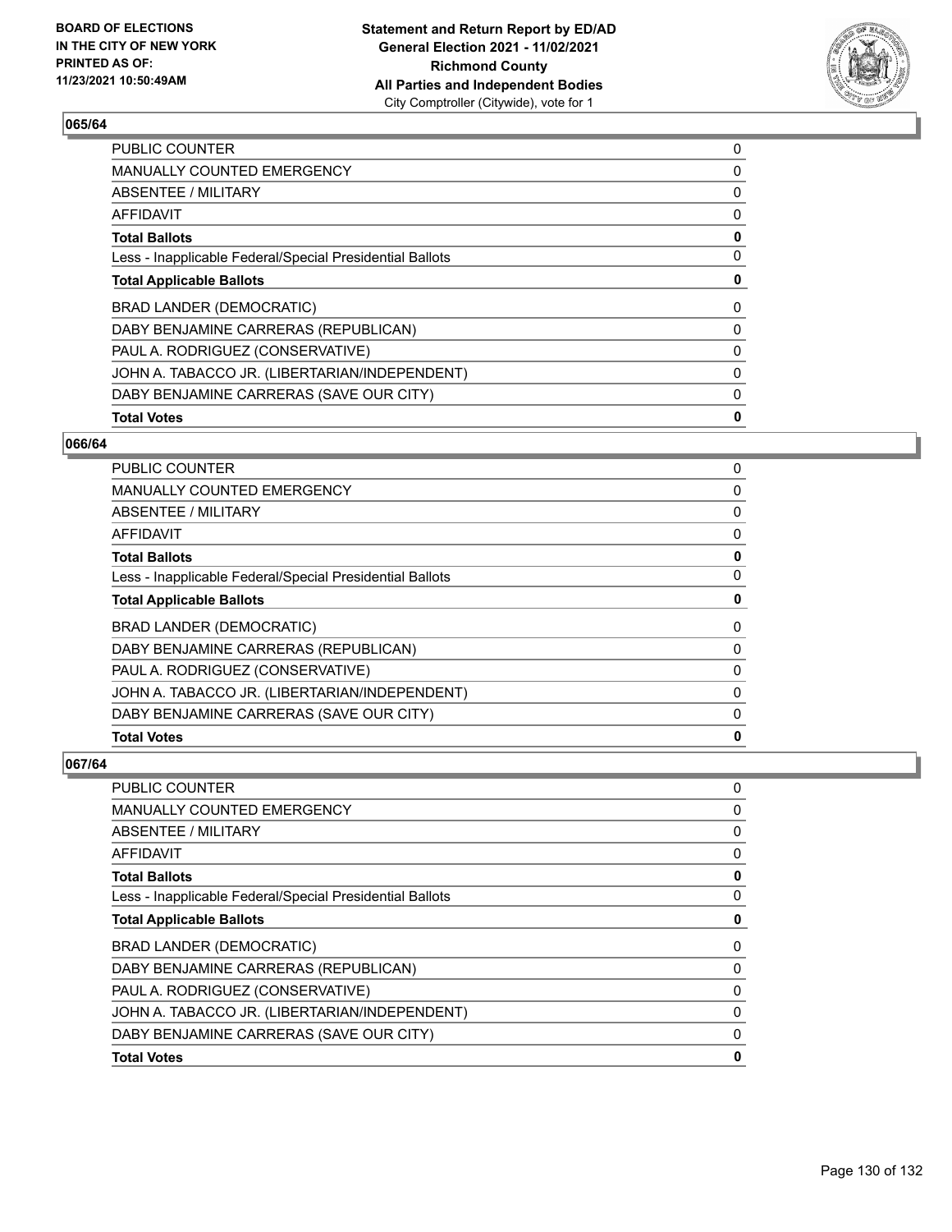**BOARD OF ELECTIONS IN THE CITY OF NEW YORK PRINTED AS OF: 11/23/2021 10:50:49AM**

**Statement and Return Report by ED/AD General Election 2021 - 11/02/2021 Richmond County All Parties and Independent Bodies**
City Comptroller (Citywide), vote for 1

## 065/64

| | |
|---|---|
| PUBLIC COUNTER | 0 |
| MANUALLY COUNTED EMERGENCY | 0 |
| ABSENTEE / MILITARY | 0 |
| AFFIDAVIT | 0 |
| **Total Ballots** | **0** |
| Less - Inapplicable Federal/Special Presidential Ballots | 0 |
| **Total Applicable Ballots** | **0** |
| BRAD LANDER (DEMOCRATIC) | 0 |
| DABY BENJAMINE CARRERAS (REPUBLICAN) | 0 |
| PAUL A. RODRIGUEZ (CONSERVATIVE) | 0 |
| JOHN A. TABACCO JR. (LIBERTARIAN/INDEPENDENT) | 0 |
| DABY BENJAMINE CARRERAS (SAVE OUR CITY) | 0 |
| **Total Votes** | **0** |

## 066/64

| | |
|---|---|
| PUBLIC COUNTER | 0 |
| MANUALLY COUNTED EMERGENCY | 0 |
| ABSENTEE / MILITARY | 0 |
| AFFIDAVIT | 0 |
| **Total Ballots** | **0** |
| Less - Inapplicable Federal/Special Presidential Ballots | 0 |
| **Total Applicable Ballots** | **0** |
| BRAD LANDER (DEMOCRATIC) | 0 |
| DABY BENJAMINE CARRERAS (REPUBLICAN) | 0 |
| PAUL A. RODRIGUEZ (CONSERVATIVE) | 0 |
| JOHN A. TABACCO JR. (LIBERTARIAN/INDEPENDENT) | 0 |
| DABY BENJAMINE CARRERAS (SAVE OUR CITY) | 0 |
| **Total Votes** | **0** |

## 067/64

| | |
|---|---|
| PUBLIC COUNTER | 0 |
| MANUALLY COUNTED EMERGENCY | 0 |
| ABSENTEE / MILITARY | 0 |
| AFFIDAVIT | 0 |
| **Total Ballots** | **0** |
| Less - Inapplicable Federal/Special Presidential Ballots | 0 |
| **Total Applicable Ballots** | **0** |
| BRAD LANDER (DEMOCRATIC) | 0 |
| DABY BENJAMINE CARRERAS (REPUBLICAN) | 0 |
| PAUL A. RODRIGUEZ (CONSERVATIVE) | 0 |
| JOHN A. TABACCO JR. (LIBERTARIAN/INDEPENDENT) | 0 |
| DABY BENJAMINE CARRERAS (SAVE OUR CITY) | 0 |
| **Total Votes** | **0** |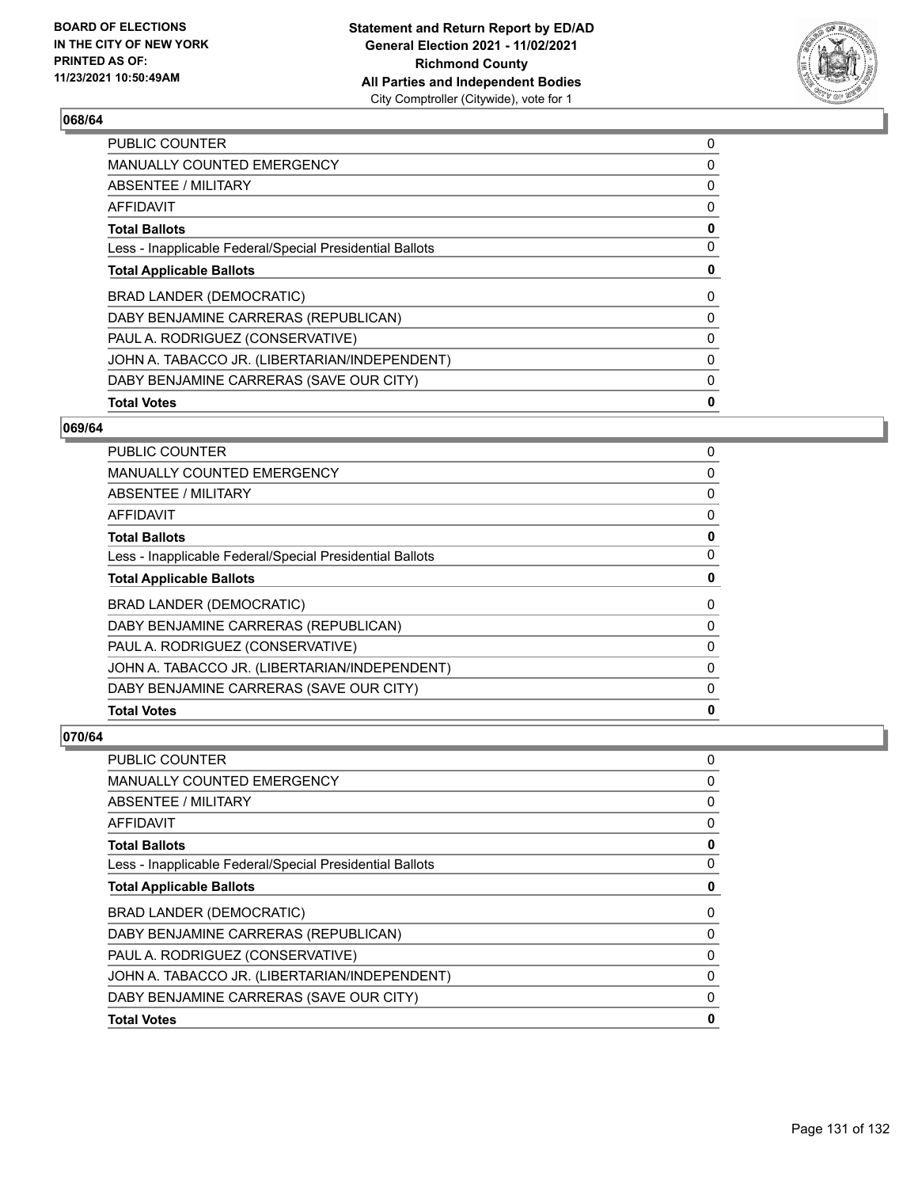## 068/64

| | |
|---|---|
| PUBLIC COUNTER | 0 |
| MANUALLY COUNTED EMERGENCY | 0 |
| ABSENTEE / MILITARY | 0 |
| AFFIDAVIT | 0 |
| **Total Ballots** | **0** |
| Less - Inapplicable Federal/Special Presidential Ballots | 0 |
| **Total Applicable Ballots** | **0** |
| BRAD LANDER (DEMOCRATIC) | 0 |
| DABY BENJAMINE CARRERAS (REPUBLICAN) | 0 |
| PAUL A. RODRIGUEZ (CONSERVATIVE) | 0 |
| JOHN A. TABACCO JR. (LIBERTARIAN/INDEPENDENT) | 0 |
| DABY BENJAMINE CARRERAS (SAVE OUR CITY) | 0 |
| **Total Votes** | **0** |

## 069/64

| | |
|---|---|
| PUBLIC COUNTER | 0 |
| MANUALLY COUNTED EMERGENCY | 0 |
| ABSENTEE / MILITARY | 0 |
| AFFIDAVIT | 0 |
| **Total Ballots** | **0** |
| Less - Inapplicable Federal/Special Presidential Ballots | 0 |
| **Total Applicable Ballots** | **0** |
| BRAD LANDER (DEMOCRATIC) | 0 |
| DABY BENJAMINE CARRERAS (REPUBLICAN) | 0 |
| PAUL A. RODRIGUEZ (CONSERVATIVE) | 0 |
| JOHN A. TABACCO JR. (LIBERTARIAN/INDEPENDENT) | 0 |
| DABY BENJAMINE CARRERAS (SAVE OUR CITY) | 0 |
| **Total Votes** | **0** |

## 070/64

| | |
|---|---|
| PUBLIC COUNTER | 0 |
| MANUALLY COUNTED EMERGENCY | 0 |
| ABSENTEE / MILITARY | 0 |
| AFFIDAVIT | 0 |
| **Total Ballots** | **0** |
| Less - Inapplicable Federal/Special Presidential Ballots | 0 |
| **Total Applicable Ballots** | **0** |
| BRAD LANDER (DEMOCRATIC) | 0 |
| DABY BENJAMINE CARRERAS (REPUBLICAN) | 0 |
| PAUL A. RODRIGUEZ (CONSERVATIVE) | 0 |
| JOHN A. TABACCO JR. (LIBERTARIAN/INDEPENDENT) | 0 |
| DABY BENJAMINE CARRERAS (SAVE OUR CITY) | 0 |
| **Total Votes** | **0** |